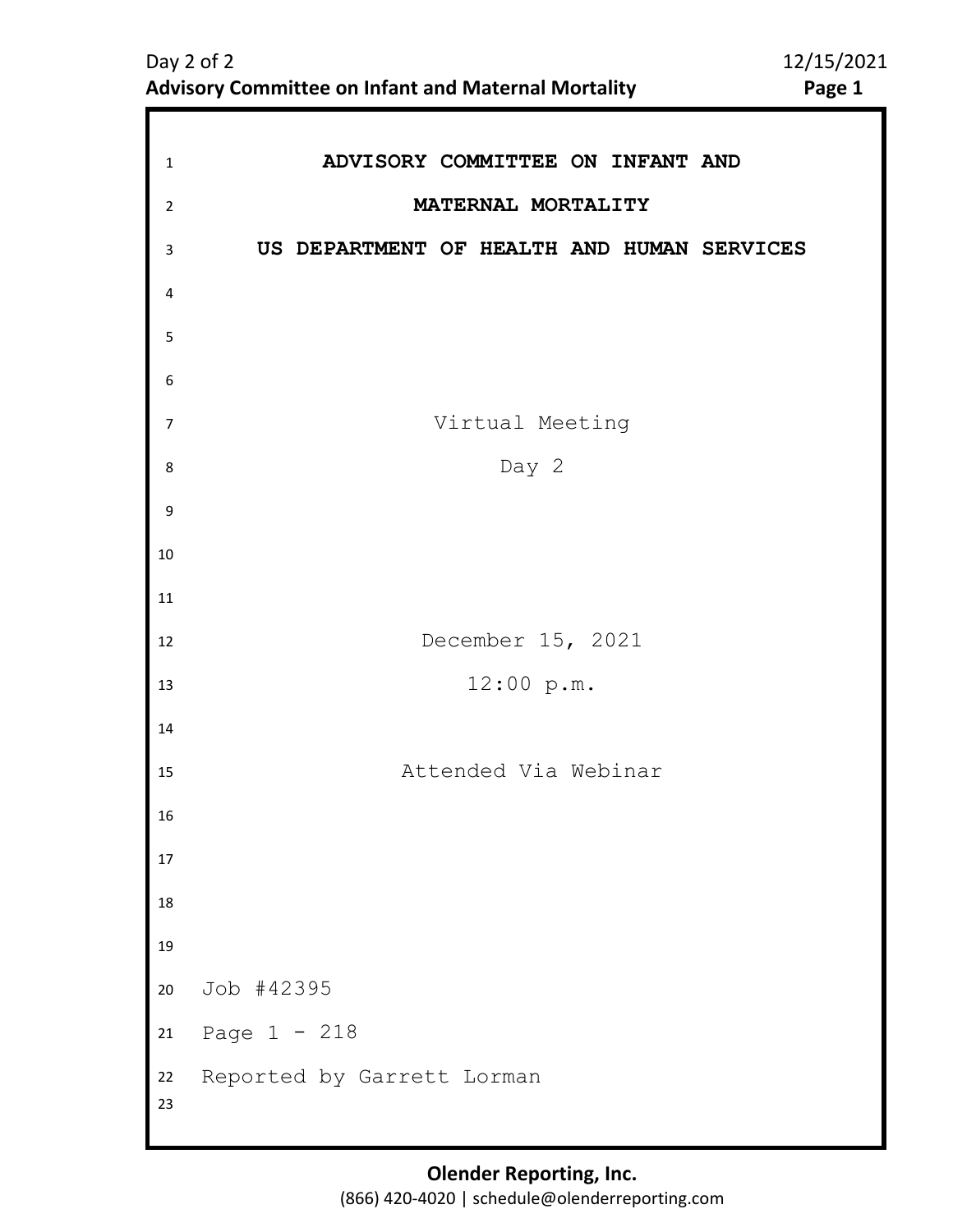# ADVISORY COMMITTEE ON INFANT AND MATERNAL MORTALITY

## US DEPARTMENT OF HEALTH AND HUMAN SERVICES

Virtual Meeting

Day 2

December 15, 2021

12:00 p.m.

Attended Via Webinar

Job #42395

Page 1 - 218

Reported by Garrett Lorman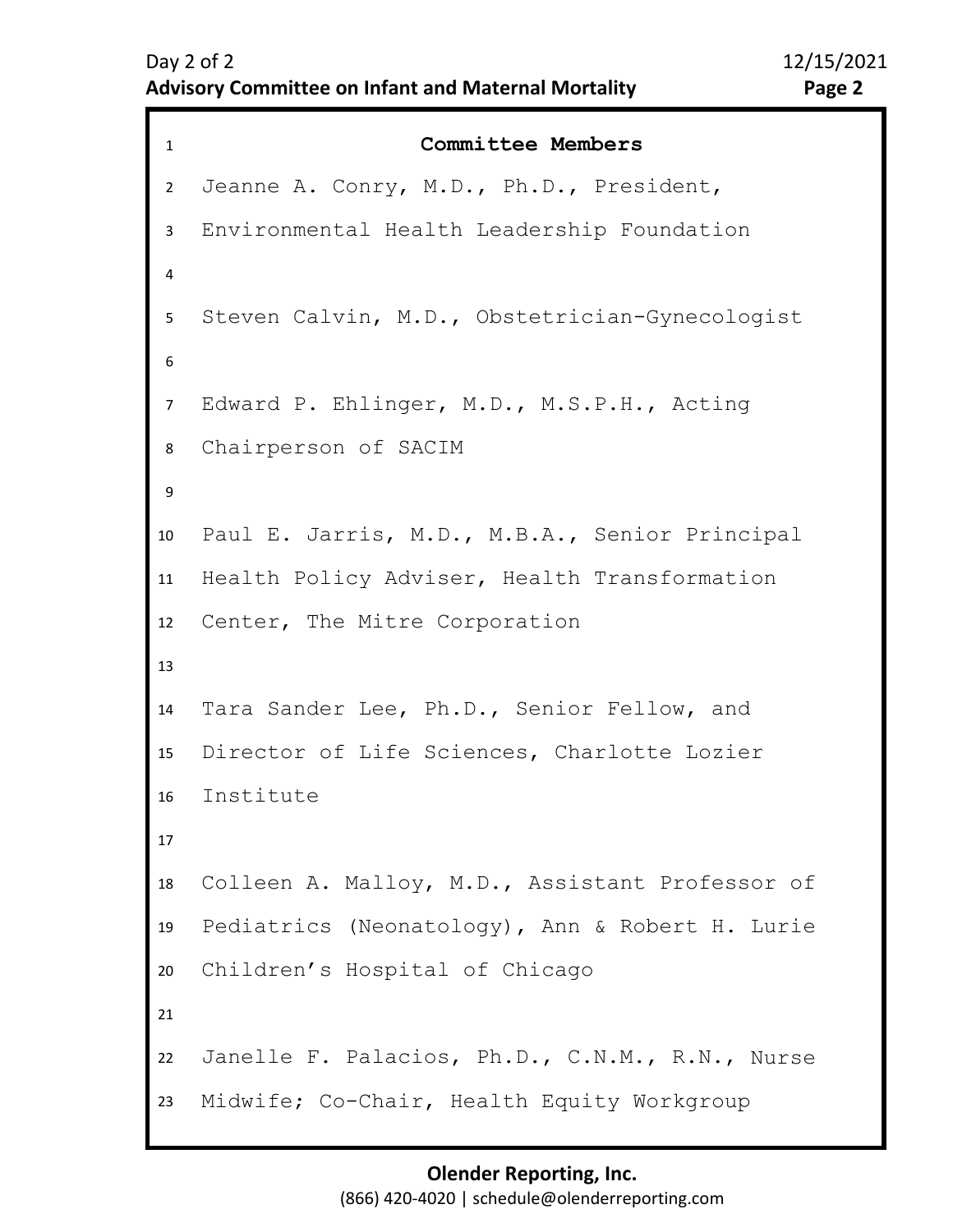**Committee Members**

Jeanne A. Conry, M.D., Ph.D., President, Environmental Health Leadership Foundation

Steven Calvin, M.D., Obstetrician-Gynecologist

Edward P. Ehlinger, M.D., M.S.P.H., Acting Chairperson of SACIM

Paul E. Jarris, M.D., M.B.A., Senior Principal Health Policy Adviser, Health Transformation Center, The Mitre Corporation

Tara Sander Lee, Ph.D., Senior Fellow, and Director of Life Sciences, Charlotte Lozier Institute

Colleen A. Malloy, M.D., Assistant Professor of Pediatrics (Neonatology), Ann & Robert H. Lurie Children's Hospital of Chicago

Janelle F. Palacios, Ph.D., C.N.M., R.N., Nurse Midwife; Co-Chair, Health Equity Workgroup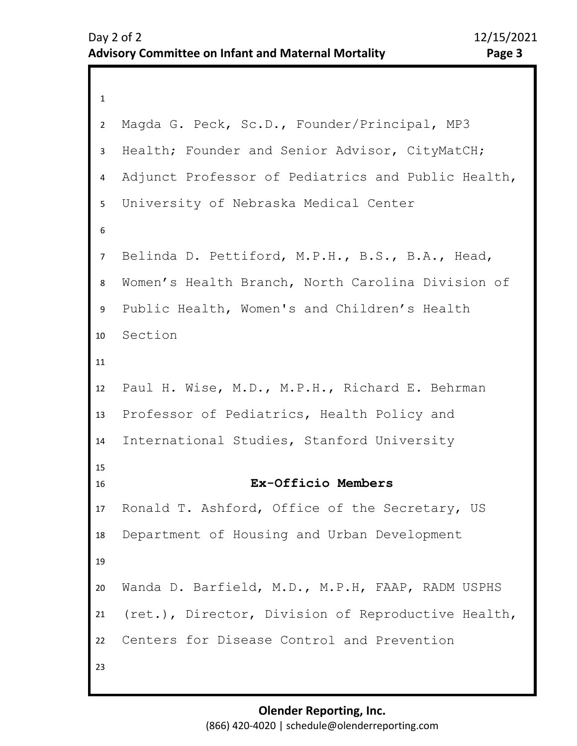Magda G. Peck, Sc.D., Founder/Principal, MP3 Health; Founder and Senior Advisor, CityMatCH; Adjunct Professor of Pediatrics and Public Health, University of Nebraska Medical Center

Belinda D. Pettiford, M.P.H., B.S., B.A., Head, Women's Health Branch, North Carolina Division of Public Health, Women's and Children's Health Section

Paul H. Wise, M.D., M.P.H., Richard E. Behrman Professor of Pediatrics, Health Policy and International Studies, Stanford University

## Ex-Officio Members

Ronald T. Ashford, Office of the Secretary, US Department of Housing and Urban Development

Wanda D. Barfield, M.D., M.P.H, FAAP, RADM USPHS (ret.), Director, Division of Reproductive Health, Centers for Disease Control and Prevention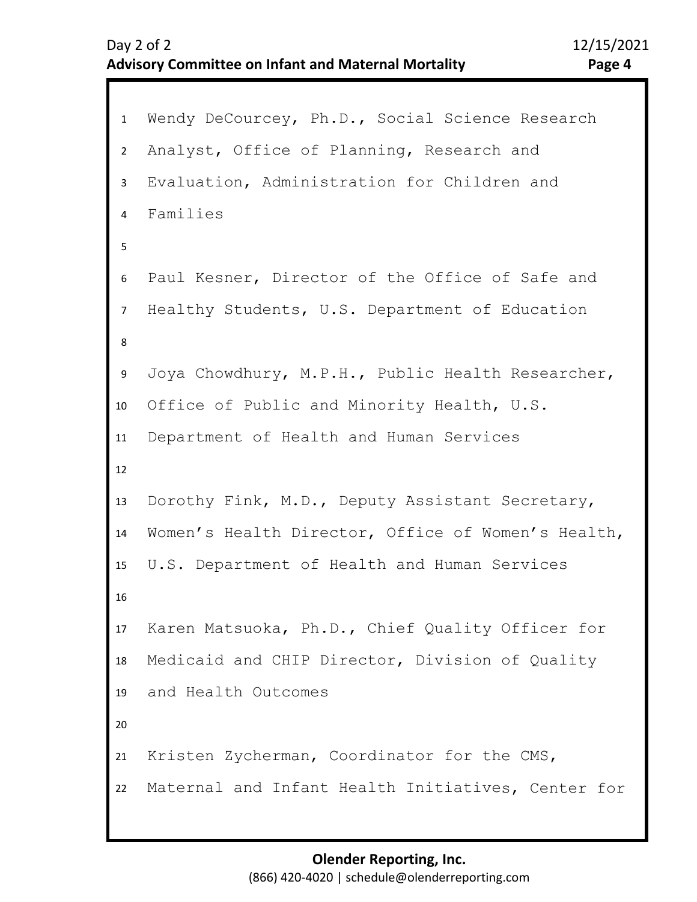Wendy DeCourcey, Ph.D., Social Science Research Analyst, Office of Planning, Research and Evaluation, Administration for Children and Families

Paul Kesner, Director of the Office of Safe and Healthy Students, U.S. Department of Education

Joya Chowdhury, M.P.H., Public Health Researcher, Office of Public and Minority Health, U.S. Department of Health and Human Services

Dorothy Fink, M.D., Deputy Assistant Secretary, Women's Health Director, Office of Women's Health, U.S. Department of Health and Human Services

Karen Matsuoka, Ph.D., Chief Quality Officer for Medicaid and CHIP Director, Division of Quality and Health Outcomes

Kristen Zycherman, Coordinator for the CMS, Maternal and Infant Health Initiatives, Center for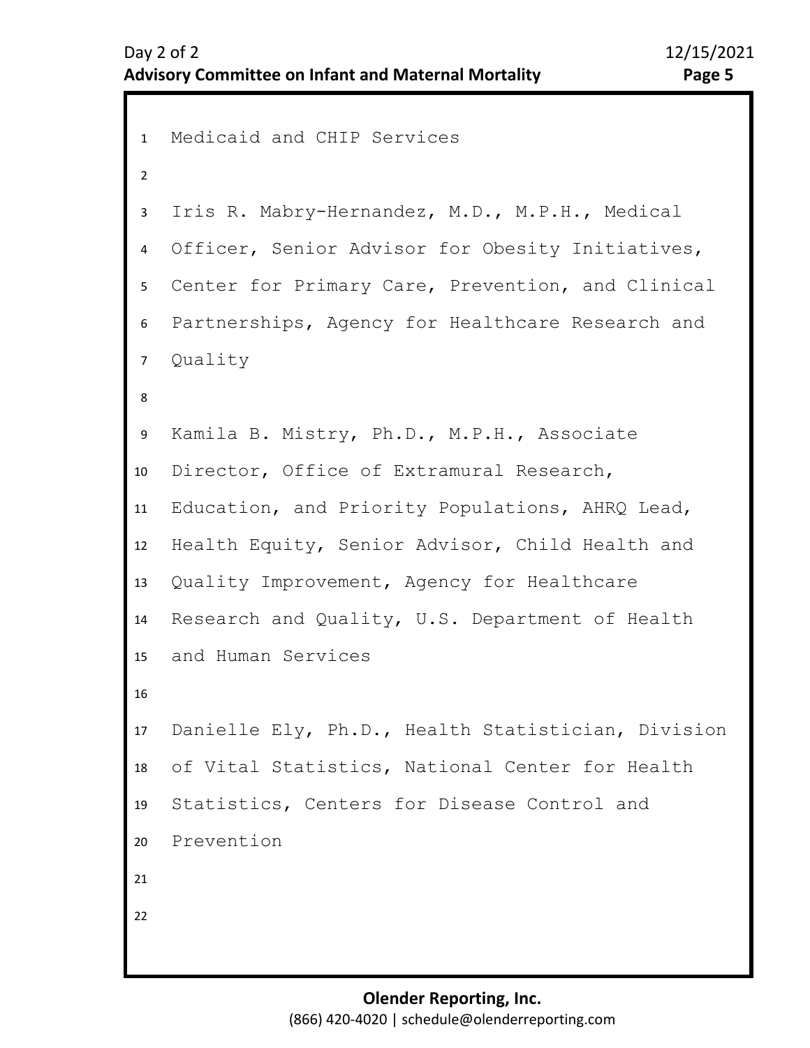Medicaid and CHIP Services

Iris R. Mabry-Hernandez, M.D., M.P.H., Medical Officer, Senior Advisor for Obesity Initiatives, Center for Primary Care, Prevention, and Clinical Partnerships, Agency for Healthcare Research and Quality

Kamila B. Mistry, Ph.D., M.P.H., Associate Director, Office of Extramural Research, Education, and Priority Populations, AHRQ Lead, Health Equity, Senior Advisor, Child Health and Quality Improvement, Agency for Healthcare Research and Quality, U.S. Department of Health and Human Services

Danielle Ely, Ph.D., Health Statistician, Division of Vital Statistics, National Center for Health Statistics, Centers for Disease Control and Prevention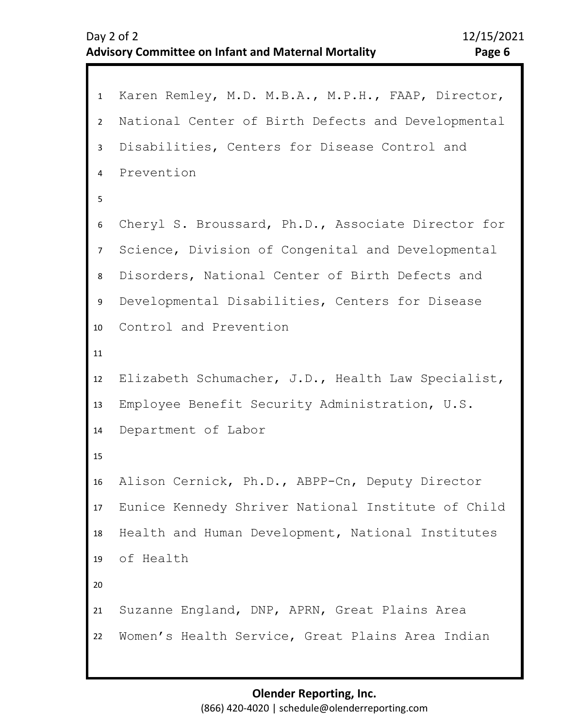Karen Remley, M.D. M.B.A., M.P.H., FAAP, Director, National Center of Birth Defects and Developmental Disabilities, Centers for Disease Control and Prevention

Cheryl S. Broussard, Ph.D., Associate Director for Science, Division of Congenital and Developmental Disorders, National Center of Birth Defects and Developmental Disabilities, Centers for Disease Control and Prevention

Elizabeth Schumacher, J.D., Health Law Specialist, Employee Benefit Security Administration, U.S. Department of Labor

Alison Cernick, Ph.D., ABPP-Cn, Deputy Director Eunice Kennedy Shriver National Institute of Child Health and Human Development, National Institutes of Health

Suzanne England, DNP, APRN, Great Plains Area Women's Health Service, Great Plains Area Indian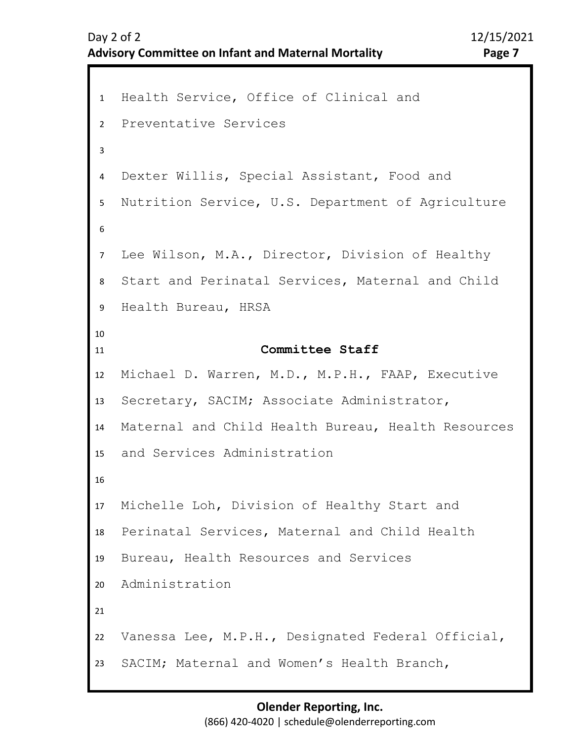Health Service, Office of Clinical and Preventative Services

Dexter Willis, Special Assistant, Food and Nutrition Service, U.S. Department of Agriculture

Lee Wilson, M.A., Director, Division of Healthy Start and Perinatal Services, Maternal and Child Health Bureau, HRSA

**Committee Staff**

Michael D. Warren, M.D., M.P.H., FAAP, Executive Secretary, SACIM; Associate Administrator, Maternal and Child Health Bureau, Health Resources and Services Administration

Michelle Loh, Division of Healthy Start and Perinatal Services, Maternal and Child Health Bureau, Health Resources and Services Administration

Vanessa Lee, M.P.H., Designated Federal Official, SACIM; Maternal and Women's Health Branch,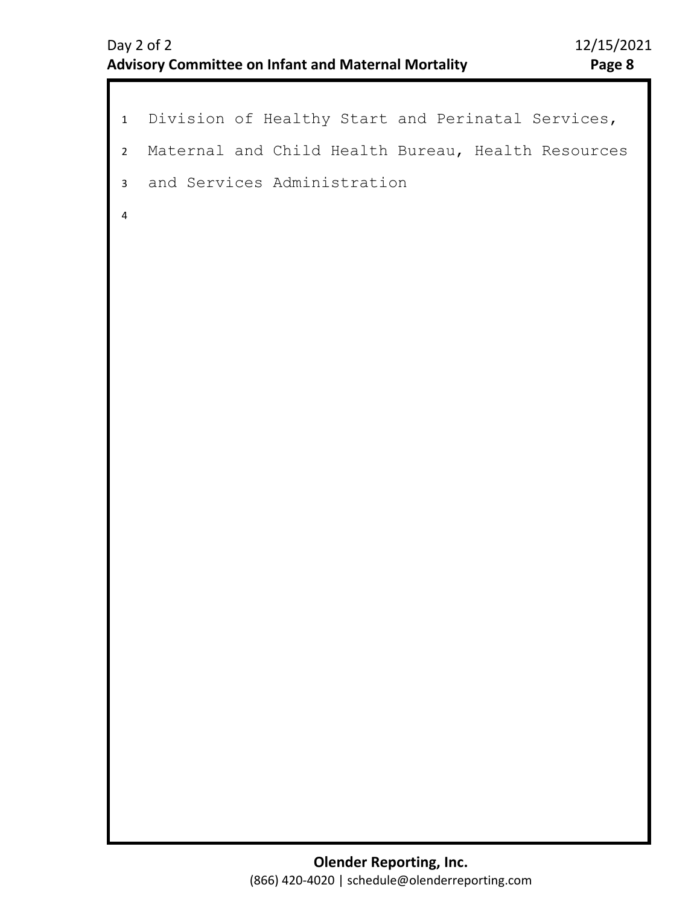Division of Healthy Start and Perinatal Services, Maternal and Child Health Bureau, Health Resources and Services Administration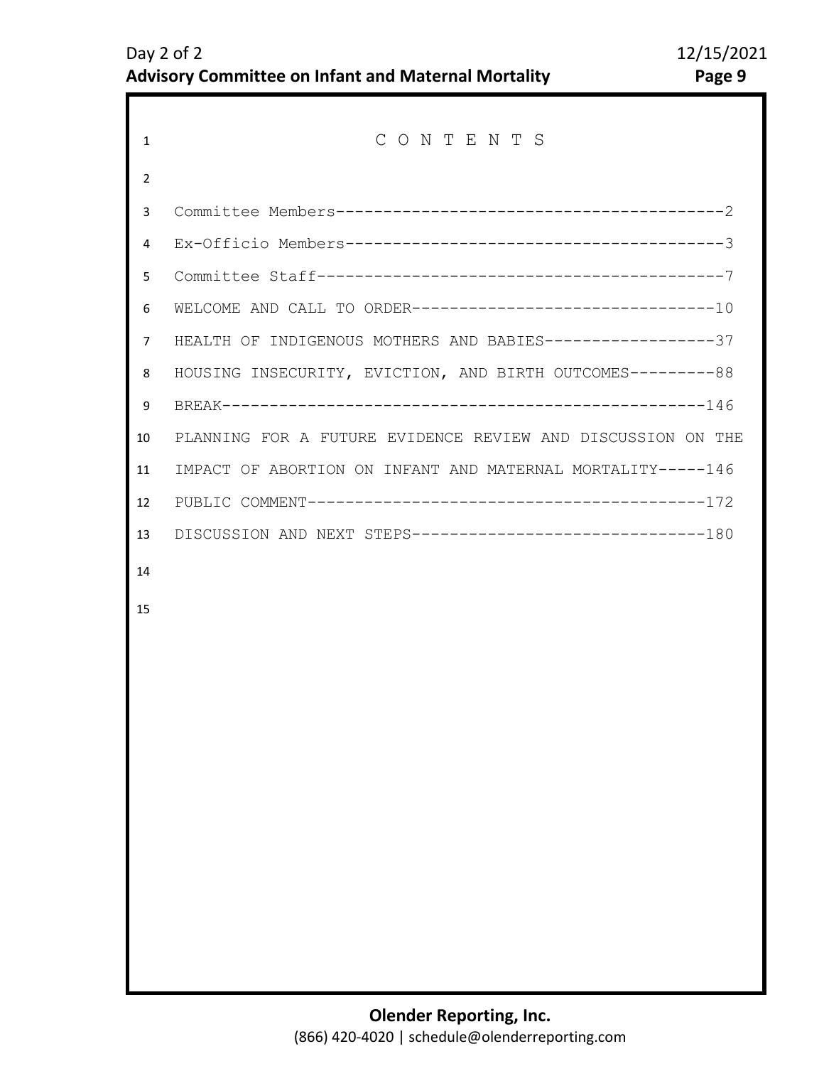# C O N T E N T S

Committee Members-----------------------------------------2

Ex-Officio Members----------------------------------------3

Committee Staff-------------------------------------------7

WELCOME AND CALL TO ORDER--------------------------------10

HEALTH OF INDIGENOUS MOTHERS AND BABIES------------------37

HOUSING INSECURITY, EVICTION, AND BIRTH OUTCOMES---------88

BREAK---------------------------------------------------146

PLANNING FOR A FUTURE EVIDENCE REVIEW AND DISCUSSION ON THE IMPACT OF ABORTION ON INFANT AND MATERNAL MORTALITY-----146

PUBLIC COMMENT------------------------------------------172

DISCUSSION AND NEXT STEPS-------------------------------180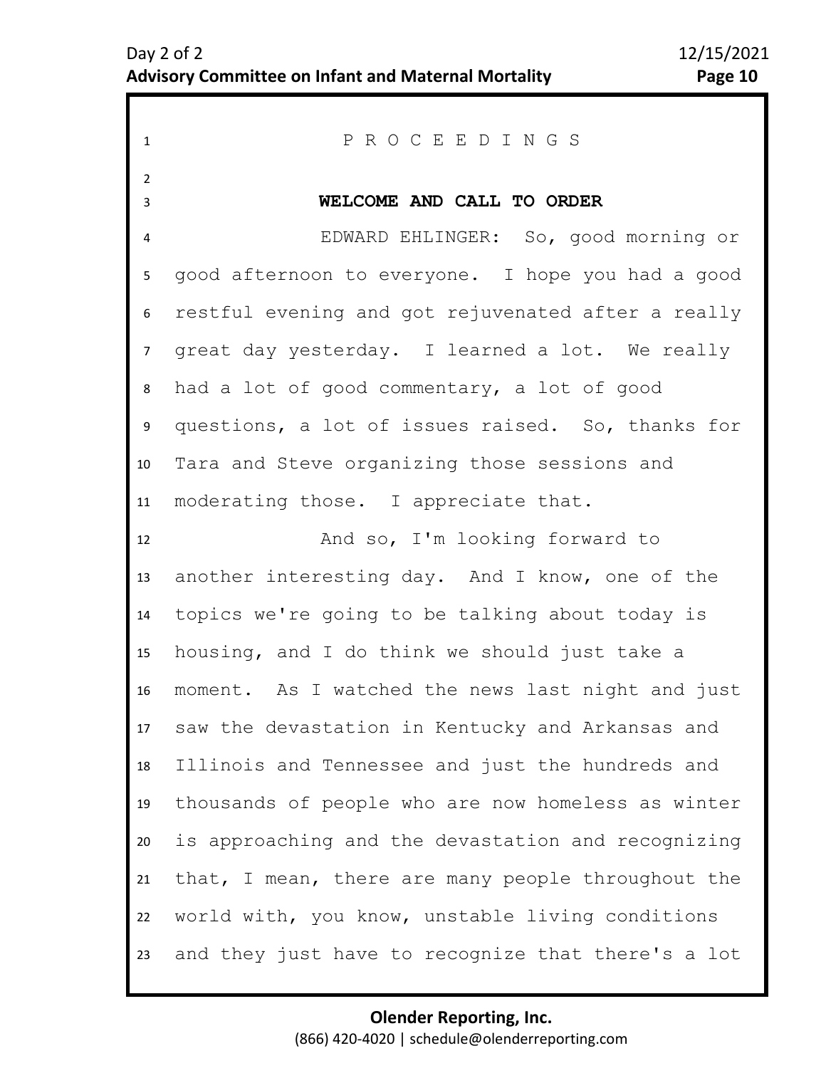P R O C E E D I N G S

## WELCOME AND CALL TO ORDER

EDWARD EHLINGER: So, good morning or good afternoon to everyone. I hope you had a good restful evening and got rejuvenated after a really great day yesterday. I learned a lot. We really had a lot of good commentary, a lot of good questions, a lot of issues raised. So, thanks for Tara and Steve organizing those sessions and moderating those. I appreciate that.

And so, I'm looking forward to another interesting day. And I know, one of the topics we're going to be talking about today is housing, and I do think we should just take a moment. As I watched the news last night and just saw the devastation in Kentucky and Arkansas and Illinois and Tennessee and just the hundreds and thousands of people who are now homeless as winter is approaching and the devastation and recognizing that, I mean, there are many people throughout the world with, you know, unstable living conditions and they just have to recognize that there's a lot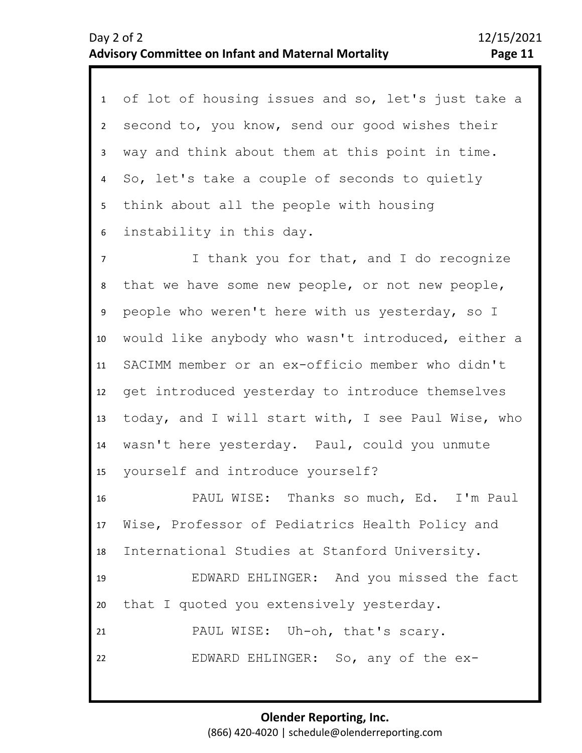of lot of housing issues and so, let's just take a second to, you know, send our good wishes their way and think about them at this point in time. So, let's take a couple of seconds to quietly think about all the people with housing instability in this day.

I thank you for that, and I do recognize that we have some new people, or not new people, people who weren't here with us yesterday, so I would like anybody who wasn't introduced, either a SACIMM member or an ex-officio member who didn't get introduced yesterday to introduce themselves today, and I will start with, I see Paul Wise, who wasn't here yesterday. Paul, could you unmute yourself and introduce yourself?

PAUL WISE: Thanks so much, Ed. I'm Paul Wise, Professor of Pediatrics Health Policy and International Studies at Stanford University.

EDWARD EHLINGER: And you missed the fact that I quoted you extensively yesterday.

PAUL WISE: Uh-oh, that's scary.

EDWARD EHLINGER: So, any of the ex-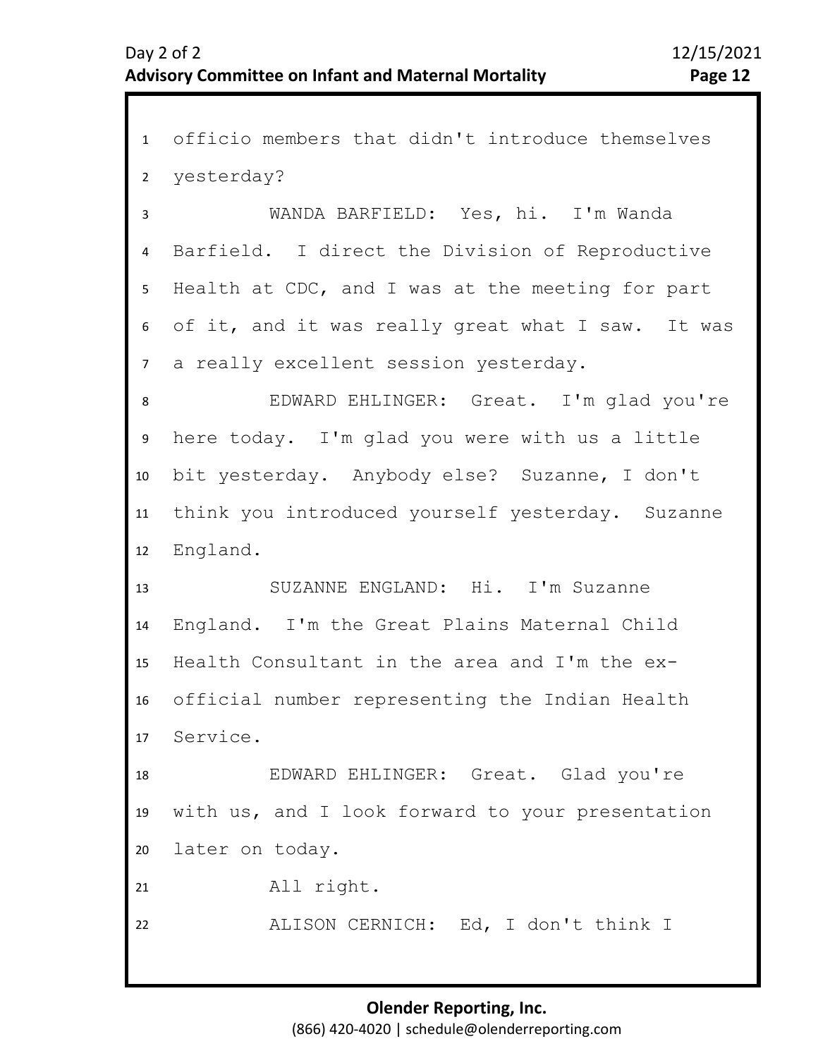officio members that didn't introduce themselves yesterday?

WANDA BARFIELD: Yes, hi. I'm Wanda Barfield. I direct the Division of Reproductive Health at CDC, and I was at the meeting for part of it, and it was really great what I saw. It was a really excellent session yesterday.

EDWARD EHLINGER: Great. I'm glad you're here today. I'm glad you were with us a little bit yesterday. Anybody else? Suzanne, I don't think you introduced yourself yesterday. Suzanne England.

SUZANNE ENGLAND: Hi. I'm Suzanne England. I'm the Great Plains Maternal Child Health Consultant in the area and I'm the ex-official number representing the Indian Health Service.

EDWARD EHLINGER: Great. Glad you're with us, and I look forward to your presentation later on today.

All right.

ALISON CERNICH: Ed, I don't think I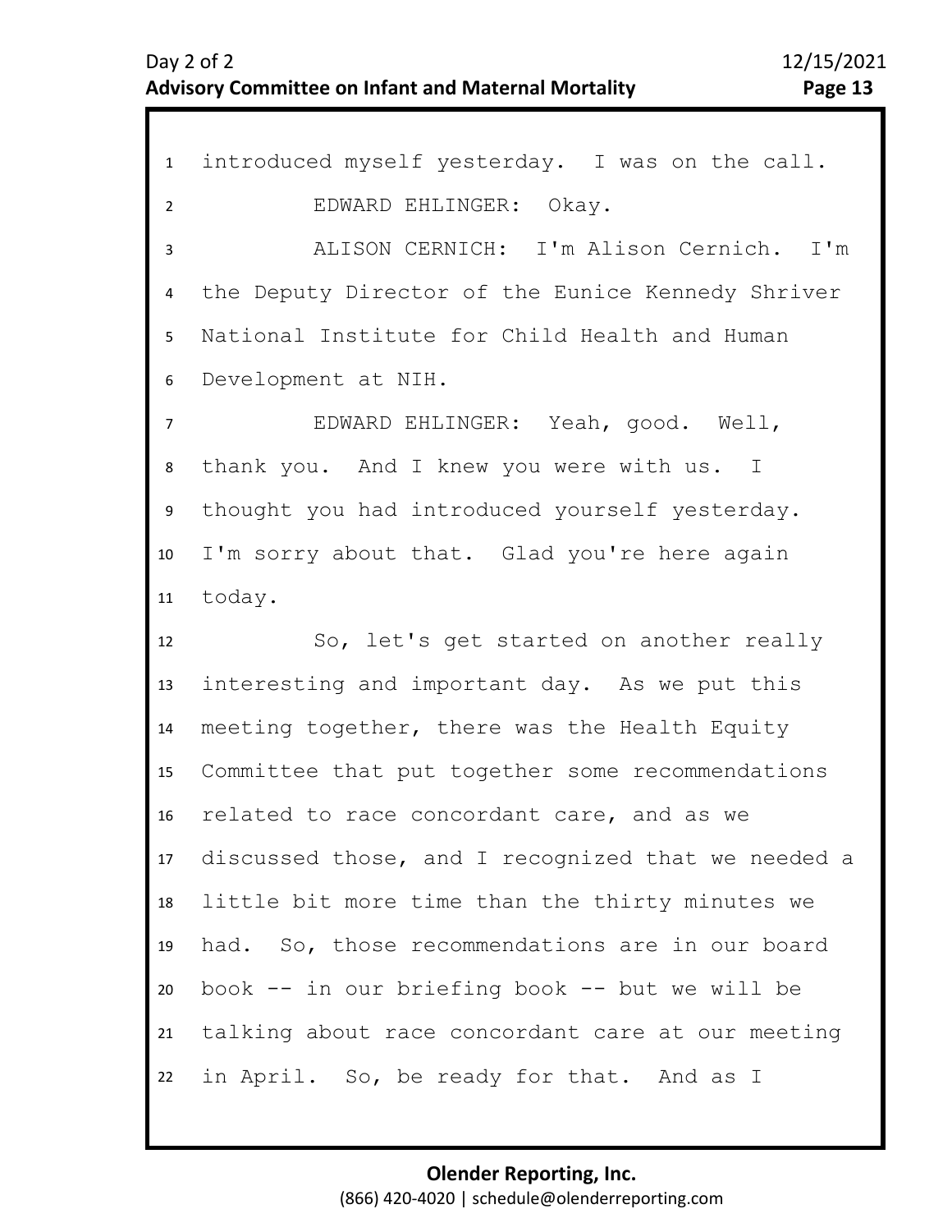introduced myself yesterday. I was on the call.

EDWARD EHLINGER: Okay.

ALISON CERNICH: I'm Alison Cernich. I'm the Deputy Director of the Eunice Kennedy Shriver National Institute for Child Health and Human Development at NIH.

EDWARD EHLINGER: Yeah, good. Well, thank you. And I knew you were with us. I thought you had introduced yourself yesterday. I'm sorry about that. Glad you're here again today.

So, let's get started on another really interesting and important day. As we put this meeting together, there was the Health Equity Committee that put together some recommendations related to race concordant care, and as we discussed those, and I recognized that we needed a little bit more time than the thirty minutes we had. So, those recommendations are in our board book -- in our briefing book -- but we will be talking about race concordant care at our meeting in April. So, be ready for that. And as I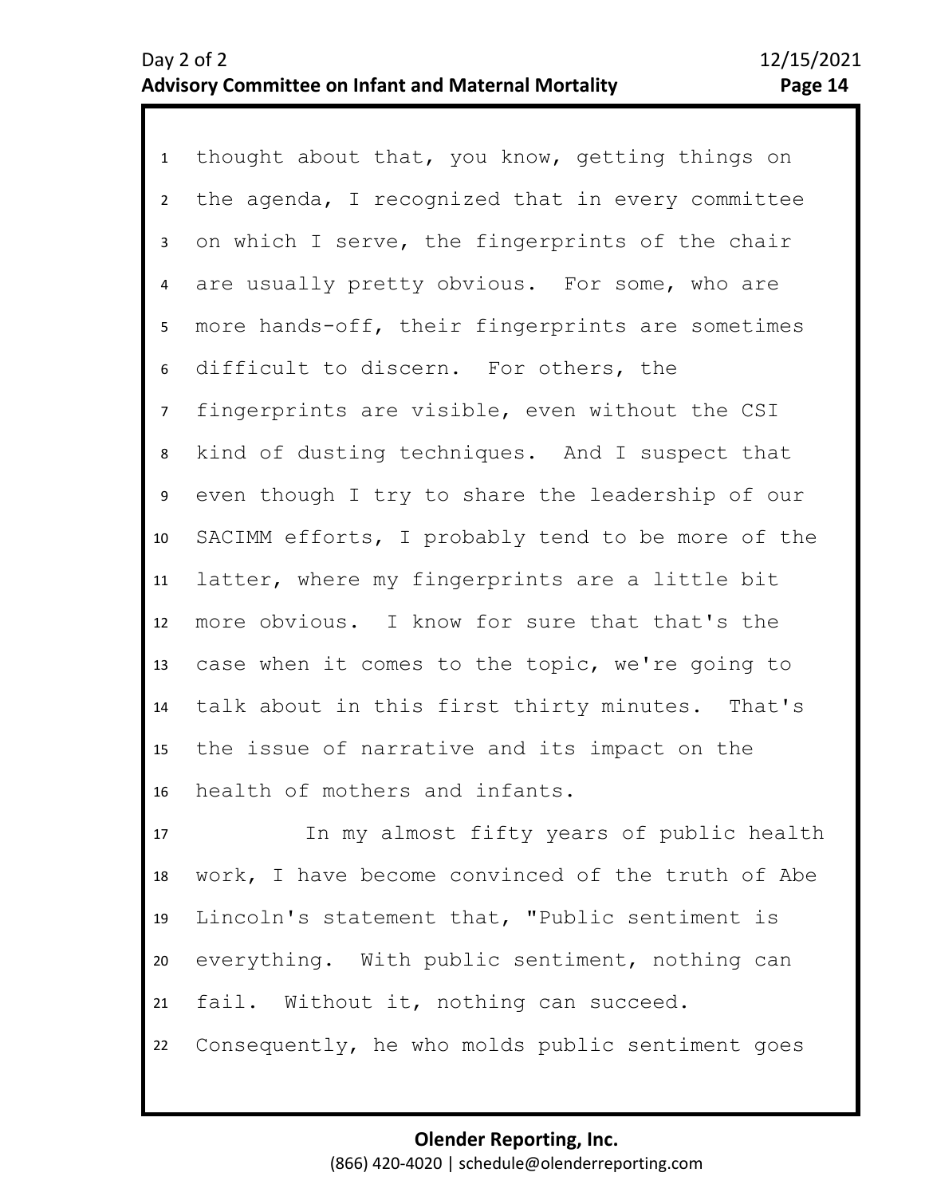thought about that, you know, getting things on the agenda, I recognized that in every committee on which I serve, the fingerprints of the chair are usually pretty obvious. For some, who are more hands-off, their fingerprints are sometimes difficult to discern. For others, the fingerprints are visible, even without the CSI kind of dusting techniques. And I suspect that even though I try to share the leadership of our SACIMM efforts, I probably tend to be more of the latter, where my fingerprints are a little bit more obvious. I know for sure that that's the case when it comes to the topic, we're going to talk about in this first thirty minutes. That's the issue of narrative and its impact on the health of mothers and infants.

In my almost fifty years of public health work, I have become convinced of the truth of Abe Lincoln's statement that, "Public sentiment is everything. With public sentiment, nothing can fail. Without it, nothing can succeed. Consequently, he who molds public sentiment goes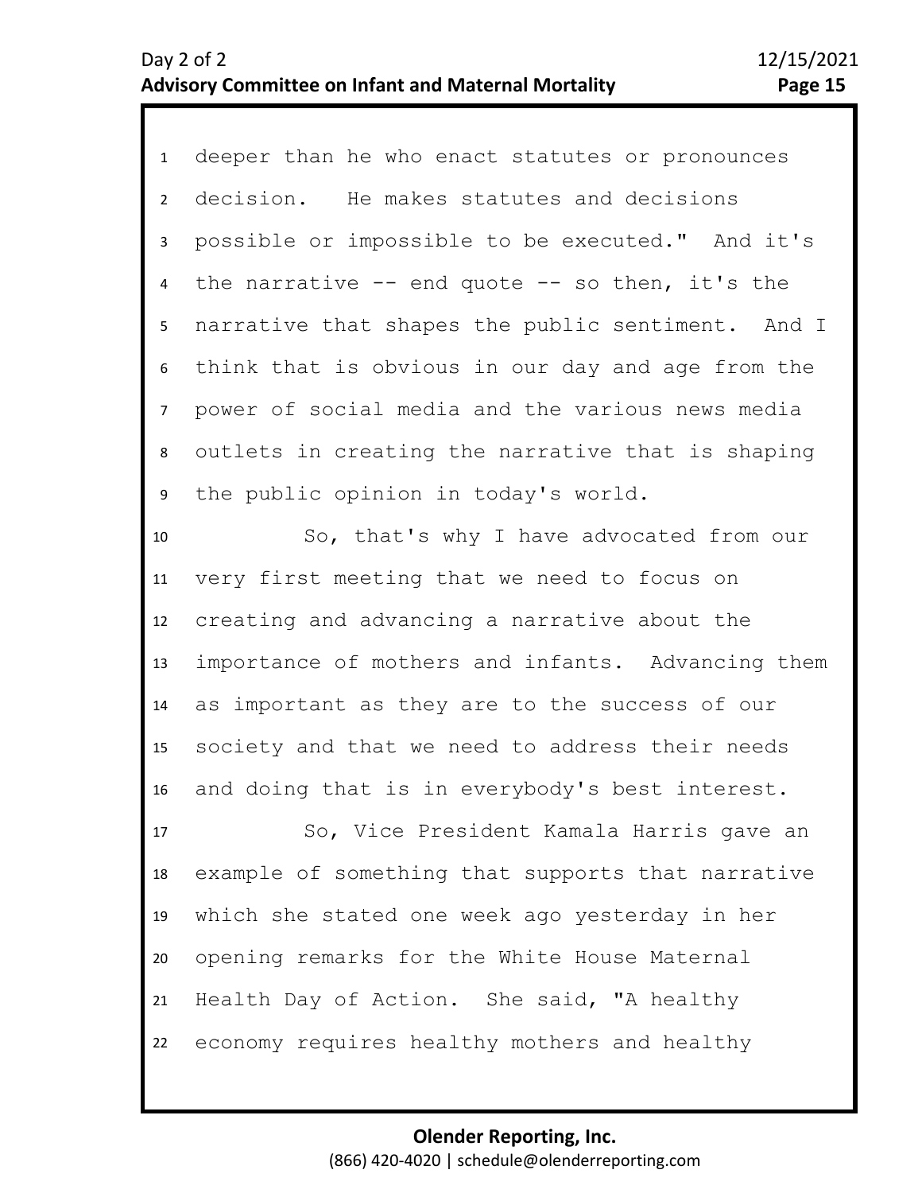deeper than he who enact statutes or pronounces decision. He makes statutes and decisions possible or impossible to be executed." And it's the narrative -- end quote -- so then, it's the narrative that shapes the public sentiment. And I think that is obvious in our day and age from the power of social media and the various news media outlets in creating the narrative that is shaping the public opinion in today's world.

So, that's why I have advocated from our very first meeting that we need to focus on creating and advancing a narrative about the importance of mothers and infants. Advancing them as important as they are to the success of our society and that we need to address their needs and doing that is in everybody's best interest.

So, Vice President Kamala Harris gave an example of something that supports that narrative which she stated one week ago yesterday in her opening remarks for the White House Maternal Health Day of Action. She said, "A healthy economy requires healthy mothers and healthy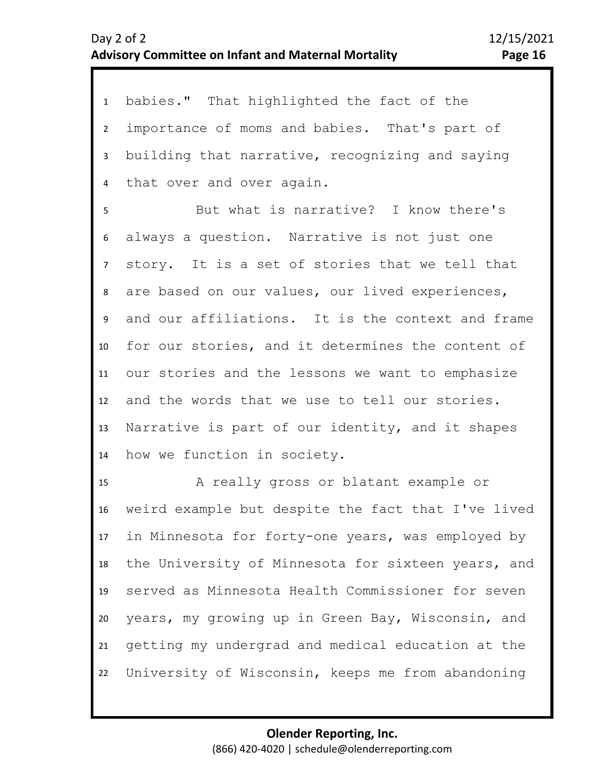babies." That highlighted the fact of the importance of moms and babies. That's part of building that narrative, recognizing and saying that over and over again.

But what is narrative? I know there's always a question. Narrative is not just one story. It is a set of stories that we tell that are based on our values, our lived experiences, and our affiliations. It is the context and frame for our stories, and it determines the content of our stories and the lessons we want to emphasize and the words that we use to tell our stories. Narrative is part of our identity, and it shapes how we function in society.

A really gross or blatant example or weird example but despite the fact that I've lived in Minnesota for forty-one years, was employed by the University of Minnesota for sixteen years, and served as Minnesota Health Commissioner for seven years, my growing up in Green Bay, Wisconsin, and getting my undergrad and medical education at the University of Wisconsin, keeps me from abandoning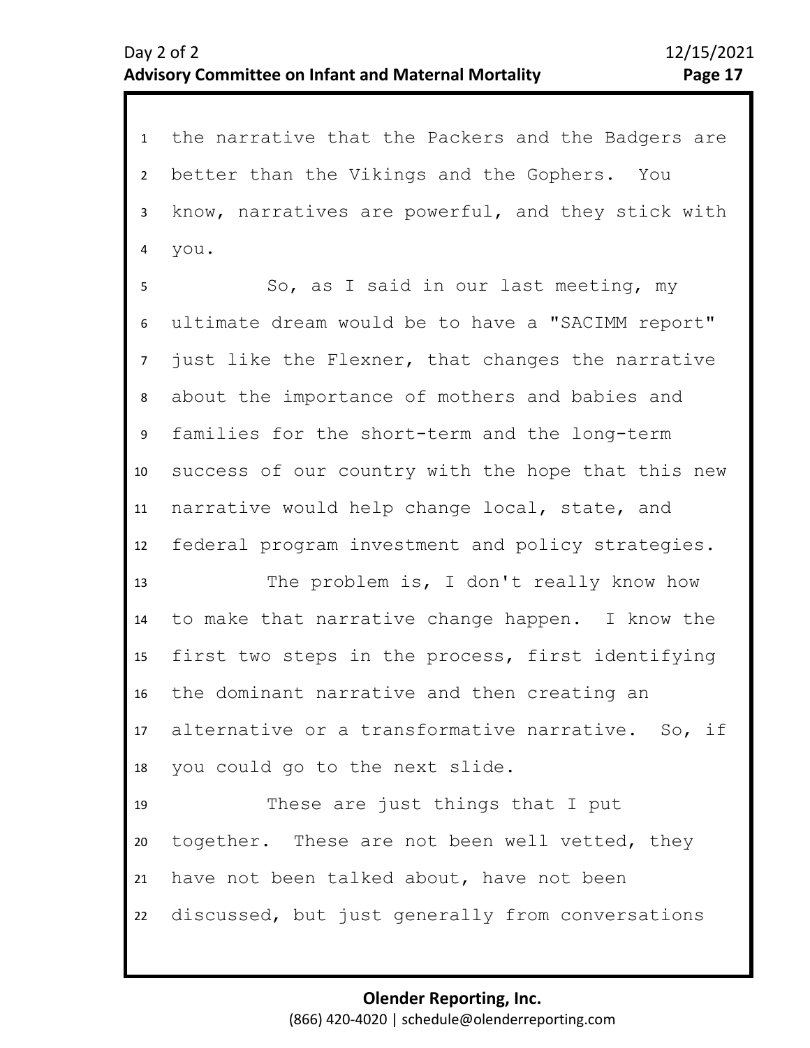the narrative that the Packers and the Badgers are better than the Vikings and the Gophers. You know, narratives are powerful, and they stick with you.

So, as I said in our last meeting, my ultimate dream would be to have a "SACIMM report" just like the Flexner, that changes the narrative about the importance of mothers and babies and families for the short-term and the long-term success of our country with the hope that this new narrative would help change local, state, and federal program investment and policy strategies.

The problem is, I don't really know how to make that narrative change happen. I know the first two steps in the process, first identifying the dominant narrative and then creating an alternative or a transformative narrative. So, if you could go to the next slide.

These are just things that I put together. These are not been well vetted, they have not been talked about, have not been discussed, but just generally from conversations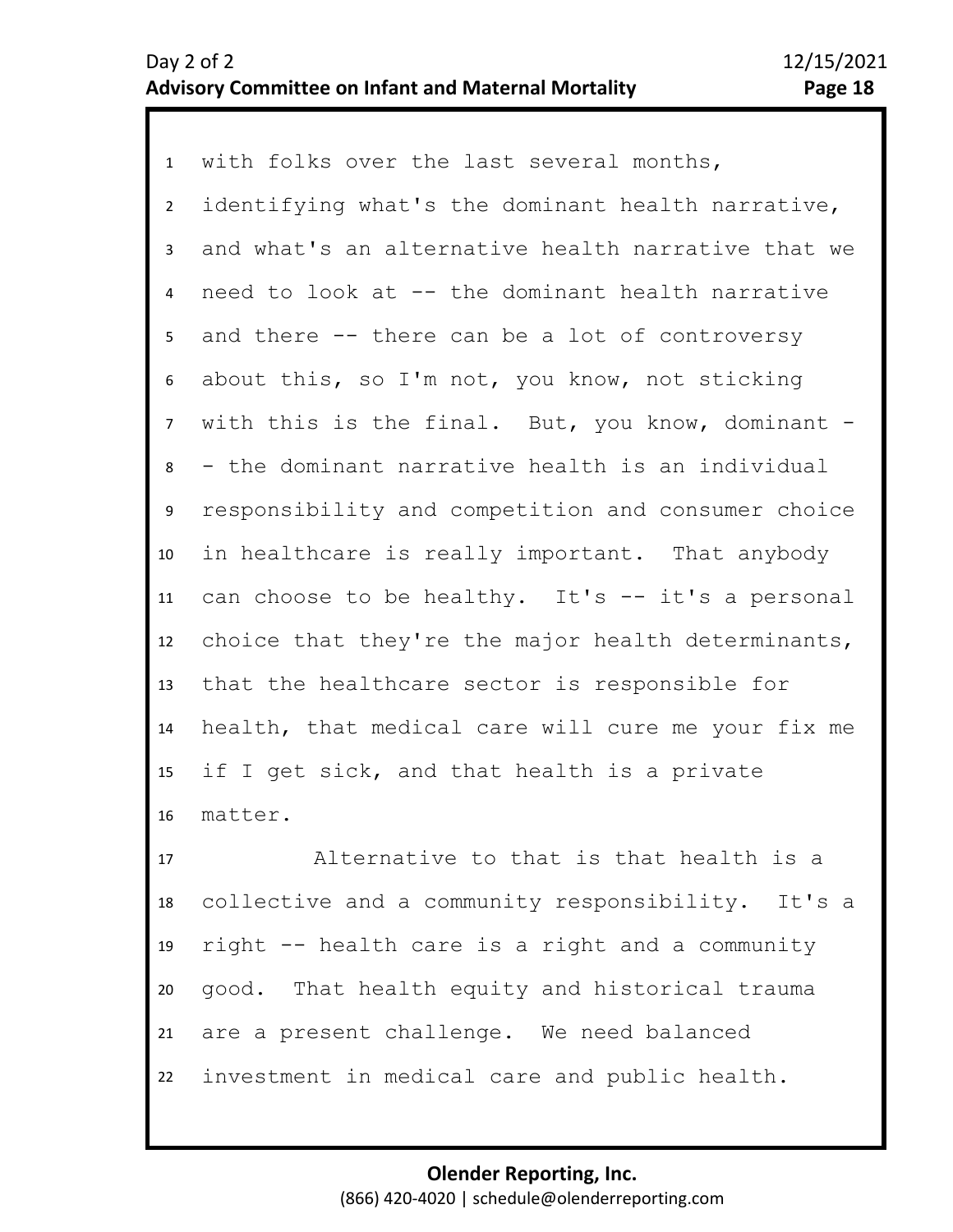with folks over the last several months, identifying what's the dominant health narrative, and what's an alternative health narrative that we need to look at -- the dominant health narrative and there -- there can be a lot of controversy about this, so I'm not, you know, not sticking with this is the final. But, you know, dominant -- the dominant narrative health is an individual responsibility and competition and consumer choice in healthcare is really important. That anybody can choose to be healthy. It's -- it's a personal choice that they're the major health determinants, that the healthcare sector is responsible for health, that medical care will cure me your fix me if I get sick, and that health is a private matter.

Alternative to that is that health is a collective and a community responsibility. It's a right -- health care is a right and a community good. That health equity and historical trauma are a present challenge. We need balanced investment in medical care and public health.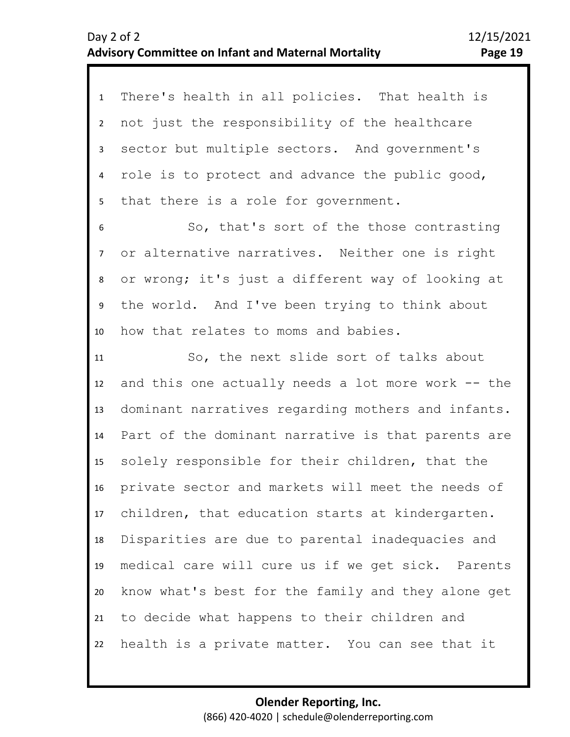There's health in all policies. That health is not just the responsibility of the healthcare sector but multiple sectors. And government's role is to protect and advance the public good, that there is a role for government.

So, that's sort of the those contrasting or alternative narratives. Neither one is right or wrong; it's just a different way of looking at the world. And I've been trying to think about how that relates to moms and babies.

So, the next slide sort of talks about and this one actually needs a lot more work -- the dominant narratives regarding mothers and infants. Part of the dominant narrative is that parents are solely responsible for their children, that the private sector and markets will meet the needs of children, that education starts at kindergarten. Disparities are due to parental inadequacies and medical care will cure us if we get sick. Parents know what's best for the family and they alone get to decide what happens to their children and health is a private matter. You can see that it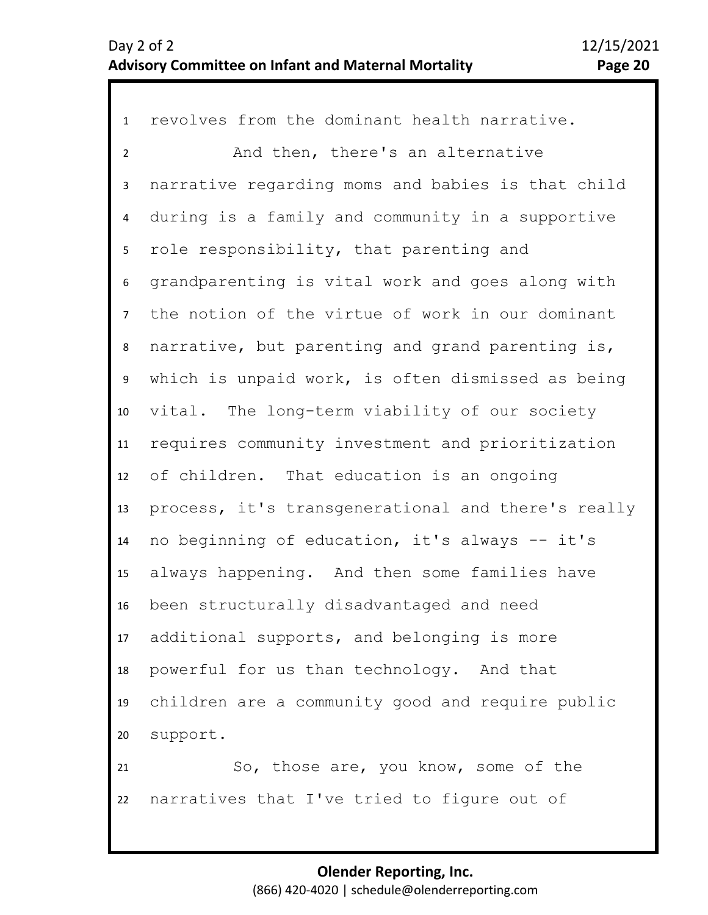revolves from the dominant health narrative.

And then, there's an alternative narrative regarding moms and babies is that child during is a family and community in a supportive role responsibility, that parenting and grandparenting is vital work and goes along with the notion of the virtue of work in our dominant narrative, but parenting and grand parenting is, which is unpaid work, is often dismissed as being vital. The long-term viability of our society requires community investment and prioritization of children. That education is an ongoing process, it's transgenerational and there's really no beginning of education, it's always -- it's always happening. And then some families have been structurally disadvantaged and need additional supports, and belonging is more powerful for us than technology. And that children are a community good and require public support.

So, those are, you know, some of the narratives that I've tried to figure out of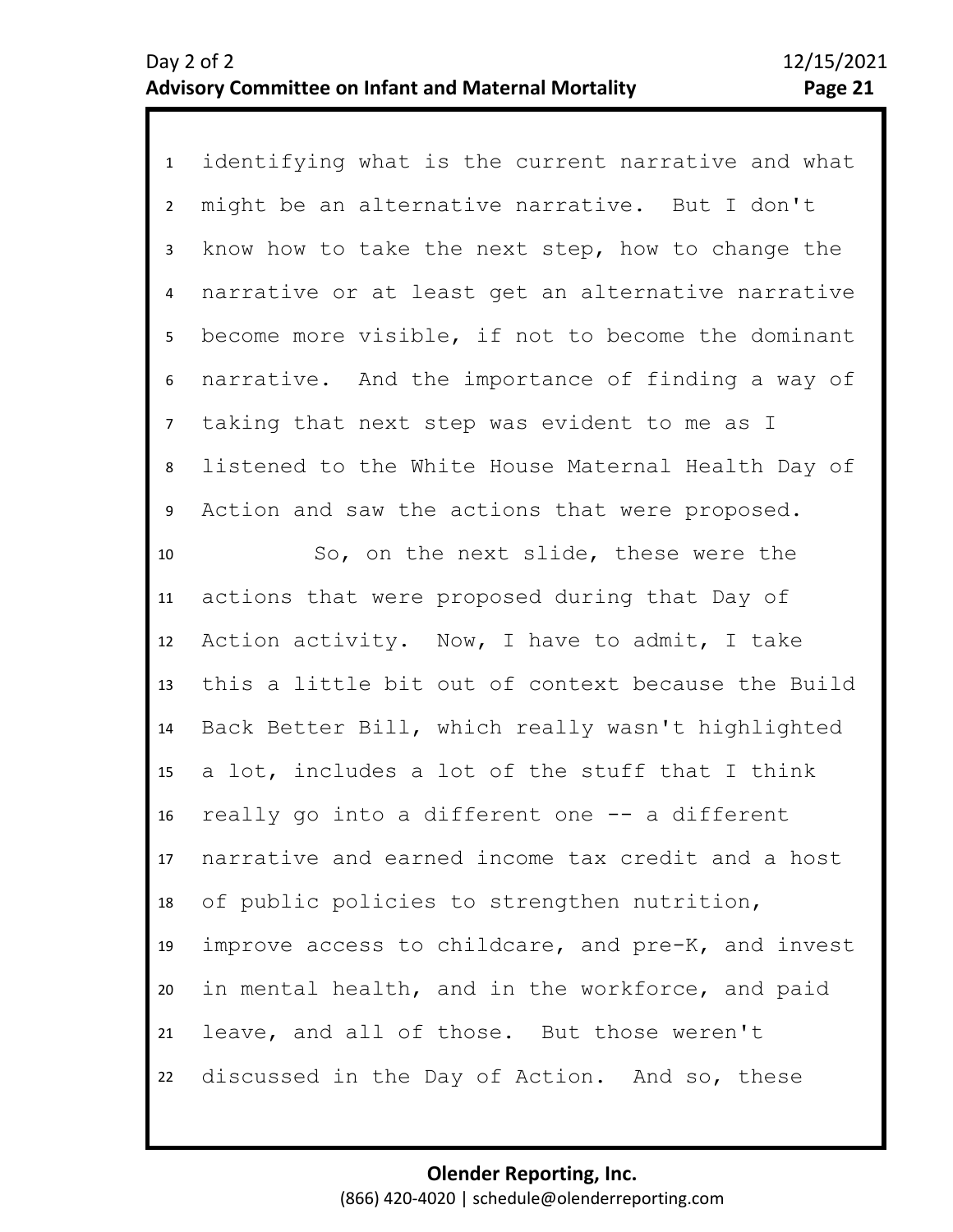identifying what is the current narrative and what might be an alternative narrative. But I don't know how to take the next step, how to change the narrative or at least get an alternative narrative become more visible, if not to become the dominant narrative. And the importance of finding a way of taking that next step was evident to me as I listened to the White House Maternal Health Day of Action and saw the actions that were proposed.

So, on the next slide, these were the actions that were proposed during that Day of Action activity. Now, I have to admit, I take this a little bit out of context because the Build Back Better Bill, which really wasn't highlighted a lot, includes a lot of the stuff that I think really go into a different one -- a different narrative and earned income tax credit and a host of public policies to strengthen nutrition, improve access to childcare, and pre-K, and invest in mental health, and in the workforce, and paid leave, and all of those. But those weren't discussed in the Day of Action. And so, these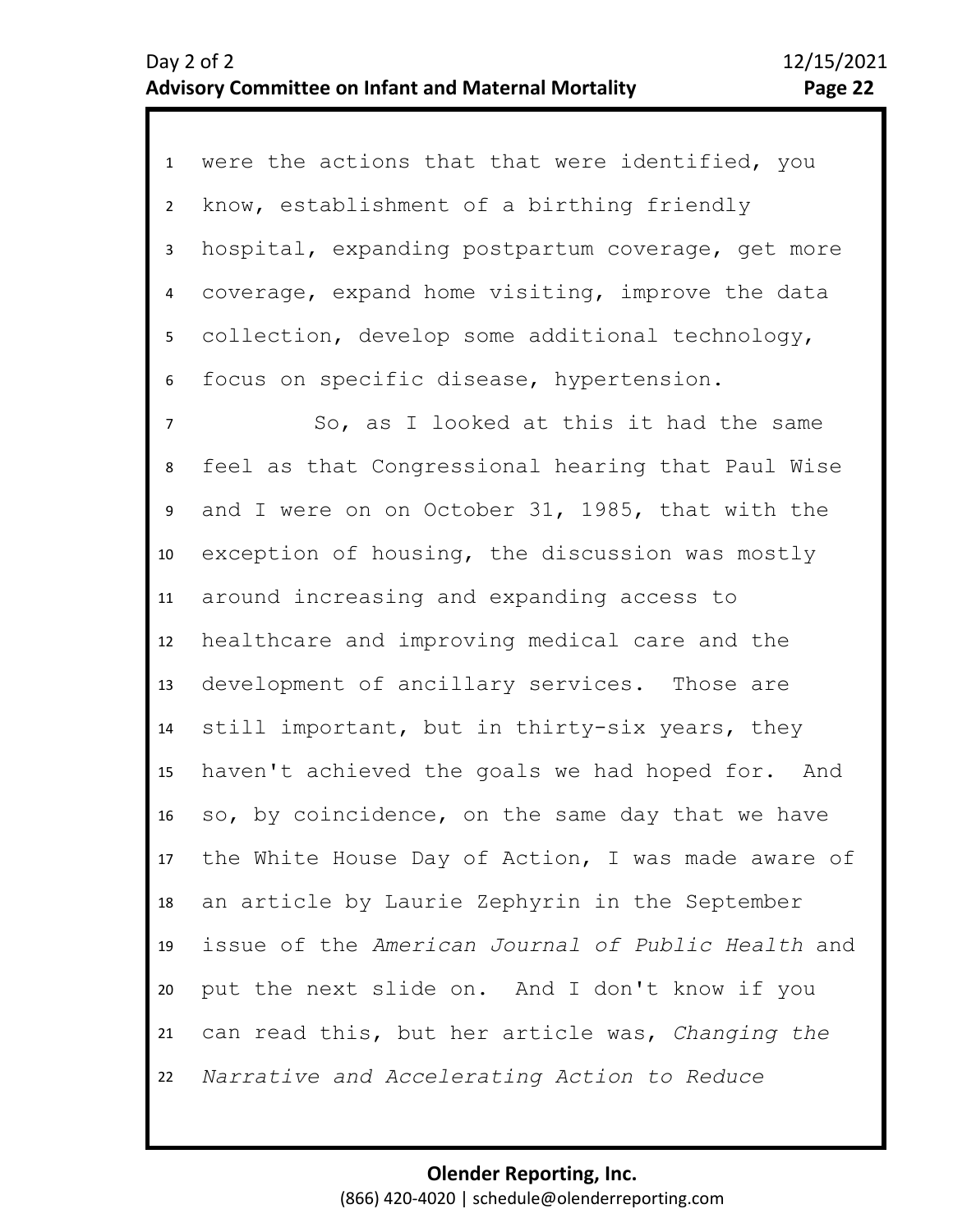were the actions that that were identified, you know, establishment of a birthing friendly hospital, expanding postpartum coverage, get more coverage, expand home visiting, improve the data collection, develop some additional technology, focus on specific disease, hypertension.

So, as I looked at this it had the same feel as that Congressional hearing that Paul Wise and I were on on October 31, 1985, that with the exception of housing, the discussion was mostly around increasing and expanding access to healthcare and improving medical care and the development of ancillary services. Those are still important, but in thirty-six years, they haven't achieved the goals we had hoped for. And so, by coincidence, on the same day that we have the White House Day of Action, I was made aware of an article by Laurie Zephyrin in the September issue of the *American Journal of Public Health* and put the next slide on. And I don't know if you can read this, but her article was, *Changing the Narrative and Accelerating Action to Reduce*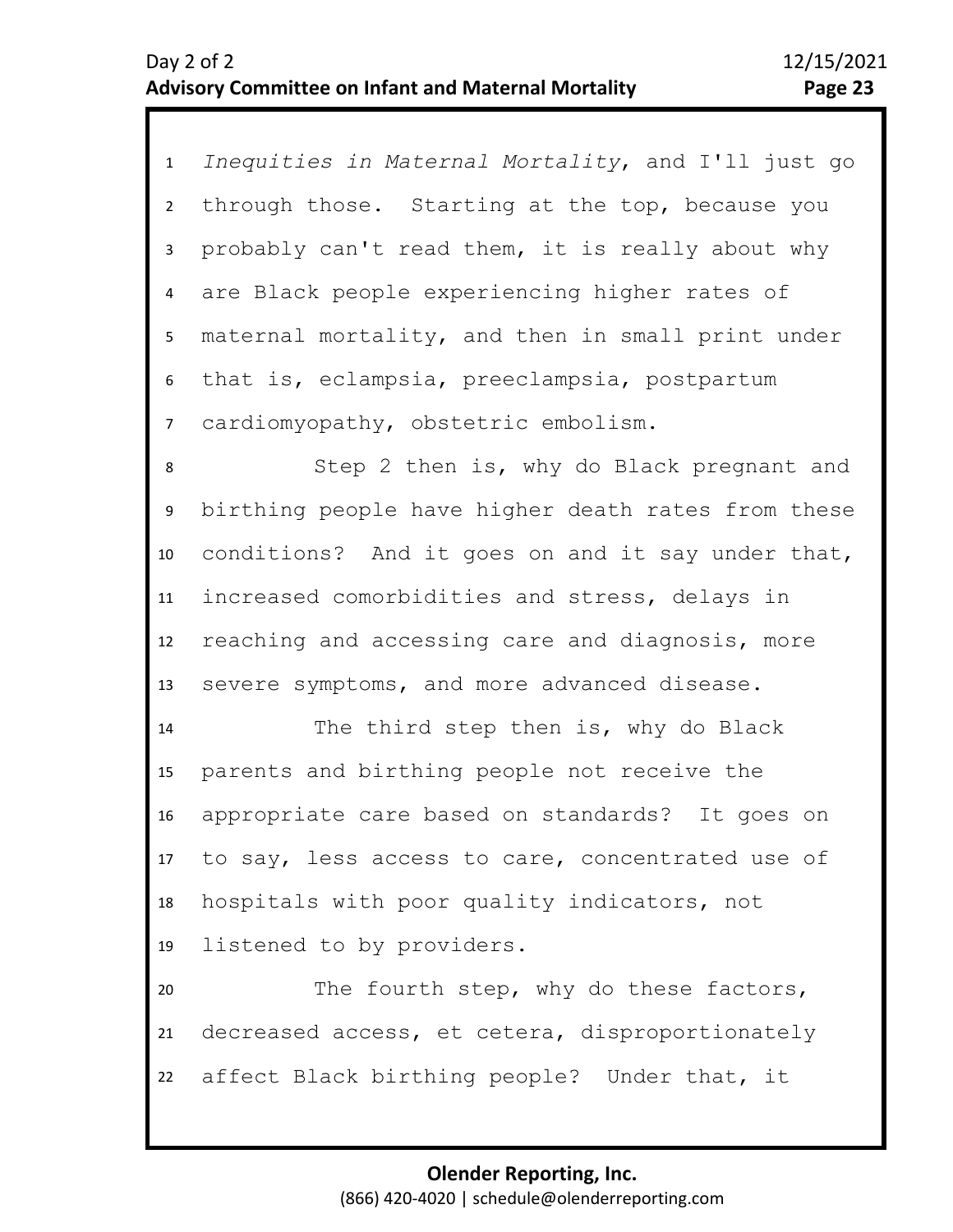*Inequities in Maternal Mortality*, and I'll just go through those. Starting at the top, because you probably can't read them, it is really about why are Black people experiencing higher rates of maternal mortality, and then in small print under that is, eclampsia, preeclampsia, postpartum cardiomyopathy, obstetric embolism.

Step 2 then is, why do Black pregnant and birthing people have higher death rates from these conditions? And it goes on and it say under that, increased comorbidities and stress, delays in reaching and accessing care and diagnosis, more severe symptoms, and more advanced disease.

The third step then is, why do Black parents and birthing people not receive the appropriate care based on standards? It goes on to say, less access to care, concentrated use of hospitals with poor quality indicators, not listened to by providers.

The fourth step, why do these factors, decreased access, et cetera, disproportionately affect Black birthing people? Under that, it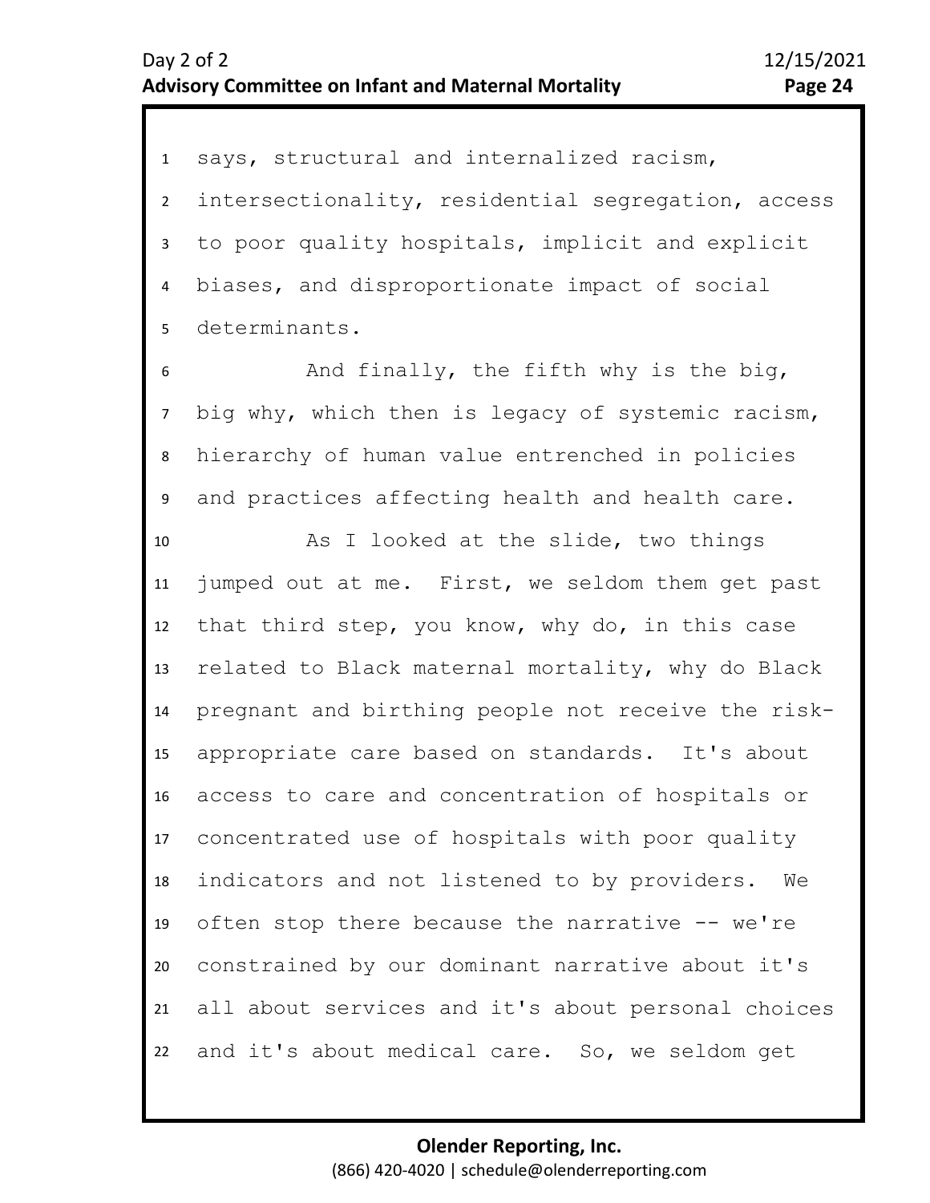says, structural and internalized racism, intersectionality, residential segregation, access to poor quality hospitals, implicit and explicit biases, and disproportionate impact of social determinants.

And finally, the fifth why is the big, big why, which then is legacy of systemic racism, hierarchy of human value entrenched in policies and practices affecting health and health care.

As I looked at the slide, two things jumped out at me. First, we seldom them get past that third step, you know, why do, in this case related to Black maternal mortality, why do Black pregnant and birthing people not receive the risk-appropriate care based on standards. It's about access to care and concentration of hospitals or concentrated use of hospitals with poor quality indicators and not listened to by providers. We often stop there because the narrative -- we're constrained by our dominant narrative about it's all about services and it's about personal choices and it's about medical care. So, we seldom get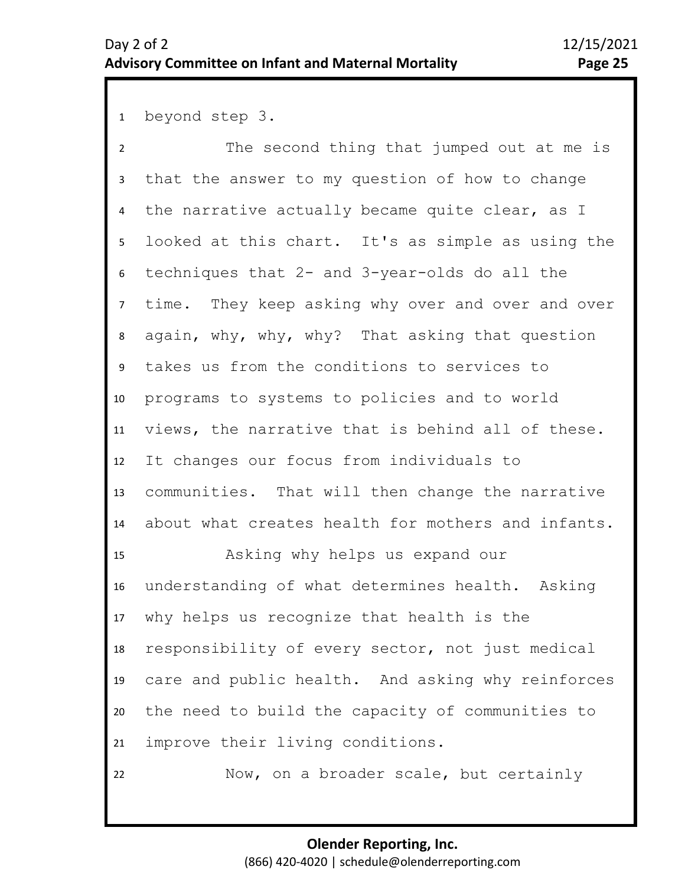beyond step 3.

The second thing that jumped out at me is that the answer to my question of how to change the narrative actually became quite clear, as I looked at this chart. It's as simple as using the techniques that 2- and 3-year-olds do all the time. They keep asking why over and over and over again, why, why, why? That asking that question takes us from the conditions to services to programs to systems to policies and to world views, the narrative that is behind all of these. It changes our focus from individuals to communities. That will then change the narrative about what creates health for mothers and infants.

Asking why helps us expand our understanding of what determines health. Asking why helps us recognize that health is the responsibility of every sector, not just medical care and public health. And asking why reinforces the need to build the capacity of communities to improve their living conditions.

Now, on a broader scale, but certainly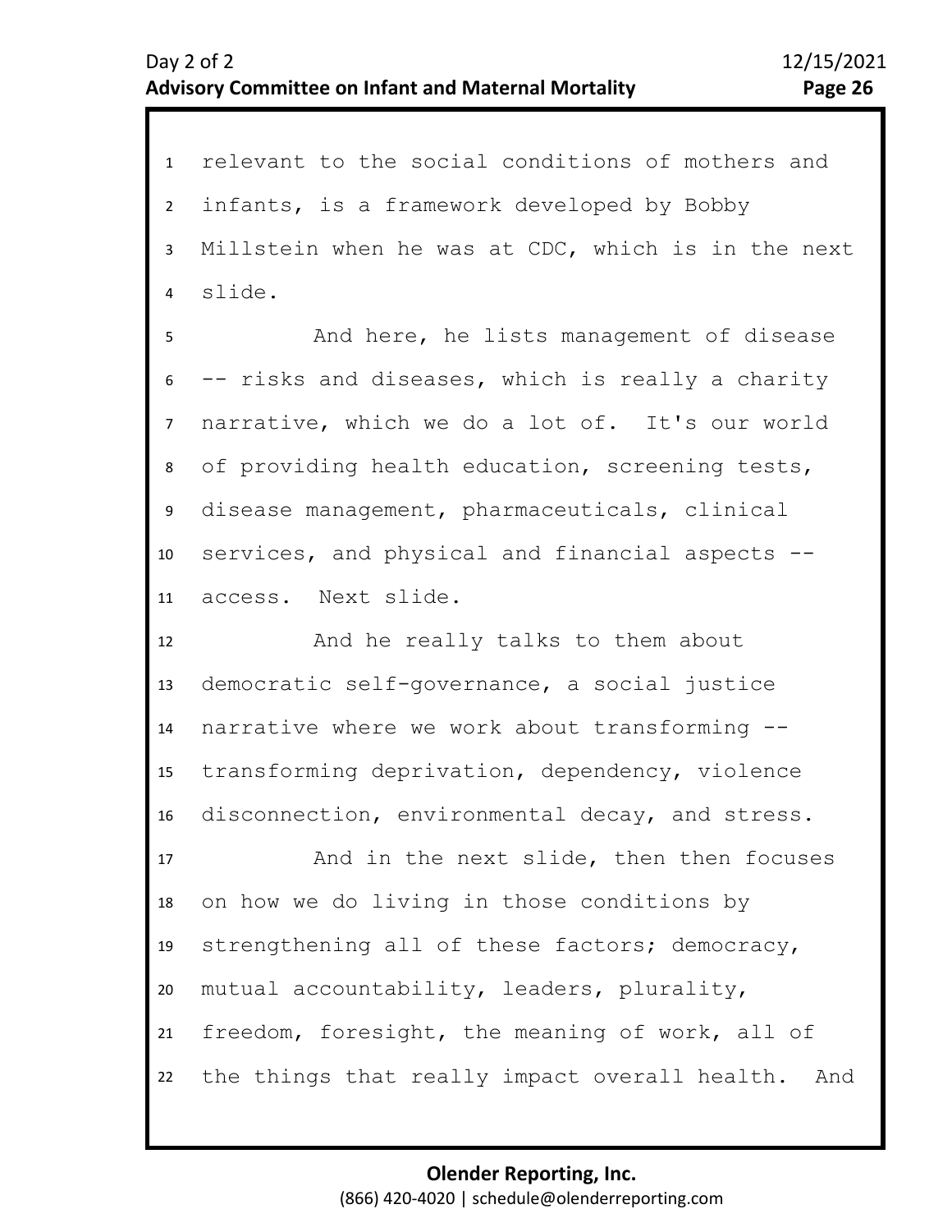relevant to the social conditions of mothers and infants, is a framework developed by Bobby Millstein when he was at CDC, which is in the next slide.

And here, he lists management of disease -- risks and diseases, which is really a charity narrative, which we do a lot of. It's our world of providing health education, screening tests, disease management, pharmaceuticals, clinical services, and physical and financial aspects -- access. Next slide.

And he really talks to them about democratic self-governance, a social justice narrative where we work about transforming -- transforming deprivation, dependency, violence disconnection, environmental decay, and stress.

And in the next slide, then then focuses on how we do living in those conditions by strengthening all of these factors; democracy, mutual accountability, leaders, plurality, freedom, foresight, the meaning of work, all of the things that really impact overall health. And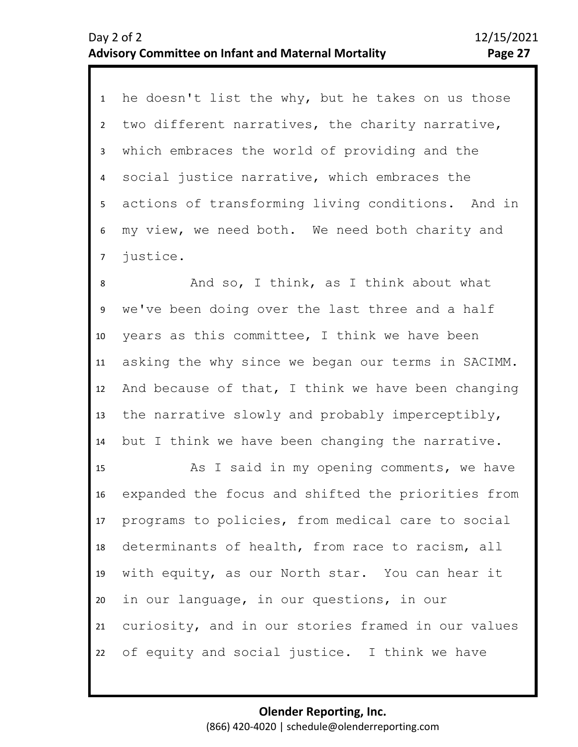he doesn't list the why, but he takes on us those two different narratives, the charity narrative, which embraces the world of providing and the social justice narrative, which embraces the actions of transforming living conditions. And in my view, we need both. We need both charity and justice.

And so, I think, as I think about what we've been doing over the last three and a half years as this committee, I think we have been asking the why since we began our terms in SACIMM. And because of that, I think we have been changing the narrative slowly and probably imperceptibly, but I think we have been changing the narrative.

As I said in my opening comments, we have expanded the focus and shifted the priorities from programs to policies, from medical care to social determinants of health, from race to racism, all with equity, as our North star. You can hear it in our language, in our questions, in our curiosity, and in our stories framed in our values of equity and social justice. I think we have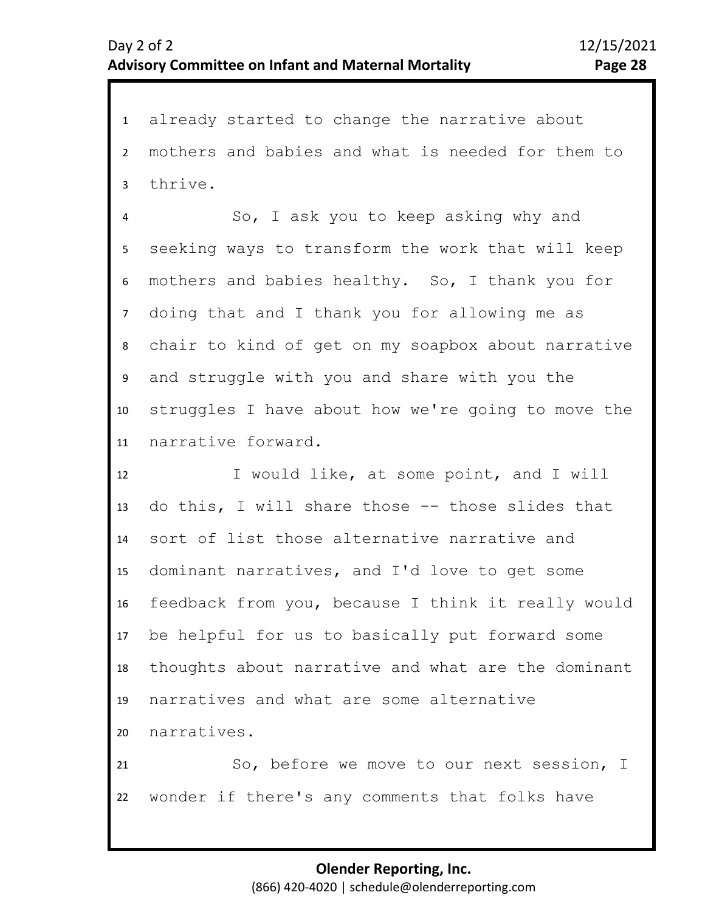already started to change the narrative about mothers and babies and what is needed for them to thrive.

So, I ask you to keep asking why and seeking ways to transform the work that will keep mothers and babies healthy. So, I thank you for doing that and I thank you for allowing me as chair to kind of get on my soapbox about narrative and struggle with you and share with you the struggles I have about how we're going to move the narrative forward.

I would like, at some point, and I will do this, I will share those -- those slides that sort of list those alternative narrative and dominant narratives, and I'd love to get some feedback from you, because I think it really would be helpful for us to basically put forward some thoughts about narrative and what are the dominant narratives and what are some alternative narratives.

So, before we move to our next session, I wonder if there's any comments that folks have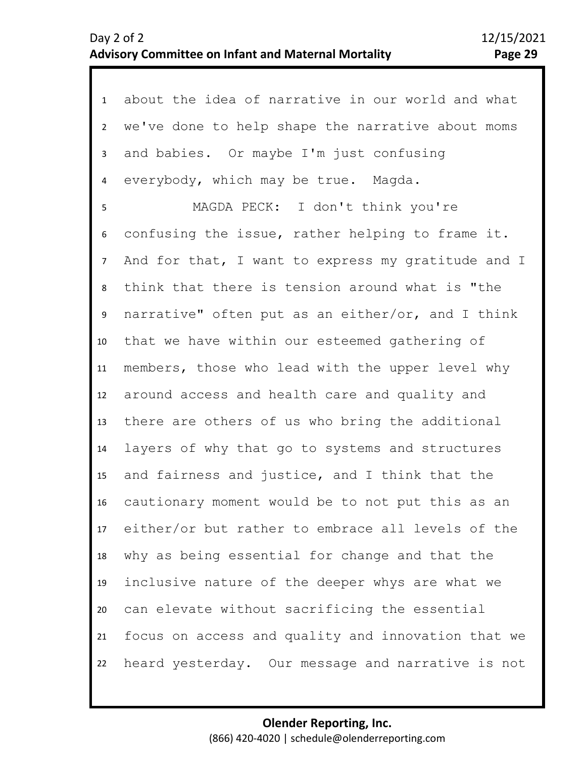about the idea of narrative in our world and what we've done to help shape the narrative about moms and babies. Or maybe I'm just confusing everybody, which may be true. Magda.

MAGDA PECK: I don't think you're confusing the issue, rather helping to frame it. And for that, I want to express my gratitude and I think that there is tension around what is "the narrative" often put as an either/or, and I think that we have within our esteemed gathering of members, those who lead with the upper level why around access and health care and quality and there are others of us who bring the additional layers of why that go to systems and structures and fairness and justice, and I think that the cautionary moment would be to not put this as an either/or but rather to embrace all levels of the why as being essential for change and that the inclusive nature of the deeper whys are what we can elevate without sacrificing the essential focus on access and quality and innovation that we heard yesterday. Our message and narrative is not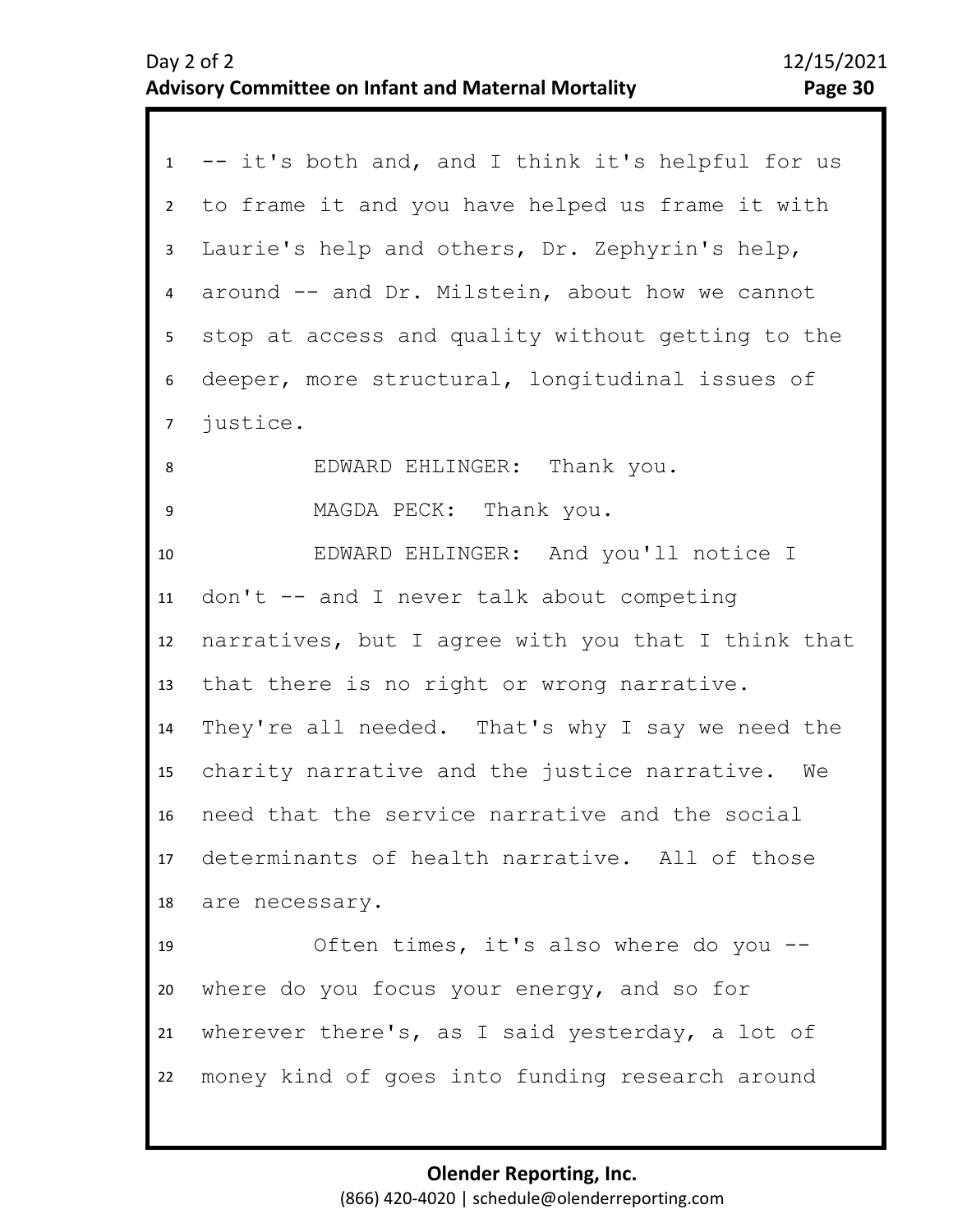-- it's both and, and I think it's helpful for us to frame it and you have helped us frame it with Laurie's help and others, Dr. Zephyrin's help, around -- and Dr. Milstein, about how we cannot stop at access and quality without getting to the deeper, more structural, longitudinal issues of justice.

EDWARD EHLINGER: Thank you.

MAGDA PECK: Thank you.

EDWARD EHLINGER: And you'll notice I don't -- and I never talk about competing narratives, but I agree with you that I think that that there is no right or wrong narrative. They're all needed. That's why I say we need the charity narrative and the justice narrative. We need that the service narrative and the social determinants of health narrative. All of those are necessary.

Often times, it's also where do you -- where do you focus your energy, and so for wherever there's, as I said yesterday, a lot of money kind of goes into funding research around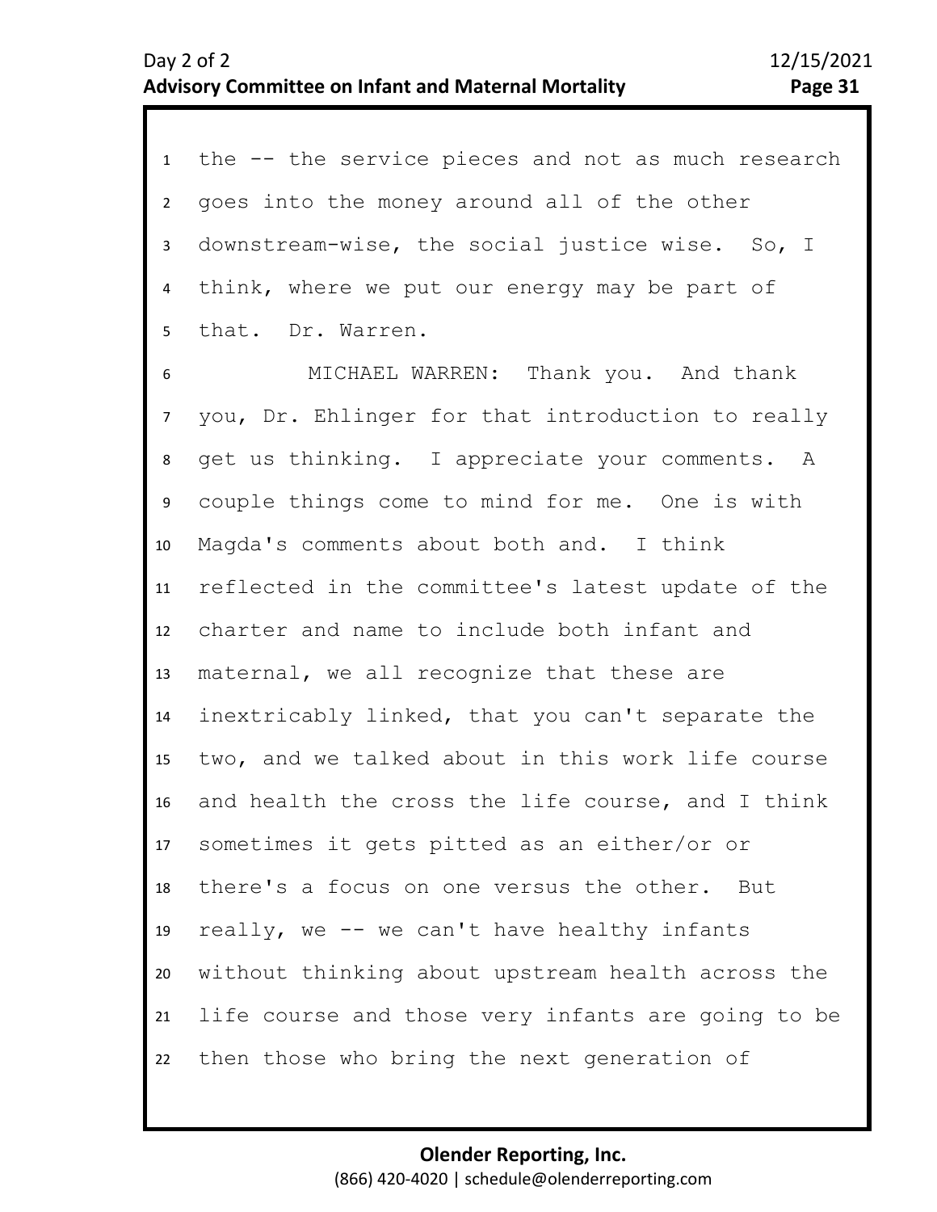the -- the service pieces and not as much research goes into the money around all of the other downstream-wise, the social justice wise. So, I think, where we put our energy may be part of that. Dr. Warren.

MICHAEL WARREN: Thank you. And thank you, Dr. Ehlinger for that introduction to really get us thinking. I appreciate your comments. A couple things come to mind for me. One is with Magda's comments about both and. I think reflected in the committee's latest update of the charter and name to include both infant and maternal, we all recognize that these are inextricably linked, that you can't separate the two, and we talked about in this work life course and health the cross the life course, and I think sometimes it gets pitted as an either/or or there's a focus on one versus the other. But really, we -- we can't have healthy infants without thinking about upstream health across the life course and those very infants are going to be then those who bring the next generation of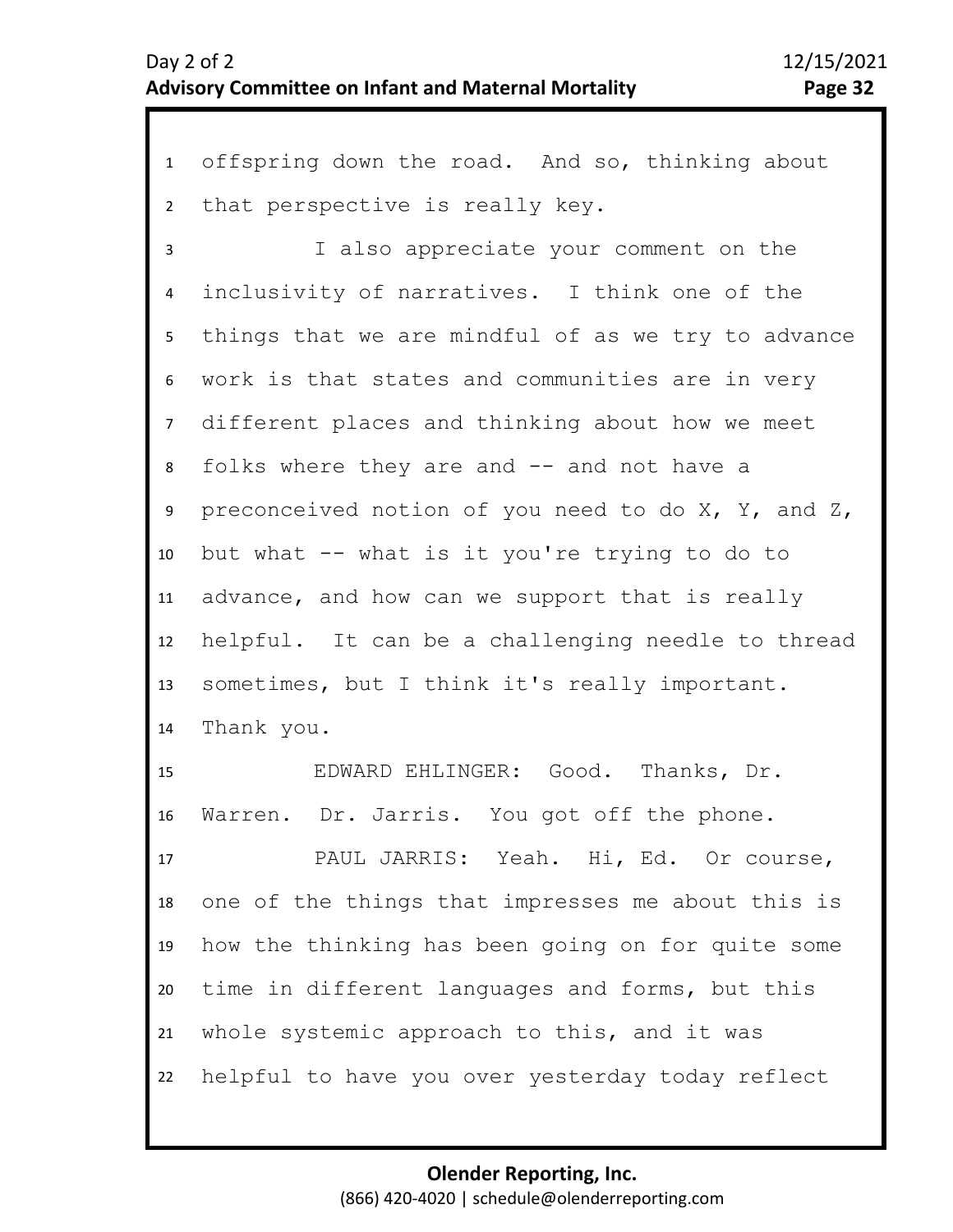offspring down the road. And so, thinking about that perspective is really key.

I also appreciate your comment on the inclusivity of narratives. I think one of the things that we are mindful of as we try to advance work is that states and communities are in very different places and thinking about how we meet folks where they are and -- and not have a preconceived notion of you need to do X, Y, and Z, but what -- what is it you're trying to do to advance, and how can we support that is really helpful. It can be a challenging needle to thread sometimes, but I think it's really important. Thank you.

EDWARD EHLINGER: Good. Thanks, Dr. Warren. Dr. Jarris. You got off the phone.

PAUL JARRIS: Yeah. Hi, Ed. Or course, one of the things that impresses me about this is how the thinking has been going on for quite some time in different languages and forms, but this whole systemic approach to this, and it was helpful to have you over yesterday today reflect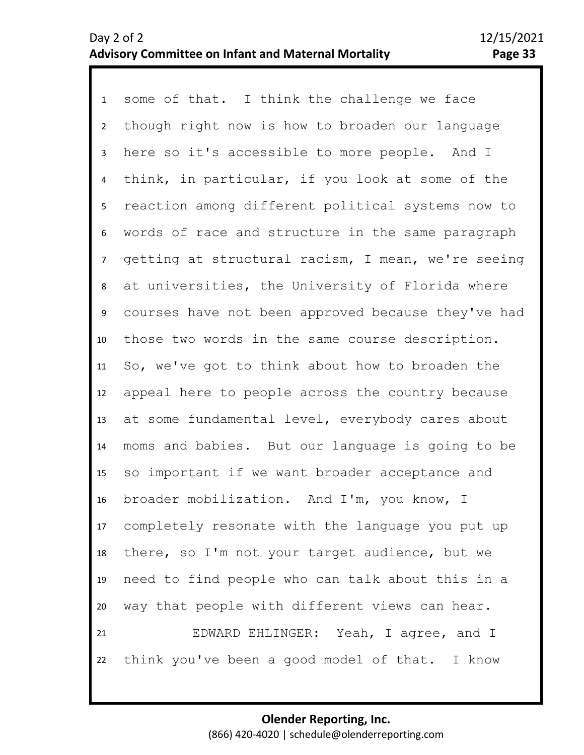some of that. I think the challenge we face though right now is how to broaden our language here so it's accessible to more people. And I think, in particular, if you look at some of the reaction among different political systems now to words of race and structure in the same paragraph getting at structural racism, I mean, we're seeing at universities, the University of Florida where courses have not been approved because they've had those two words in the same course description. So, we've got to think about how to broaden the appeal here to people across the country because at some fundamental level, everybody cares about moms and babies. But our language is going to be so important if we want broader acceptance and broader mobilization. And I'm, you know, I completely resonate with the language you put up there, so I'm not your target audience, but we need to find people who can talk about this in a way that people with different views can hear.

EDWARD EHLINGER: Yeah, I agree, and I think you've been a good model of that. I know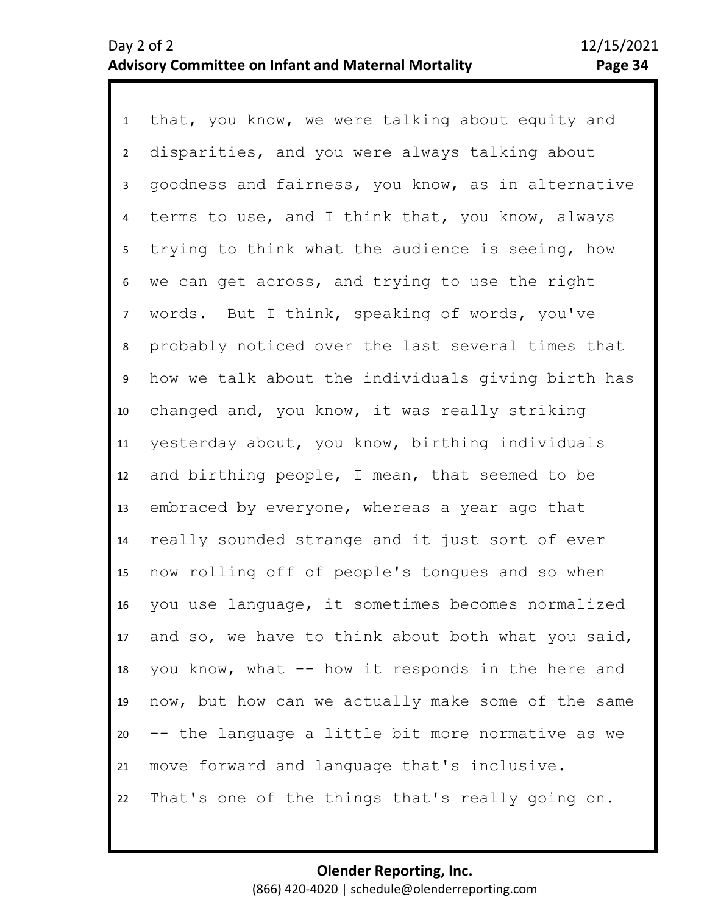that, you know, we were talking about equity and disparities, and you were always talking about goodness and fairness, you know, as in alternative terms to use, and I think that, you know, always trying to think what the audience is seeing, how we can get across, and trying to use the right words. But I think, speaking of words, you've probably noticed over the last several times that how we talk about the individuals giving birth has changed and, you know, it was really striking yesterday about, you know, birthing individuals and birthing people, I mean, that seemed to be embraced by everyone, whereas a year ago that really sounded strange and it just sort of ever now rolling off of people's tongues and so when you use language, it sometimes becomes normalized and so, we have to think about both what you said, you know, what -- how it responds in the here and now, but how can we actually make some of the same -- the language a little bit more normative as we move forward and language that's inclusive. That's one of the things that's really going on.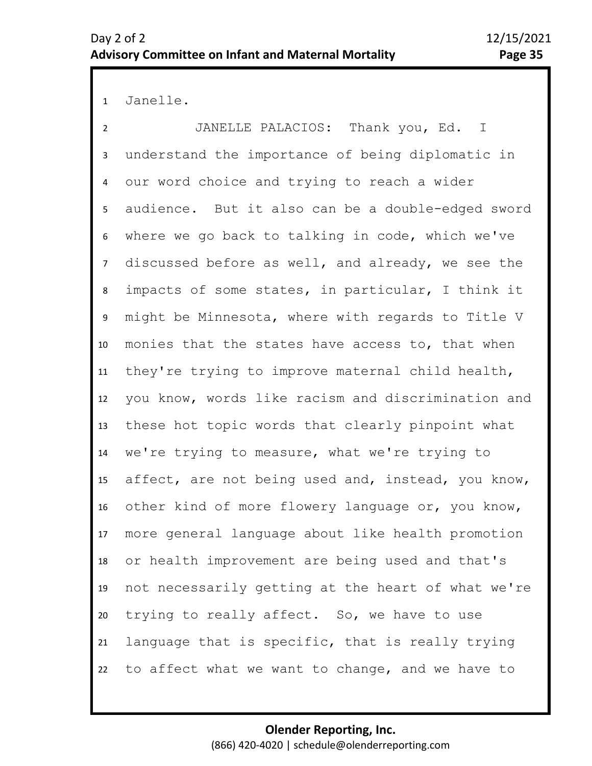Janelle.

JANELLE PALACIOS: Thank you, Ed. I understand the importance of being diplomatic in our word choice and trying to reach a wider audience. But it also can be a double-edged sword where we go back to talking in code, which we've discussed before as well, and already, we see the impacts of some states, in particular, I think it might be Minnesota, where with regards to Title V monies that the states have access to, that when they're trying to improve maternal child health, you know, words like racism and discrimination and these hot topic words that clearly pinpoint what we're trying to measure, what we're trying to affect, are not being used and, instead, you know, other kind of more flowery language or, you know, more general language about like health promotion or health improvement are being used and that's not necessarily getting at the heart of what we're trying to really affect. So, we have to use language that is specific, that is really trying to affect what we want to change, and we have to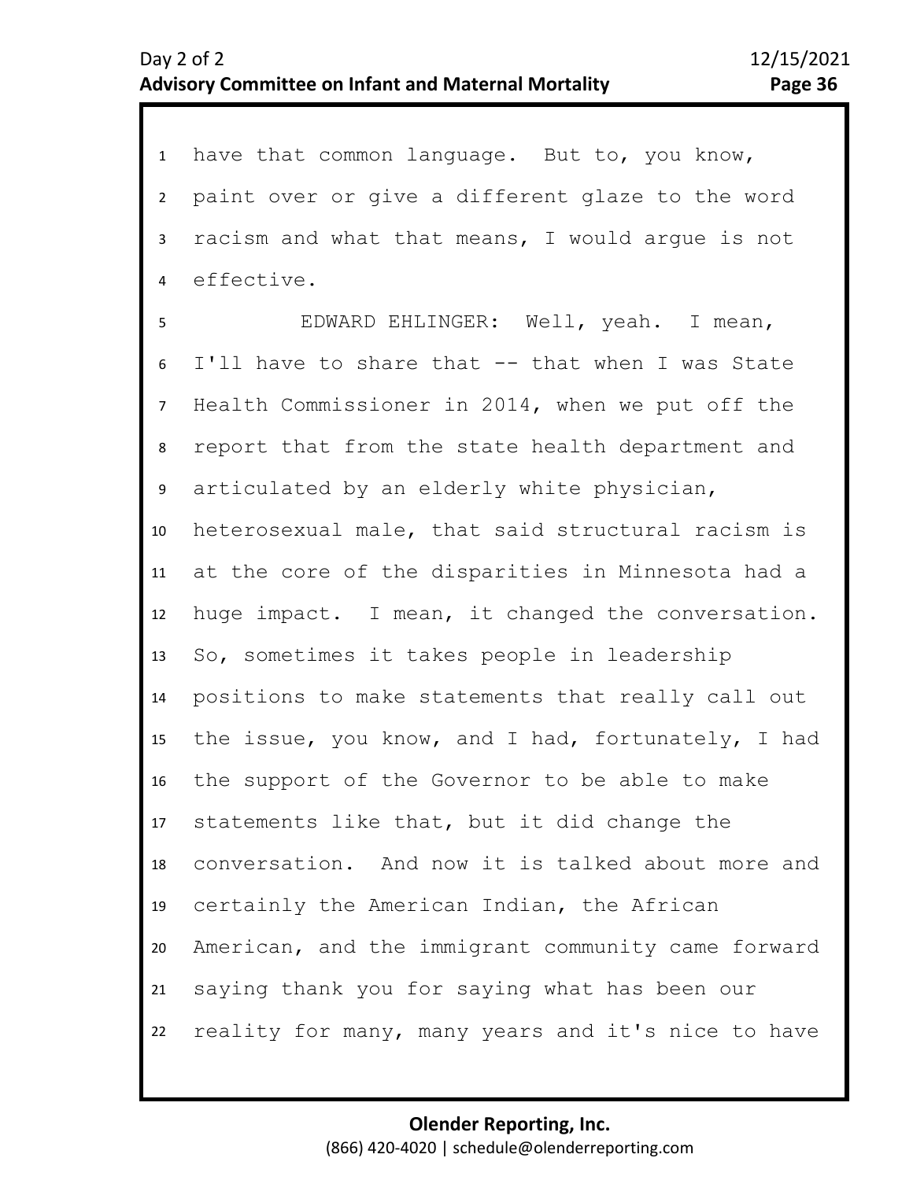have that common language. But to, you know, paint over or give a different glaze to the word racism and what that means, I would argue is not effective.

EDWARD EHLINGER: Well, yeah. I mean, I'll have to share that -- that when I was State Health Commissioner in 2014, when we put off the report that from the state health department and articulated by an elderly white physician, heterosexual male, that said structural racism is at the core of the disparities in Minnesota had a huge impact. I mean, it changed the conversation. So, sometimes it takes people in leadership positions to make statements that really call out the issue, you know, and I had, fortunately, I had the support of the Governor to be able to make statements like that, but it did change the conversation. And now it is talked about more and certainly the American Indian, the African American, and the immigrant community came forward saying thank you for saying what has been our reality for many, many years and it's nice to have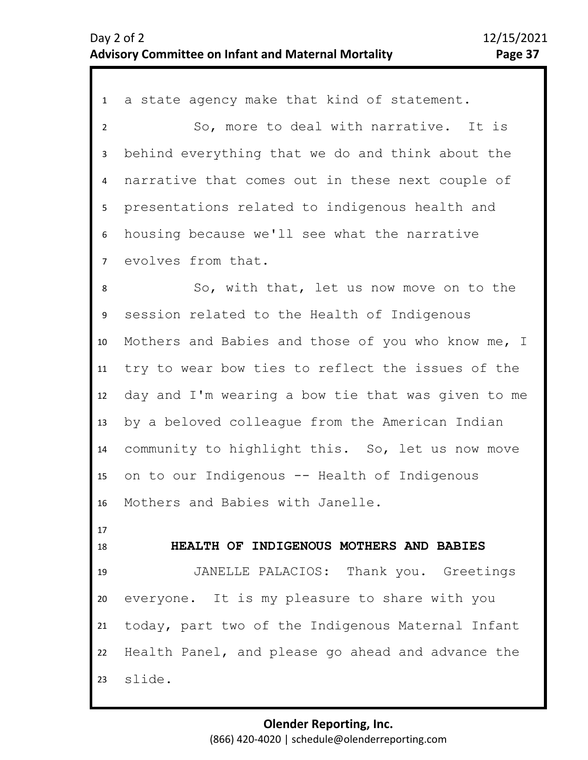a state agency make that kind of statement.

So, more to deal with narrative. It is behind everything that we do and think about the narrative that comes out in these next couple of presentations related to indigenous health and housing because we'll see what the narrative evolves from that.

So, with that, let us now move on to the session related to the Health of Indigenous Mothers and Babies and those of you who know me, I try to wear bow ties to reflect the issues of the day and I'm wearing a bow tie that was given to me by a beloved colleague from the American Indian community to highlight this. So, let us now move on to our Indigenous -- Health of Indigenous Mothers and Babies with Janelle.

## HEALTH OF INDIGENOUS MOTHERS AND BABIES

JANELLE PALACIOS: Thank you. Greetings everyone. It is my pleasure to share with you today, part two of the Indigenous Maternal Infant Health Panel, and please go ahead and advance the slide.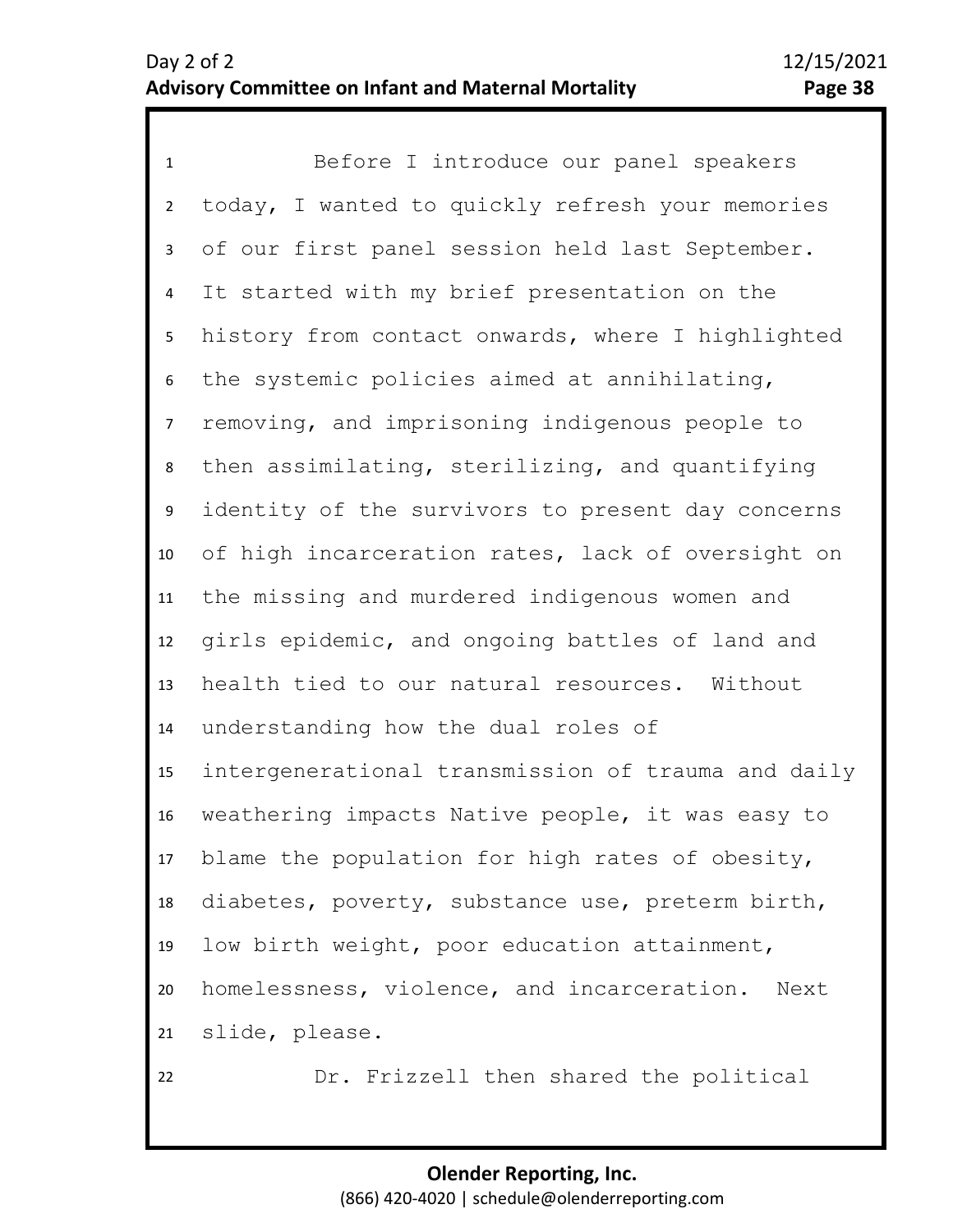Before I introduce our panel speakers today, I wanted to quickly refresh your memories of our first panel session held last September. It started with my brief presentation on the history from contact onwards, where I highlighted the systemic policies aimed at annihilating, removing, and imprisoning indigenous people to then assimilating, sterilizing, and quantifying identity of the survivors to present day concerns of high incarceration rates, lack of oversight on the missing and murdered indigenous women and girls epidemic, and ongoing battles of land and health tied to our natural resources. Without understanding how the dual roles of intergenerational transmission of trauma and daily weathering impacts Native people, it was easy to blame the population for high rates of obesity, diabetes, poverty, substance use, preterm birth, low birth weight, poor education attainment, homelessness, violence, and incarceration. Next slide, please.

Dr. Frizzell then shared the political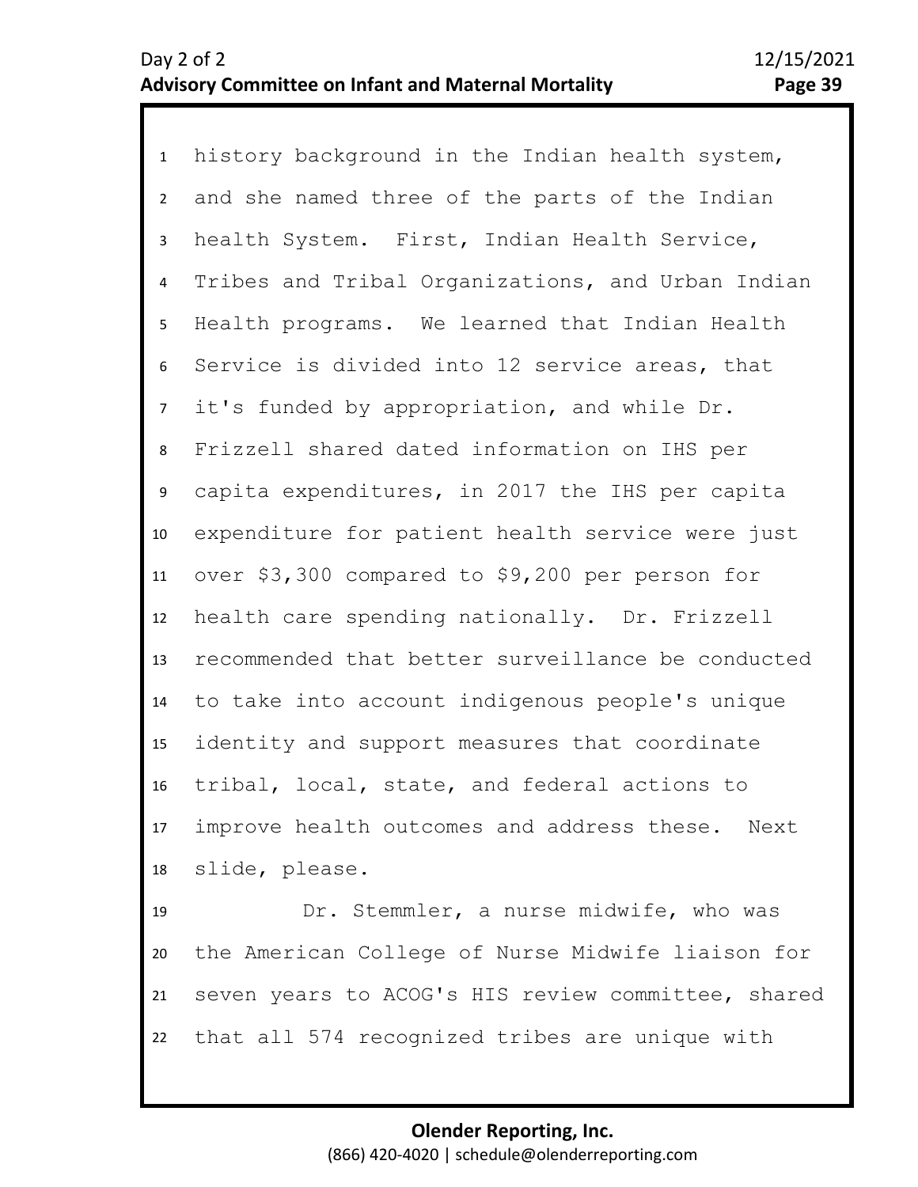history background in the Indian health system, and she named three of the parts of the Indian health System. First, Indian Health Service, Tribes and Tribal Organizations, and Urban Indian Health programs. We learned that Indian Health Service is divided into 12 service areas, that it's funded by appropriation, and while Dr. Frizzell shared dated information on IHS per capita expenditures, in 2017 the IHS per capita expenditure for patient health service were just over $3,300 compared to $9,200 per person for health care spending nationally. Dr. Frizzell recommended that better surveillance be conducted to take into account indigenous people's unique identity and support measures that coordinate tribal, local, state, and federal actions to improve health outcomes and address these. Next slide, please.

Dr. Stemmler, a nurse midwife, who was the American College of Nurse Midwife liaison for seven years to ACOG's HIS review committee, shared that all 574 recognized tribes are unique with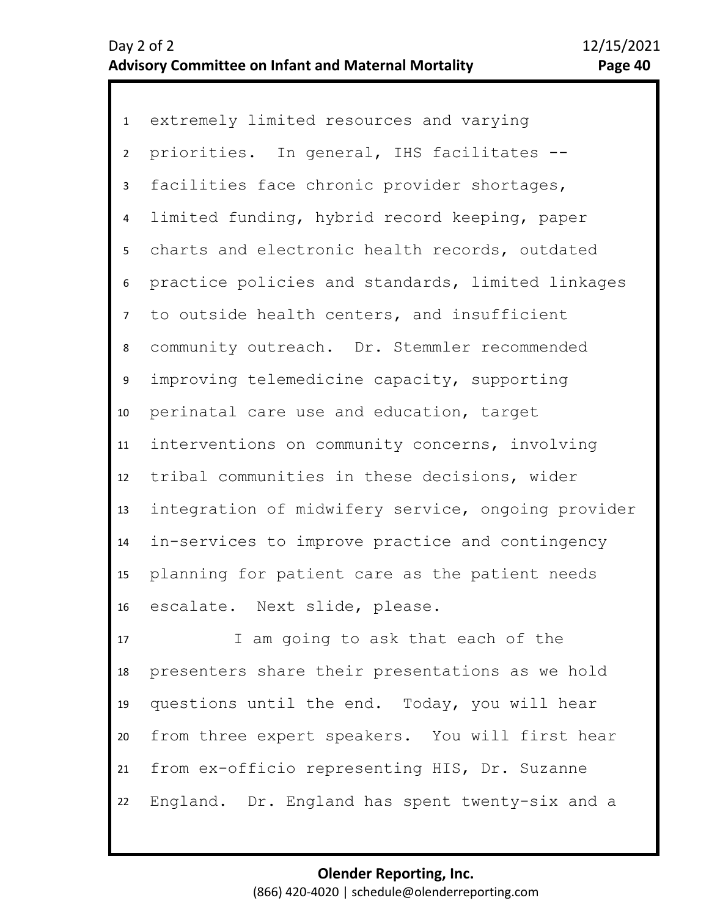extremely limited resources and varying priorities. In general, IHS facilitates -- facilities face chronic provider shortages, limited funding, hybrid record keeping, paper charts and electronic health records, outdated practice policies and standards, limited linkages to outside health centers, and insufficient community outreach. Dr. Stemmler recommended improving telemedicine capacity, supporting perinatal care use and education, target interventions on community concerns, involving tribal communities in these decisions, wider integration of midwifery service, ongoing provider in-services to improve practice and contingency planning for patient care as the patient needs escalate. Next slide, please.

I am going to ask that each of the presenters share their presentations as we hold questions until the end. Today, you will hear from three expert speakers. You will first hear from ex-officio representing HIS, Dr. Suzanne England. Dr. England has spent twenty-six and a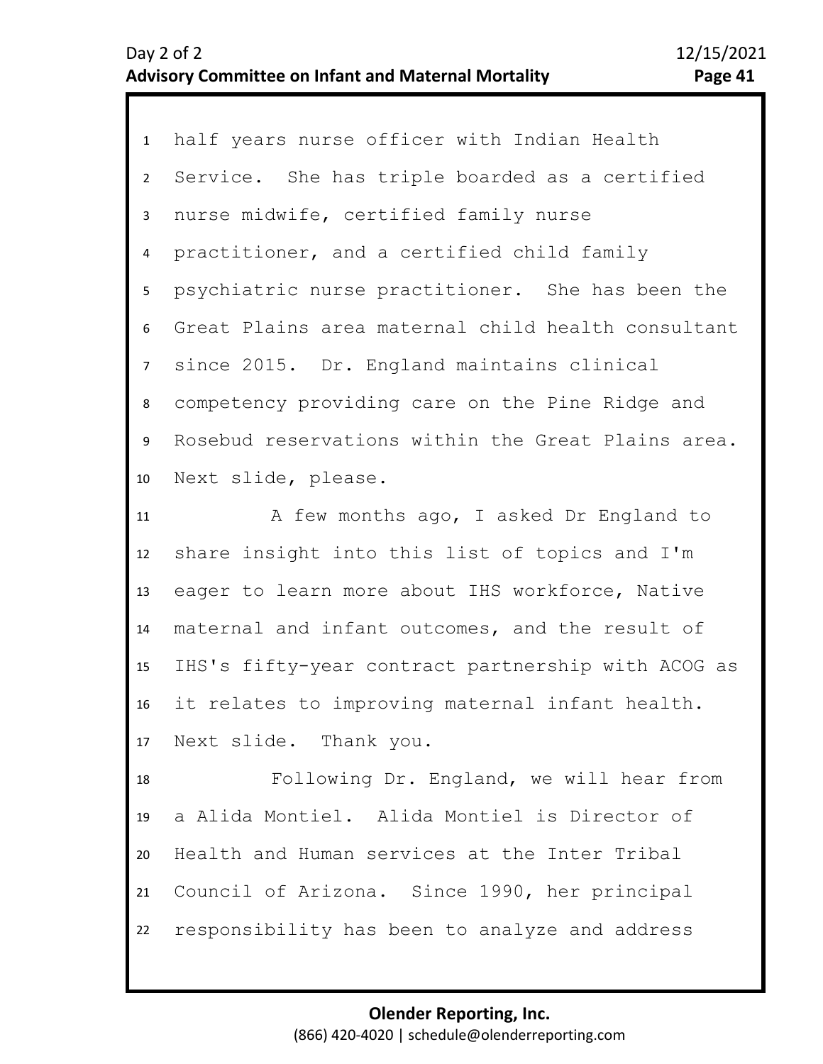half years nurse officer with Indian Health Service. She has triple boarded as a certified nurse midwife, certified family nurse practitioner, and a certified child family psychiatric nurse practitioner. She has been the Great Plains area maternal child health consultant since 2015. Dr. England maintains clinical competency providing care on the Pine Ridge and Rosebud reservations within the Great Plains area. Next slide, please.

A few months ago, I asked Dr England to share insight into this list of topics and I'm eager to learn more about IHS workforce, Native maternal and infant outcomes, and the result of IHS's fifty-year contract partnership with ACOG as it relates to improving maternal infant health. Next slide. Thank you.

Following Dr. England, we will hear from a Alida Montiel. Alida Montiel is Director of Health and Human services at the Inter Tribal Council of Arizona. Since 1990, her principal responsibility has been to analyze and address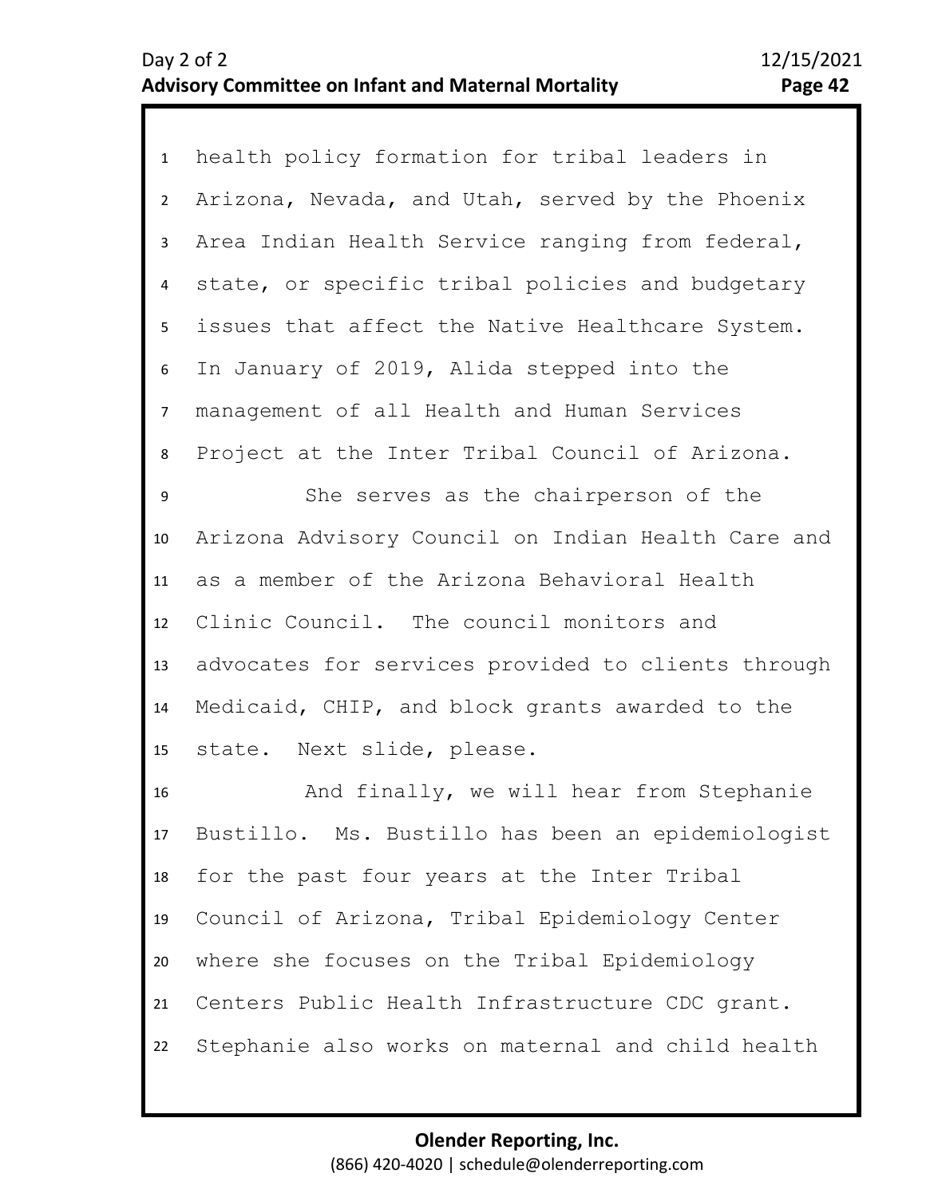health policy formation for tribal leaders in Arizona, Nevada, and Utah, served by the Phoenix Area Indian Health Service ranging from federal, state, or specific tribal policies and budgetary issues that affect the Native Healthcare System. In January of 2019, Alida stepped into the management of all Health and Human Services Project at the Inter Tribal Council of Arizona.

She serves as the chairperson of the Arizona Advisory Council on Indian Health Care and as a member of the Arizona Behavioral Health Clinic Council. The council monitors and advocates for services provided to clients through Medicaid, CHIP, and block grants awarded to the state. Next slide, please.

And finally, we will hear from Stephanie Bustillo. Ms. Bustillo has been an epidemiologist for the past four years at the Inter Tribal Council of Arizona, Tribal Epidemiology Center where she focuses on the Tribal Epidemiology Centers Public Health Infrastructure CDC grant. Stephanie also works on maternal and child health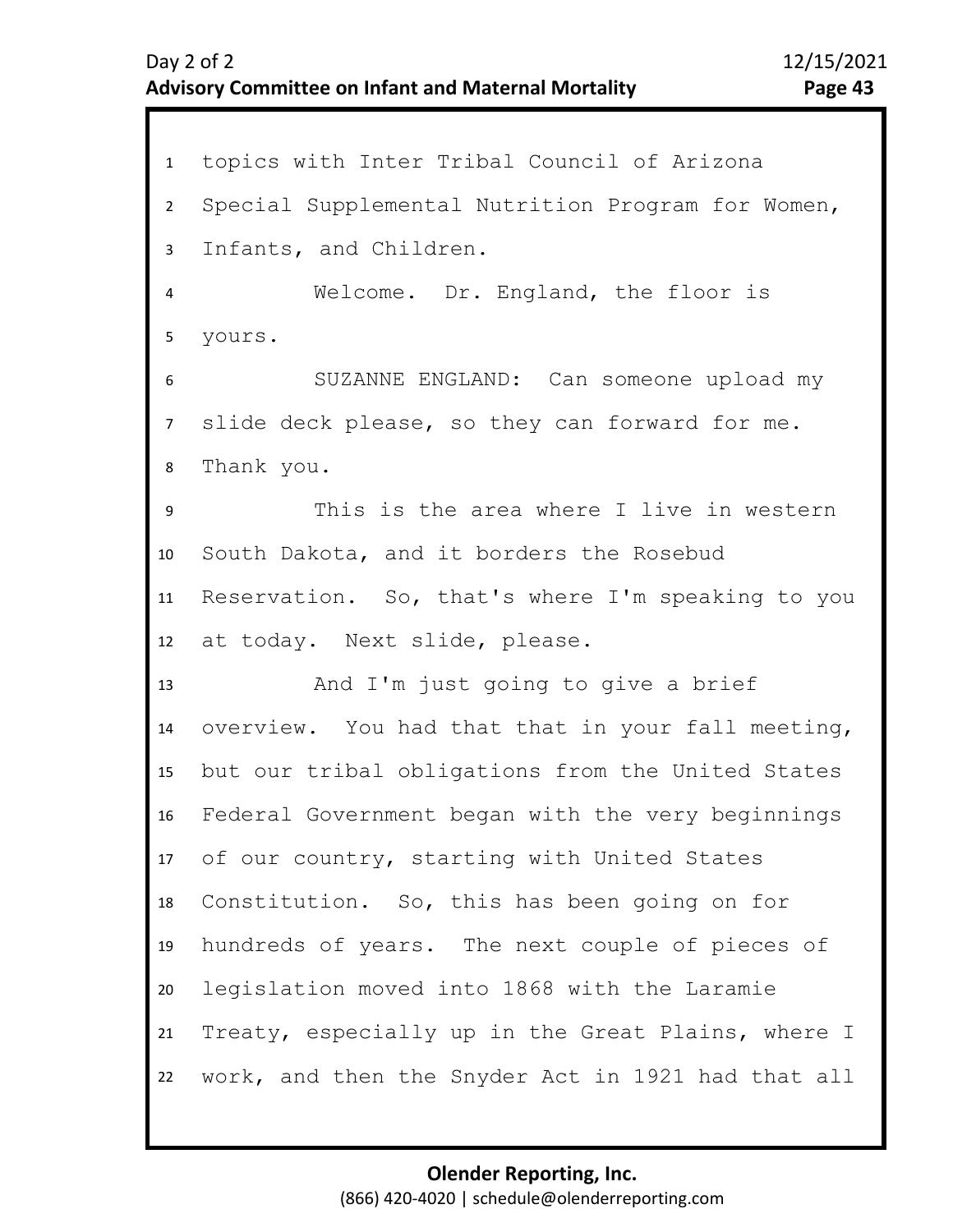topics with Inter Tribal Council of Arizona Special Supplemental Nutrition Program for Women, Infants, and Children.

Welcome. Dr. England, the floor is yours.

SUZANNE ENGLAND: Can someone upload my slide deck please, so they can forward for me. Thank you.

This is the area where I live in western South Dakota, and it borders the Rosebud Reservation. So, that's where I'm speaking to you at today. Next slide, please.

And I'm just going to give a brief overview. You had that that in your fall meeting, but our tribal obligations from the United States Federal Government began with the very beginnings of our country, starting with United States Constitution. So, this has been going on for hundreds of years. The next couple of pieces of legislation moved into 1868 with the Laramie Treaty, especially up in the Great Plains, where I work, and then the Snyder Act in 1921 had that all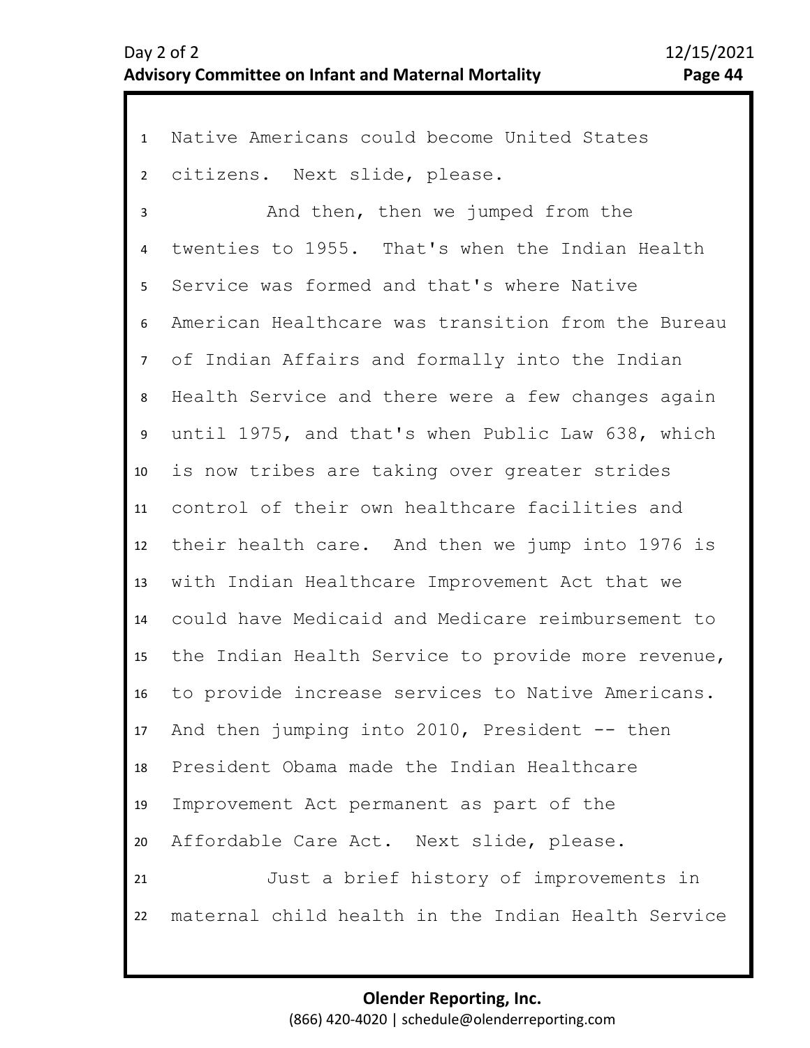Native Americans could become United States citizens. Next slide, please.

And then, then we jumped from the twenties to 1955. That's when the Indian Health Service was formed and that's where Native American Healthcare was transition from the Bureau of Indian Affairs and formally into the Indian Health Service and there were a few changes again until 1975, and that's when Public Law 638, which is now tribes are taking over greater strides control of their own healthcare facilities and their health care. And then we jump into 1976 is with Indian Healthcare Improvement Act that we could have Medicaid and Medicare reimbursement to the Indian Health Service to provide more revenue, to provide increase services to Native Americans. And then jumping into 2010, President -- then President Obama made the Indian Healthcare Improvement Act permanent as part of the Affordable Care Act. Next slide, please.

Just a brief history of improvements in maternal child health in the Indian Health Service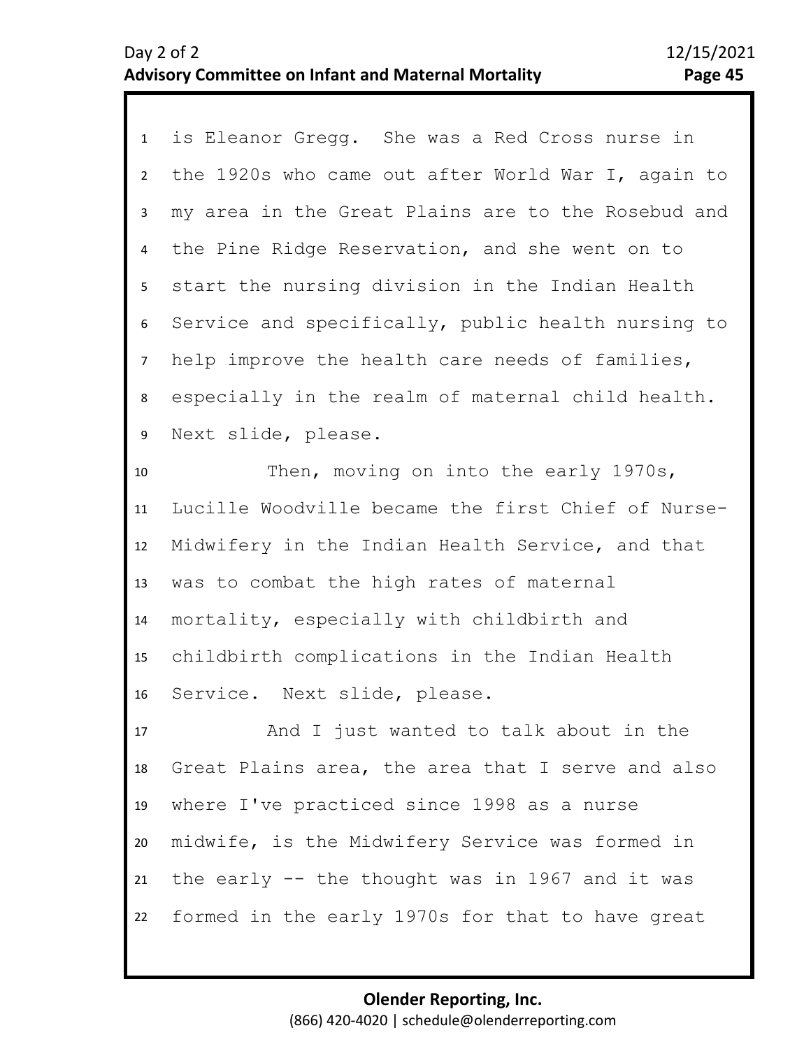is Eleanor Gregg. She was a Red Cross nurse in the 1920s who came out after World War I, again to my area in the Great Plains are to the Rosebud and the Pine Ridge Reservation, and she went on to start the nursing division in the Indian Health Service and specifically, public health nursing to help improve the health care needs of families, especially in the realm of maternal child health. Next slide, please.

Then, moving on into the early 1970s, Lucille Woodville became the first Chief of Nurse-Midwifery in the Indian Health Service, and that was to combat the high rates of maternal mortality, especially with childbirth and childbirth complications in the Indian Health Service. Next slide, please.

And I just wanted to talk about in the Great Plains area, the area that I serve and also where I've practiced since 1998 as a nurse midwife, is the Midwifery Service was formed in the early -- the thought was in 1967 and it was formed in the early 1970s for that to have great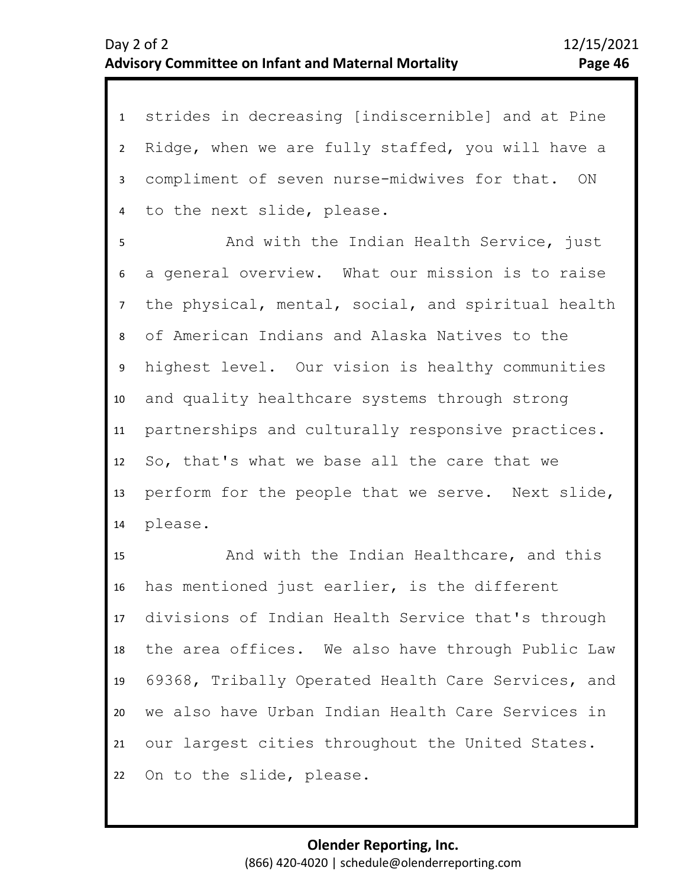strides in decreasing [indiscernible] and at Pine Ridge, when we are fully staffed, you will have a compliment of seven nurse-midwives for that. ON to the next slide, please.

And with the Indian Health Service, just a general overview. What our mission is to raise the physical, mental, social, and spiritual health of American Indians and Alaska Natives to the highest level. Our vision is healthy communities and quality healthcare systems through strong partnerships and culturally responsive practices. So, that's what we base all the care that we perform for the people that we serve. Next slide, please.

And with the Indian Healthcare, and this has mentioned just earlier, is the different divisions of Indian Health Service that's through the area offices. We also have through Public Law 69368, Tribally Operated Health Care Services, and we also have Urban Indian Health Care Services in our largest cities throughout the United States. On to the slide, please.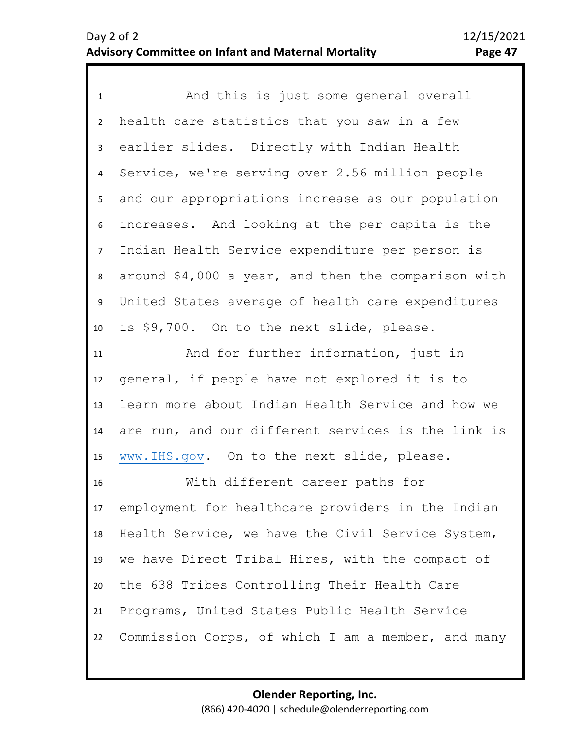And this is just some general overall health care statistics that you saw in a few earlier slides. Directly with Indian Health Service, we're serving over 2.56 million people and our appropriations increase as our population increases. And looking at the per capita is the Indian Health Service expenditure per person is around $4,000 a year, and then the comparison with United States average of health care expenditures is $9,700. On to the next slide, please.

And for further information, just in general, if people have not explored it is to learn more about Indian Health Service and how we are run, and our different services is the link is www.IHS.gov. On to the next slide, please.

With different career paths for employment for healthcare providers in the Indian Health Service, we have the Civil Service System, we have Direct Tribal Hires, with the compact of the 638 Tribes Controlling Their Health Care Programs, United States Public Health Service Commission Corps, of which I am a member, and many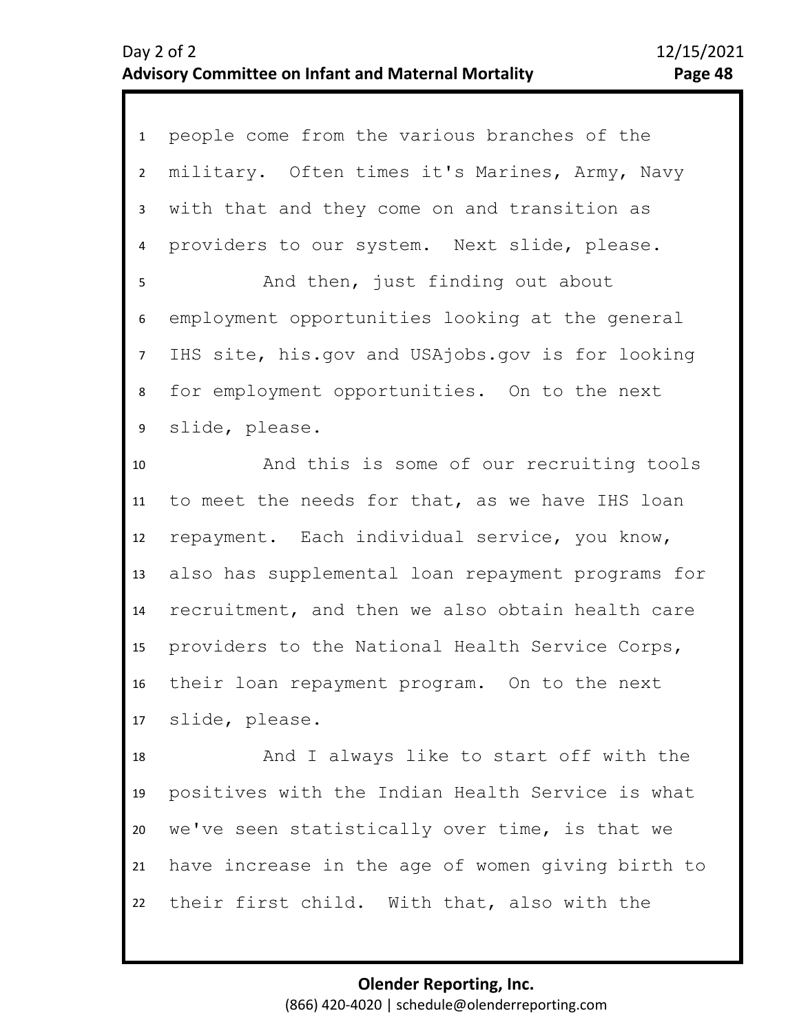people come from the various branches of the military. Often times it's Marines, Army, Navy with that and they come on and transition as providers to our system. Next slide, please.

And then, just finding out about employment opportunities looking at the general IHS site, his.gov and USAjobs.gov is for looking for employment opportunities. On to the next slide, please.

And this is some of our recruiting tools to meet the needs for that, as we have IHS loan repayment. Each individual service, you know, also has supplemental loan repayment programs for recruitment, and then we also obtain health care providers to the National Health Service Corps, their loan repayment program. On to the next slide, please.

And I always like to start off with the positives with the Indian Health Service is what we've seen statistically over time, is that we have increase in the age of women giving birth to their first child. With that, also with the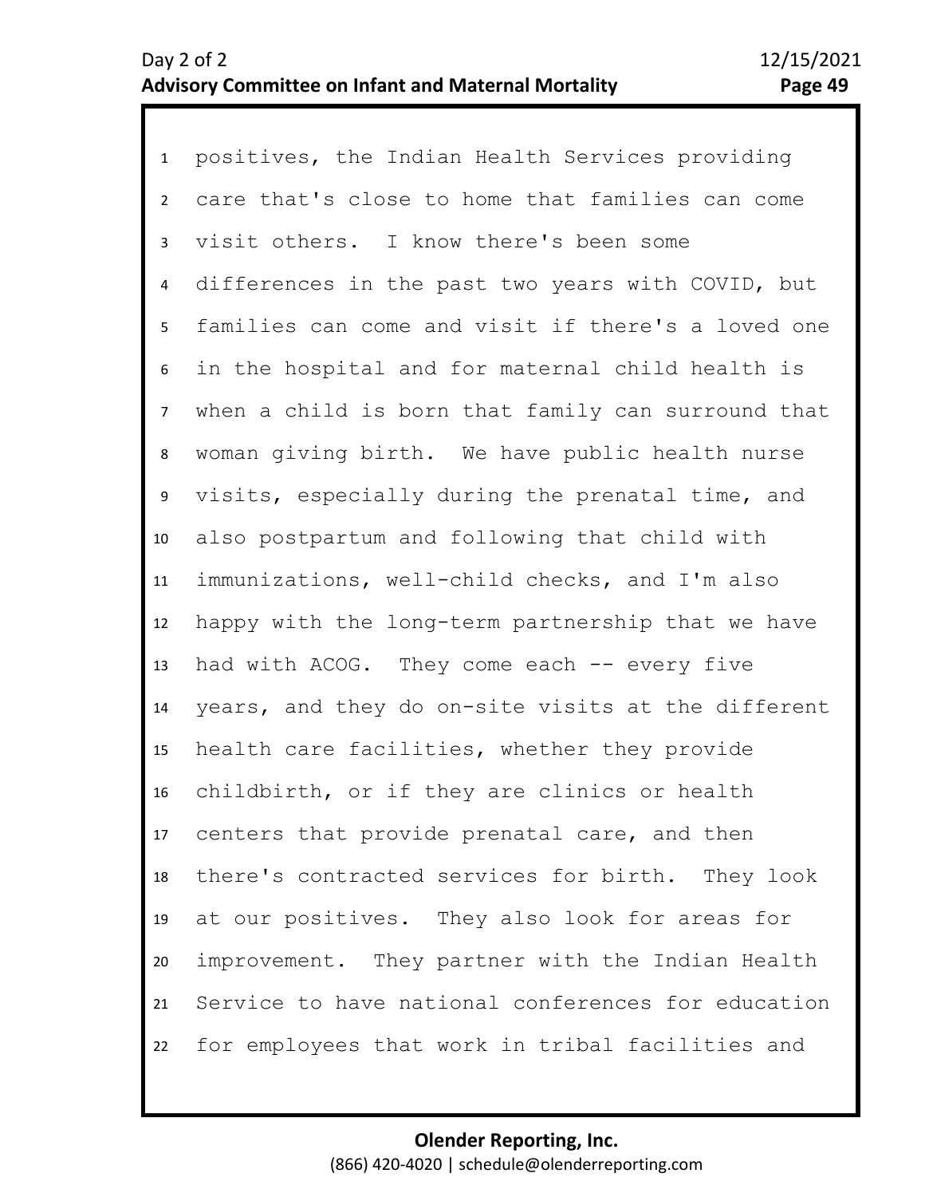positives, the Indian Health Services providing care that's close to home that families can come visit others. I know there's been some differences in the past two years with COVID, but families can come and visit if there's a loved one in the hospital and for maternal child health is when a child is born that family can surround that woman giving birth. We have public health nurse visits, especially during the prenatal time, and also postpartum and following that child with immunizations, well-child checks, and I'm also happy with the long-term partnership that we have had with ACOG. They come each -- every five years, and they do on-site visits at the different health care facilities, whether they provide childbirth, or if they are clinics or health centers that provide prenatal care, and then there's contracted services for birth. They look at our positives. They also look for areas for improvement. They partner with the Indian Health Service to have national conferences for education for employees that work in tribal facilities and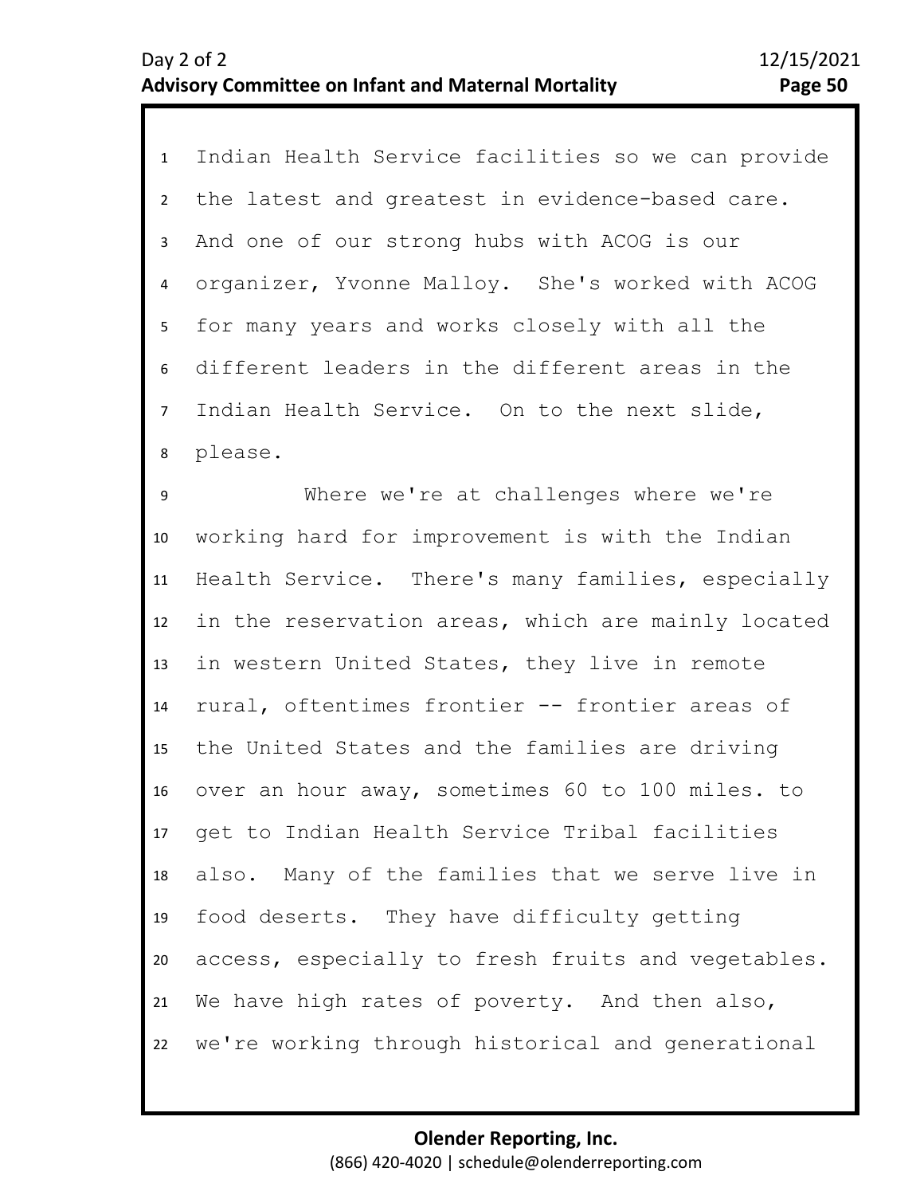Indian Health Service facilities so we can provide the latest and greatest in evidence-based care. And one of our strong hubs with ACOG is our organizer, Yvonne Malloy. She's worked with ACOG for many years and works closely with all the different leaders in the different areas in the Indian Health Service. On to the next slide, please.

Where we're at challenges where we're working hard for improvement is with the Indian Health Service. There's many families, especially in the reservation areas, which are mainly located in western United States, they live in remote rural, oftentimes frontier -- frontier areas of the United States and the families are driving over an hour away, sometimes 60 to 100 miles. to get to Indian Health Service Tribal facilities also. Many of the families that we serve live in food deserts. They have difficulty getting access, especially to fresh fruits and vegetables. We have high rates of poverty. And then also, we're working through historical and generational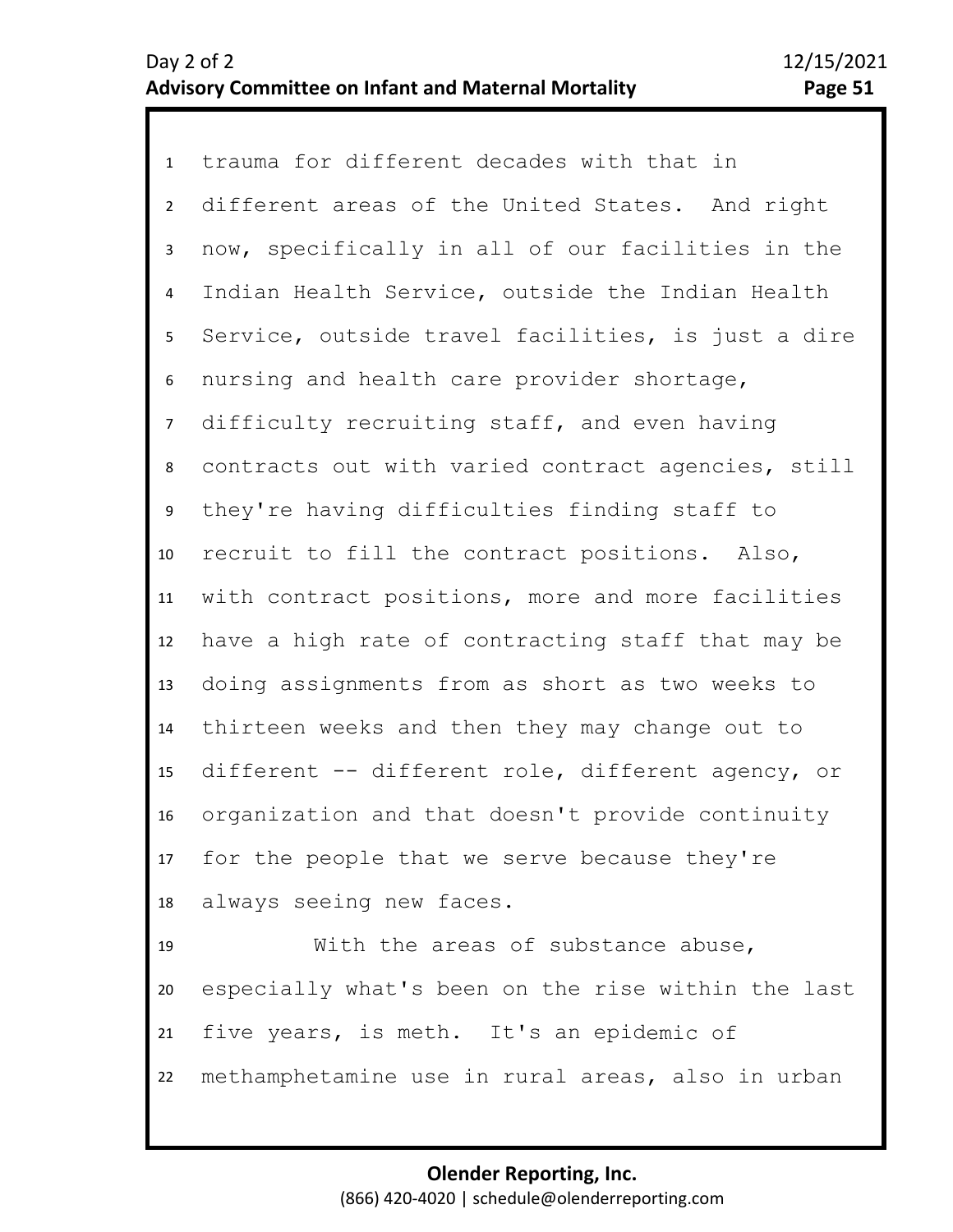trauma for different decades with that in different areas of the United States. And right now, specifically in all of our facilities in the Indian Health Service, outside the Indian Health Service, outside travel facilities, is just a dire nursing and health care provider shortage, difficulty recruiting staff, and even having contracts out with varied contract agencies, still they're having difficulties finding staff to recruit to fill the contract positions. Also, with contract positions, more and more facilities have a high rate of contracting staff that may be doing assignments from as short as two weeks to thirteen weeks and then they may change out to different -- different role, different agency, or organization and that doesn't provide continuity for the people that we serve because they're always seeing new faces.

With the areas of substance abuse, especially what's been on the rise within the last five years, is meth. It's an epidemic of methamphetamine use in rural areas, also in urban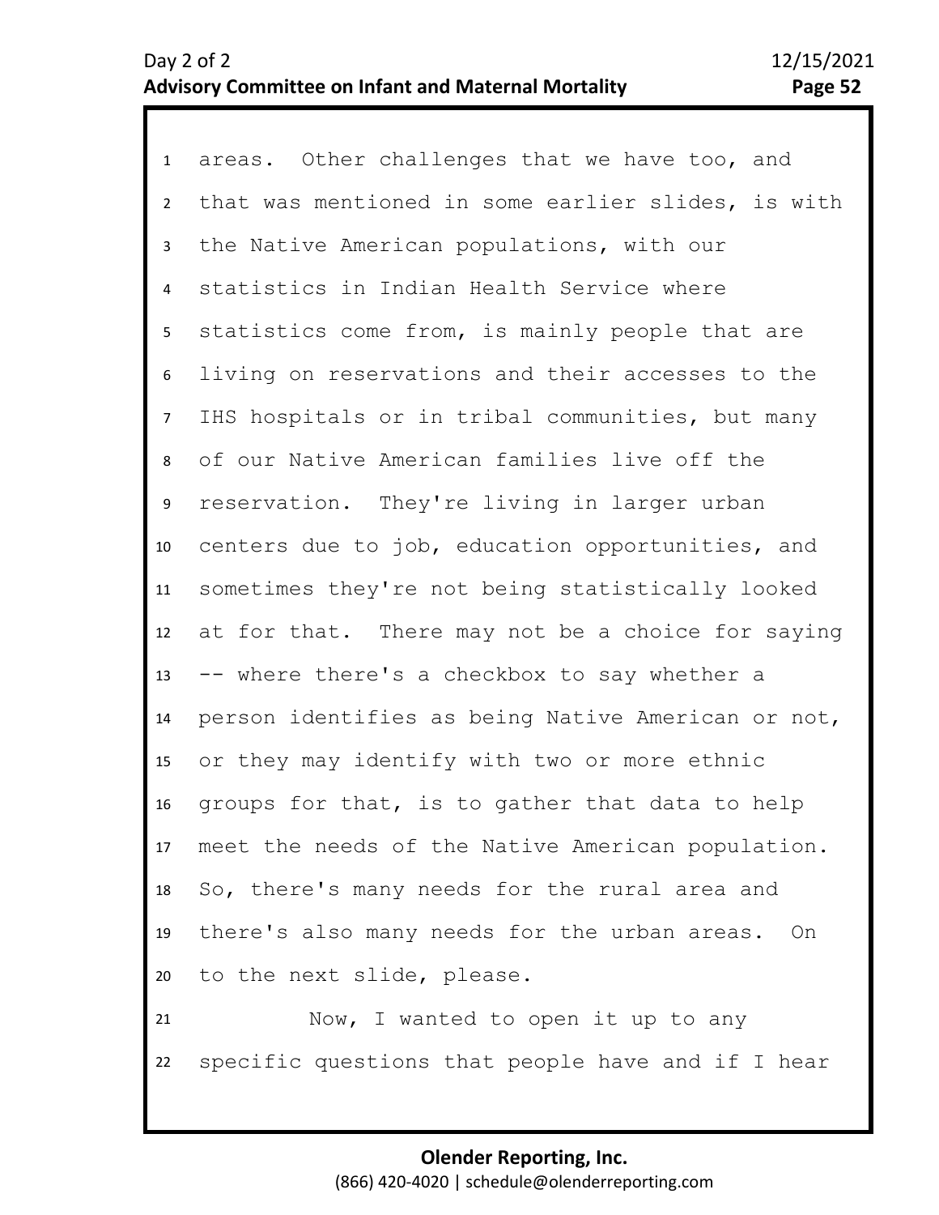areas. Other challenges that we have too, and that was mentioned in some earlier slides, is with the Native American populations, with our statistics in Indian Health Service where statistics come from, is mainly people that are living on reservations and their accesses to the IHS hospitals or in tribal communities, but many of our Native American families live off the reservation. They're living in larger urban centers due to job, education opportunities, and sometimes they're not being statistically looked at for that. There may not be a choice for saying -- where there's a checkbox to say whether a person identifies as being Native American or not, or they may identify with two or more ethnic groups for that, is to gather that data to help meet the needs of the Native American population. So, there's many needs for the rural area and there's also many needs for the urban areas. On to the next slide, please.

Now, I wanted to open it up to any specific questions that people have and if I hear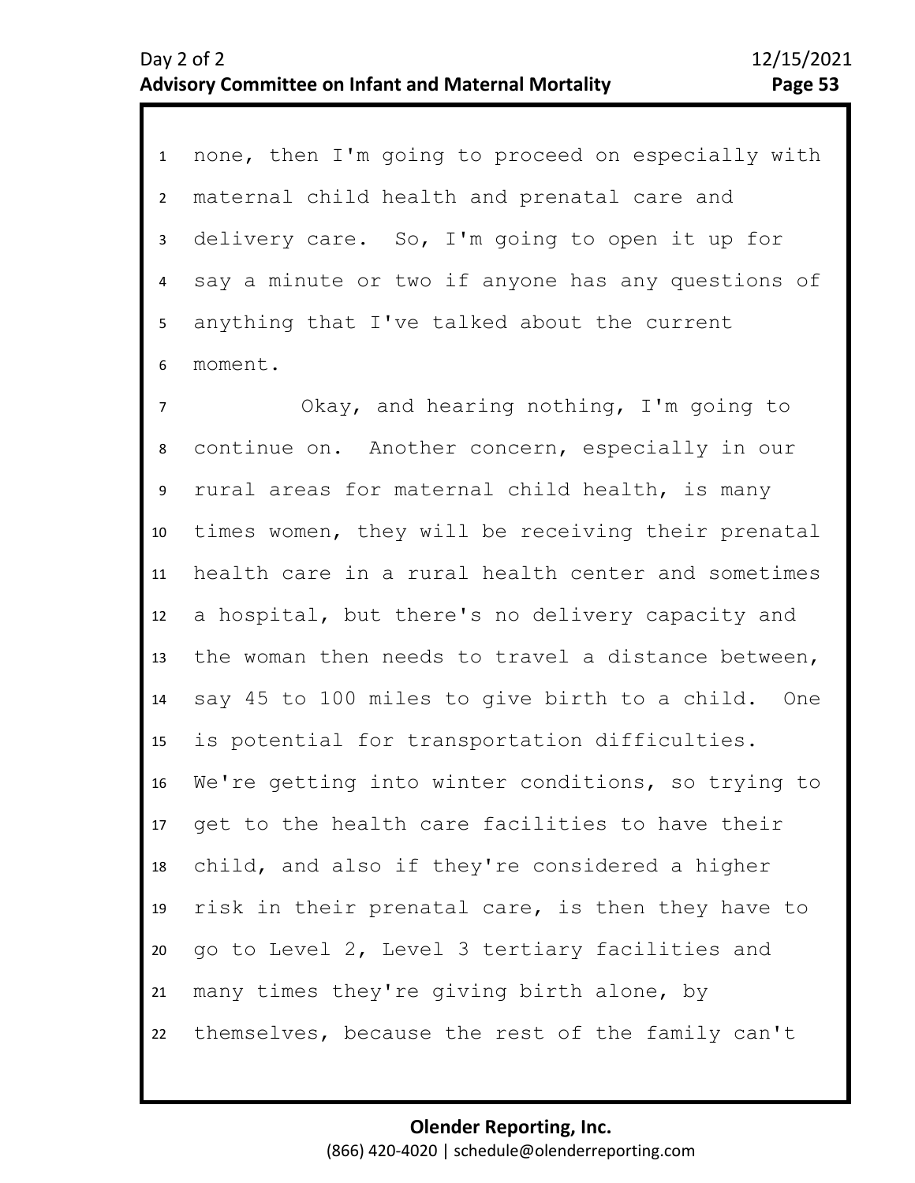none, then I'm going to proceed on especially with maternal child health and prenatal care and delivery care. So, I'm going to open it up for say a minute or two if anyone has any questions of anything that I've talked about the current moment.

Okay, and hearing nothing, I'm going to continue on. Another concern, especially in our rural areas for maternal child health, is many times women, they will be receiving their prenatal health care in a rural health center and sometimes a hospital, but there's no delivery capacity and the woman then needs to travel a distance between, say 45 to 100 miles to give birth to a child. One is potential for transportation difficulties. We're getting into winter conditions, so trying to get to the health care facilities to have their child, and also if they're considered a higher risk in their prenatal care, is then they have to go to Level 2, Level 3 tertiary facilities and many times they're giving birth alone, by themselves, because the rest of the family can't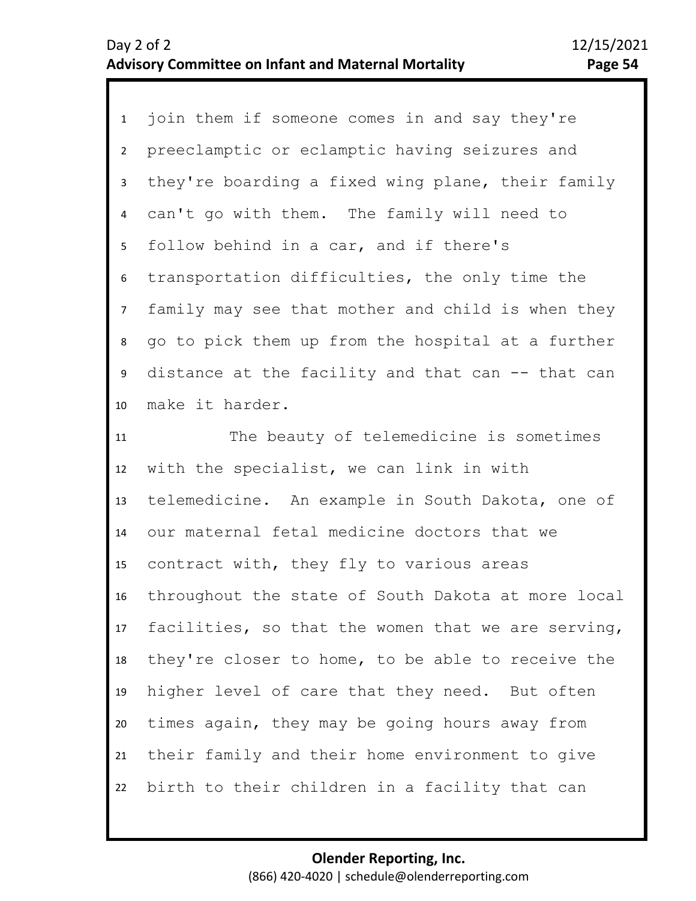join them if someone comes in and say they're preeclamptic or eclamptic having seizures and they're boarding a fixed wing plane, their family can't go with them. The family will need to follow behind in a car, and if there's transportation difficulties, the only time the family may see that mother and child is when they go to pick them up from the hospital at a further distance at the facility and that can -- that can make it harder.

The beauty of telemedicine is sometimes with the specialist, we can link in with telemedicine. An example in South Dakota, one of our maternal fetal medicine doctors that we contract with, they fly to various areas throughout the state of South Dakota at more local facilities, so that the women that we are serving, they're closer to home, to be able to receive the higher level of care that they need. But often times again, they may be going hours away from their family and their home environment to give birth to their children in a facility that can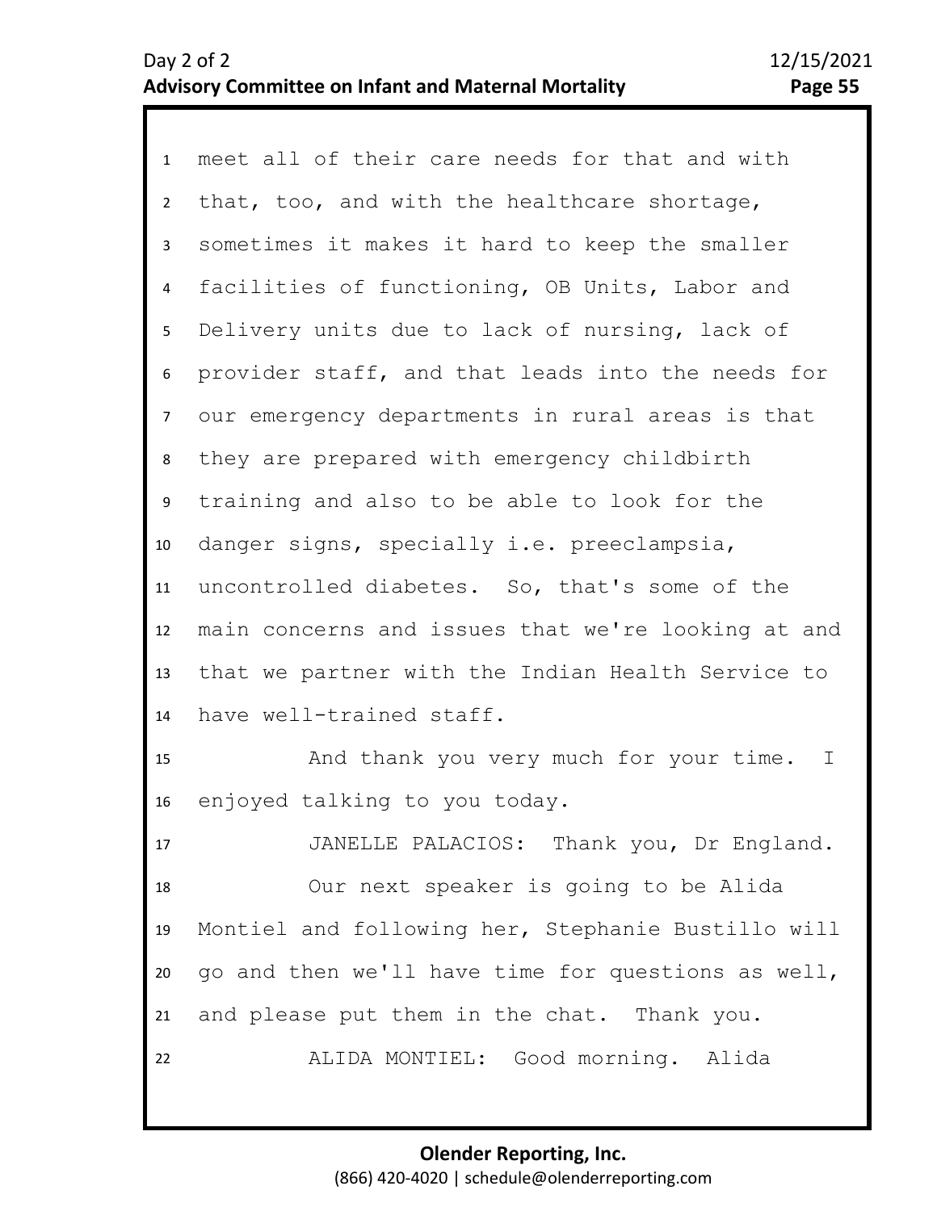meet all of their care needs for that and with that, too, and with the healthcare shortage, sometimes it makes it hard to keep the smaller facilities of functioning, OB Units, Labor and Delivery units due to lack of nursing, lack of provider staff, and that leads into the needs for our emergency departments in rural areas is that they are prepared with emergency childbirth training and also to be able to look for the danger signs, specially i.e. preeclampsia, uncontrolled diabetes. So, that's some of the main concerns and issues that we're looking at and that we partner with the Indian Health Service to have well-trained staff.

And thank you very much for your time. I enjoyed talking to you today.

JANELLE PALACIOS: Thank you, Dr England.

Our next speaker is going to be Alida Montiel and following her, Stephanie Bustillo will go and then we'll have time for questions as well, and please put them in the chat. Thank you.

ALIDA MONTIEL: Good morning. Alida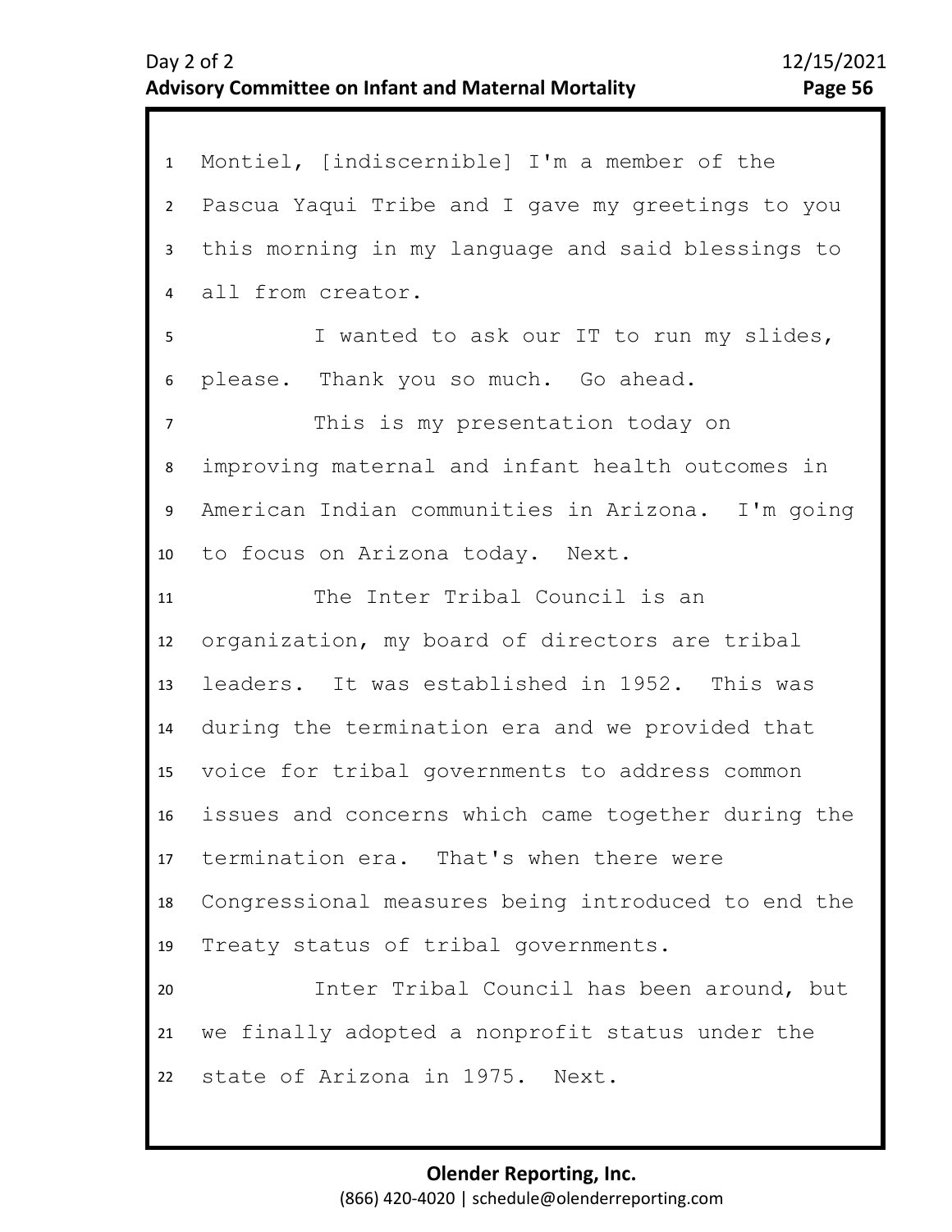Montiel, [indiscernible] I'm a member of the Pascua Yaqui Tribe and I gave my greetings to you this morning in my language and said blessings to all from creator.

I wanted to ask our IT to run my slides, please. Thank you so much. Go ahead.

This is my presentation today on improving maternal and infant health outcomes in American Indian communities in Arizona. I'm going to focus on Arizona today. Next.

The Inter Tribal Council is an organization, my board of directors are tribal leaders. It was established in 1952. This was during the termination era and we provided that voice for tribal governments to address common issues and concerns which came together during the termination era. That's when there were Congressional measures being introduced to end the Treaty status of tribal governments.

Inter Tribal Council has been around, but we finally adopted a nonprofit status under the state of Arizona in 1975. Next.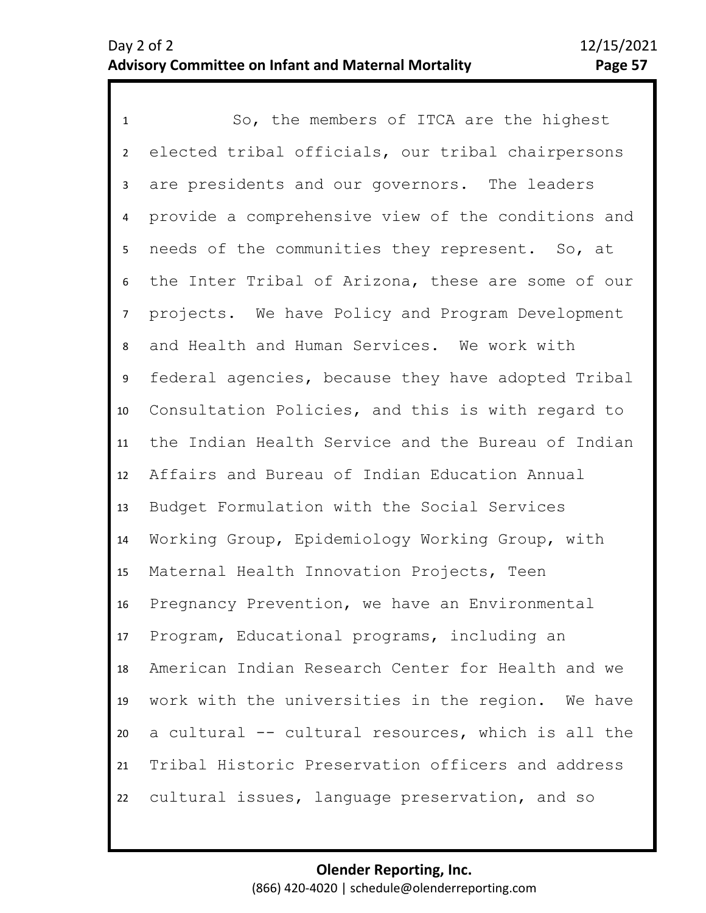So, the members of ITCA are the highest elected tribal officials, our tribal chairpersons are presidents and our governors. The leaders provide a comprehensive view of the conditions and needs of the communities they represent. So, at the Inter Tribal of Arizona, these are some of our projects. We have Policy and Program Development and Health and Human Services. We work with federal agencies, because they have adopted Tribal Consultation Policies, and this is with regard to the Indian Health Service and the Bureau of Indian Affairs and Bureau of Indian Education Annual Budget Formulation with the Social Services Working Group, Epidemiology Working Group, with Maternal Health Innovation Projects, Teen Pregnancy Prevention, we have an Environmental Program, Educational programs, including an American Indian Research Center for Health and we work with the universities in the region. We have a cultural -- cultural resources, which is all the Tribal Historic Preservation officers and address cultural issues, language preservation, and so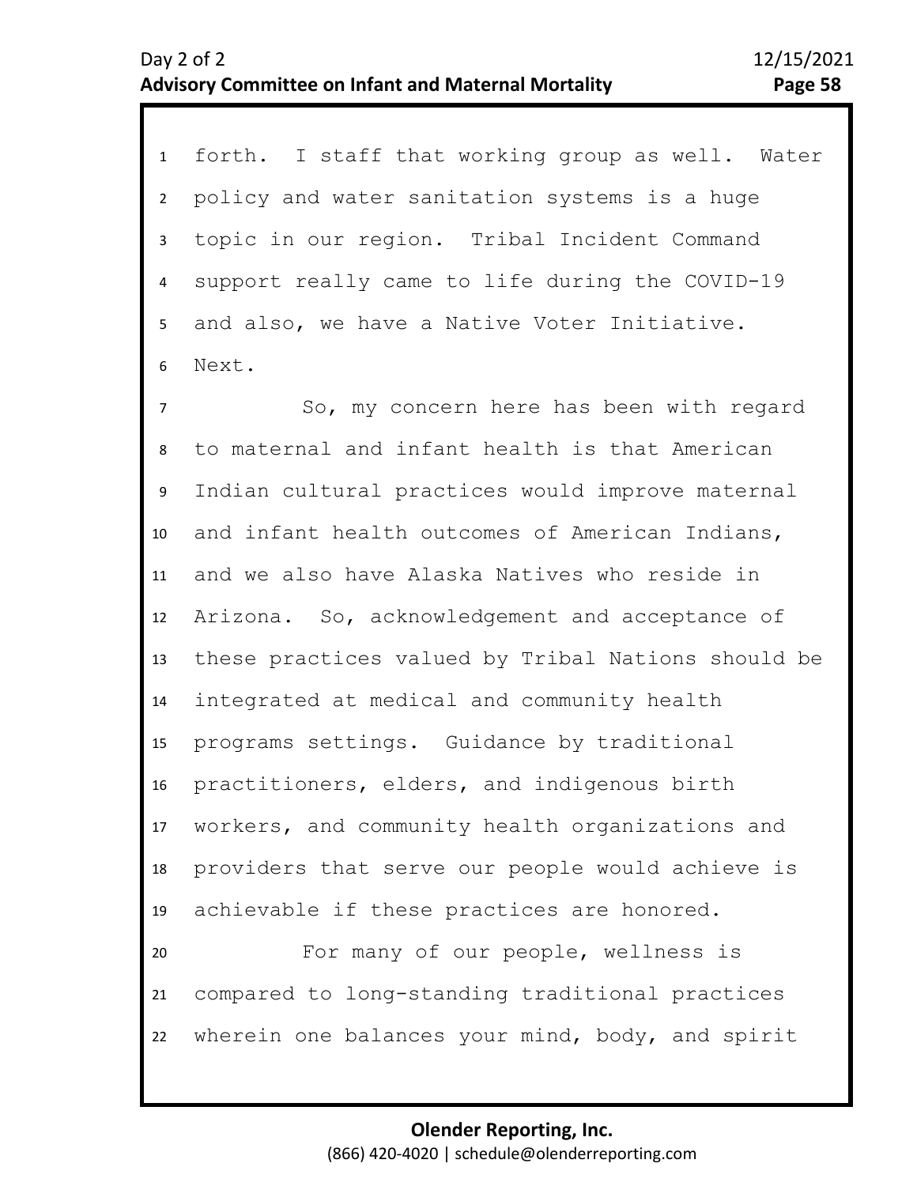forth. I staff that working group as well. Water policy and water sanitation systems is a huge topic in our region. Tribal Incident Command support really came to life during the COVID-19 and also, we have a Native Voter Initiative. Next.

So, my concern here has been with regard to maternal and infant health is that American Indian cultural practices would improve maternal and infant health outcomes of American Indians, and we also have Alaska Natives who reside in Arizona. So, acknowledgement and acceptance of these practices valued by Tribal Nations should be integrated at medical and community health programs settings. Guidance by traditional practitioners, elders, and indigenous birth workers, and community health organizations and providers that serve our people would achieve is achievable if these practices are honored.

For many of our people, wellness is compared to long-standing traditional practices wherein one balances your mind, body, and spirit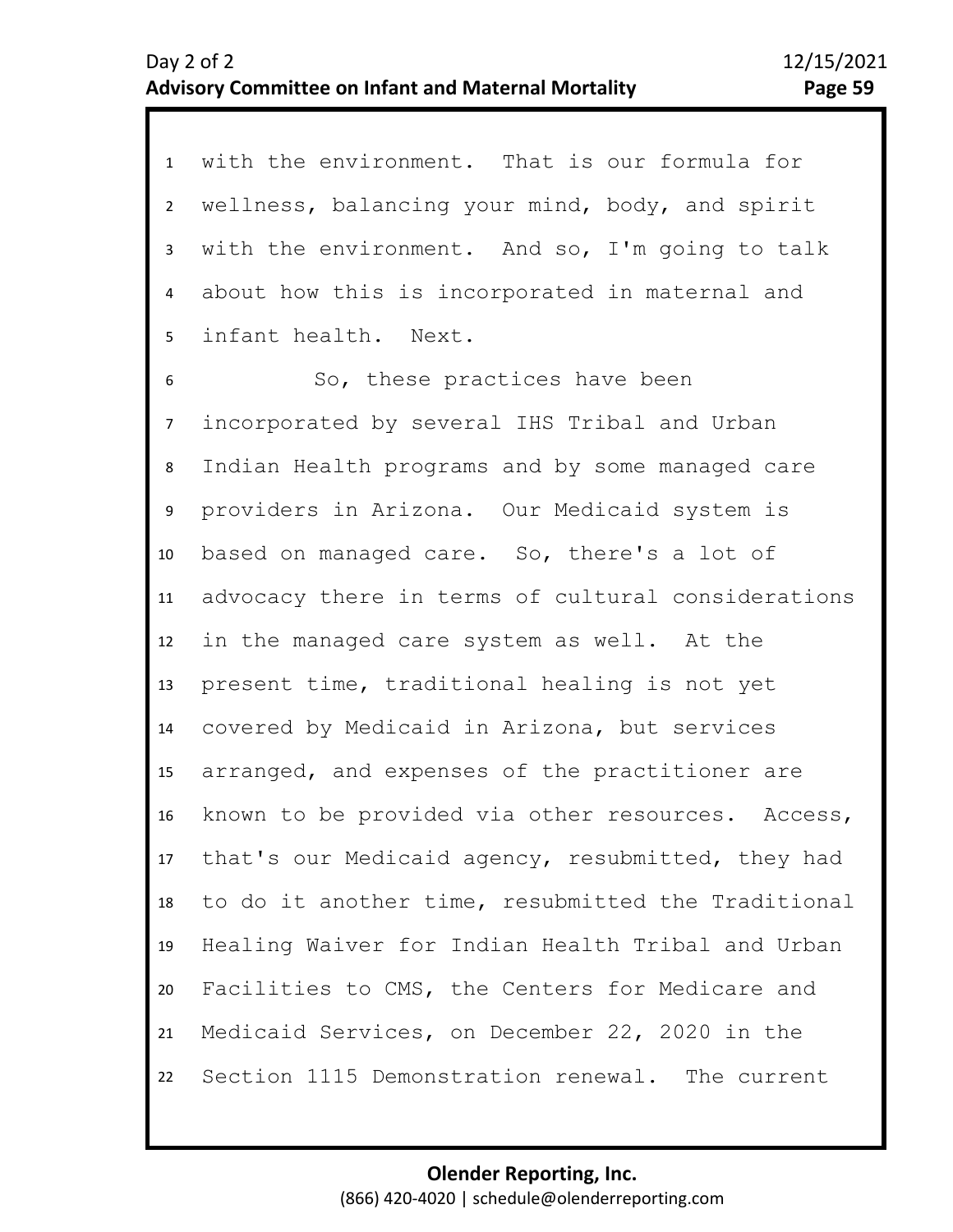with the environment. That is our formula for wellness, balancing your mind, body, and spirit with the environment. And so, I'm going to talk about how this is incorporated in maternal and infant health. Next.

So, these practices have been incorporated by several IHS Tribal and Urban Indian Health programs and by some managed care providers in Arizona. Our Medicaid system is based on managed care. So, there's a lot of advocacy there in terms of cultural considerations in the managed care system as well. At the present time, traditional healing is not yet covered by Medicaid in Arizona, but services arranged, and expenses of the practitioner are known to be provided via other resources. Access, that's our Medicaid agency, resubmitted, they had to do it another time, resubmitted the Traditional Healing Waiver for Indian Health Tribal and Urban Facilities to CMS, the Centers for Medicare and Medicaid Services, on December 22, 2020 in the Section 1115 Demonstration renewal. The current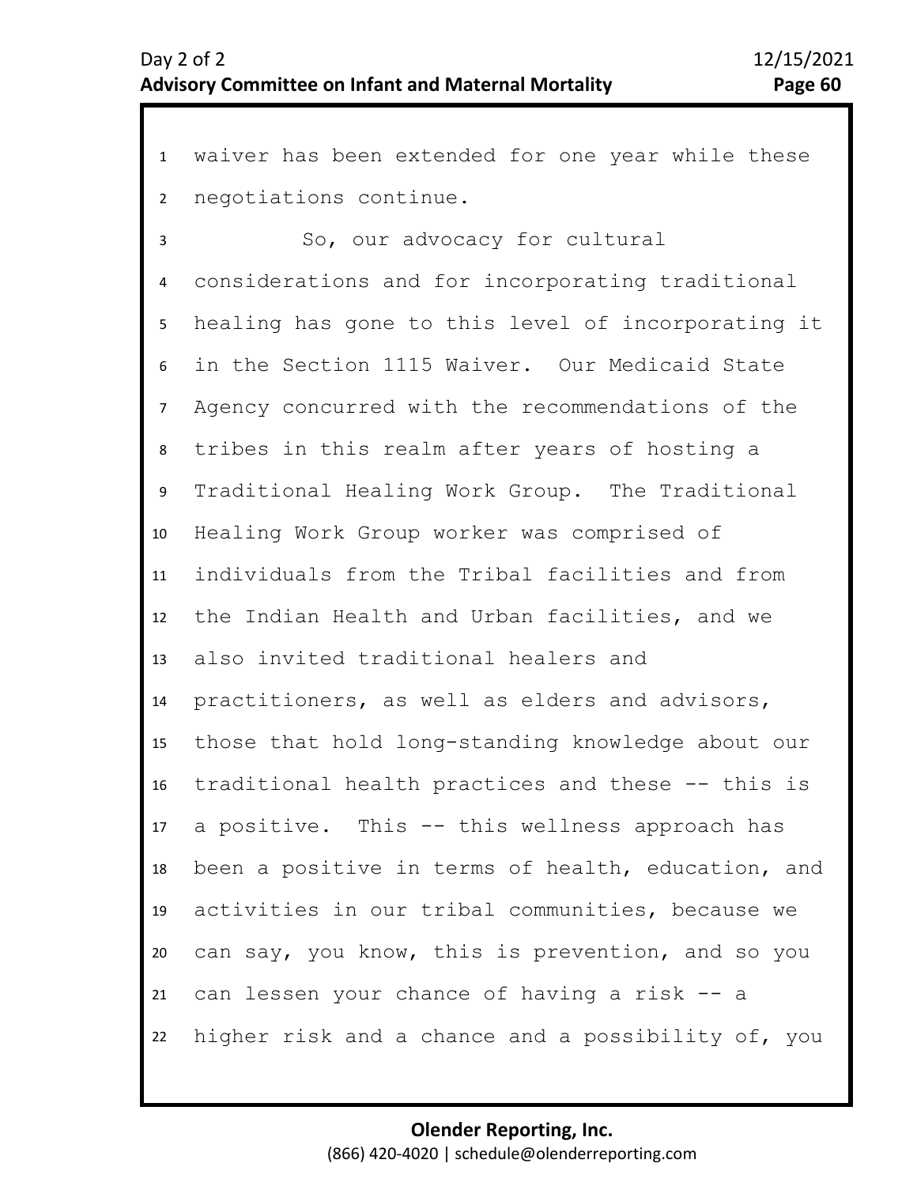waiver has been extended for one year while these negotiations continue.

So, our advocacy for cultural considerations and for incorporating traditional healing has gone to this level of incorporating it in the Section 1115 Waiver. Our Medicaid State Agency concurred with the recommendations of the tribes in this realm after years of hosting a Traditional Healing Work Group. The Traditional Healing Work Group worker was comprised of individuals from the Tribal facilities and from the Indian Health and Urban facilities, and we also invited traditional healers and practitioners, as well as elders and advisors, those that hold long-standing knowledge about our traditional health practices and these -- this is a positive. This -- this wellness approach has been a positive in terms of health, education, and activities in our tribal communities, because we can say, you know, this is prevention, and so you can lessen your chance of having a risk -- a higher risk and a chance and a possibility of, you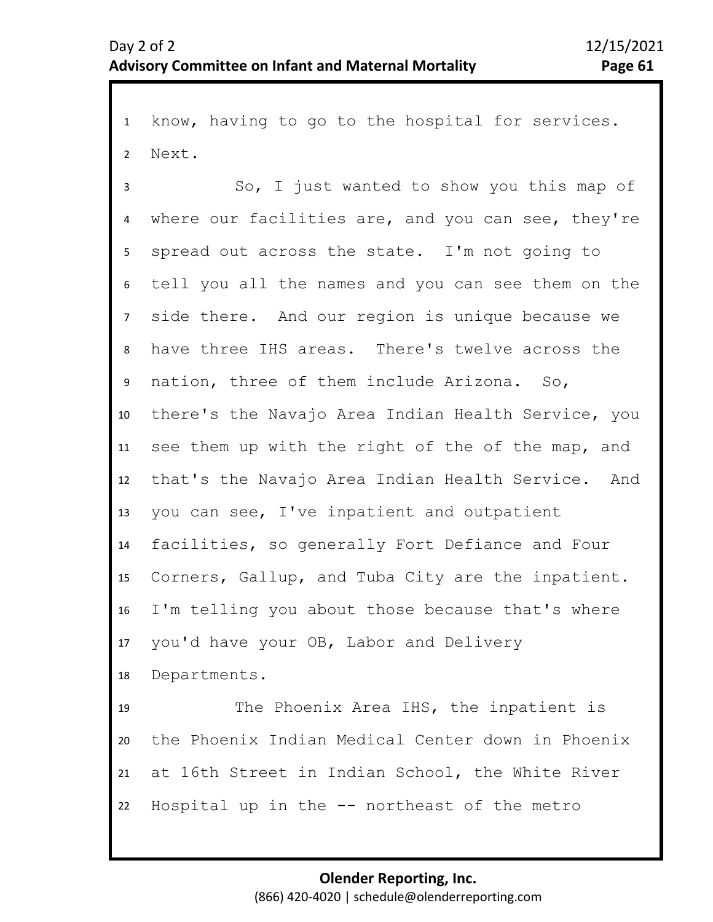know, having to go to the hospital for services. Next.

So, I just wanted to show you this map of where our facilities are, and you can see, they're spread out across the state. I'm not going to tell you all the names and you can see them on the side there. And our region is unique because we have three IHS areas. There's twelve across the nation, three of them include Arizona. So, there's the Navajo Area Indian Health Service, you see them up with the right of the of the map, and that's the Navajo Area Indian Health Service. And you can see, I've inpatient and outpatient facilities, so generally Fort Defiance and Four Corners, Gallup, and Tuba City are the inpatient. I'm telling you about those because that's where you'd have your OB, Labor and Delivery Departments.

The Phoenix Area IHS, the inpatient is the Phoenix Indian Medical Center down in Phoenix at 16th Street in Indian School, the White River Hospital up in the -- northeast of the metro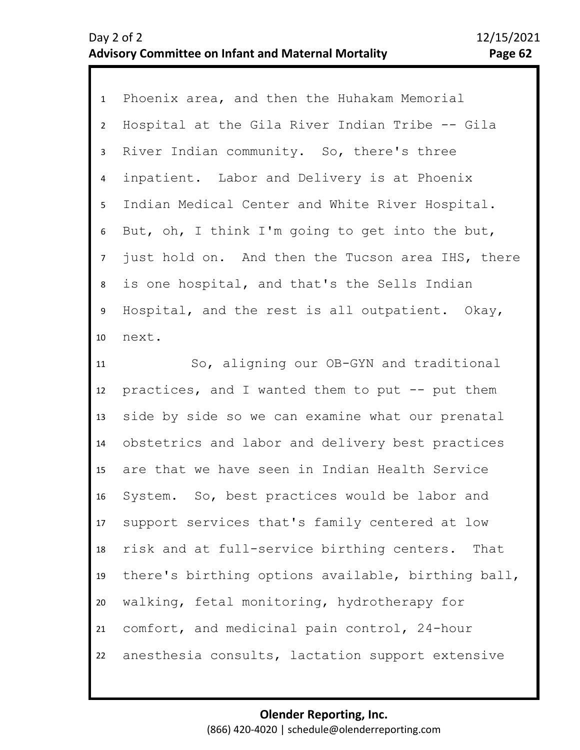Phoenix area, and then the Huhakam Memorial Hospital at the Gila River Indian Tribe -- Gila River Indian community. So, there's three inpatient. Labor and Delivery is at Phoenix Indian Medical Center and White River Hospital. But, oh, I think I'm going to get into the but, just hold on. And then the Tucson area IHS, there is one hospital, and that's the Sells Indian Hospital, and the rest is all outpatient. Okay, next.

So, aligning our OB-GYN and traditional practices, and I wanted them to put -- put them side by side so we can examine what our prenatal obstetrics and labor and delivery best practices are that we have seen in Indian Health Service System. So, best practices would be labor and support services that's family centered at low risk and at full-service birthing centers. That there's birthing options available, birthing ball, walking, fetal monitoring, hydrotherapy for comfort, and medicinal pain control, 24-hour anesthesia consults, lactation support extensive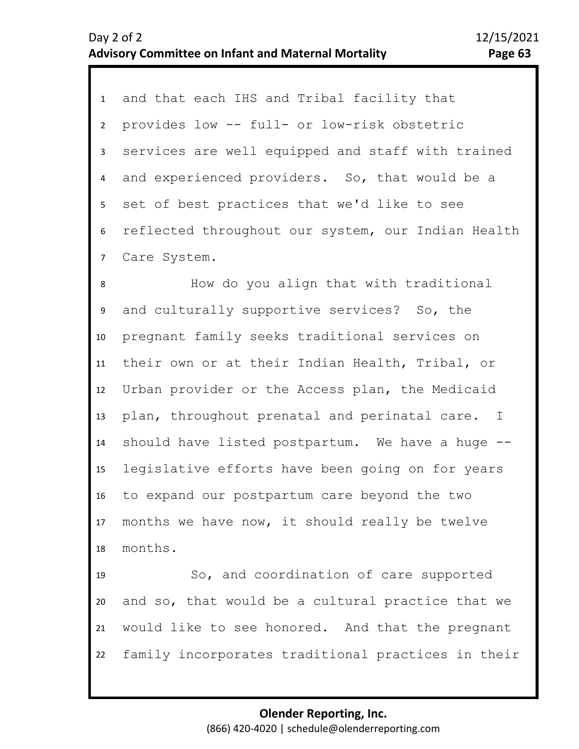and that each IHS and Tribal facility that provides low -- full- or low-risk obstetric services are well equipped and staff with trained and experienced providers. So, that would be a set of best practices that we'd like to see reflected throughout our system, our Indian Health Care System.

How do you align that with traditional and culturally supportive services? So, the pregnant family seeks traditional services on their own or at their Indian Health, Tribal, or Urban provider or the Access plan, the Medicaid plan, throughout prenatal and perinatal care. I should have listed postpartum. We have a huge -- legislative efforts have been going on for years to expand our postpartum care beyond the two months we have now, it should really be twelve months.

So, and coordination of care supported and so, that would be a cultural practice that we would like to see honored. And that the pregnant family incorporates traditional practices in their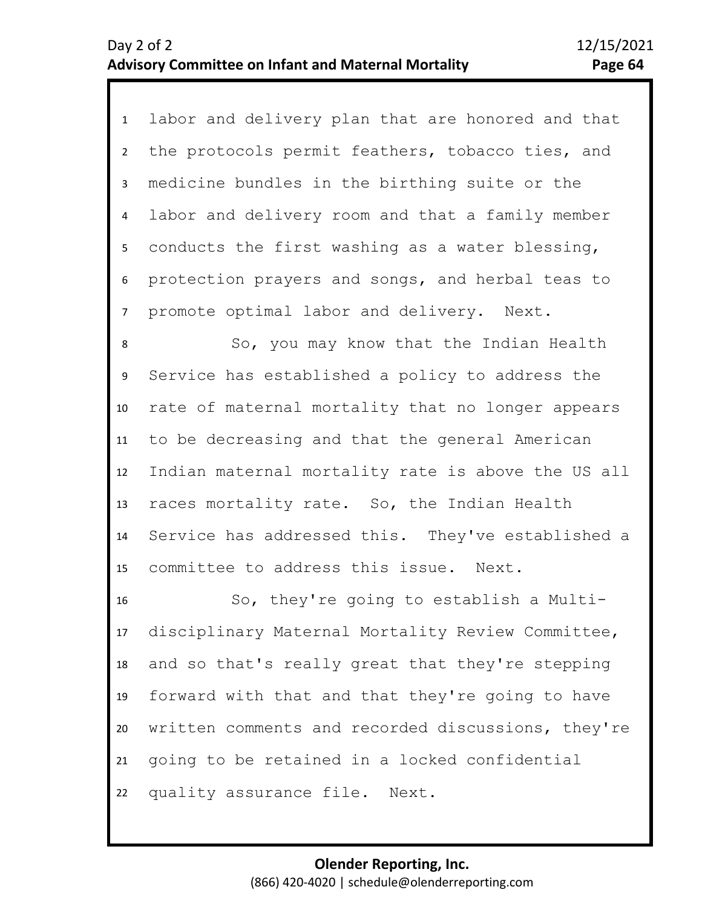labor and delivery plan that are honored and that the protocols permit feathers, tobacco ties, and medicine bundles in the birthing suite or the labor and delivery room and that a family member conducts the first washing as a water blessing, protection prayers and songs, and herbal teas to promote optimal labor and delivery. Next.

So, you may know that the Indian Health Service has established a policy to address the rate of maternal mortality that no longer appears to be decreasing and that the general American Indian maternal mortality rate is above the US all races mortality rate. So, the Indian Health Service has addressed this. They've established a committee to address this issue. Next.

So, they're going to establish a Multi-disciplinary Maternal Mortality Review Committee, and so that's really great that they're stepping forward with that and that they're going to have written comments and recorded discussions, they're going to be retained in a locked confidential quality assurance file. Next.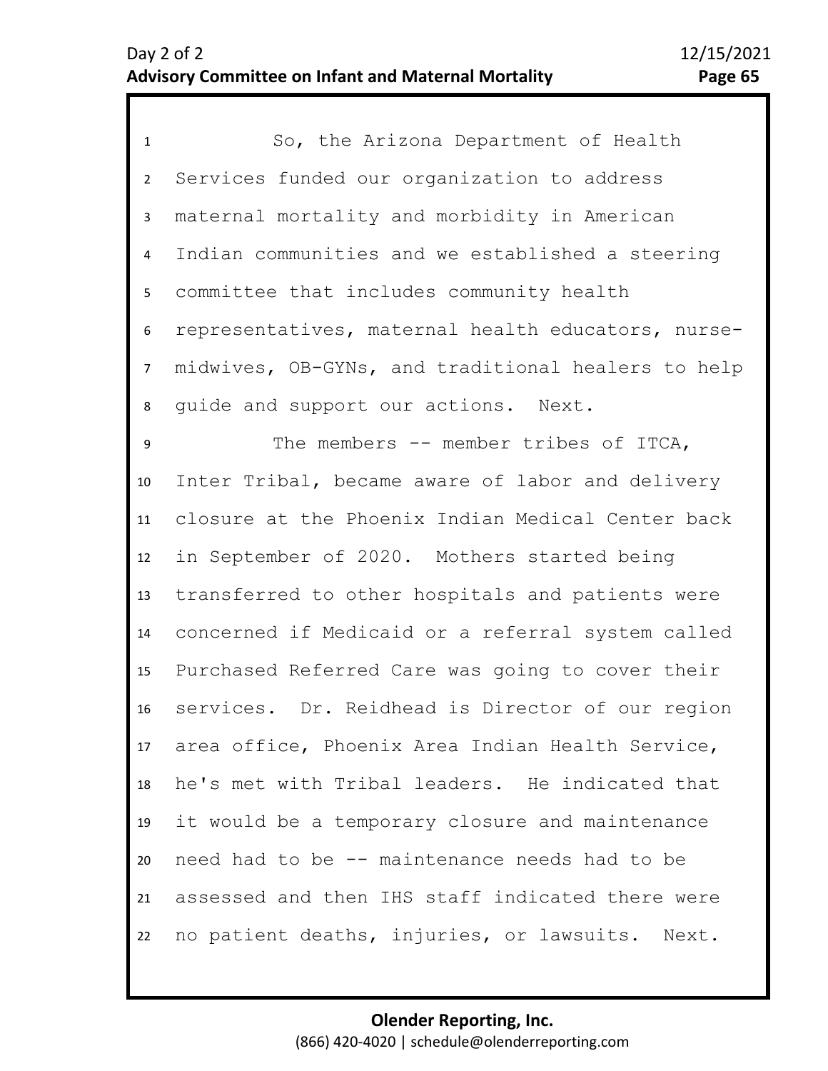So, the Arizona Department of Health Services funded our organization to address maternal mortality and morbidity in American Indian communities and we established a steering committee that includes community health representatives, maternal health educators, nurse-midwives, OB-GYNs, and traditional healers to help guide and support our actions. Next.

The members -- member tribes of ITCA, Inter Tribal, became aware of labor and delivery closure at the Phoenix Indian Medical Center back in September of 2020. Mothers started being transferred to other hospitals and patients were concerned if Medicaid or a referral system called Purchased Referred Care was going to cover their services. Dr. Reidhead is Director of our region area office, Phoenix Area Indian Health Service, he's met with Tribal leaders. He indicated that it would be a temporary closure and maintenance need had to be -- maintenance needs had to be assessed and then IHS staff indicated there were no patient deaths, injuries, or lawsuits. Next.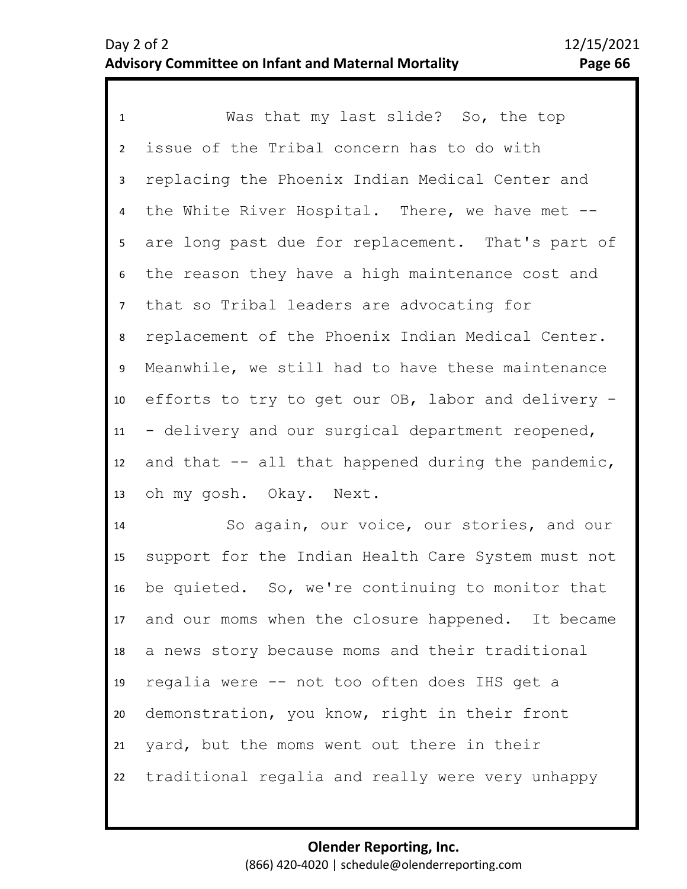Was that my last slide? So, the top issue of the Tribal concern has to do with replacing the Phoenix Indian Medical Center and the White River Hospital. There, we have met -- are long past due for replacement. That's part of the reason they have a high maintenance cost and that so Tribal leaders are advocating for replacement of the Phoenix Indian Medical Center. Meanwhile, we still had to have these maintenance efforts to try to get our OB, labor and delivery -- delivery and our surgical department reopened, and that -- all that happened during the pandemic, oh my gosh. Okay. Next.

So again, our voice, our stories, and our support for the Indian Health Care System must not be quieted. So, we're continuing to monitor that and our moms when the closure happened. It became a news story because moms and their traditional regalia were -- not too often does IHS get a demonstration, you know, right in their front yard, but the moms went out there in their traditional regalia and really were very unhappy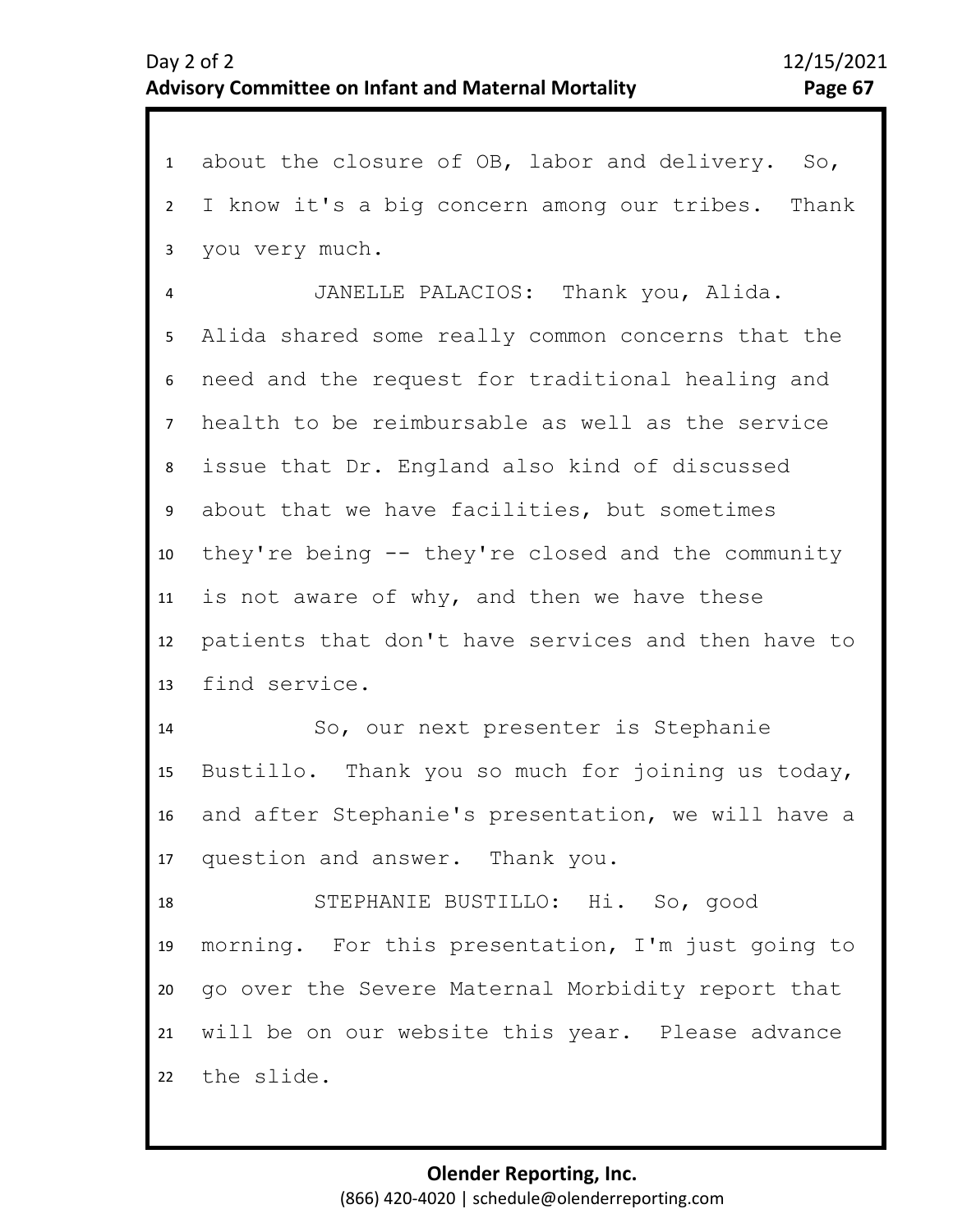about the closure of OB, labor and delivery. So, I know it's a big concern among our tribes. Thank you very much.

JANELLE PALACIOS: Thank you, Alida. Alida shared some really common concerns that the need and the request for traditional healing and health to be reimbursable as well as the service issue that Dr. England also kind of discussed about that we have facilities, but sometimes they're being -- they're closed and the community is not aware of why, and then we have these patients that don't have services and then have to find service.

So, our next presenter is Stephanie Bustillo. Thank you so much for joining us today, and after Stephanie's presentation, we will have a question and answer. Thank you.

STEPHANIE BUSTILLO: Hi. So, good morning. For this presentation, I'm just going to go over the Severe Maternal Morbidity report that will be on our website this year. Please advance the slide.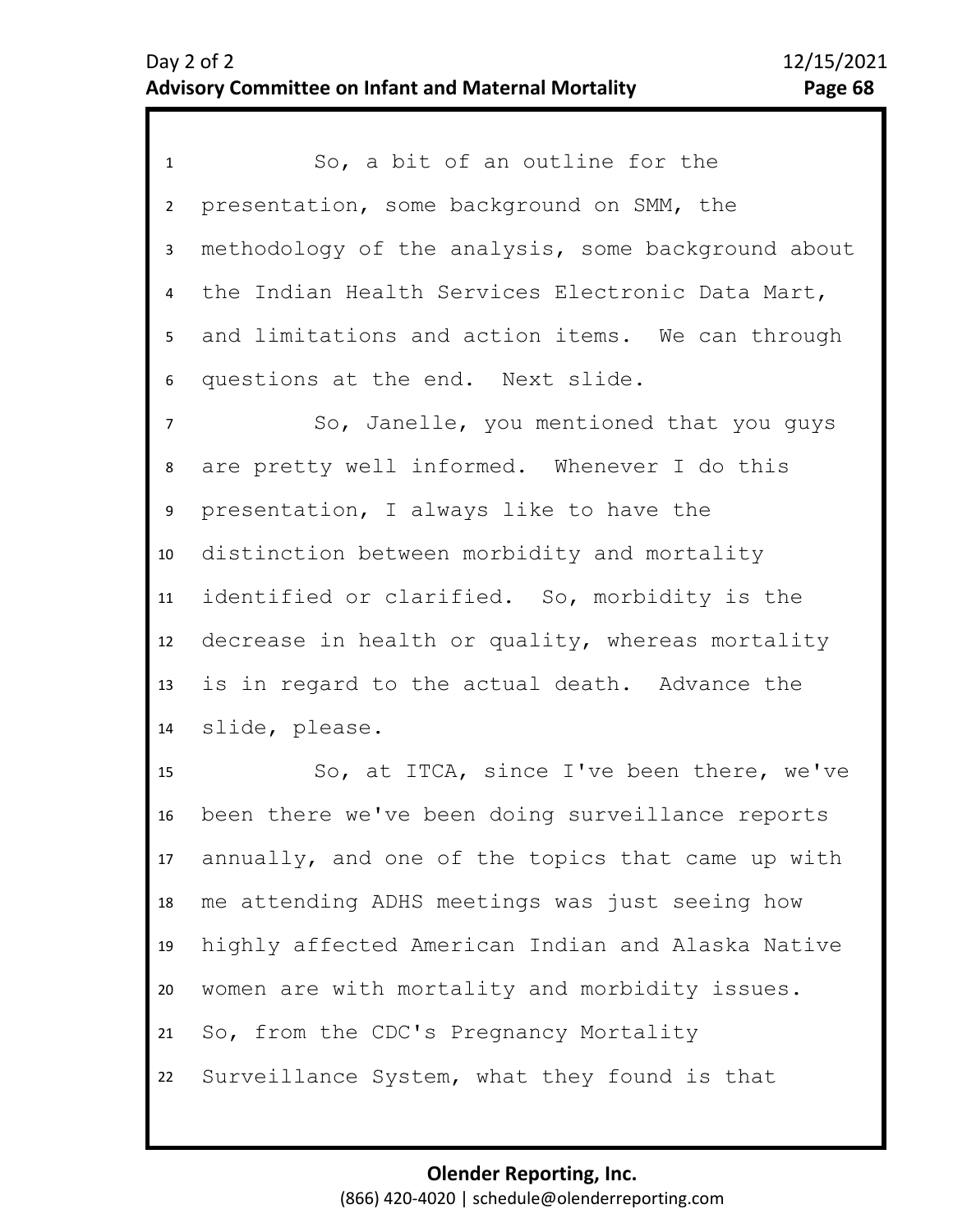So, a bit of an outline for the presentation, some background on SMM, the methodology of the analysis, some background about the Indian Health Services Electronic Data Mart, and limitations and action items. We can through questions at the end. Next slide.

So, Janelle, you mentioned that you guys are pretty well informed. Whenever I do this presentation, I always like to have the distinction between morbidity and mortality identified or clarified. So, morbidity is the decrease in health or quality, whereas mortality is in regard to the actual death. Advance the slide, please.

So, at ITCA, since I've been there, we've been there we've been doing surveillance reports annually, and one of the topics that came up with me attending ADHS meetings was just seeing how highly affected American Indian and Alaska Native women are with mortality and morbidity issues. So, from the CDC's Pregnancy Mortality Surveillance System, what they found is that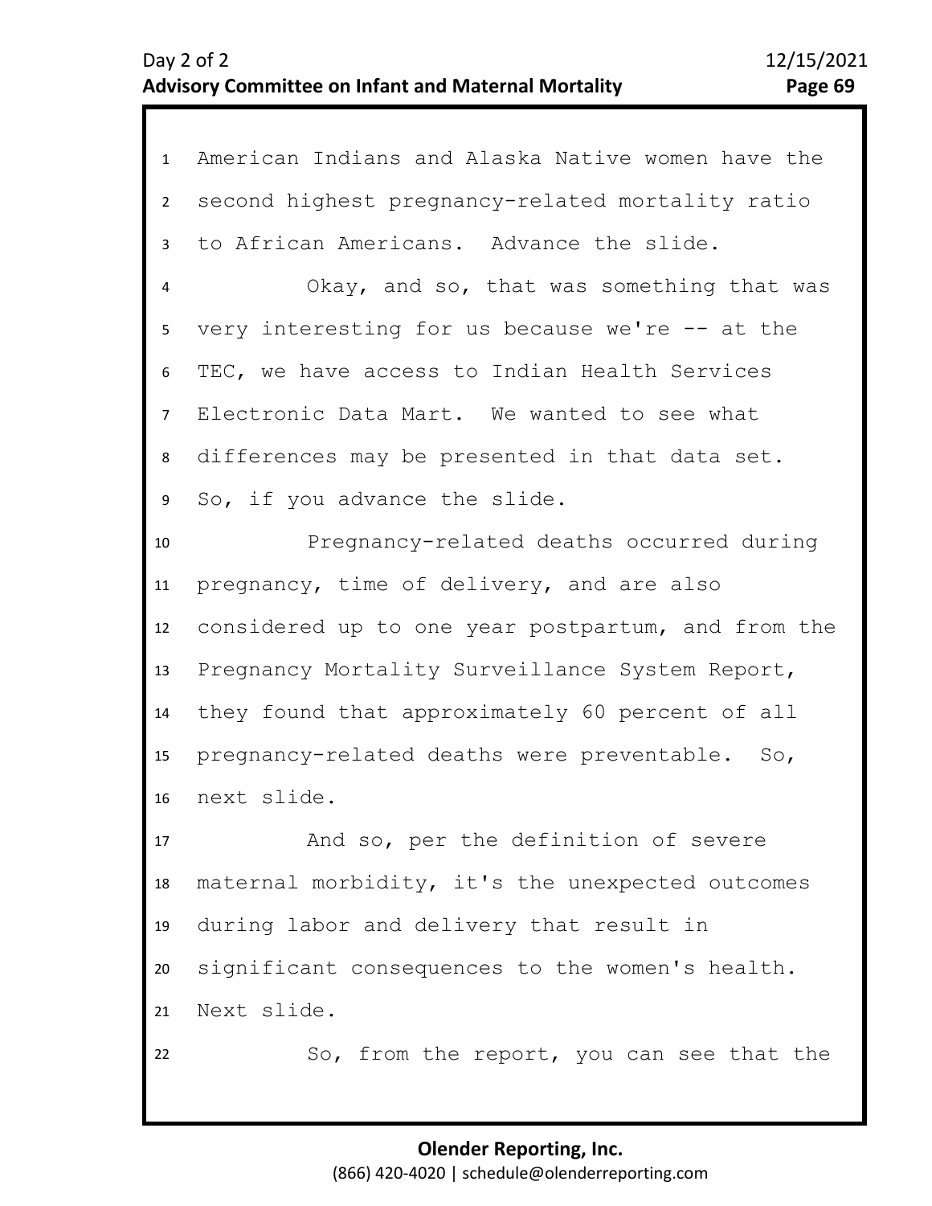American Indians and Alaska Native women have the second highest pregnancy-related mortality ratio to African Americans. Advance the slide.

Okay, and so, that was something that was very interesting for us because we're -- at the TEC, we have access to Indian Health Services Electronic Data Mart. We wanted to see what differences may be presented in that data set. So, if you advance the slide.

Pregnancy-related deaths occurred during pregnancy, time of delivery, and are also considered up to one year postpartum, and from the Pregnancy Mortality Surveillance System Report, they found that approximately 60 percent of all pregnancy-related deaths were preventable. So, next slide.

And so, per the definition of severe maternal morbidity, it's the unexpected outcomes during labor and delivery that result in significant consequences to the women's health. Next slide.

So, from the report, you can see that the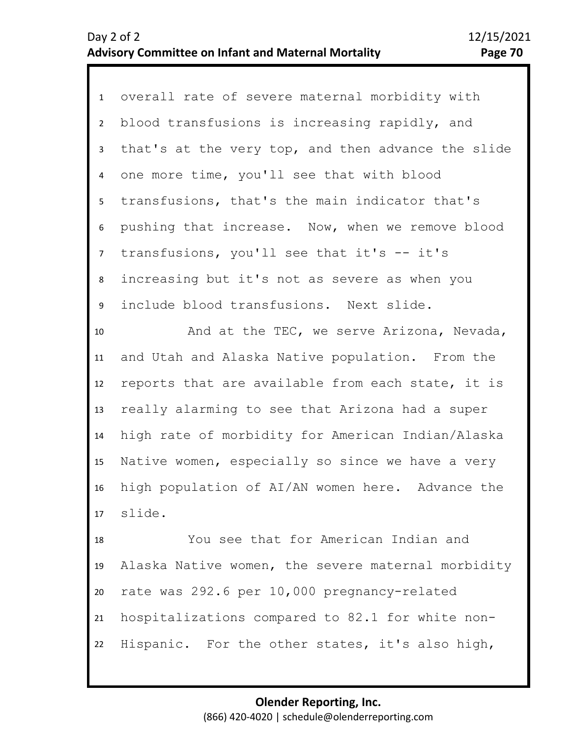overall rate of severe maternal morbidity with blood transfusions is increasing rapidly, and that's at the very top, and then advance the slide one more time, you'll see that with blood transfusions, that's the main indicator that's pushing that increase. Now, when we remove blood transfusions, you'll see that it's -- it's increasing but it's not as severe as when you include blood transfusions. Next slide.

And at the TEC, we serve Arizona, Nevada, and Utah and Alaska Native population. From the reports that are available from each state, it is really alarming to see that Arizona had a super high rate of morbidity for American Indian/Alaska Native women, especially so since we have a very high population of AI/AN women here. Advance the slide.

You see that for American Indian and Alaska Native women, the severe maternal morbidity rate was 292.6 per 10,000 pregnancy-related hospitalizations compared to 82.1 for white non-Hispanic. For the other states, it's also high,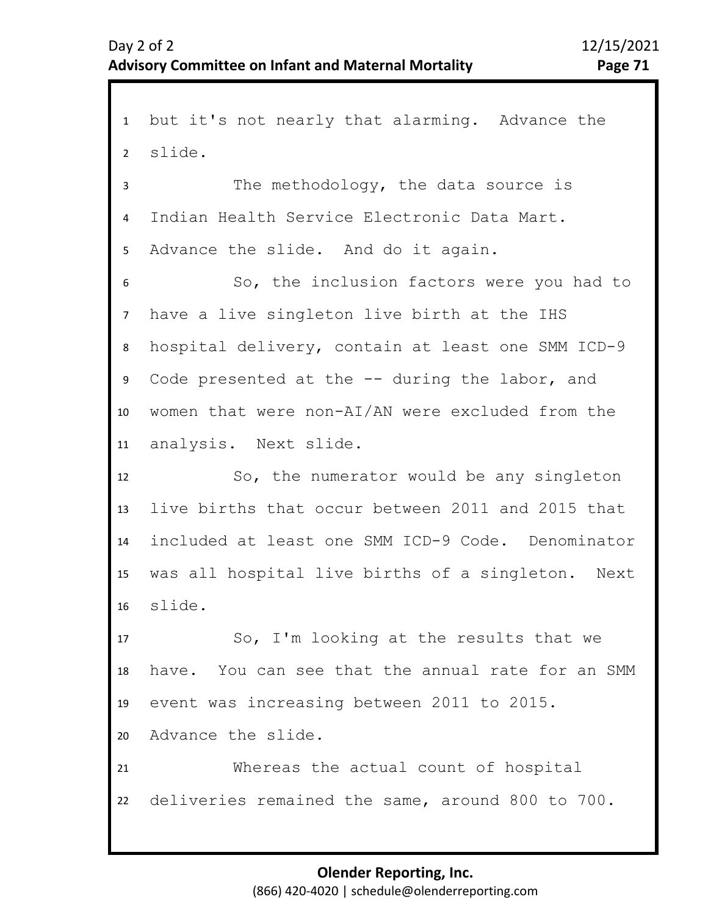but it's not nearly that alarming. Advance the slide.

The methodology, the data source is Indian Health Service Electronic Data Mart. Advance the slide. And do it again.

So, the inclusion factors were you had to have a live singleton live birth at the IHS hospital delivery, contain at least one SMM ICD-9 Code presented at the -- during the labor, and women that were non-AI/AN were excluded from the analysis. Next slide.

So, the numerator would be any singleton live births that occur between 2011 and 2015 that included at least one SMM ICD-9 Code. Denominator was all hospital live births of a singleton. Next slide.

So, I'm looking at the results that we have. You can see that the annual rate for an SMM event was increasing between 2011 to 2015. Advance the slide.

Whereas the actual count of hospital deliveries remained the same, around 800 to 700.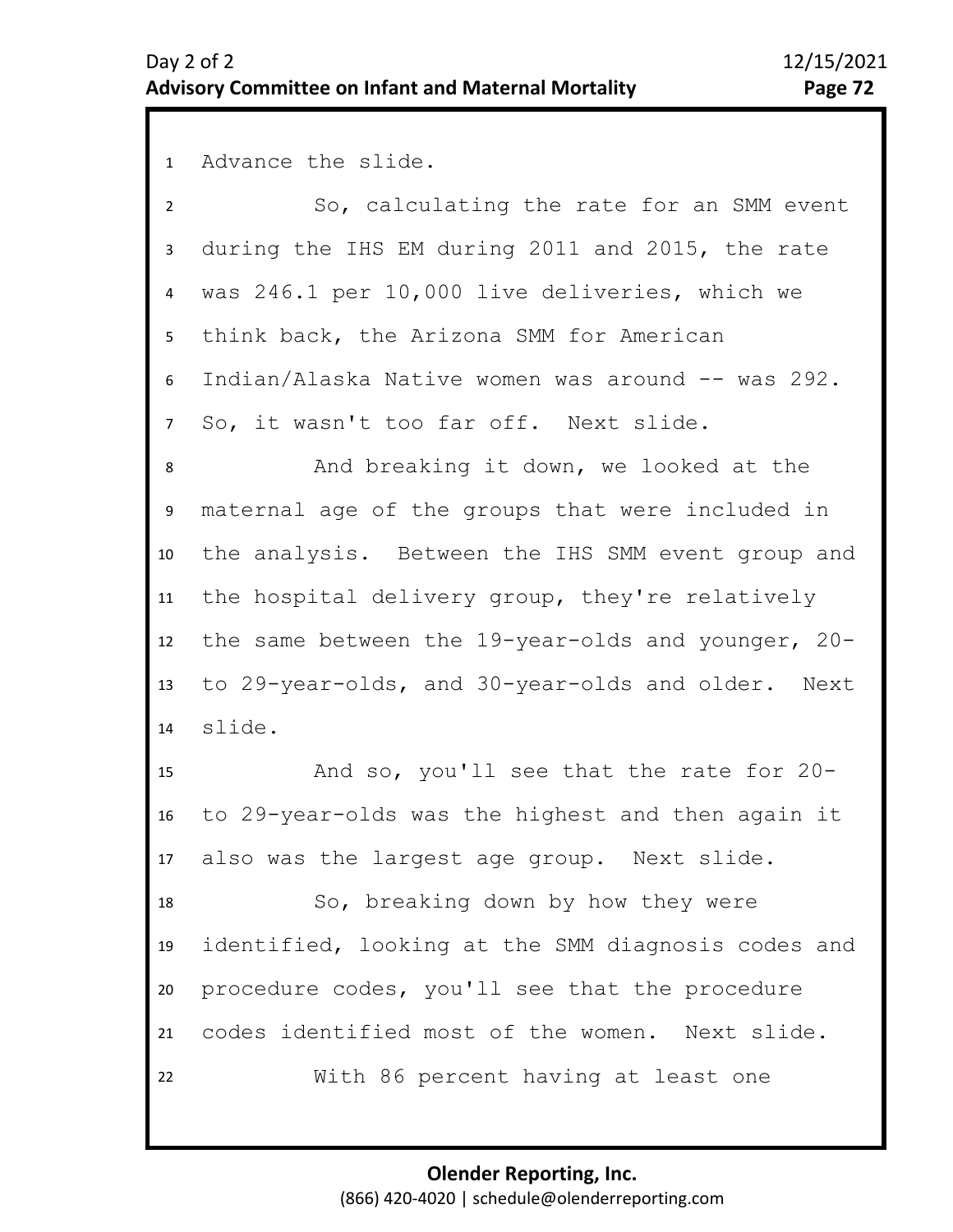Advance the slide.

So, calculating the rate for an SMM event during the IHS EM during 2011 and 2015, the rate was 246.1 per 10,000 live deliveries, which we think back, the Arizona SMM for American Indian/Alaska Native women was around -- was 292. So, it wasn't too far off. Next slide.

And breaking it down, we looked at the maternal age of the groups that were included in the analysis. Between the IHS SMM event group and the hospital delivery group, they're relatively the same between the 19-year-olds and younger, 20- to 29-year-olds, and 30-year-olds and older. Next slide.

And so, you'll see that the rate for 20- to 29-year-olds was the highest and then again it also was the largest age group. Next slide.

So, breaking down by how they were identified, looking at the SMM diagnosis codes and procedure codes, you'll see that the procedure codes identified most of the women. Next slide.

With 86 percent having at least one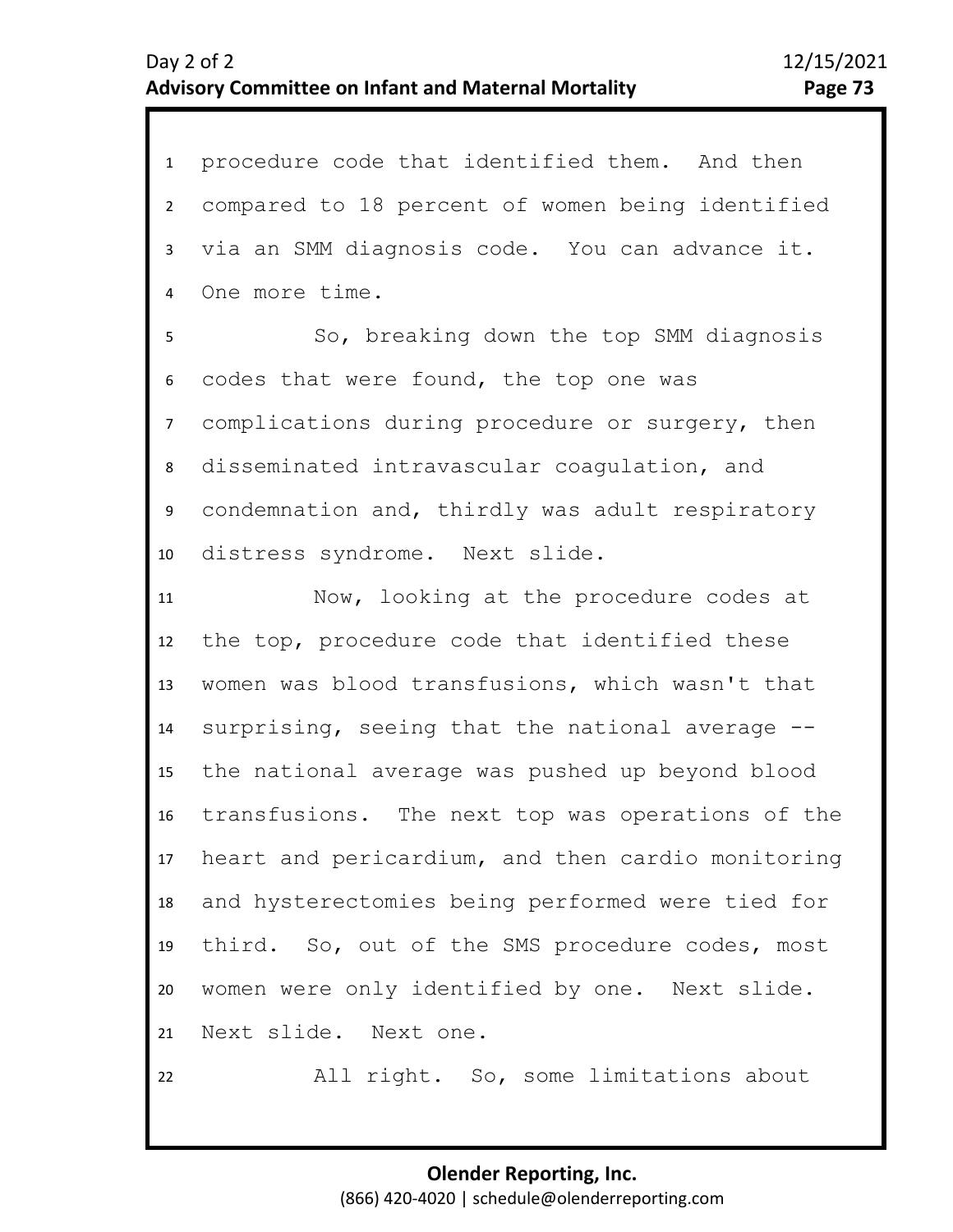procedure code that identified them. And then compared to 18 percent of women being identified via an SMM diagnosis code. You can advance it. One more time.

So, breaking down the top SMM diagnosis codes that were found, the top one was complications during procedure or surgery, then disseminated intravascular coagulation, and condemnation and, thirdly was adult respiratory distress syndrome. Next slide.

Now, looking at the procedure codes at the top, procedure code that identified these women was blood transfusions, which wasn't that surprising, seeing that the national average -- the national average was pushed up beyond blood transfusions. The next top was operations of the heart and pericardium, and then cardio monitoring and hysterectomies being performed were tied for third. So, out of the SMS procedure codes, most women were only identified by one. Next slide. Next slide. Next one.

All right. So, some limitations about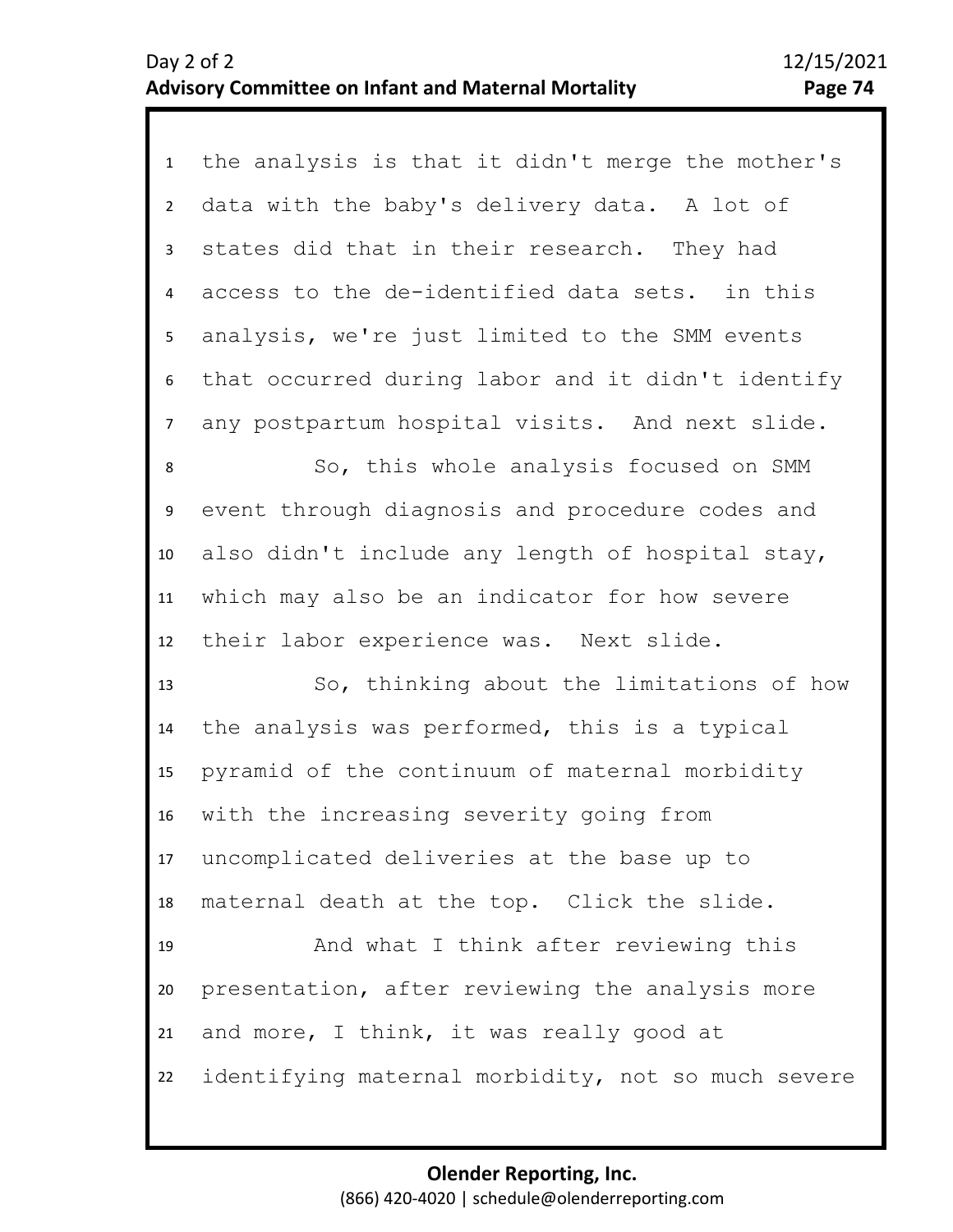the analysis is that it didn't merge the mother's data with the baby's delivery data. A lot of states did that in their research. They had access to the de-identified data sets. in this analysis, we're just limited to the SMM events that occurred during labor and it didn't identify any postpartum hospital visits. And next slide.

So, this whole analysis focused on SMM event through diagnosis and procedure codes and also didn't include any length of hospital stay, which may also be an indicator for how severe their labor experience was. Next slide.

So, thinking about the limitations of how the analysis was performed, this is a typical pyramid of the continuum of maternal morbidity with the increasing severity going from uncomplicated deliveries at the base up to maternal death at the top. Click the slide.

And what I think after reviewing this presentation, after reviewing the analysis more and more, I think, it was really good at identifying maternal morbidity, not so much severe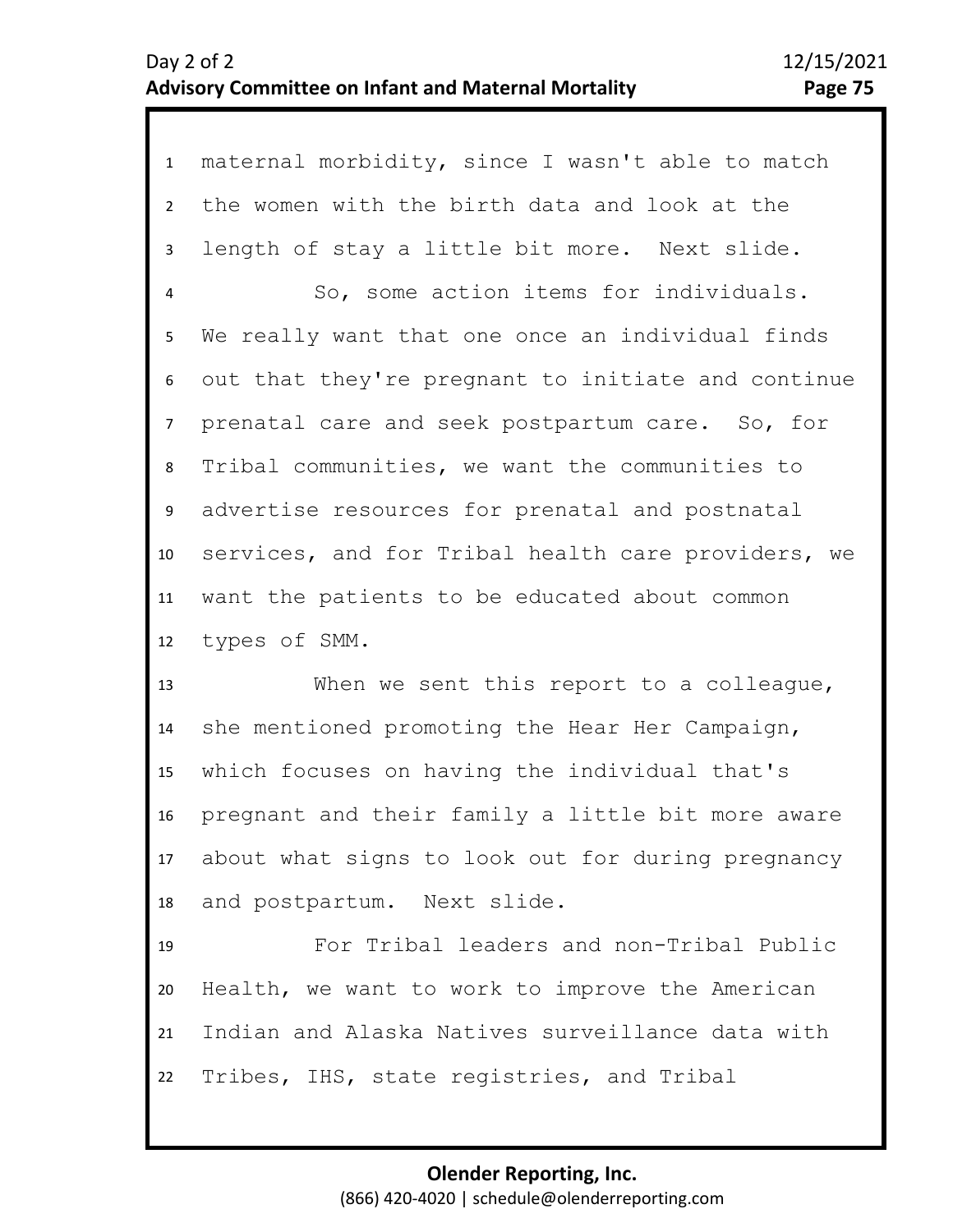maternal morbidity, since I wasn't able to match the women with the birth data and look at the length of stay a little bit more. Next slide.

So, some action items for individuals. We really want that one once an individual finds out that they're pregnant to initiate and continue prenatal care and seek postpartum care. So, for Tribal communities, we want the communities to advertise resources for prenatal and postnatal services, and for Tribal health care providers, we want the patients to be educated about common types of SMM.

When we sent this report to a colleague, she mentioned promoting the Hear Her Campaign, which focuses on having the individual that's pregnant and their family a little bit more aware about what signs to look out for during pregnancy and postpartum. Next slide.

For Tribal leaders and non-Tribal Public Health, we want to work to improve the American Indian and Alaska Natives surveillance data with Tribes, IHS, state registries, and Tribal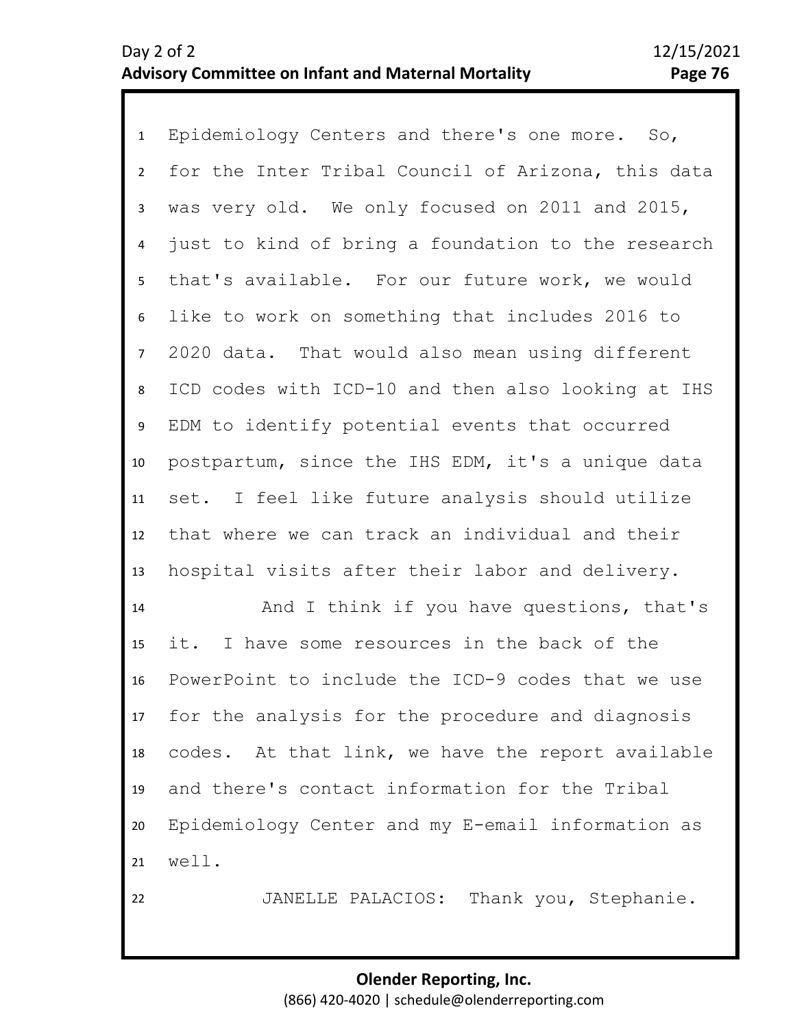Epidemiology Centers and there's one more. So, for the Inter Tribal Council of Arizona, this data was very old. We only focused on 2011 and 2015, just to kind of bring a foundation to the research that's available. For our future work, we would like to work on something that includes 2016 to 2020 data. That would also mean using different ICD codes with ICD-10 and then also looking at IHS EDM to identify potential events that occurred postpartum, since the IHS EDM, it's a unique data set. I feel like future analysis should utilize that where we can track an individual and their hospital visits after their labor and delivery.

And I think if you have questions, that's it. I have some resources in the back of the PowerPoint to include the ICD-9 codes that we use for the analysis for the procedure and diagnosis codes. At that link, we have the report available and there's contact information for the Tribal Epidemiology Center and my E-email information as well.

JANELLE PALACIOS: Thank you, Stephanie.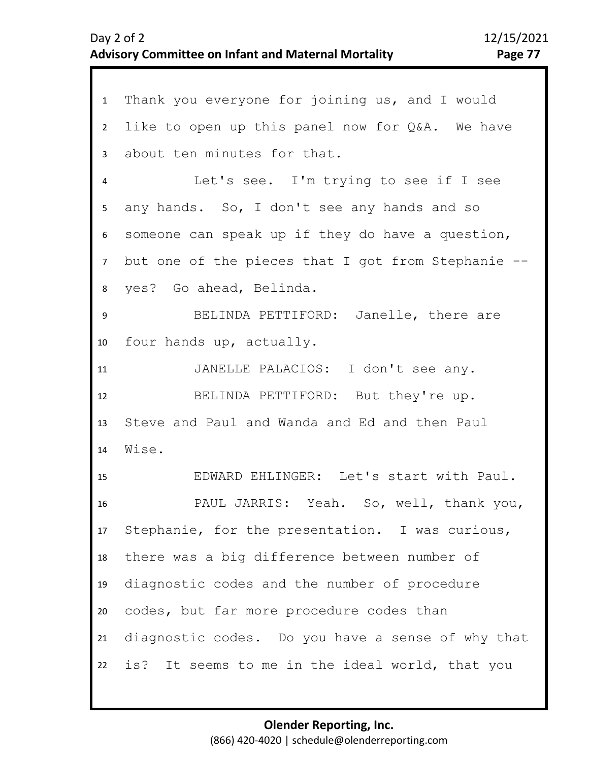Thank you everyone for joining us, and I would like to open up this panel now for Q&A. We have about ten minutes for that.

Let's see. I'm trying to see if I see any hands. So, I don't see any hands and so someone can speak up if they do have a question, but one of the pieces that I got from Stephanie -- yes? Go ahead, Belinda.

BELINDA PETTIFORD: Janelle, there are four hands up, actually.

JANELLE PALACIOS: I don't see any.

BELINDA PETTIFORD: But they're up. Steve and Paul and Wanda and Ed and then Paul Wise.

EDWARD EHLINGER: Let's start with Paul.

PAUL JARRIS: Yeah. So, well, thank you, Stephanie, for the presentation. I was curious, there was a big difference between number of diagnostic codes and the number of procedure codes, but far more procedure codes than diagnostic codes. Do you have a sense of why that is? It seems to me in the ideal world, that you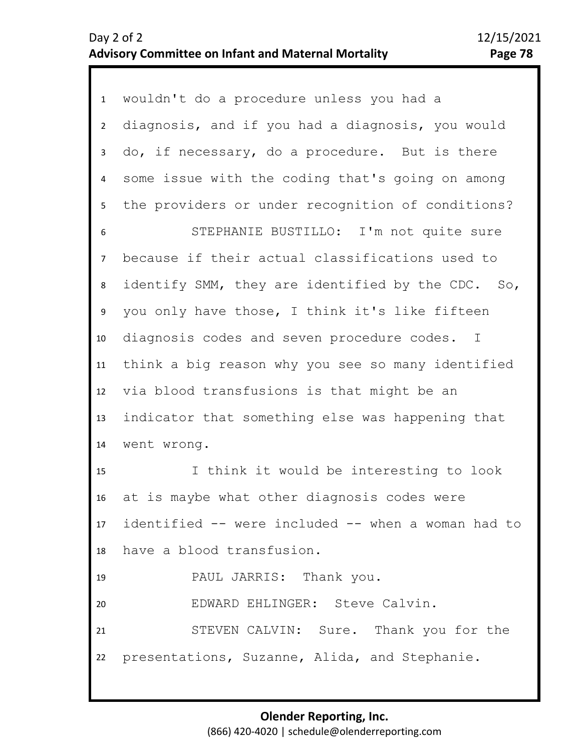wouldn't do a procedure unless you had a diagnosis, and if you had a diagnosis, you would do, if necessary, do a procedure. But is there some issue with the coding that's going on among the providers or under recognition of conditions?

STEPHANIE BUSTILLO: I'm not quite sure because if their actual classifications used to identify SMM, they are identified by the CDC. So, you only have those, I think it's like fifteen diagnosis codes and seven procedure codes. I think a big reason why you see so many identified via blood transfusions is that might be an indicator that something else was happening that went wrong.

I think it would be interesting to look at is maybe what other diagnosis codes were identified -- were included -- when a woman had to have a blood transfusion.

PAUL JARRIS: Thank you.

EDWARD EHLINGER: Steve Calvin.

STEVEN CALVIN: Sure. Thank you for the presentations, Suzanne, Alida, and Stephanie.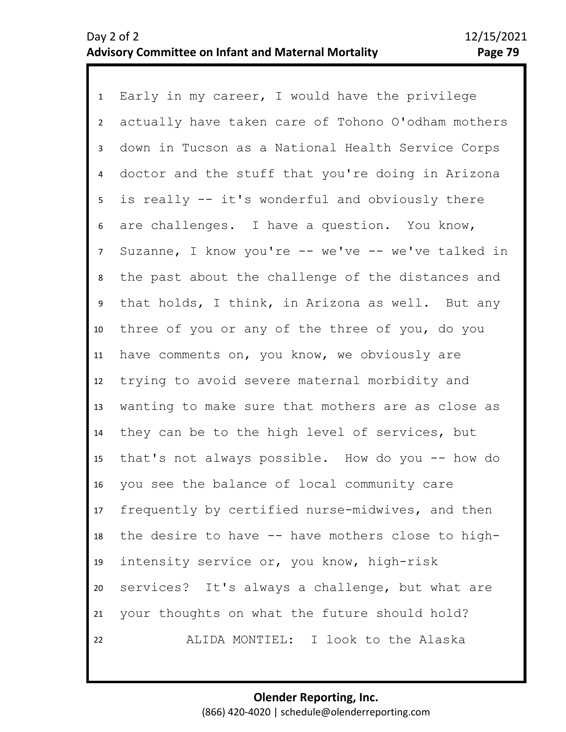Early in my career, I would have the privilege actually have taken care of Tohono O'odham mothers down in Tucson as a National Health Service Corps doctor and the stuff that you're doing in Arizona is really -- it's wonderful and obviously there are challenges. I have a question. You know, Suzanne, I know you're -- we've -- we've talked in the past about the challenge of the distances and that holds, I think, in Arizona as well. But any three of you or any of the three of you, do you have comments on, you know, we obviously are trying to avoid severe maternal morbidity and wanting to make sure that mothers are as close as they can be to the high level of services, but that's not always possible. How do you -- how do you see the balance of local community care frequently by certified nurse-midwives, and then the desire to have -- have mothers close to high-intensity service or, you know, high-risk services? It's always a challenge, but what are your thoughts on what the future should hold?

ALIDA MONTIEL: I look to the Alaska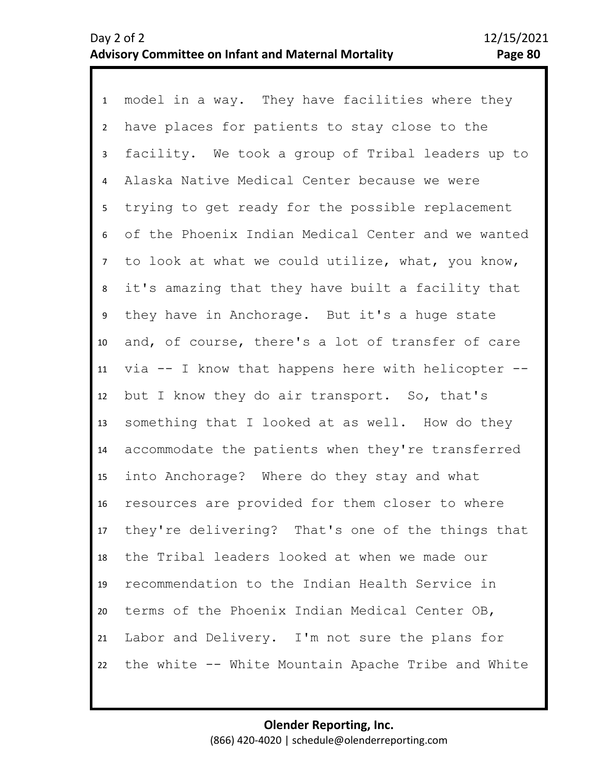1 model in a way. They have facilities where they
2 have places for patients to stay close to the
3 facility. We took a group of Tribal leaders up to
4 Alaska Native Medical Center because we were
5 trying to get ready for the possible replacement
6 of the Phoenix Indian Medical Center and we wanted
7 to look at what we could utilize, what, you know,
8 it's amazing that they have built a facility that
9 they have in Anchorage. But it's a huge state
10 and, of course, there's a lot of transfer of care
11 via -- I know that happens here with helicopter --
12 but I know they do air transport. So, that's
13 something that I looked at as well. How do they
14 accommodate the patients when they're transferred
15 into Anchorage? Where do they stay and what
16 resources are provided for them closer to where
17 they're delivering? That's one of the things that
18 the Tribal leaders looked at when we made our
19 recommendation to the Indian Health Service in
20 terms of the Phoenix Indian Medical Center OB,
21 Labor and Delivery. I'm not sure the plans for
22 the white -- White Mountain Apache Tribe and White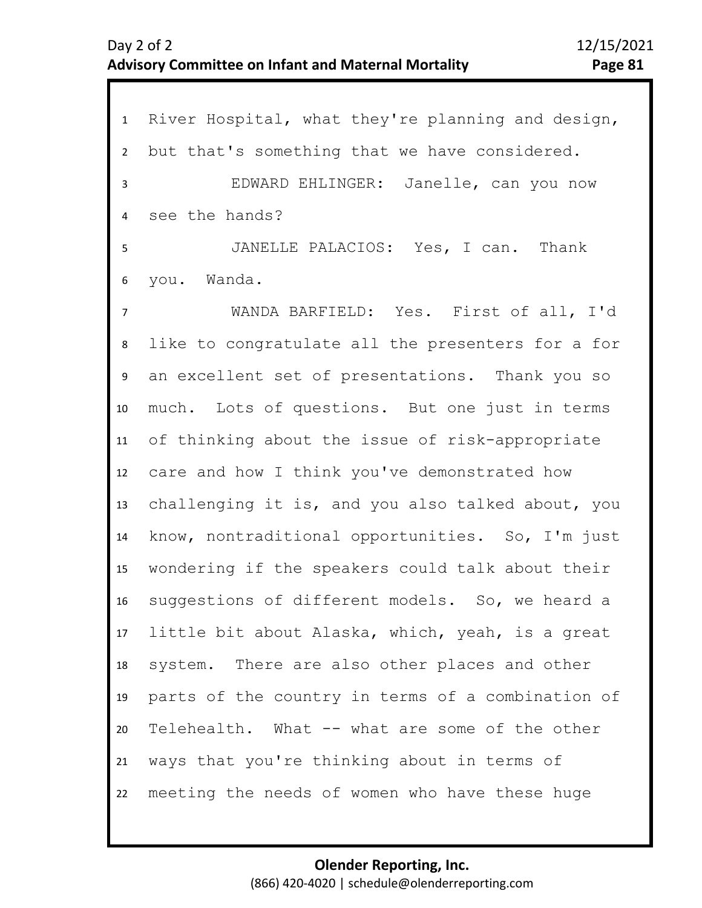River Hospital, what they're planning and design, but that's something that we have considered.

EDWARD EHLINGER: Janelle, can you now see the hands?

JANELLE PALACIOS: Yes, I can. Thank you. Wanda.

WANDA BARFIELD: Yes. First of all, I'd like to congratulate all the presenters for a for an excellent set of presentations. Thank you so much. Lots of questions. But one just in terms of thinking about the issue of risk-appropriate care and how I think you've demonstrated how challenging it is, and you also talked about, you know, nontraditional opportunities. So, I'm just wondering if the speakers could talk about their suggestions of different models. So, we heard a little bit about Alaska, which, yeah, is a great system. There are also other places and other parts of the country in terms of a combination of Telehealth. What -- what are some of the other ways that you're thinking about in terms of meeting the needs of women who have these huge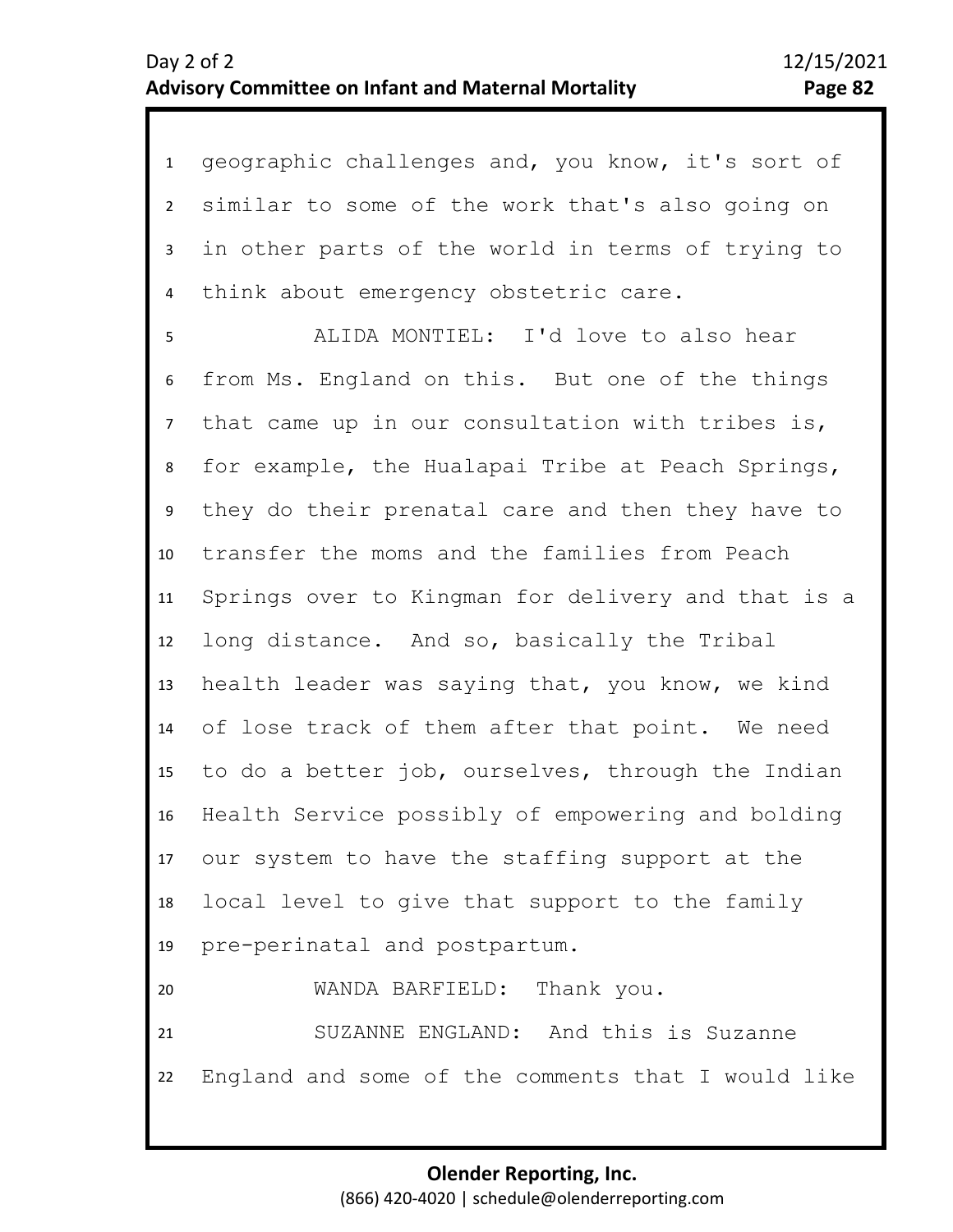geographic challenges and, you know, it's sort of similar to some of the work that's also going on in other parts of the world in terms of trying to think about emergency obstetric care.

ALIDA MONTIEL: I'd love to also hear from Ms. England on this. But one of the things that came up in our consultation with tribes is, for example, the Hualapai Tribe at Peach Springs, they do their prenatal care and then they have to transfer the moms and the families from Peach Springs over to Kingman for delivery and that is a long distance. And so, basically the Tribal health leader was saying that, you know, we kind of lose track of them after that point. We need to do a better job, ourselves, through the Indian Health Service possibly of empowering and bolding our system to have the staffing support at the local level to give that support to the family pre-perinatal and postpartum.

WANDA BARFIELD: Thank you.

SUZANNE ENGLAND: And this is Suzanne England and some of the comments that I would like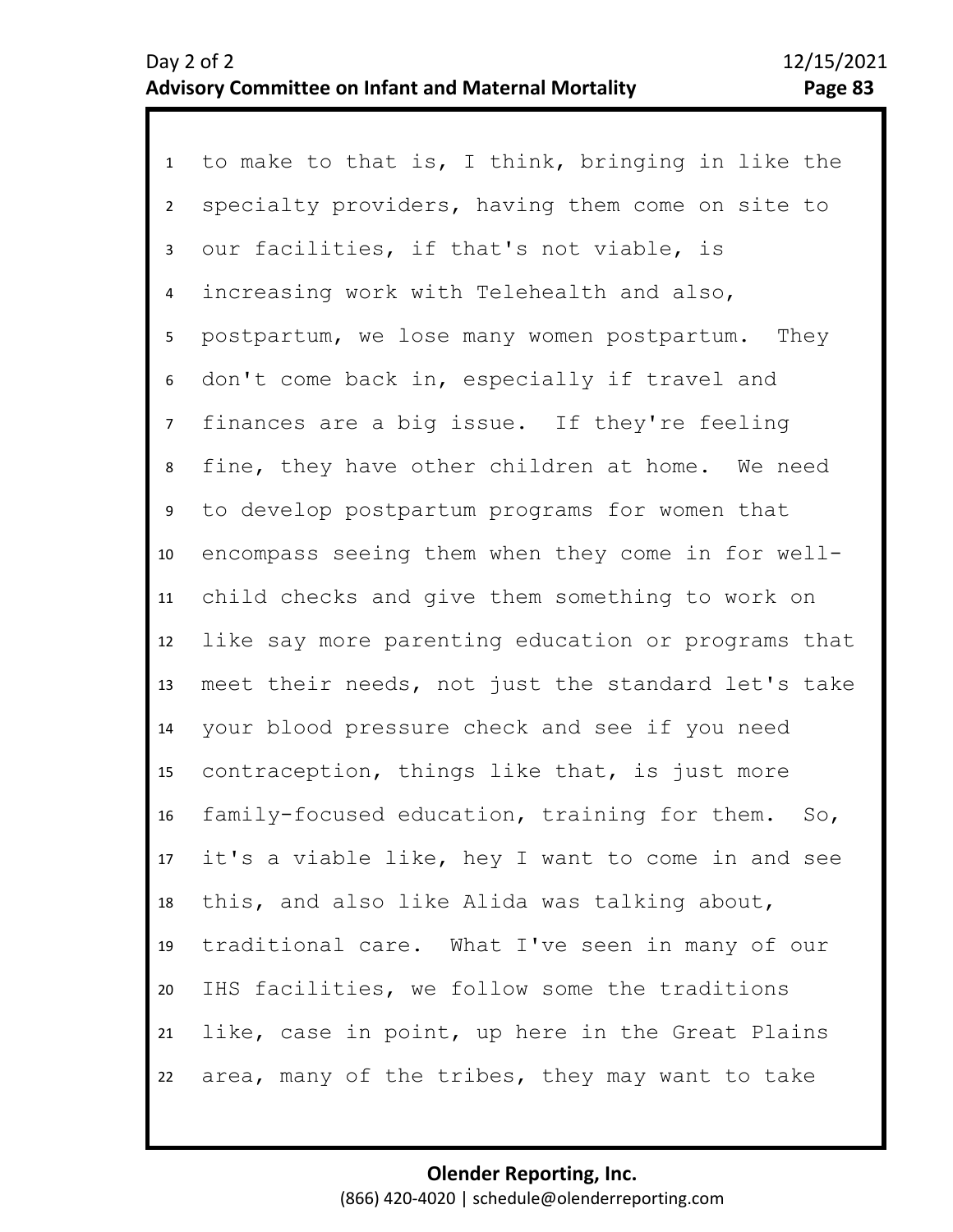to make to that is, I think, bringing in like the specialty providers, having them come on site to our facilities, if that's not viable, is increasing work with Telehealth and also, postpartum, we lose many women postpartum. They don't come back in, especially if travel and finances are a big issue. If they're feeling fine, they have other children at home. We need to develop postpartum programs for women that encompass seeing them when they come in for well-child checks and give them something to work on like say more parenting education or programs that meet their needs, not just the standard let's take your blood pressure check and see if you need contraception, things like that, is just more family-focused education, training for them. So, it's a viable like, hey I want to come in and see this, and also like Alida was talking about, traditional care. What I've seen in many of our IHS facilities, we follow some the traditions like, case in point, up here in the Great Plains area, many of the tribes, they may want to take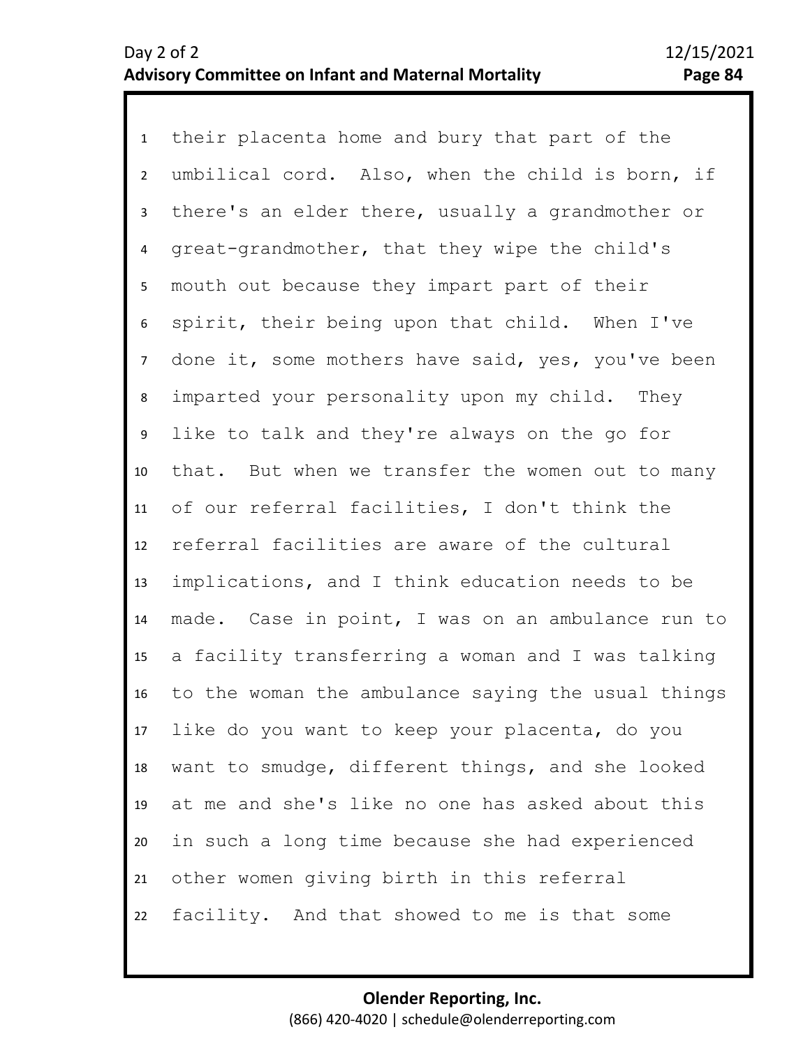their placenta home and bury that part of the umbilical cord. Also, when the child is born, if there's an elder there, usually a grandmother or great-grandmother, that they wipe the child's mouth out because they impart part of their spirit, their being upon that child. When I've done it, some mothers have said, yes, you've been imparted your personality upon my child. They like to talk and they're always on the go for that. But when we transfer the women out to many of our referral facilities, I don't think the referral facilities are aware of the cultural implications, and I think education needs to be made. Case in point, I was on an ambulance run to a facility transferring a woman and I was talking to the woman the ambulance saying the usual things like do you want to keep your placenta, do you want to smudge, different things, and she looked at me and she's like no one has asked about this in such a long time because she had experienced other women giving birth in this referral facility. And that showed to me is that some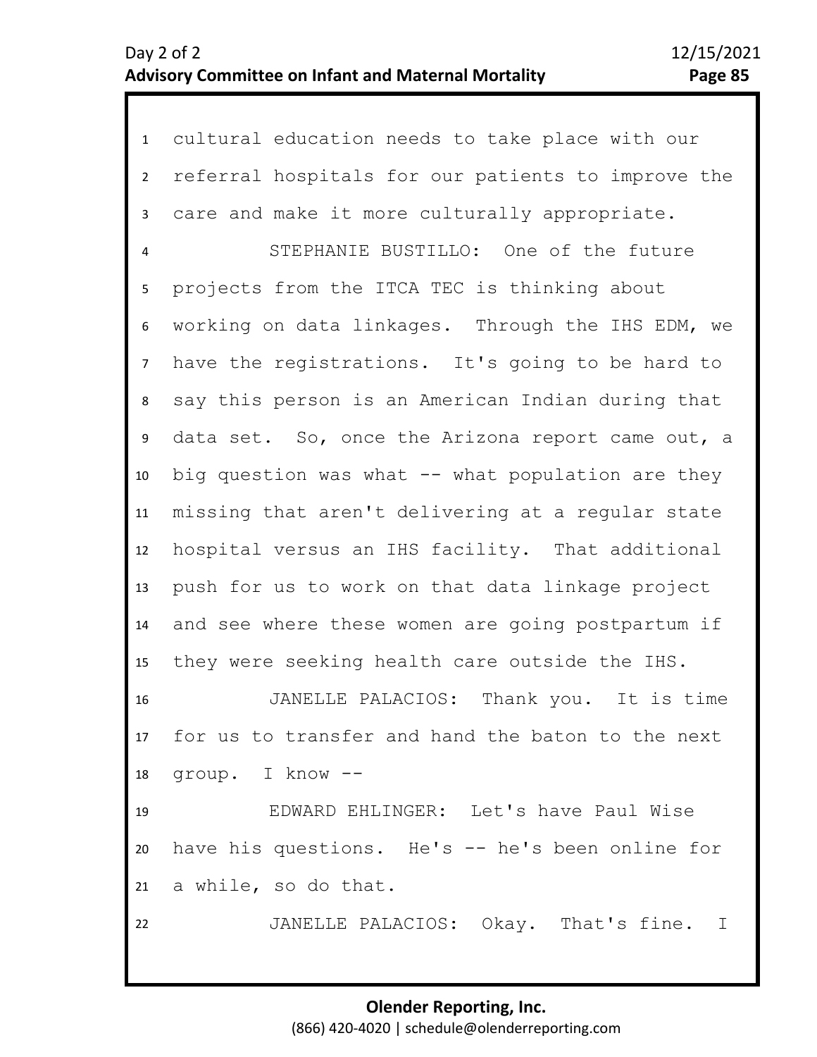cultural education needs to take place with our referral hospitals for our patients to improve the care and make it more culturally appropriate.

STEPHANIE BUSTILLO: One of the future projects from the ITCA TEC is thinking about working on data linkages. Through the IHS EDM, we have the registrations. It's going to be hard to say this person is an American Indian during that data set. So, once the Arizona report came out, a big question was what -- what population are they missing that aren't delivering at a regular state hospital versus an IHS facility. That additional push for us to work on that data linkage project and see where these women are going postpartum if they were seeking health care outside the IHS.

JANELLE PALACIOS: Thank you. It is time for us to transfer and hand the baton to the next group. I know --

EDWARD EHLINGER: Let's have Paul Wise have his questions. He's -- he's been online for a while, so do that.

JANELLE PALACIOS: Okay. That's fine. I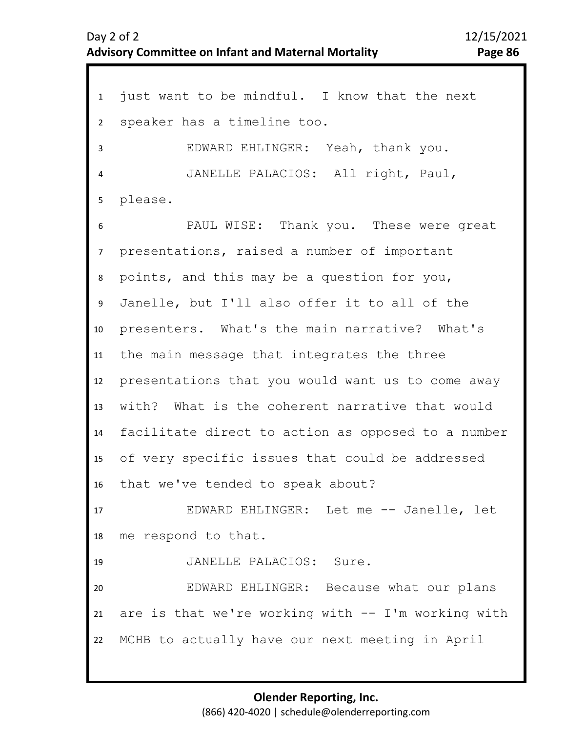just want to be mindful. I know that the next speaker has a timeline too.

EDWARD EHLINGER: Yeah, thank you.

JANELLE PALACIOS: All right, Paul, please.

PAUL WISE: Thank you. These were great presentations, raised a number of important points, and this may be a question for you, Janelle, but I'll also offer it to all of the presenters. What's the main narrative? What's the main message that integrates the three presentations that you would want us to come away with? What is the coherent narrative that would facilitate direct to action as opposed to a number of very specific issues that could be addressed that we've tended to speak about?

EDWARD EHLINGER: Let me -- Janelle, let me respond to that.

JANELLE PALACIOS: Sure.

EDWARD EHLINGER: Because what our plans are is that we're working with -- I'm working with MCHB to actually have our next meeting in April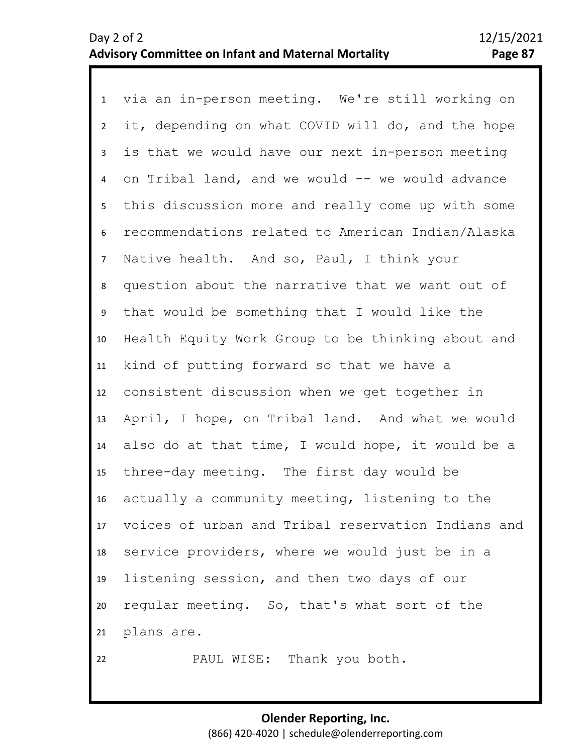via an in-person meeting. We're still working on it, depending on what COVID will do, and the hope is that we would have our next in-person meeting on Tribal land, and we would -- we would advance this discussion more and really come up with some recommendations related to American Indian/Alaska Native health. And so, Paul, I think your question about the narrative that we want out of that would be something that I would like the Health Equity Work Group to be thinking about and kind of putting forward so that we have a consistent discussion when we get together in April, I hope, on Tribal land. And what we would also do at that time, I would hope, it would be a three-day meeting. The first day would be actually a community meeting, listening to the voices of urban and Tribal reservation Indians and service providers, where we would just be in a listening session, and then two days of our regular meeting. So, that's what sort of the plans are.

PAUL WISE: Thank you both.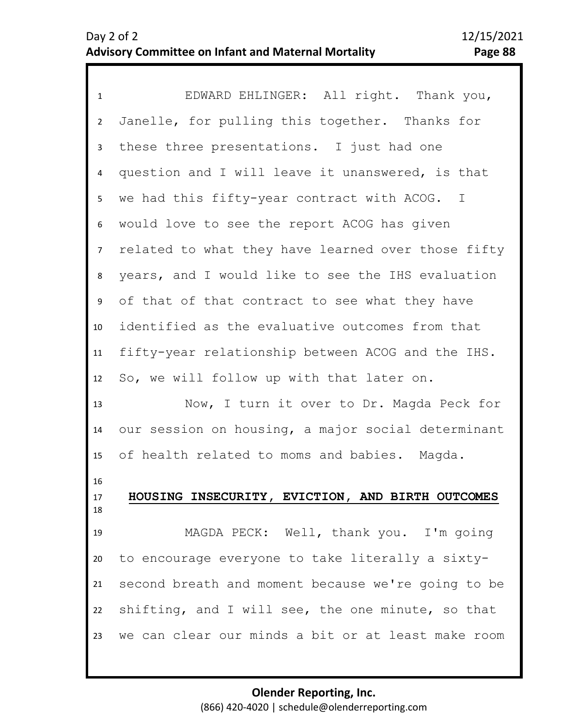EDWARD EHLINGER: All right. Thank you, Janelle, for pulling this together. Thanks for these three presentations. I just had one question and I will leave it unanswered, is that we had this fifty-year contract with ACOG. I would love to see the report ACOG has given related to what they have learned over those fifty years, and I would like to see the IHS evaluation of that of that contract to see what they have identified as the evaluative outcomes from that fifty-year relationship between ACOG and the IHS. So, we will follow up with that later on.

Now, I turn it over to Dr. Magda Peck for our session on housing, a major social determinant of health related to moms and babies. Magda.

## HOUSING INSECURITY, EVICTION, AND BIRTH OUTCOMES

MAGDA PECK: Well, thank you. I'm going to encourage everyone to take literally a sixty-second breath and moment because we're going to be shifting, and I will see, the one minute, so that we can clear our minds a bit or at least make room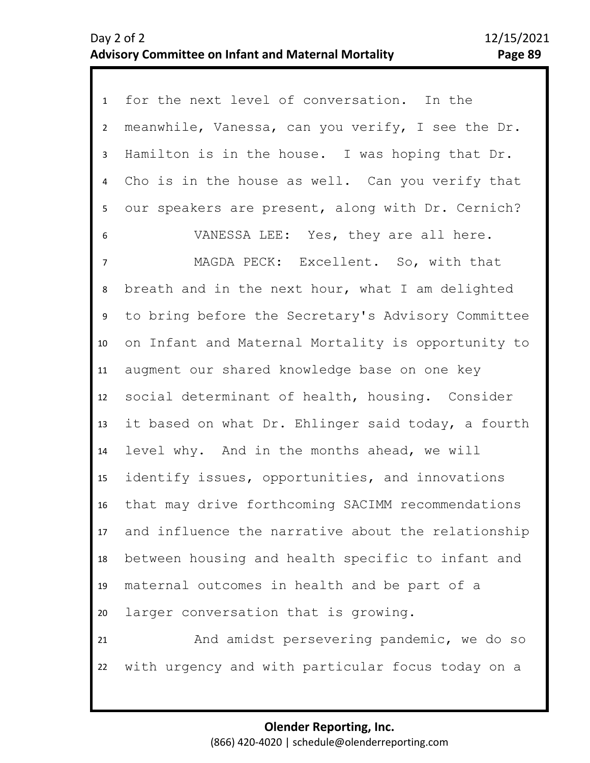for the next level of conversation. In the meanwhile, Vanessa, can you verify, I see the Dr. Hamilton is in the house. I was hoping that Dr. Cho is in the house as well. Can you verify that our speakers are present, along with Dr. Cernich?

VANESSA LEE: Yes, they are all here.

MAGDA PECK: Excellent. So, with that breath and in the next hour, what I am delighted to bring before the Secretary's Advisory Committee on Infant and Maternal Mortality is opportunity to augment our shared knowledge base on one key social determinant of health, housing. Consider it based on what Dr. Ehlinger said today, a fourth level why. And in the months ahead, we will identify issues, opportunities, and innovations that may drive forthcoming SACIMM recommendations and influence the narrative about the relationship between housing and health specific to infant and maternal outcomes in health and be part of a larger conversation that is growing.

And amidst persevering pandemic, we do so with urgency and with particular focus today on a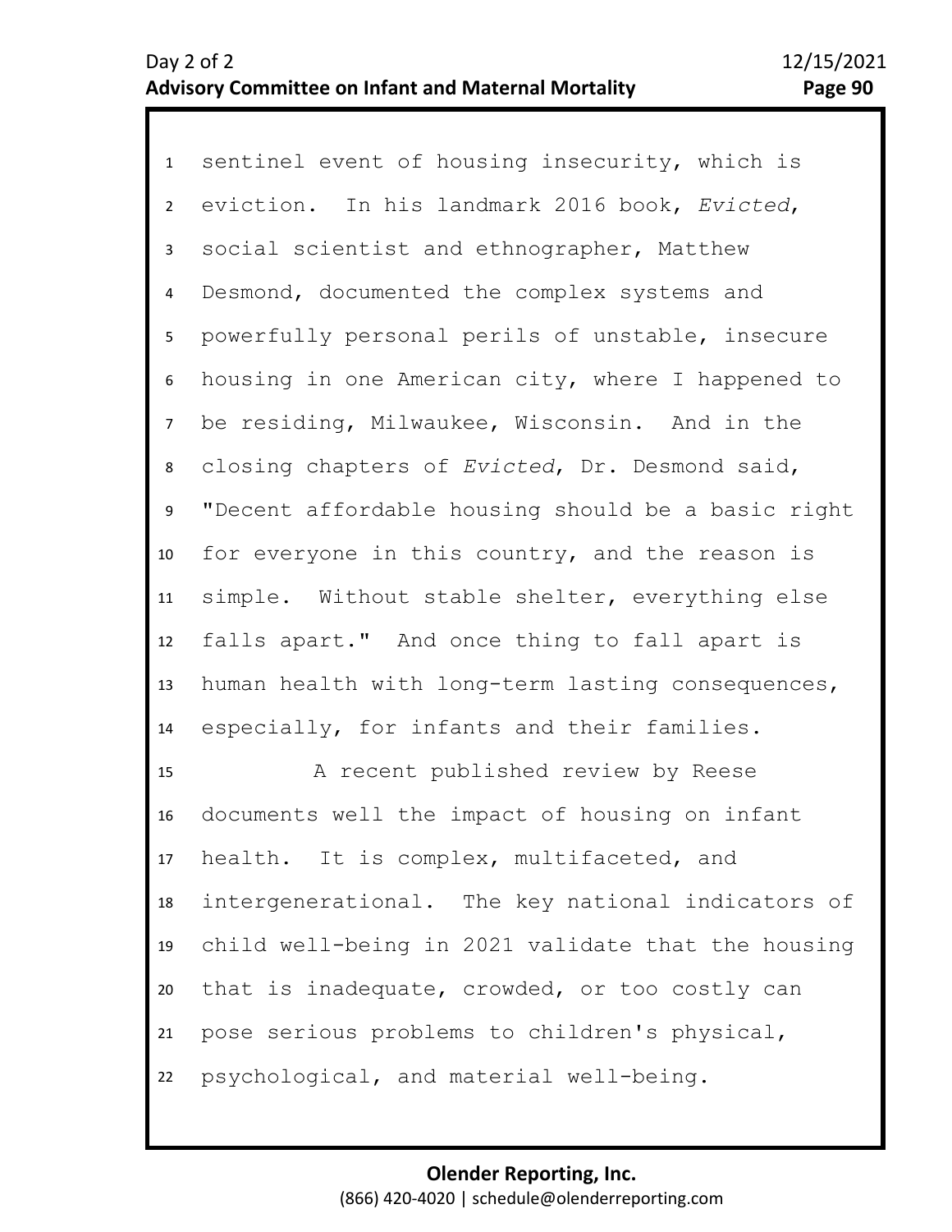sentinel event of housing insecurity, which is eviction. In his landmark 2016 book, *Evicted*, social scientist and ethnographer, Matthew Desmond, documented the complex systems and powerfully personal perils of unstable, insecure housing in one American city, where I happened to be residing, Milwaukee, Wisconsin. And in the closing chapters of *Evicted*, Dr. Desmond said, "Decent affordable housing should be a basic right for everyone in this country, and the reason is simple. Without stable shelter, everything else falls apart." And once thing to fall apart is human health with long-term lasting consequences, especially, for infants and their families.

A recent published review by Reese documents well the impact of housing on infant health. It is complex, multifaceted, and intergenerational. The key national indicators of child well-being in 2021 validate that the housing that is inadequate, crowded, or too costly can pose serious problems to children's physical, psychological, and material well-being.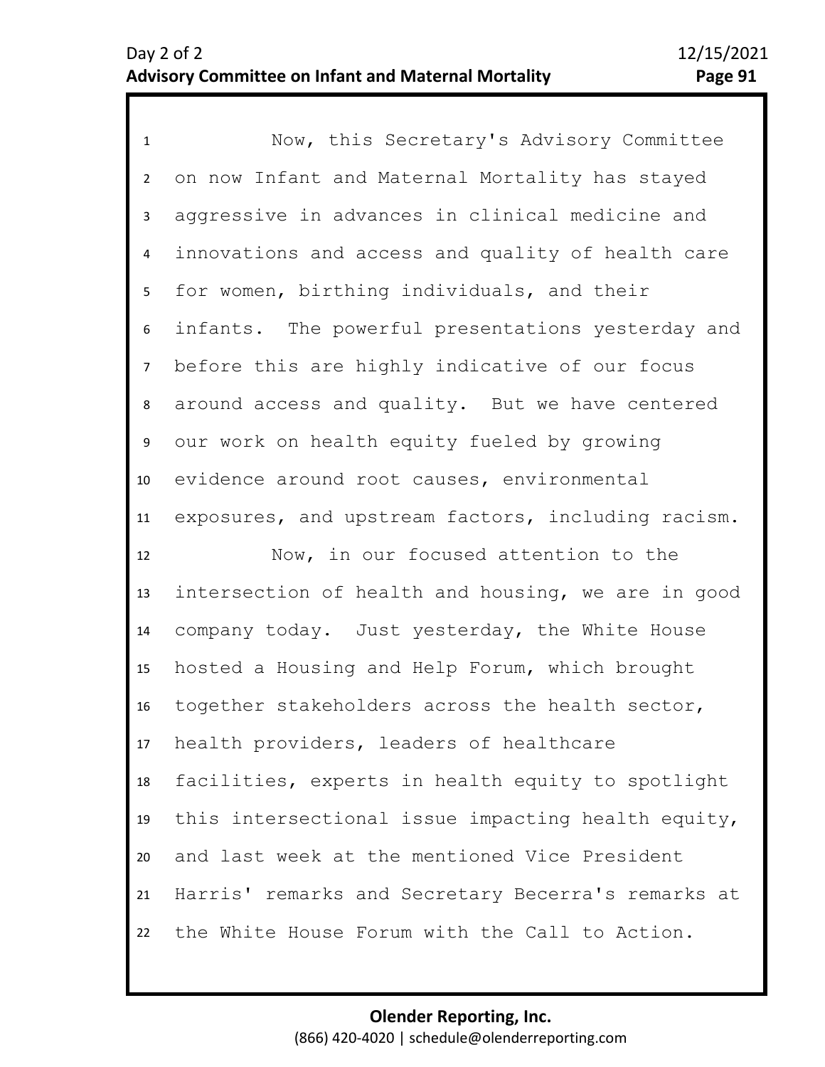Now, this Secretary's Advisory Committee on now Infant and Maternal Mortality has stayed aggressive in advances in clinical medicine and innovations and access and quality of health care for women, birthing individuals, and their infants. The powerful presentations yesterday and before this are highly indicative of our focus around access and quality. But we have centered our work on health equity fueled by growing evidence around root causes, environmental exposures, and upstream factors, including racism.

Now, in our focused attention to the intersection of health and housing, we are in good company today. Just yesterday, the White House hosted a Housing and Help Forum, which brought together stakeholders across the health sector, health providers, leaders of healthcare facilities, experts in health equity to spotlight this intersectional issue impacting health equity, and last week at the mentioned Vice President Harris' remarks and Secretary Becerra's remarks at the White House Forum with the Call to Action.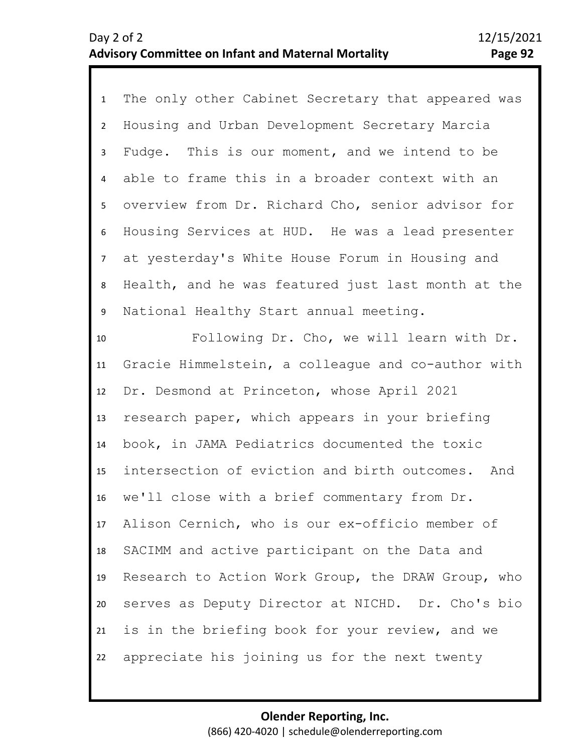The only other Cabinet Secretary that appeared was Housing and Urban Development Secretary Marcia Fudge. This is our moment, and we intend to be able to frame this in a broader context with an overview from Dr. Richard Cho, senior advisor for Housing Services at HUD. He was a lead presenter at yesterday's White House Forum in Housing and Health, and he was featured just last month at the National Healthy Start annual meeting.

Following Dr. Cho, we will learn with Dr. Gracie Himmelstein, a colleague and co-author with Dr. Desmond at Princeton, whose April 2021 research paper, which appears in your briefing book, in JAMA Pediatrics documented the toxic intersection of eviction and birth outcomes. And we'll close with a brief commentary from Dr. Alison Cernich, who is our ex-officio member of SACIMM and active participant on the Data and Research to Action Work Group, the DRAW Group, who serves as Deputy Director at NICHD. Dr. Cho's bio is in the briefing book for your review, and we appreciate his joining us for the next twenty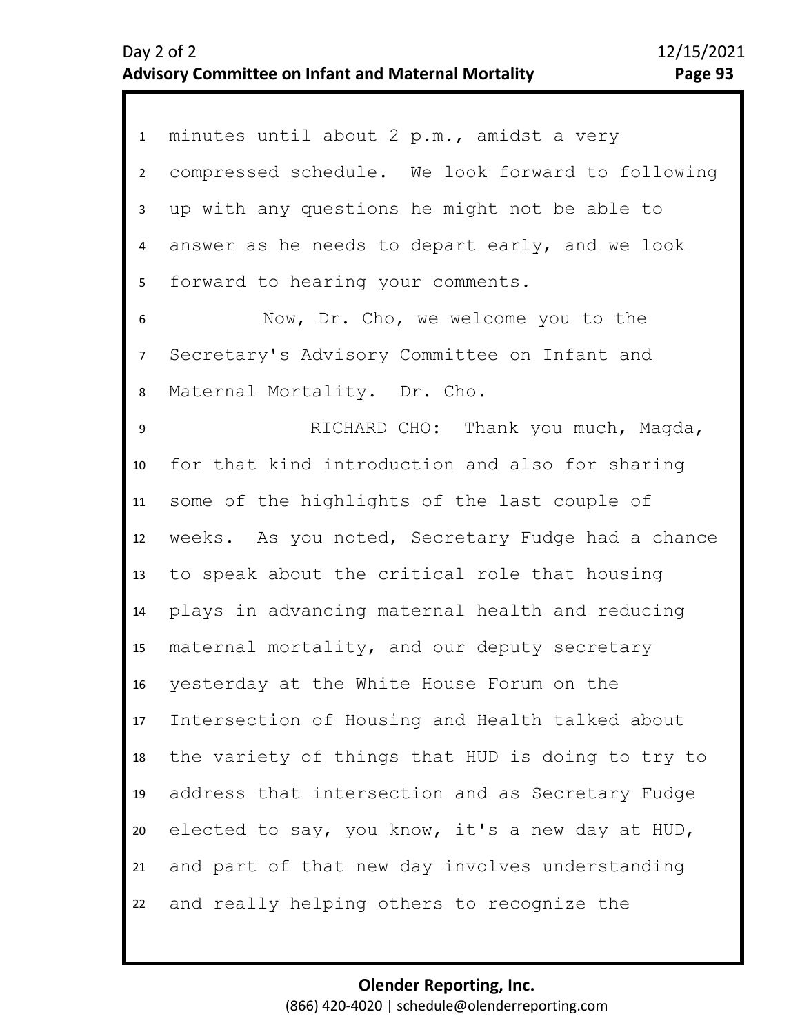minutes until about 2 p.m., amidst a very compressed schedule. We look forward to following up with any questions he might not be able to answer as he needs to depart early, and we look forward to hearing your comments.

Now, Dr. Cho, we welcome you to the Secretary's Advisory Committee on Infant and Maternal Mortality. Dr. Cho.

RICHARD CHO: Thank you much, Magda, for that kind introduction and also for sharing some of the highlights of the last couple of weeks. As you noted, Secretary Fudge had a chance to speak about the critical role that housing plays in advancing maternal health and reducing maternal mortality, and our deputy secretary yesterday at the White House Forum on the Intersection of Housing and Health talked about the variety of things that HUD is doing to try to address that intersection and as Secretary Fudge elected to say, you know, it's a new day at HUD, and part of that new day involves understanding and really helping others to recognize the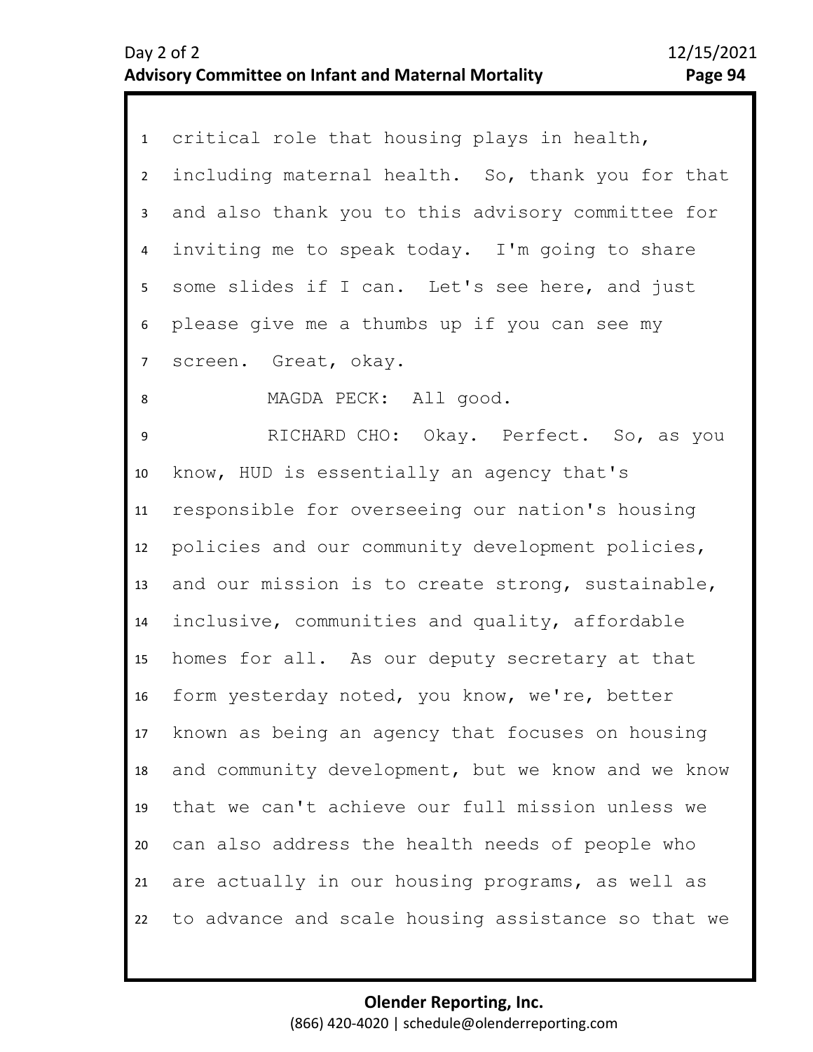critical role that housing plays in health, including maternal health. So, thank you for that and also thank you to this advisory committee for inviting me to speak today. I'm going to share some slides if I can. Let's see here, and just please give me a thumbs up if you can see my screen. Great, okay.

MAGDA PECK: All good.

RICHARD CHO: Okay. Perfect. So, as you know, HUD is essentially an agency that's responsible for overseeing our nation's housing policies and our community development policies, and our mission is to create strong, sustainable, inclusive, communities and quality, affordable homes for all. As our deputy secretary at that form yesterday noted, you know, we're, better known as being an agency that focuses on housing and community development, but we know and we know that we can't achieve our full mission unless we can also address the health needs of people who are actually in our housing programs, as well as to advance and scale housing assistance so that we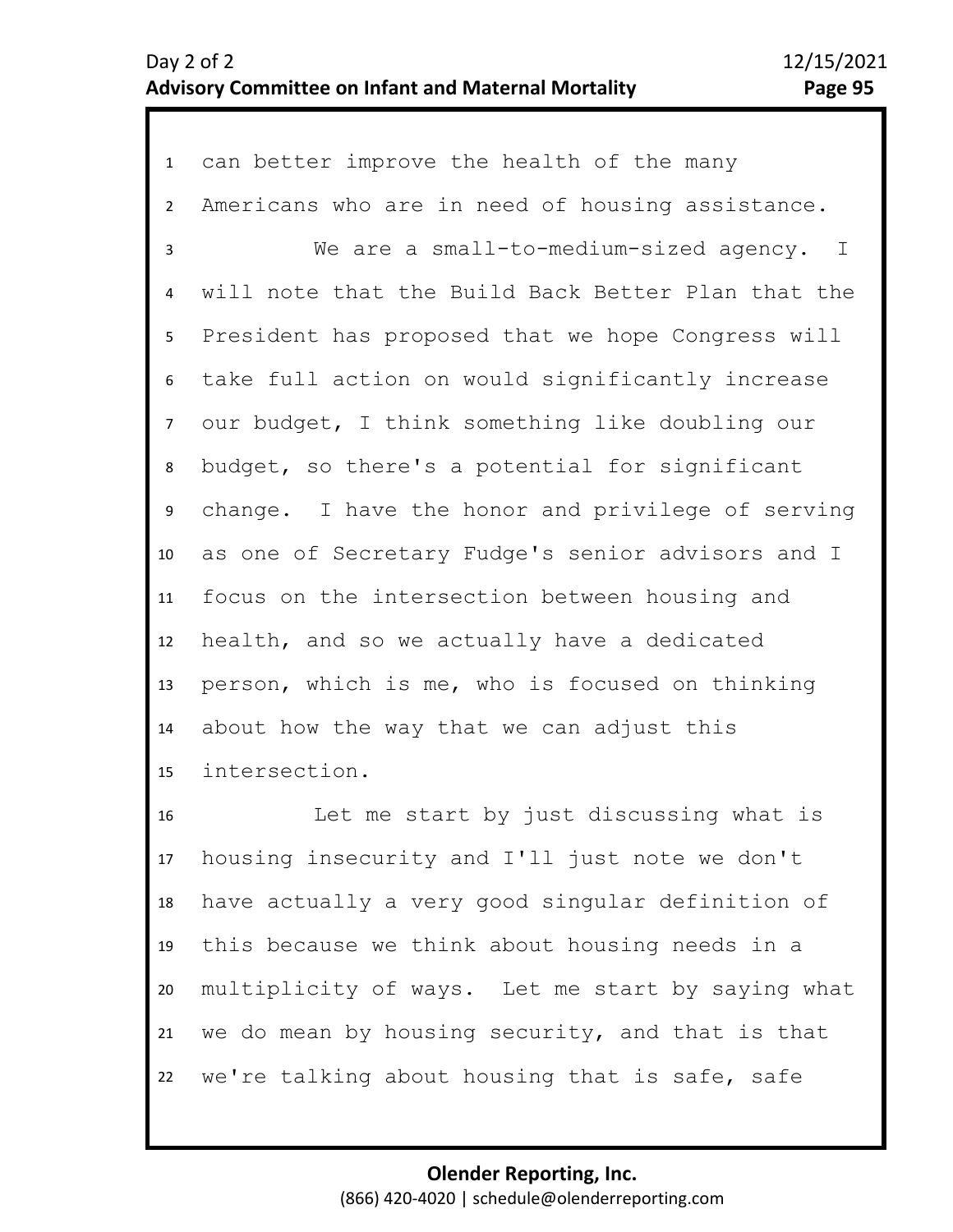can better improve the health of the many Americans who are in need of housing assistance.

We are a small-to-medium-sized agency. I will note that the Build Back Better Plan that the President has proposed that we hope Congress will take full action on would significantly increase our budget, I think something like doubling our budget, so there's a potential for significant change. I have the honor and privilege of serving as one of Secretary Fudge's senior advisors and I focus on the intersection between housing and health, and so we actually have a dedicated person, which is me, who is focused on thinking about how the way that we can adjust this intersection.

Let me start by just discussing what is housing insecurity and I'll just note we don't have actually a very good singular definition of this because we think about housing needs in a multiplicity of ways. Let me start by saying what we do mean by housing security, and that is that we're talking about housing that is safe, safe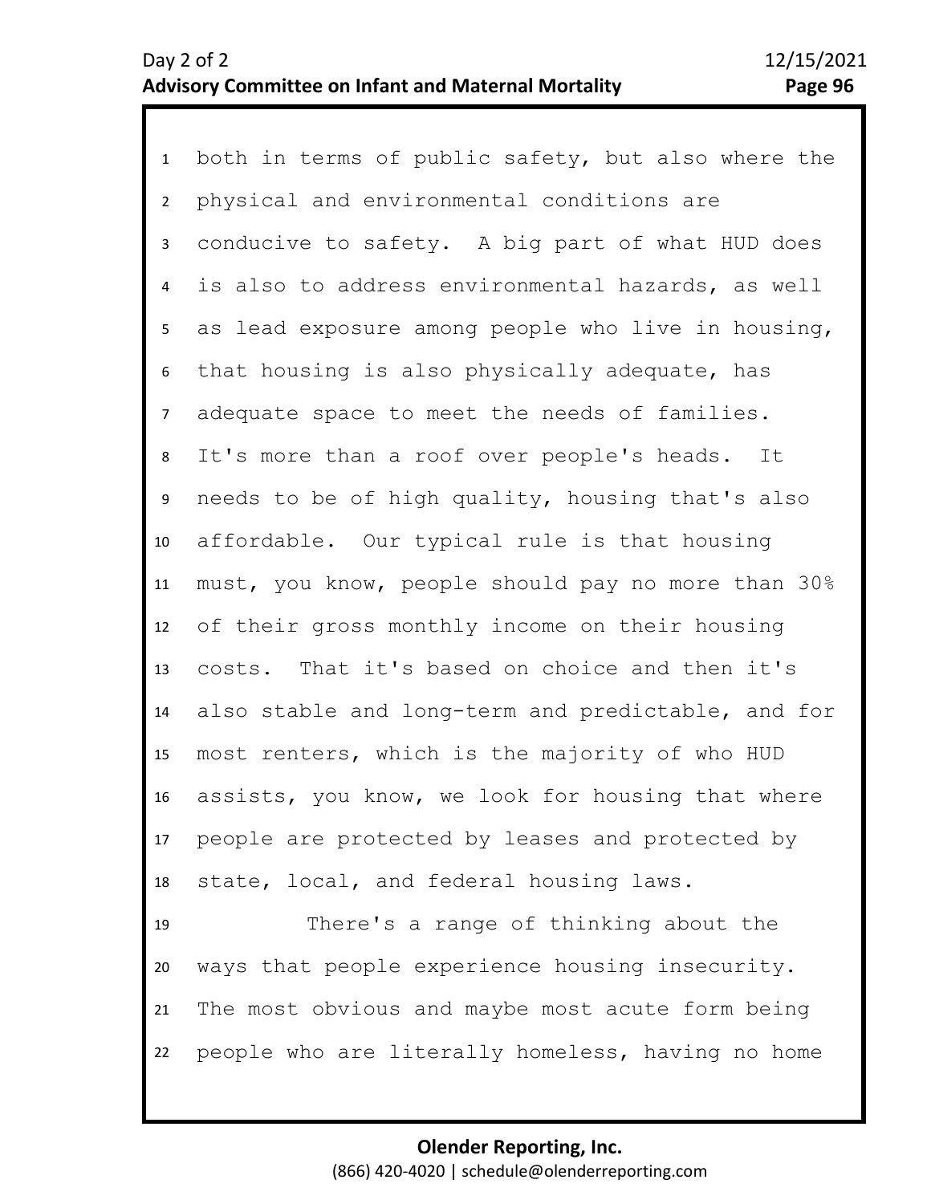both in terms of public safety, but also where the physical and environmental conditions are conducive to safety. A big part of what HUD does is also to address environmental hazards, as well as lead exposure among people who live in housing, that housing is also physically adequate, has adequate space to meet the needs of families. It's more than a roof over people's heads. It needs to be of high quality, housing that's also affordable. Our typical rule is that housing must, you know, people should pay no more than 30% of their gross monthly income on their housing costs. That it's based on choice and then it's also stable and long-term and predictable, and for most renters, which is the majority of who HUD assists, you know, we look for housing that where people are protected by leases and protected by state, local, and federal housing laws.

There's a range of thinking about the ways that people experience housing insecurity. The most obvious and maybe most acute form being people who are literally homeless, having no home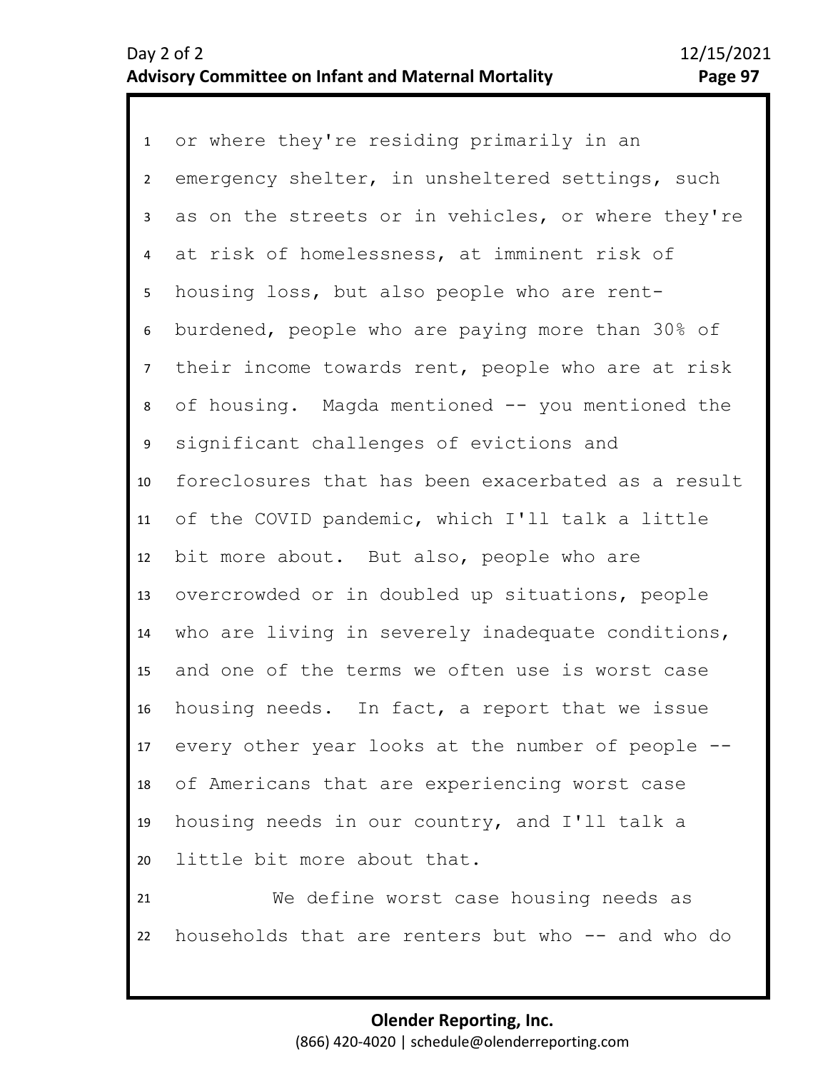or where they're residing primarily in an emergency shelter, in unsheltered settings, such as on the streets or in vehicles, or where they're at risk of homelessness, at imminent risk of housing loss, but also people who are rent-burdened, people who are paying more than 30% of their income towards rent, people who are at risk of housing. Magda mentioned -- you mentioned the significant challenges of evictions and foreclosures that has been exacerbated as a result of the COVID pandemic, which I'll talk a little bit more about. But also, people who are overcrowded or in doubled up situations, people who are living in severely inadequate conditions, and one of the terms we often use is worst case housing needs. In fact, a report that we issue every other year looks at the number of people -- of Americans that are experiencing worst case housing needs in our country, and I'll talk a little bit more about that.

We define worst case housing needs as households that are renters but who -- and who do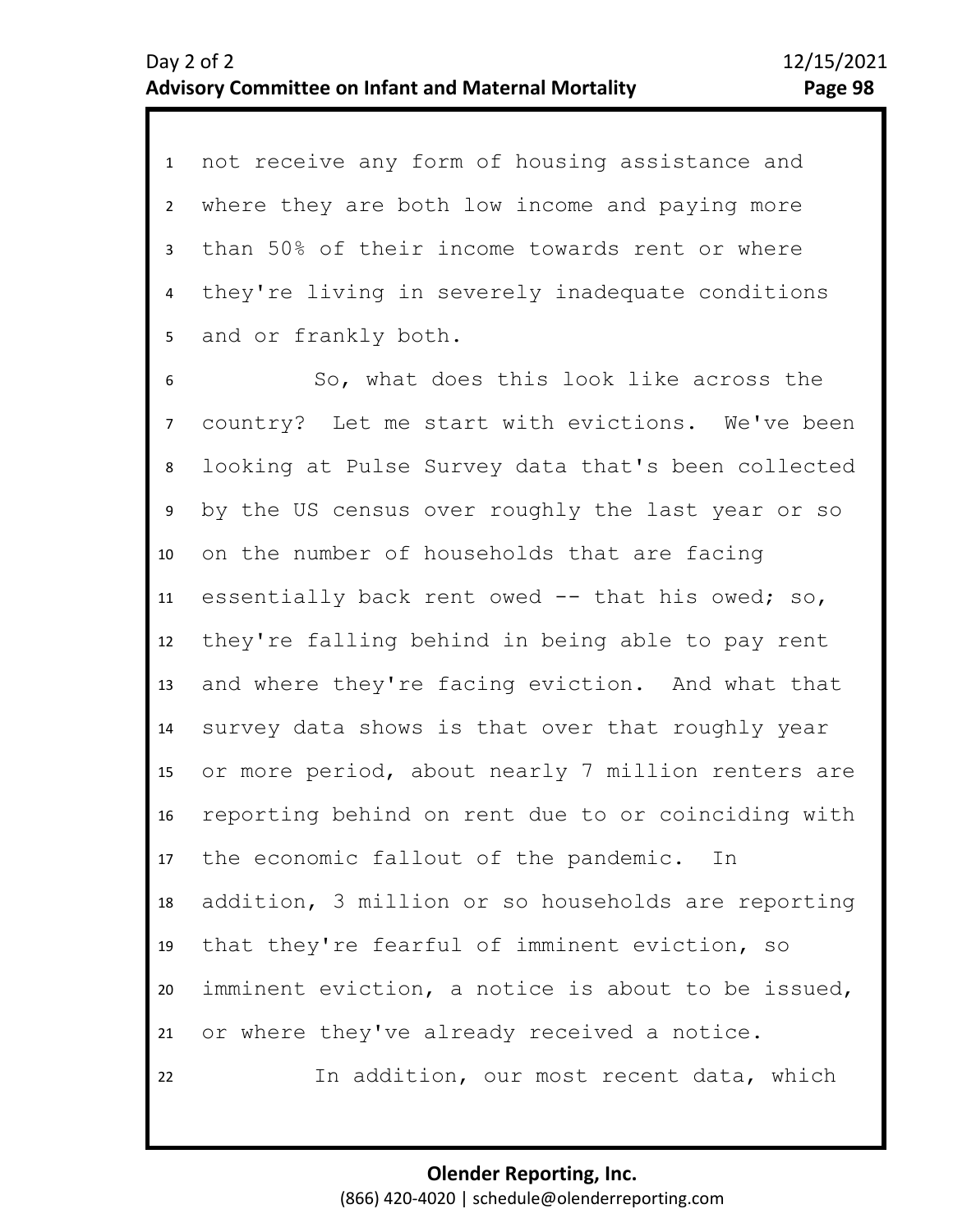not receive any form of housing assistance and where they are both low income and paying more than 50% of their income towards rent or where they're living in severely inadequate conditions and or frankly both.

So, what does this look like across the country? Let me start with evictions. We've been looking at Pulse Survey data that's been collected by the US census over roughly the last year or so on the number of households that are facing essentially back rent owed -- that his owed; so, they're falling behind in being able to pay rent and where they're facing eviction. And what that survey data shows is that over that roughly year or more period, about nearly 7 million renters are reporting behind on rent due to or coinciding with the economic fallout of the pandemic. In addition, 3 million or so households are reporting that they're fearful of imminent eviction, so imminent eviction, a notice is about to be issued, or where they've already received a notice.

In addition, our most recent data, which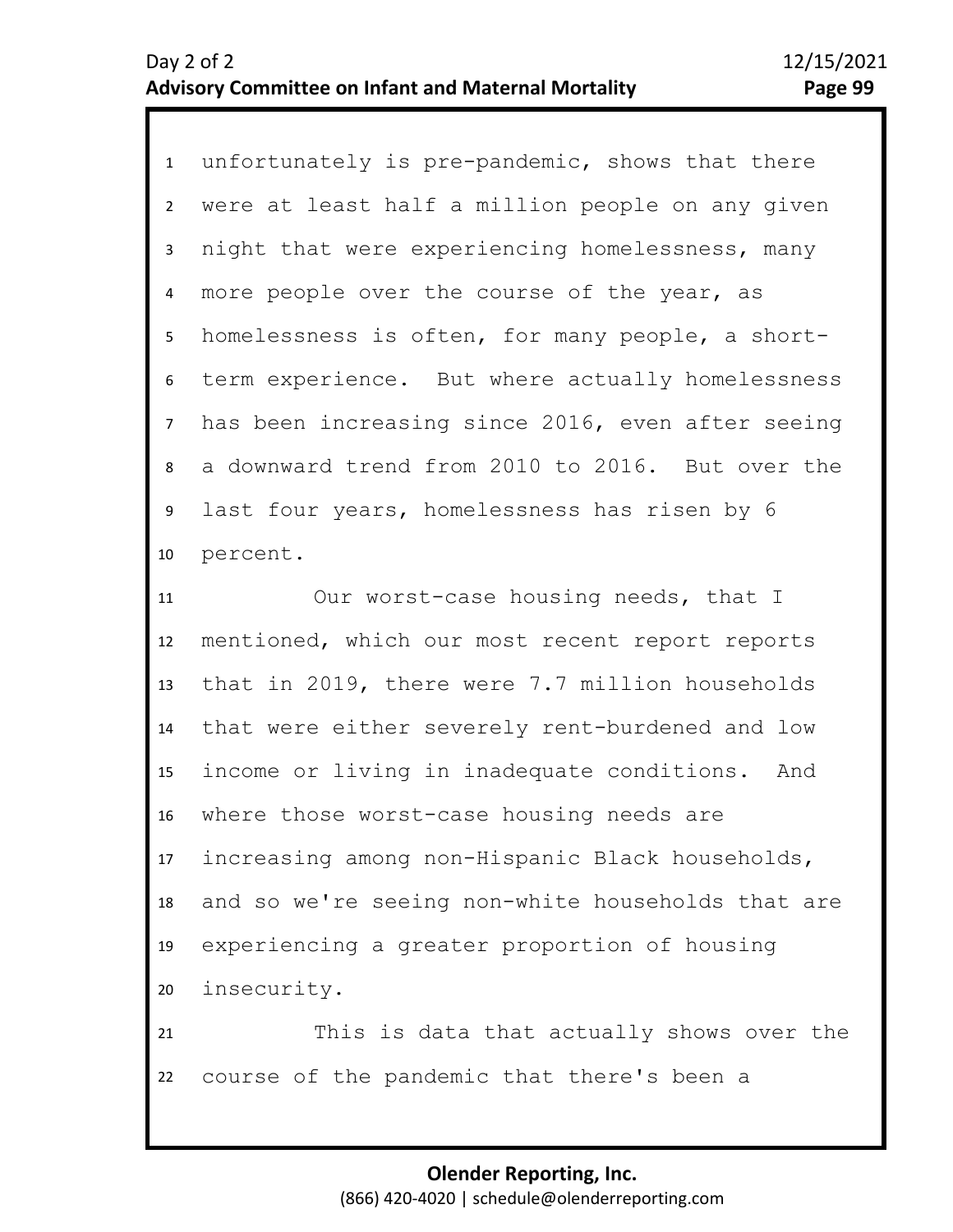unfortunately is pre-pandemic, shows that there were at least half a million people on any given night that were experiencing homelessness, many more people over the course of the year, as homelessness is often, for many people, a short-term experience. But where actually homelessness has been increasing since 2016, even after seeing a downward trend from 2010 to 2016. But over the last four years, homelessness has risen by 6 percent.

Our worst-case housing needs, that I mentioned, which our most recent report reports that in 2019, there were 7.7 million households that were either severely rent-burdened and low income or living in inadequate conditions. And where those worst-case housing needs are increasing among non-Hispanic Black households, and so we're seeing non-white households that are experiencing a greater proportion of housing insecurity.

This is data that actually shows over the course of the pandemic that there's been a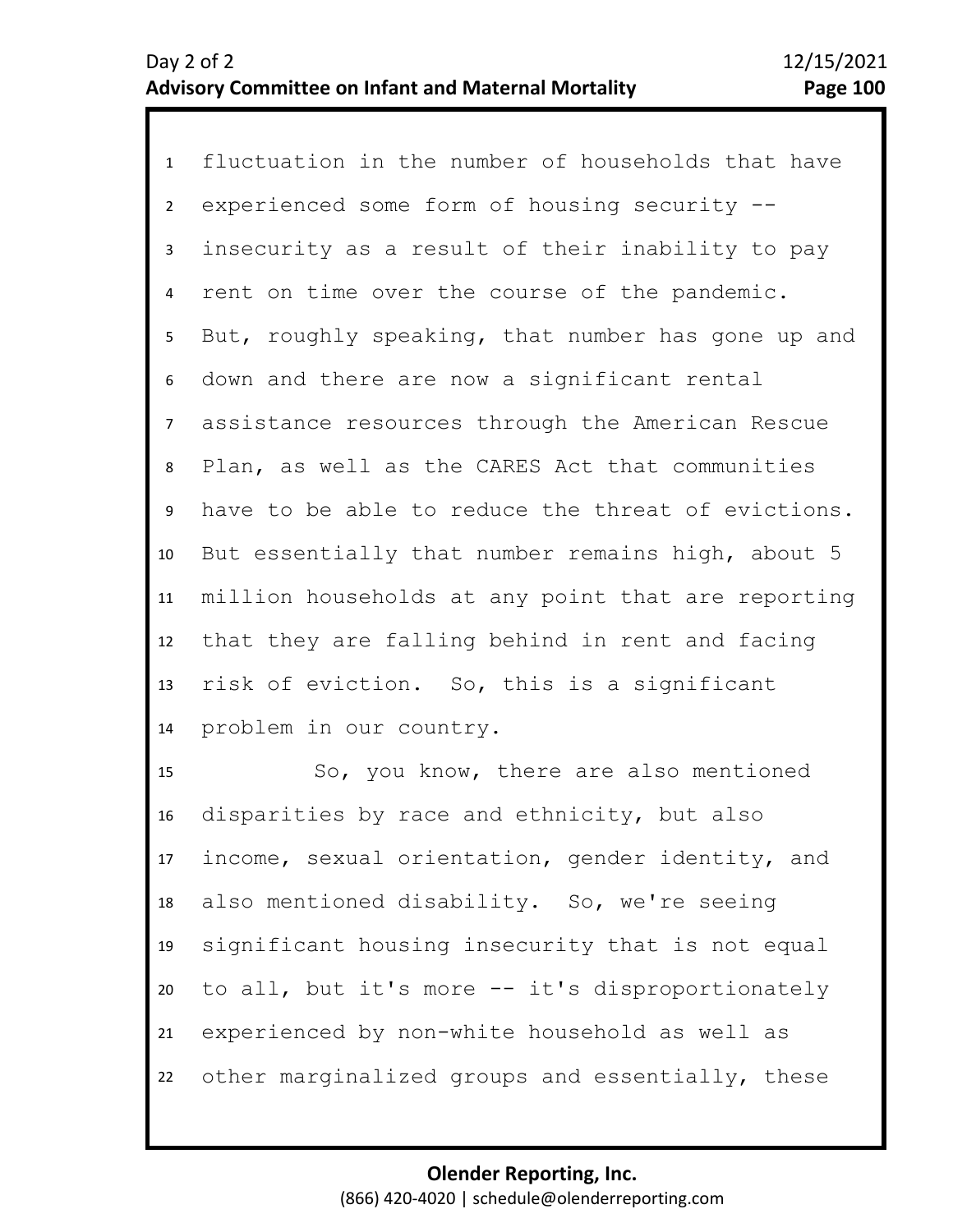fluctuation in the number of households that have experienced some form of housing security -- insecurity as a result of their inability to pay rent on time over the course of the pandemic. But, roughly speaking, that number has gone up and down and there are now a significant rental assistance resources through the American Rescue Plan, as well as the CARES Act that communities have to be able to reduce the threat of evictions. But essentially that number remains high, about 5 million households at any point that are reporting that they are falling behind in rent and facing risk of eviction. So, this is a significant problem in our country.

So, you know, there are also mentioned disparities by race and ethnicity, but also income, sexual orientation, gender identity, and also mentioned disability. So, we're seeing significant housing insecurity that is not equal to all, but it's more -- it's disproportionately experienced by non-white household as well as other marginalized groups and essentially, these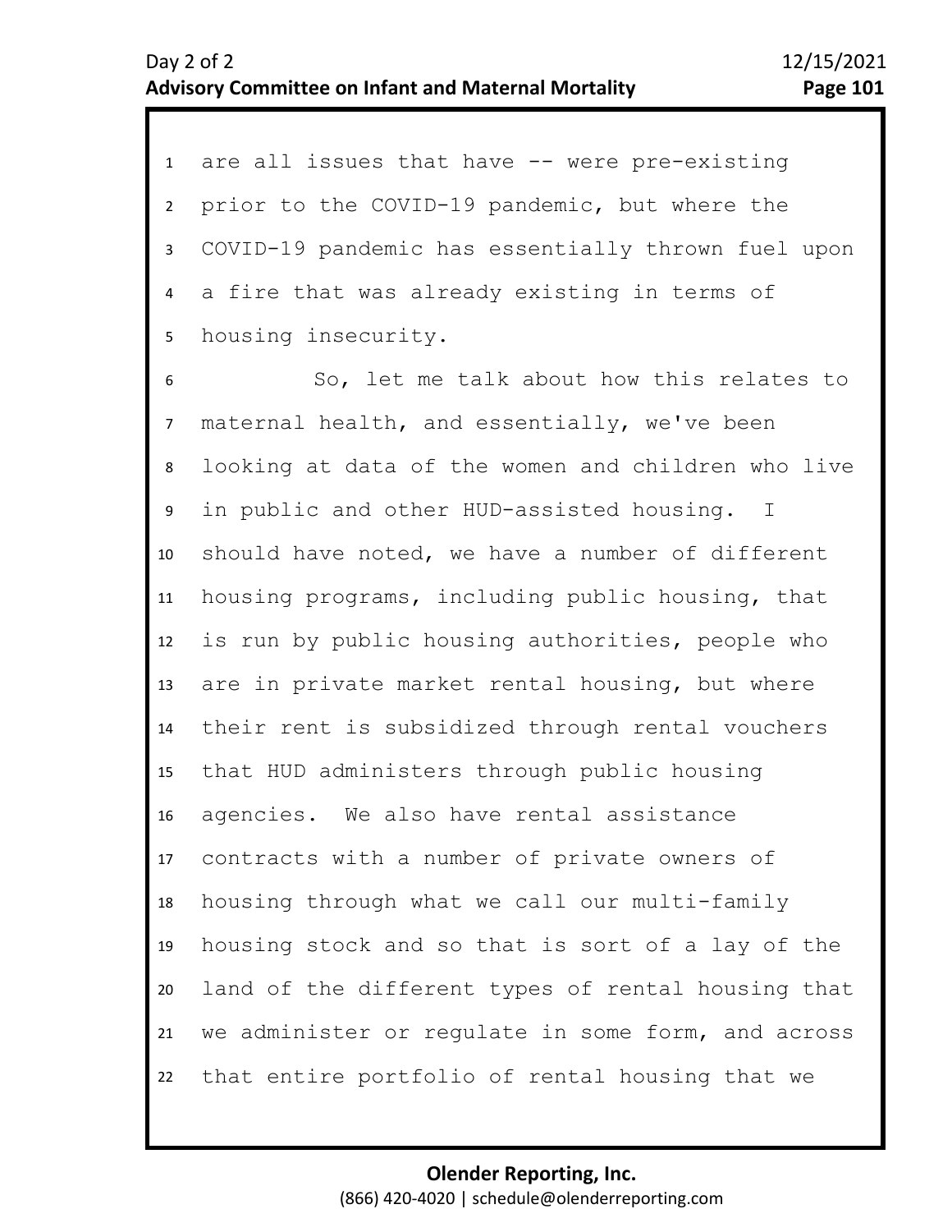are all issues that have -- were pre-existing prior to the COVID-19 pandemic, but where the COVID-19 pandemic has essentially thrown fuel upon a fire that was already existing in terms of housing insecurity.

So, let me talk about how this relates to maternal health, and essentially, we've been looking at data of the women and children who live in public and other HUD-assisted housing. I should have noted, we have a number of different housing programs, including public housing, that is run by public housing authorities, people who are in private market rental housing, but where their rent is subsidized through rental vouchers that HUD administers through public housing agencies. We also have rental assistance contracts with a number of private owners of housing through what we call our multi-family housing stock and so that is sort of a lay of the land of the different types of rental housing that we administer or regulate in some form, and across that entire portfolio of rental housing that we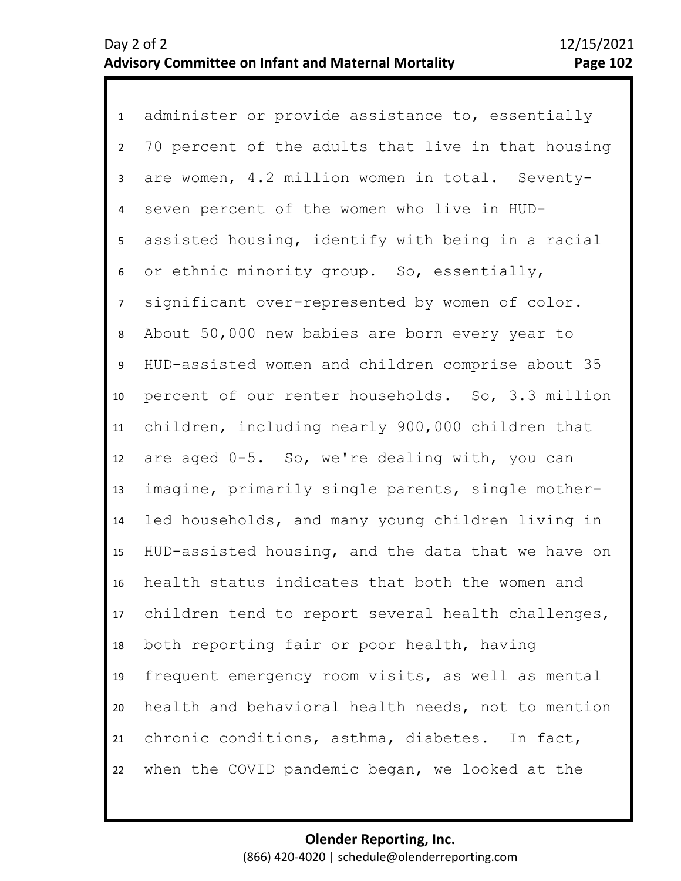administer or provide assistance to, essentially 70 percent of the adults that live in that housing are women, 4.2 million women in total. Seventy-seven percent of the women who live in HUD-assisted housing, identify with being in a racial or ethnic minority group. So, essentially, significant over-represented by women of color. About 50,000 new babies are born every year to HUD-assisted women and children comprise about 35 percent of our renter households. So, 3.3 million children, including nearly 900,000 children that are aged 0-5. So, we're dealing with, you can imagine, primarily single parents, single mother-led households, and many young children living in HUD-assisted housing, and the data that we have on health status indicates that both the women and children tend to report several health challenges, both reporting fair or poor health, having frequent emergency room visits, as well as mental health and behavioral health needs, not to mention chronic conditions, asthma, diabetes. In fact, when the COVID pandemic began, we looked at the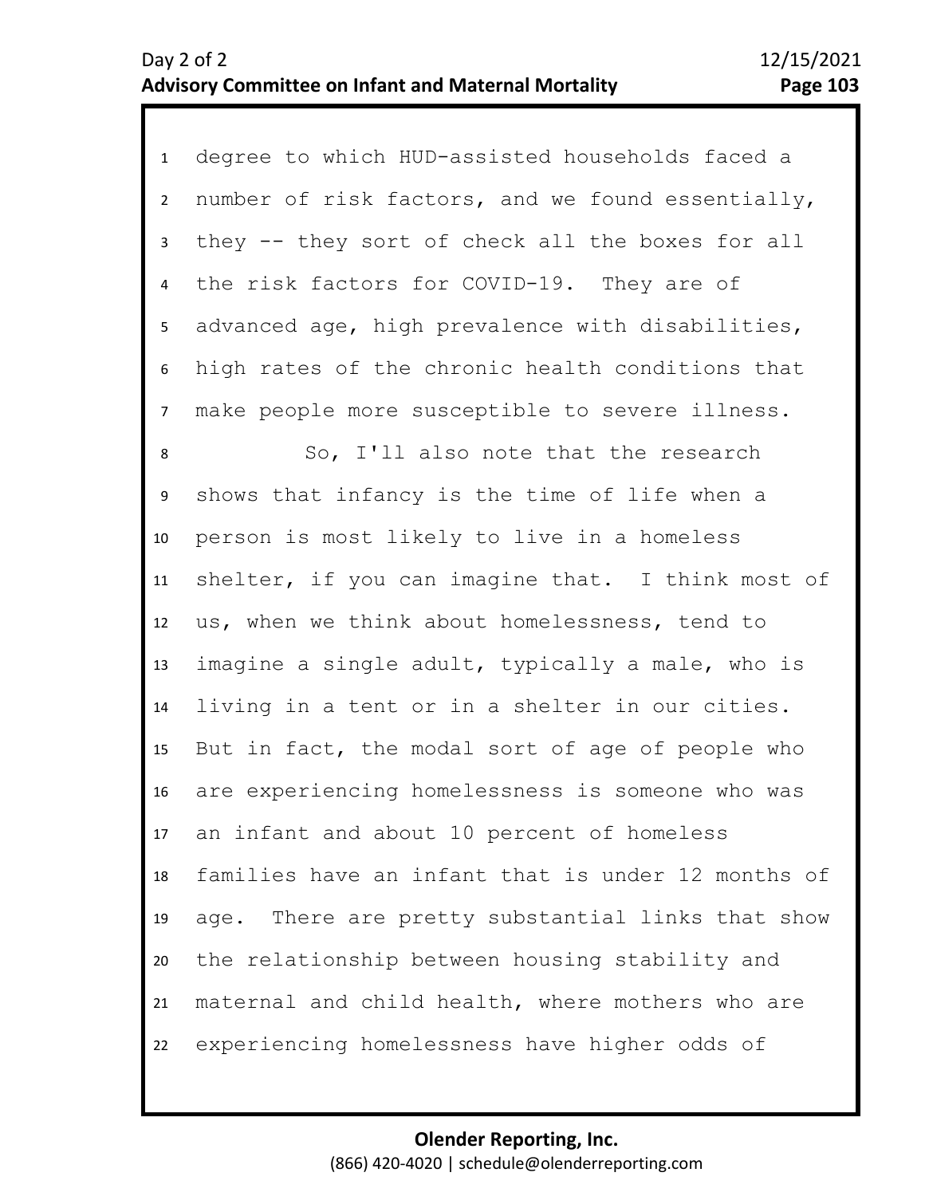1 degree to which HUD-assisted households faced a
2 number of risk factors, and we found essentially,
3 they -- they sort of check all the boxes for all
4 the risk factors for COVID-19. They are of
5 advanced age, high prevalence with disabilities,
6 high rates of the chronic health conditions that
7 make people more susceptible to severe illness.
8 So, I'll also note that the research
9 shows that infancy is the time of life when a
10 person is most likely to live in a homeless
11 shelter, if you can imagine that. I think most of
12 us, when we think about homelessness, tend to
13 imagine a single adult, typically a male, who is
14 living in a tent or in a shelter in our cities.
15 But in fact, the modal sort of age of people who
16 are experiencing homelessness is someone who was
17 an infant and about 10 percent of homeless
18 families have an infant that is under 12 months of
19 age. There are pretty substantial links that show
20 the relationship between housing stability and
21 maternal and child health, where mothers who are
22 experiencing homelessness have higher odds of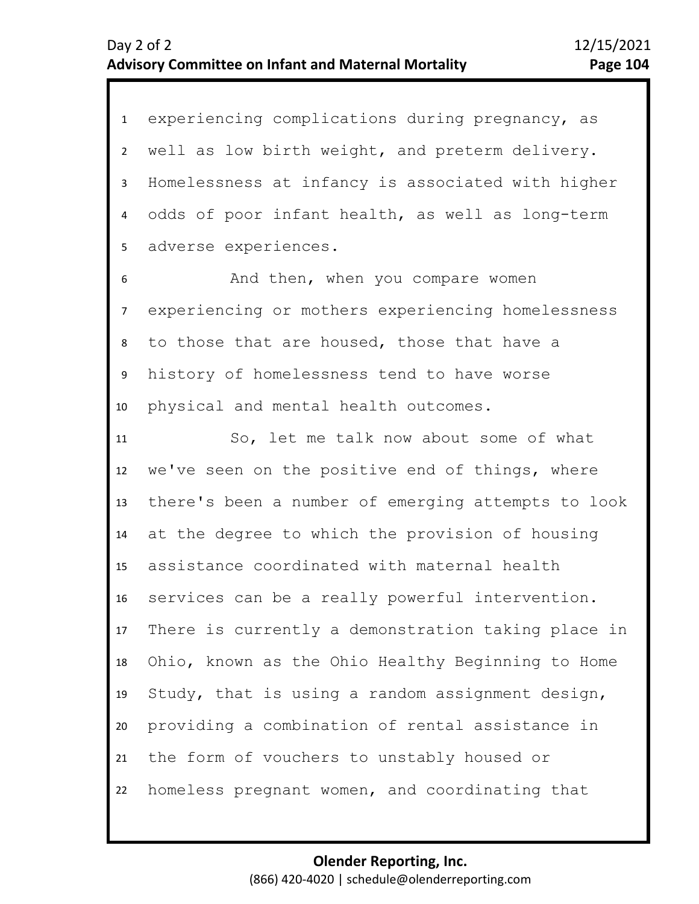experiencing complications during pregnancy, as well as low birth weight, and preterm delivery. Homelessness at infancy is associated with higher odds of poor infant health, as well as long-term adverse experiences.

And then, when you compare women experiencing or mothers experiencing homelessness to those that are housed, those that have a history of homelessness tend to have worse physical and mental health outcomes.

So, let me talk now about some of what we've seen on the positive end of things, where there's been a number of emerging attempts to look at the degree to which the provision of housing assistance coordinated with maternal health services can be a really powerful intervention. There is currently a demonstration taking place in Ohio, known as the Ohio Healthy Beginning to Home Study, that is using a random assignment design, providing a combination of rental assistance in the form of vouchers to unstably housed or homeless pregnant women, and coordinating that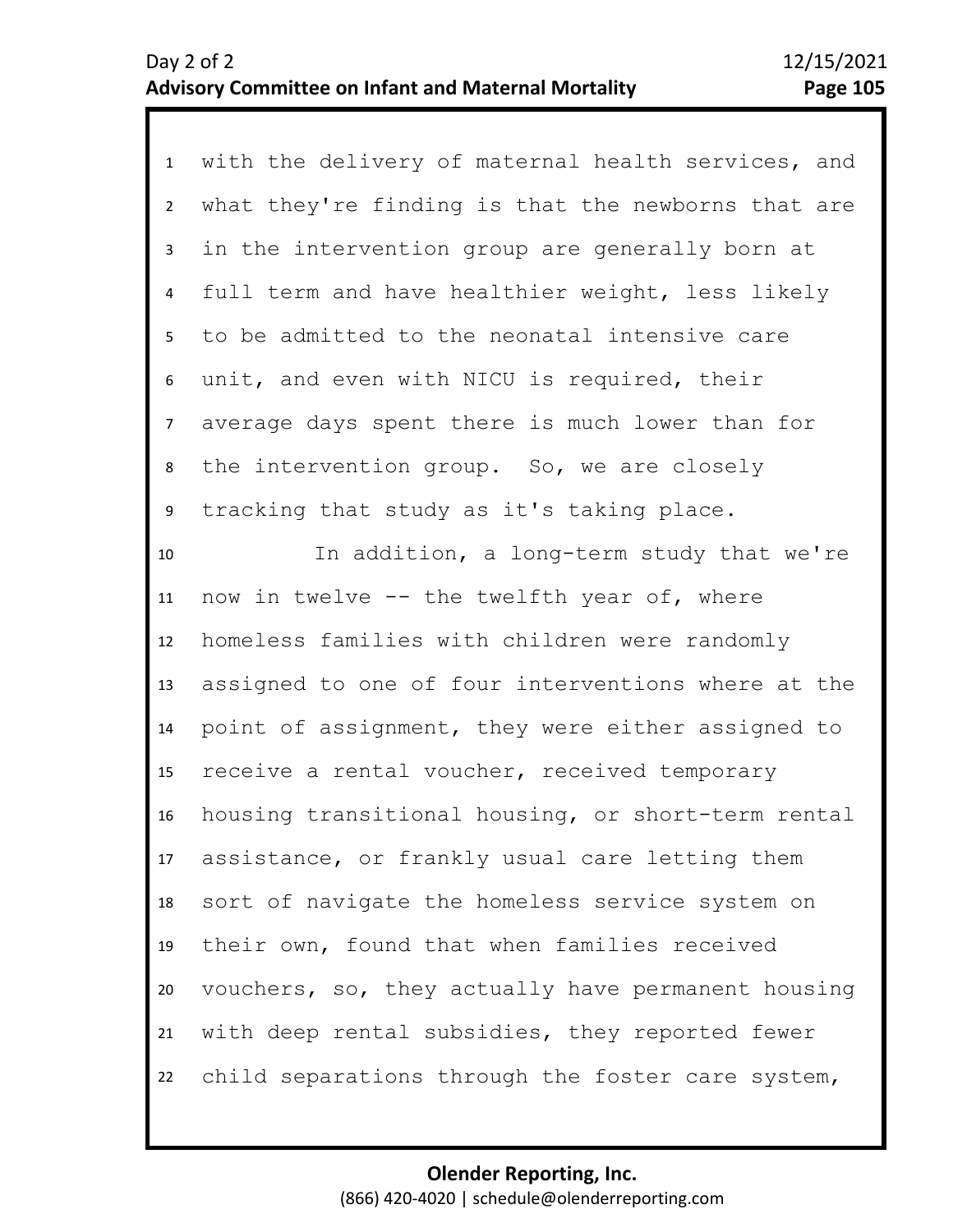with the delivery of maternal health services, and what they're finding is that the newborns that are in the intervention group are generally born at full term and have healthier weight, less likely to be admitted to the neonatal intensive care unit, and even with NICU is required, their average days spent there is much lower than for the intervention group. So, we are closely tracking that study as it's taking place.

In addition, a long-term study that we're now in twelve -- the twelfth year of, where homeless families with children were randomly assigned to one of four interventions where at the point of assignment, they were either assigned to receive a rental voucher, received temporary housing transitional housing, or short-term rental assistance, or frankly usual care letting them sort of navigate the homeless service system on their own, found that when families received vouchers, so, they actually have permanent housing with deep rental subsidies, they reported fewer child separations through the foster care system,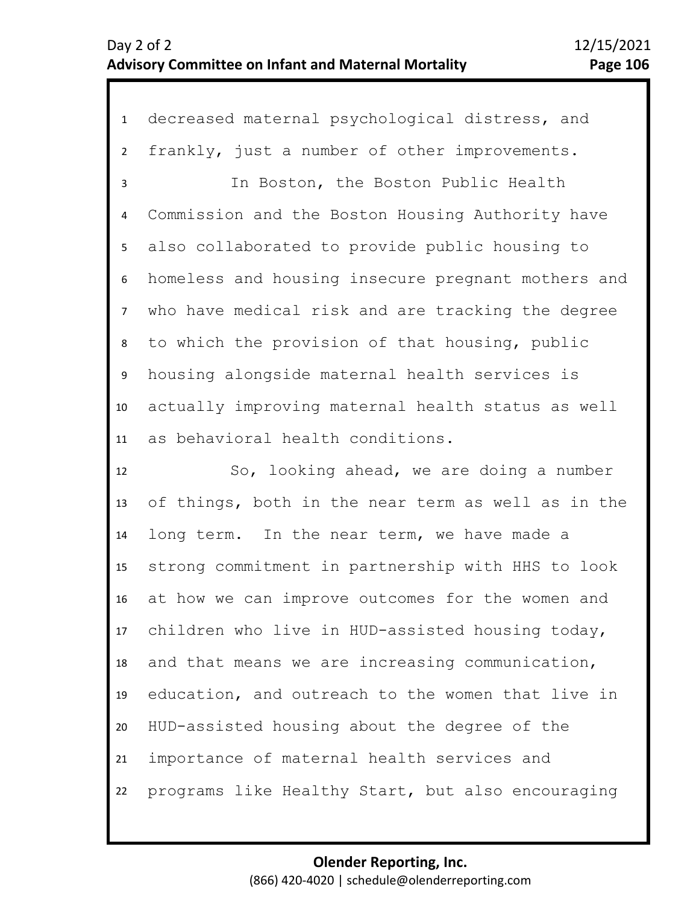decreased maternal psychological distress, and frankly, just a number of other improvements.

In Boston, the Boston Public Health Commission and the Boston Housing Authority have also collaborated to provide public housing to homeless and housing insecure pregnant mothers and who have medical risk and are tracking the degree to which the provision of that housing, public housing alongside maternal health services is actually improving maternal health status as well as behavioral health conditions.

So, looking ahead, we are doing a number of things, both in the near term as well as in the long term. In the near term, we have made a strong commitment in partnership with HHS to look at how we can improve outcomes for the women and children who live in HUD-assisted housing today, and that means we are increasing communication, education, and outreach to the women that live in HUD-assisted housing about the degree of the importance of maternal health services and programs like Healthy Start, but also encouraging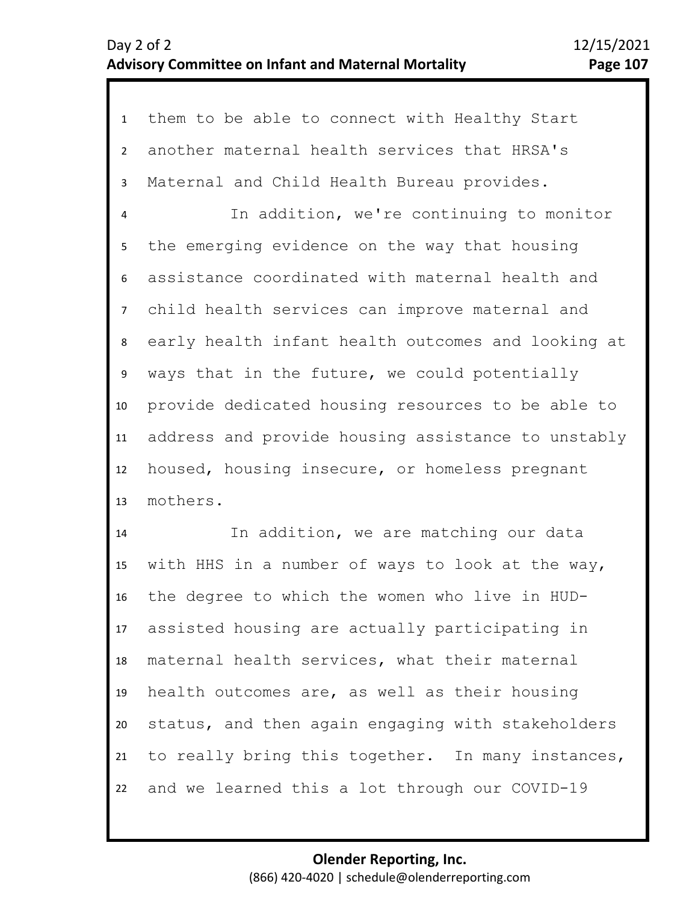them to be able to connect with Healthy Start another maternal health services that HRSA's Maternal and Child Health Bureau provides.

In addition, we're continuing to monitor the emerging evidence on the way that housing assistance coordinated with maternal health and child health services can improve maternal and early health infant health outcomes and looking at ways that in the future, we could potentially provide dedicated housing resources to be able to address and provide housing assistance to unstably housed, housing insecure, or homeless pregnant mothers.

In addition, we are matching our data with HHS in a number of ways to look at the way, the degree to which the women who live in HUD-assisted housing are actually participating in maternal health services, what their maternal health outcomes are, as well as their housing status, and then again engaging with stakeholders to really bring this together. In many instances, and we learned this a lot through our COVID-19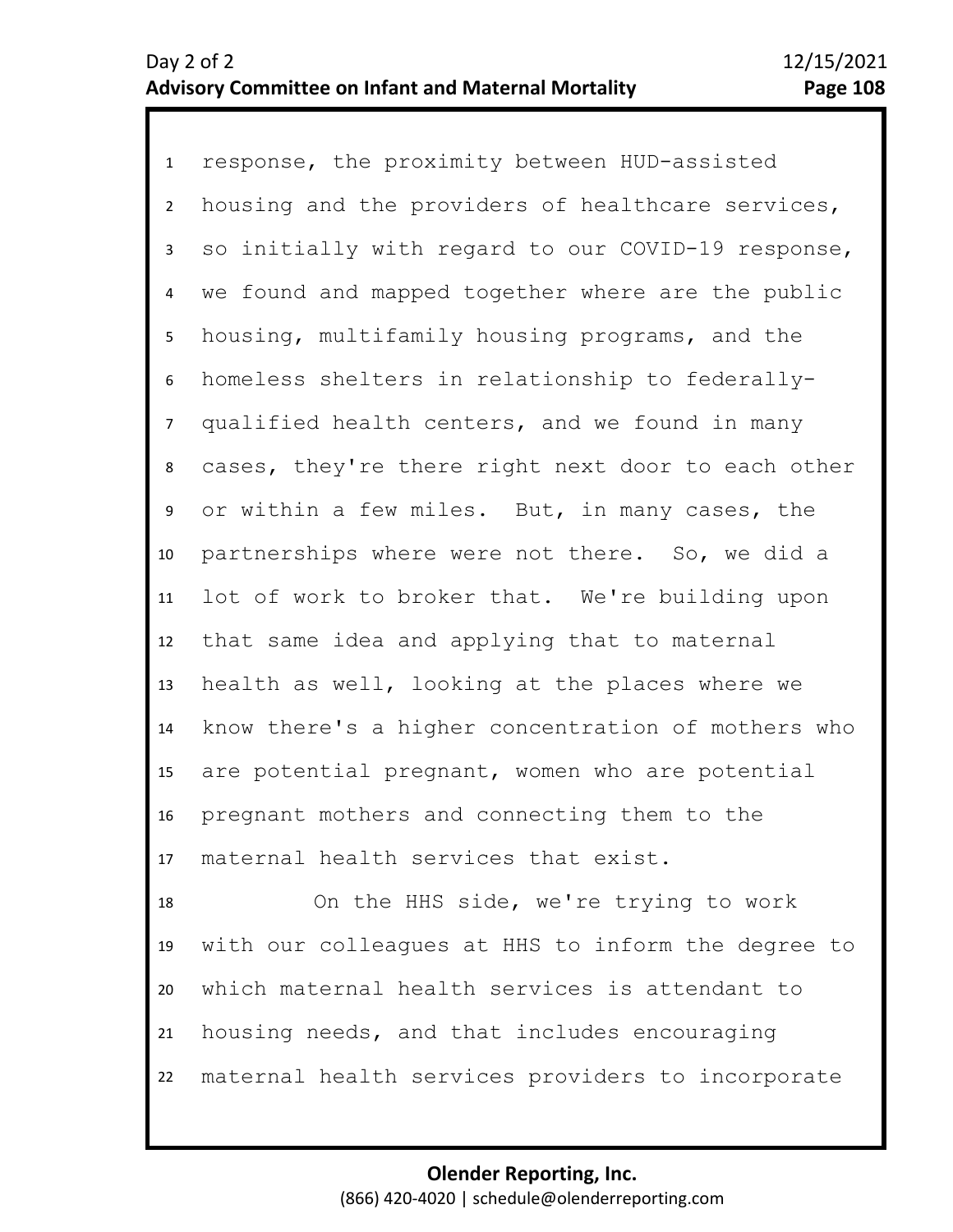response, the proximity between HUD-assisted housing and the providers of healthcare services, so initially with regard to our COVID-19 response, we found and mapped together where are the public housing, multifamily housing programs, and the homeless shelters in relationship to federally-qualified health centers, and we found in many cases, they're there right next door to each other or within a few miles. But, in many cases, the partnerships where were not there. So, we did a lot of work to broker that. We're building upon that same idea and applying that to maternal health as well, looking at the places where we know there's a higher concentration of mothers who are potential pregnant, women who are potential pregnant mothers and connecting them to the maternal health services that exist.

On the HHS side, we're trying to work with our colleagues at HHS to inform the degree to which maternal health services is attendant to housing needs, and that includes encouraging maternal health services providers to incorporate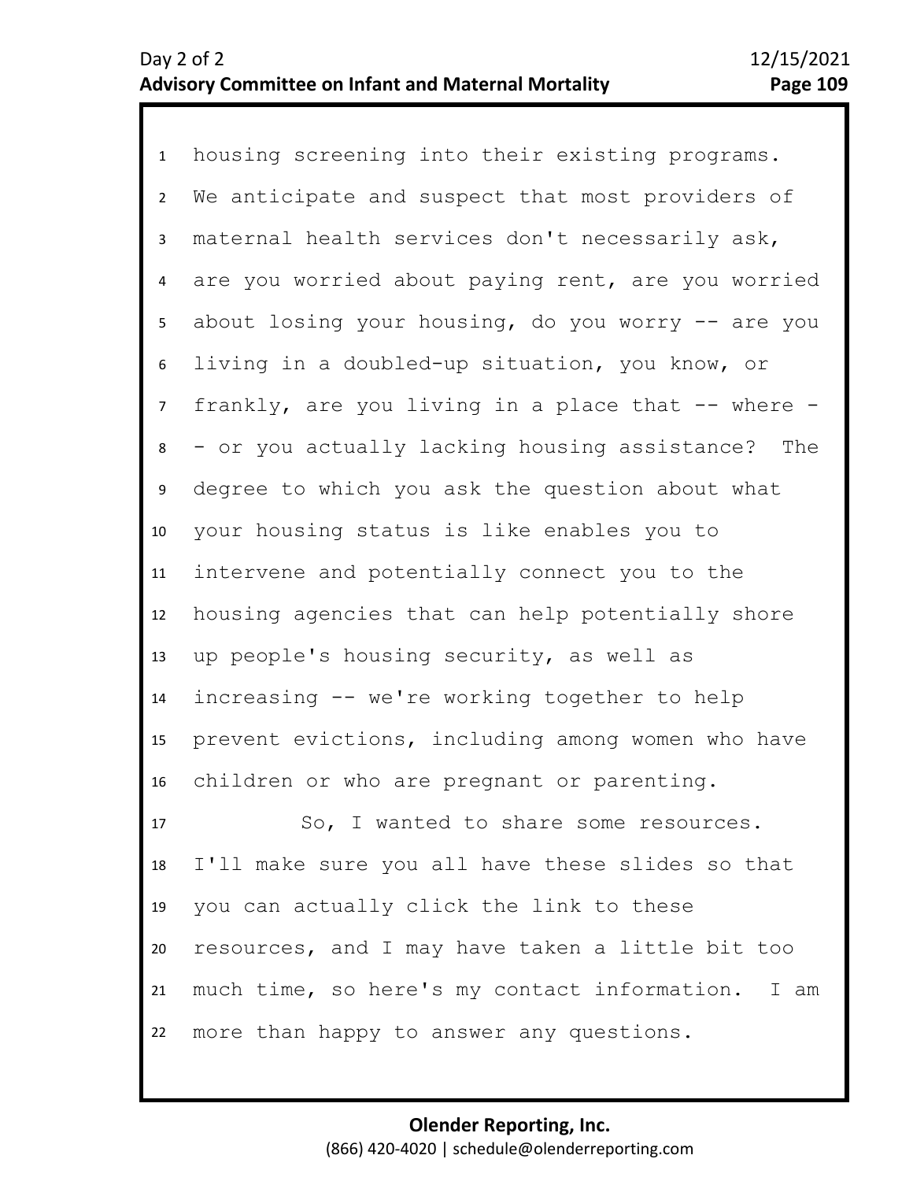housing screening into their existing programs. We anticipate and suspect that most providers of maternal health services don't necessarily ask, are you worried about paying rent, are you worried about losing your housing, do you worry -- are you living in a doubled-up situation, you know, or frankly, are you living in a place that -- where -- or you actually lacking housing assistance? The degree to which you ask the question about what your housing status is like enables you to intervene and potentially connect you to the housing agencies that can help potentially shore up people's housing security, as well as increasing -- we're working together to help prevent evictions, including among women who have children or who are pregnant or parenting.

So, I wanted to share some resources. I'll make sure you all have these slides so that you can actually click the link to these resources, and I may have taken a little bit too much time, so here's my contact information. I am more than happy to answer any questions.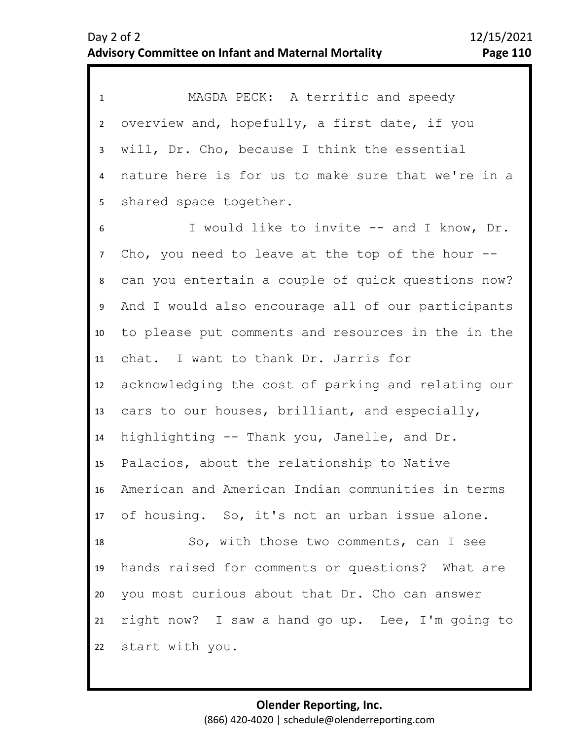MAGDA PECK: A terrific and speedy overview and, hopefully, a first date, if you will, Dr. Cho, because I think the essential nature here is for us to make sure that we're in a shared space together.

I would like to invite -- and I know, Dr. Cho, you need to leave at the top of the hour -- can you entertain a couple of quick questions now? And I would also encourage all of our participants to please put comments and resources in the in the chat. I want to thank Dr. Jarris for acknowledging the cost of parking and relating our cars to our houses, brilliant, and especially, highlighting -- Thank you, Janelle, and Dr. Palacios, about the relationship to Native American and American Indian communities in terms of housing. So, it's not an urban issue alone.

So, with those two comments, can I see hands raised for comments or questions? What are you most curious about that Dr. Cho can answer right now? I saw a hand go up. Lee, I'm going to start with you.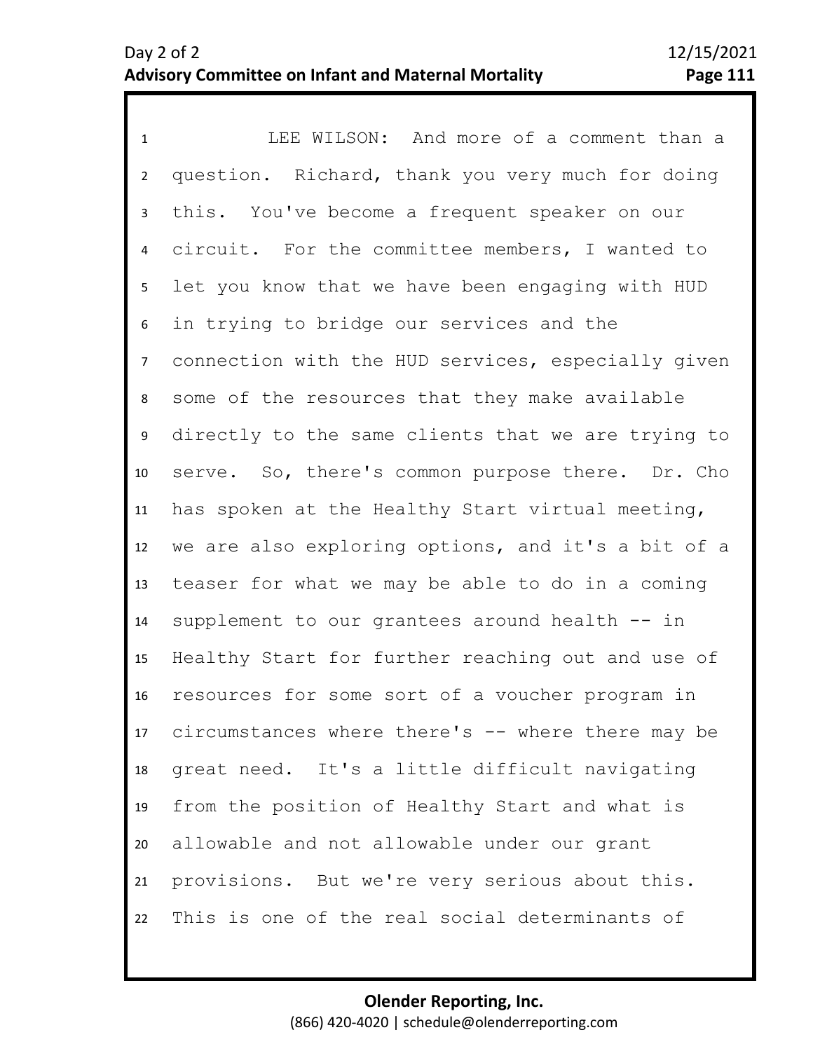LEE WILSON: And more of a comment than a question. Richard, thank you very much for doing this. You've become a frequent speaker on our circuit. For the committee members, I wanted to let you know that we have been engaging with HUD in trying to bridge our services and the connection with the HUD services, especially given some of the resources that they make available directly to the same clients that we are trying to serve. So, there's common purpose there. Dr. Cho has spoken at the Healthy Start virtual meeting, we are also exploring options, and it's a bit of a teaser for what we may be able to do in a coming supplement to our grantees around health -- in Healthy Start for further reaching out and use of resources for some sort of a voucher program in circumstances where there's -- where there may be great need. It's a little difficult navigating from the position of Healthy Start and what is allowable and not allowable under our grant provisions. But we're very serious about this. This is one of the real social determinants of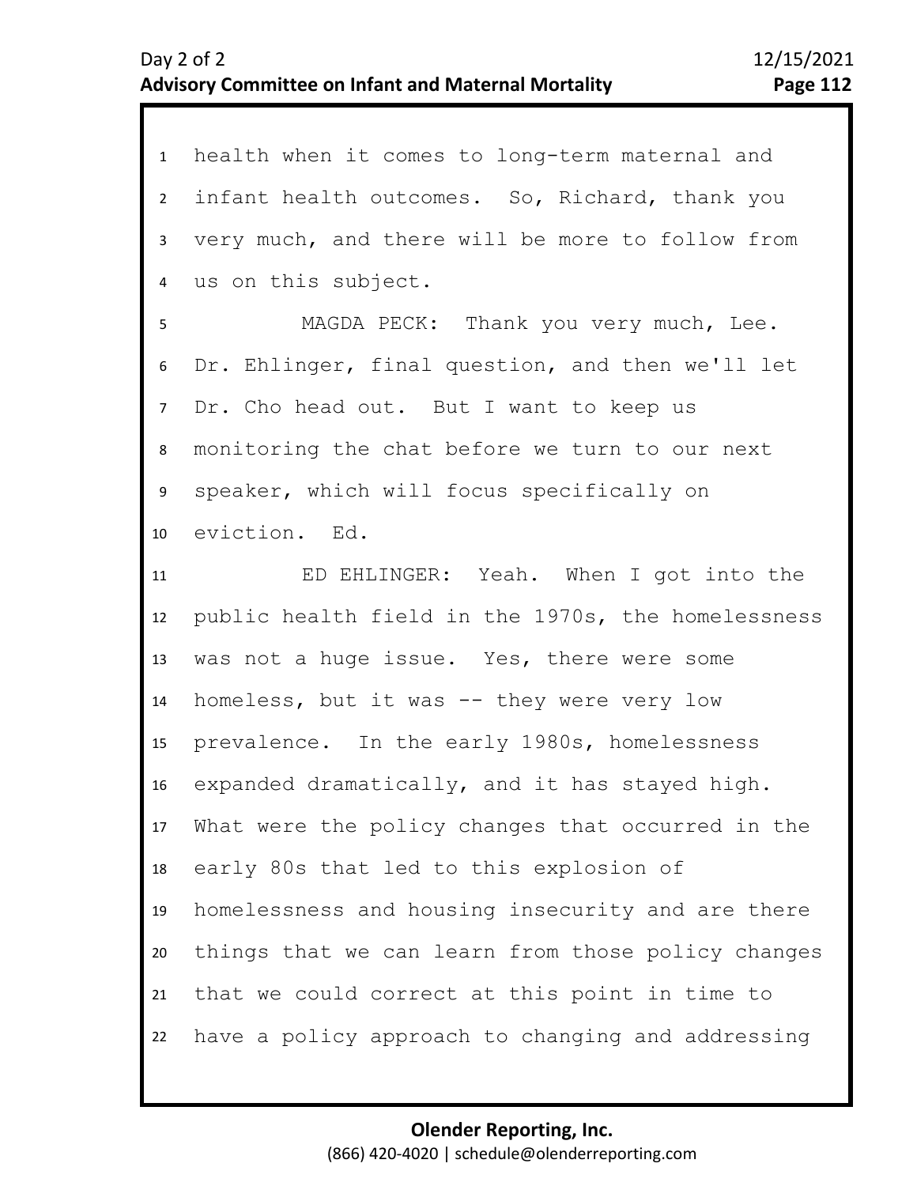health when it comes to long-term maternal and infant health outcomes. So, Richard, thank you very much, and there will be more to follow from us on this subject.

MAGDA PECK: Thank you very much, Lee. Dr. Ehlinger, final question, and then we'll let Dr. Cho head out. But I want to keep us monitoring the chat before we turn to our next speaker, which will focus specifically on eviction. Ed.

ED EHLINGER: Yeah. When I got into the public health field in the 1970s, the homelessness was not a huge issue. Yes, there were some homeless, but it was -- they were very low prevalence. In the early 1980s, homelessness expanded dramatically, and it has stayed high. What were the policy changes that occurred in the early 80s that led to this explosion of homelessness and housing insecurity and are there things that we can learn from those policy changes that we could correct at this point in time to have a policy approach to changing and addressing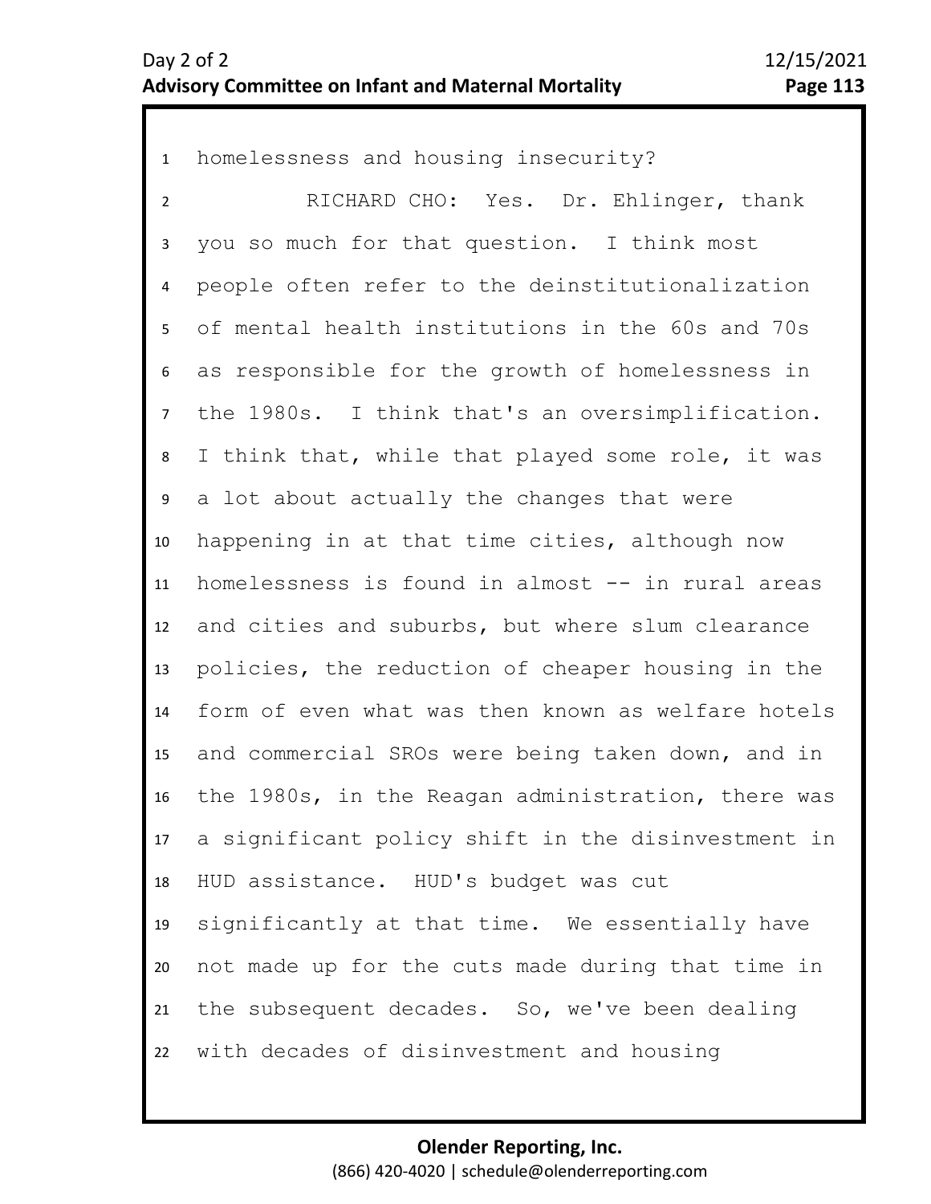homelessness and housing insecurity?

RICHARD CHO: Yes. Dr. Ehlinger, thank you so much for that question. I think most people often refer to the deinstitutionalization of mental health institutions in the 60s and 70s as responsible for the growth of homelessness in the 1980s. I think that's an oversimplification. I think that, while that played some role, it was a lot about actually the changes that were happening in at that time cities, although now homelessness is found in almost -- in rural areas and cities and suburbs, but where slum clearance policies, the reduction of cheaper housing in the form of even what was then known as welfare hotels and commercial SROs were being taken down, and in the 1980s, in the Reagan administration, there was a significant policy shift in the disinvestment in HUD assistance. HUD's budget was cut significantly at that time. We essentially have not made up for the cuts made during that time in the subsequent decades. So, we've been dealing with decades of disinvestment and housing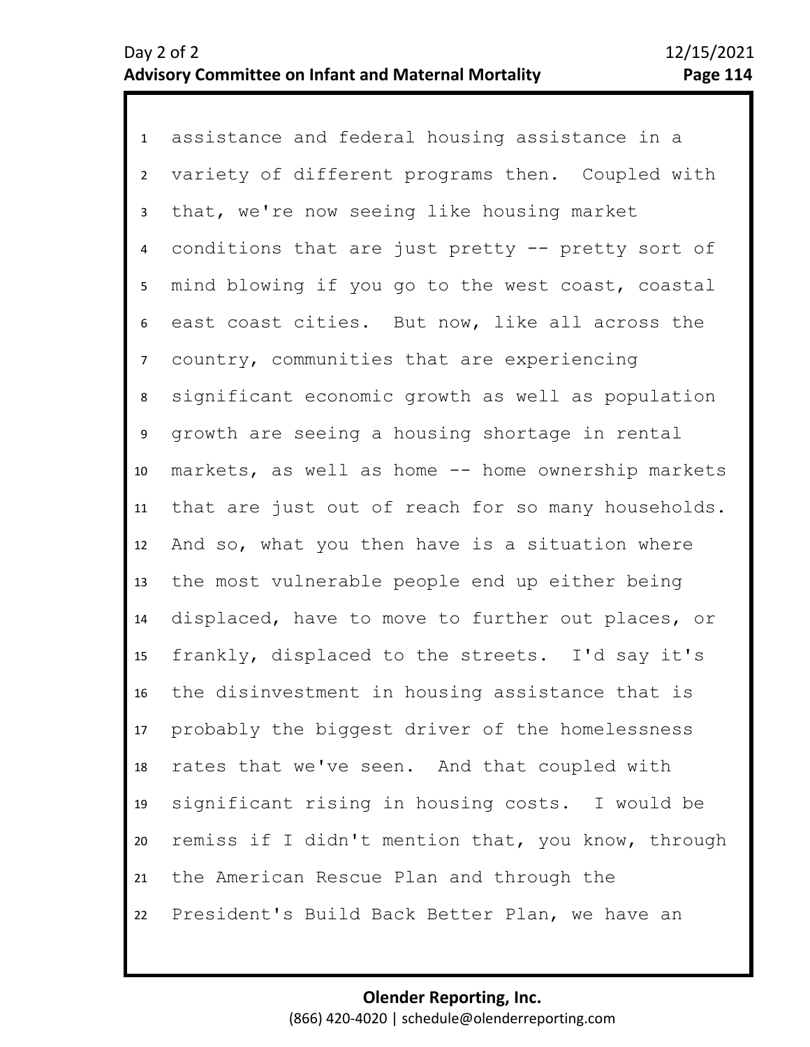assistance and federal housing assistance in a variety of different programs then. Coupled with that, we're now seeing like housing market conditions that are just pretty -- pretty sort of mind blowing if you go to the west coast, coastal east coast cities. But now, like all across the country, communities that are experiencing significant economic growth as well as population growth are seeing a housing shortage in rental markets, as well as home -- home ownership markets that are just out of reach for so many households. And so, what you then have is a situation where the most vulnerable people end up either being displaced, have to move to further out places, or frankly, displaced to the streets. I'd say it's the disinvestment in housing assistance that is probably the biggest driver of the homelessness rates that we've seen. And that coupled with significant rising in housing costs. I would be remiss if I didn't mention that, you know, through the American Rescue Plan and through the President's Build Back Better Plan, we have an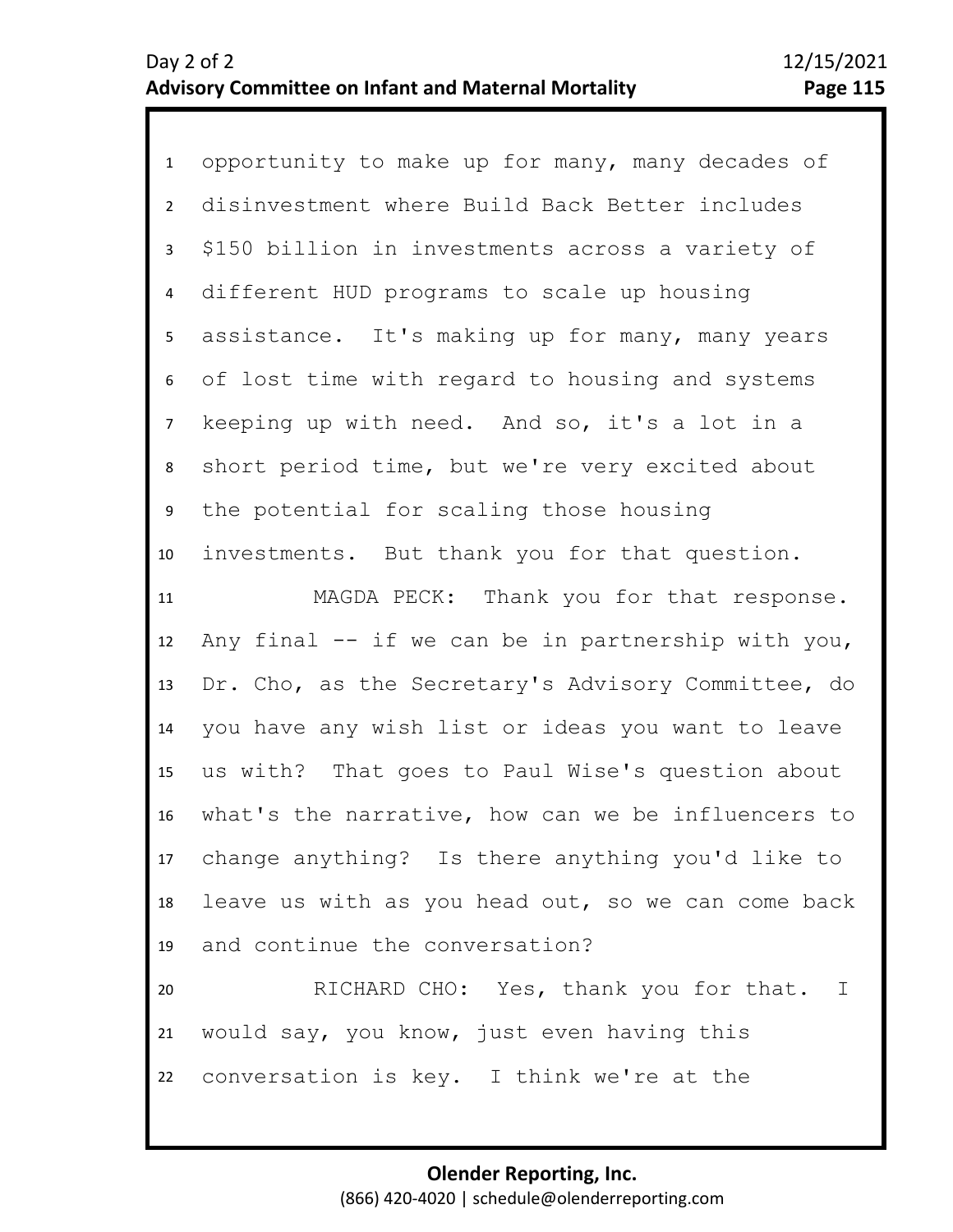opportunity to make up for many, many decades of disinvestment where Build Back Better includes $150 billion in investments across a variety of different HUD programs to scale up housing assistance. It's making up for many, many years of lost time with regard to housing and systems keeping up with need. And so, it's a lot in a short period time, but we're very excited about the potential for scaling those housing investments. But thank you for that question.

MAGDA PECK: Thank you for that response. Any final -- if we can be in partnership with you, Dr. Cho, as the Secretary's Advisory Committee, do you have any wish list or ideas you want to leave us with? That goes to Paul Wise's question about what's the narrative, how can we be influencers to change anything? Is there anything you'd like to leave us with as you head out, so we can come back and continue the conversation?

RICHARD CHO: Yes, thank you for that. I would say, you know, just even having this conversation is key. I think we're at the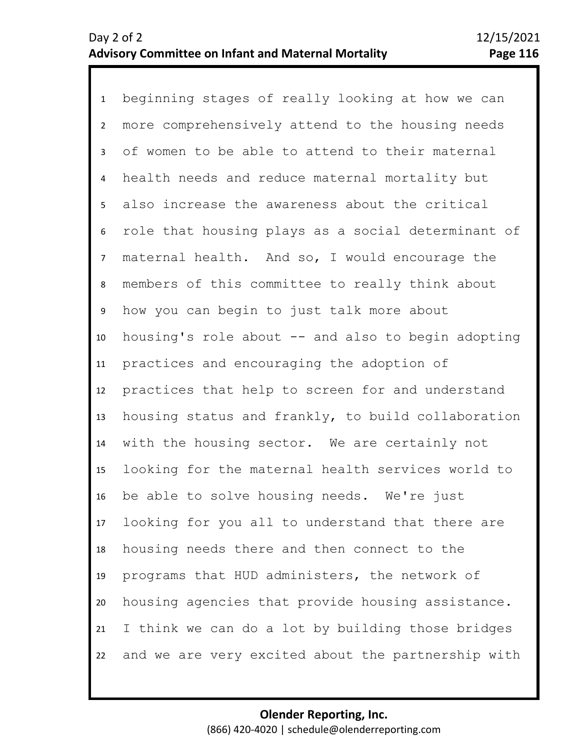beginning stages of really looking at how we can more comprehensively attend to the housing needs of women to be able to attend to their maternal health needs and reduce maternal mortality but also increase the awareness about the critical role that housing plays as a social determinant of maternal health. And so, I would encourage the members of this committee to really think about how you can begin to just talk more about housing's role about -- and also to begin adopting practices and encouraging the adoption of practices that help to screen for and understand housing status and frankly, to build collaboration with the housing sector. We are certainly not looking for the maternal health services world to be able to solve housing needs. We're just looking for you all to understand that there are housing needs there and then connect to the programs that HUD administers, the network of housing agencies that provide housing assistance. I think we can do a lot by building those bridges and we are very excited about the partnership with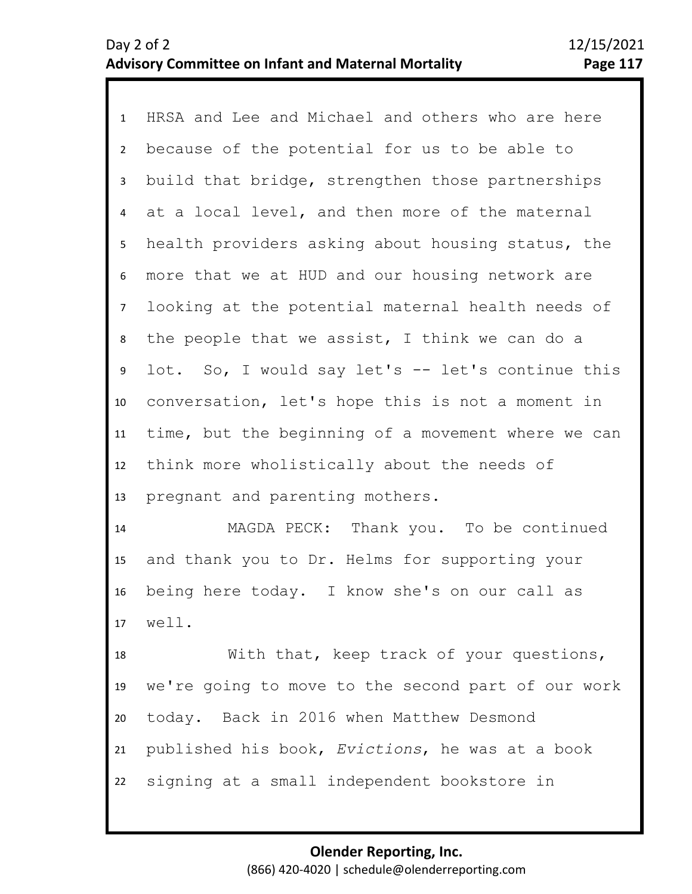HRSA and Lee and Michael and others who are here because of the potential for us to be able to build that bridge, strengthen those partnerships at a local level, and then more of the maternal health providers asking about housing status, the more that we at HUD and our housing network are looking at the potential maternal health needs of the people that we assist, I think we can do a lot. So, I would say let's -- let's continue this conversation, let's hope this is not a moment in time, but the beginning of a movement where we can think more wholistically about the needs of pregnant and parenting mothers.

MAGDA PECK: Thank you. To be continued and thank you to Dr. Helms for supporting your being here today. I know she's on our call as well.

With that, keep track of your questions, we're going to move to the second part of our work today. Back in 2016 when Matthew Desmond published his book, *Evictions*, he was at a book signing at a small independent bookstore in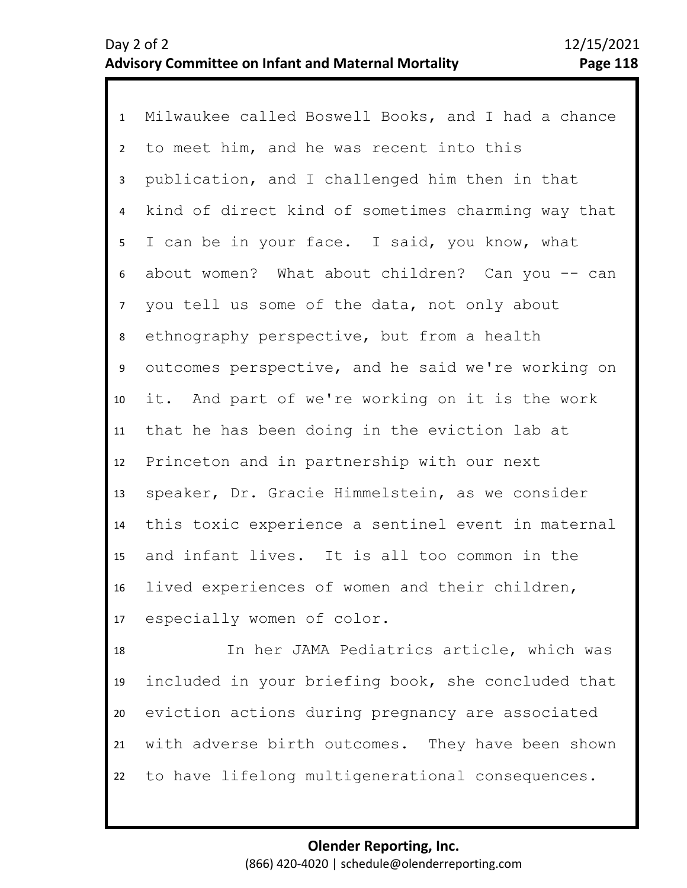Milwaukee called Boswell Books, and I had a chance to meet him, and he was recent into this publication, and I challenged him then in that kind of direct kind of sometimes charming way that I can be in your face. I said, you know, what about women? What about children? Can you -- can you tell us some of the data, not only about ethnography perspective, but from a health outcomes perspective, and he said we're working on it. And part of we're working on it is the work that he has been doing in the eviction lab at Princeton and in partnership with our next speaker, Dr. Gracie Himmelstein, as we consider this toxic experience a sentinel event in maternal and infant lives. It is all too common in the lived experiences of women and their children, especially women of color.

In her JAMA Pediatrics article, which was included in your briefing book, she concluded that eviction actions during pregnancy are associated with adverse birth outcomes. They have been shown to have lifelong multigenerational consequences.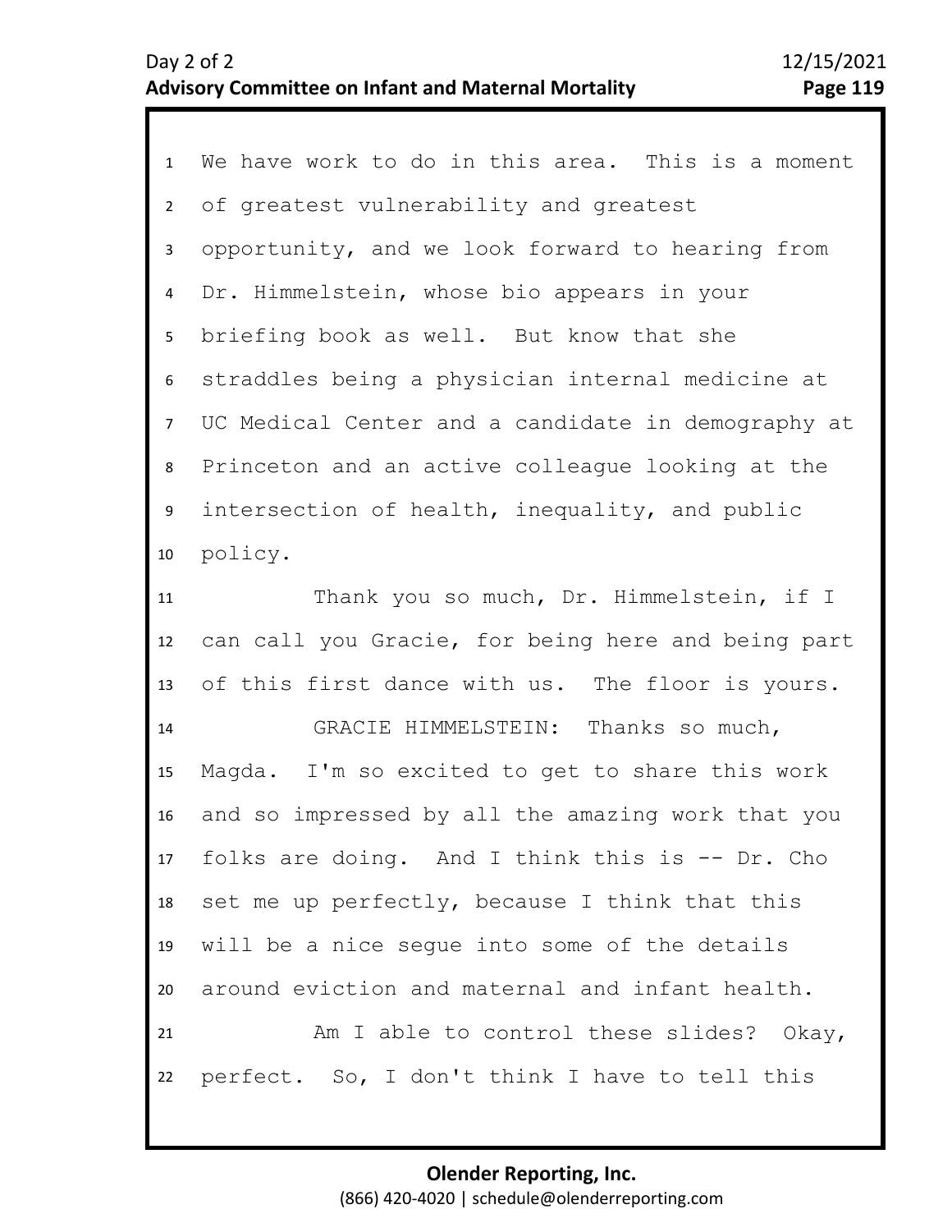We have work to do in this area. This is a moment of greatest vulnerability and greatest opportunity, and we look forward to hearing from Dr. Himmelstein, whose bio appears in your briefing book as well. But know that she straddles being a physician internal medicine at UC Medical Center and a candidate in demography at Princeton and an active colleague looking at the intersection of health, inequality, and public policy.

Thank you so much, Dr. Himmelstein, if I can call you Gracie, for being here and being part of this first dance with us. The floor is yours.

GRACIE HIMMELSTEIN: Thanks so much, Magda. I'm so excited to get to share this work and so impressed by all the amazing work that you folks are doing. And I think this is -- Dr. Cho set me up perfectly, because I think that this will be a nice segue into some of the details around eviction and maternal and infant health.

Am I able to control these slides? Okay, perfect. So, I don't think I have to tell this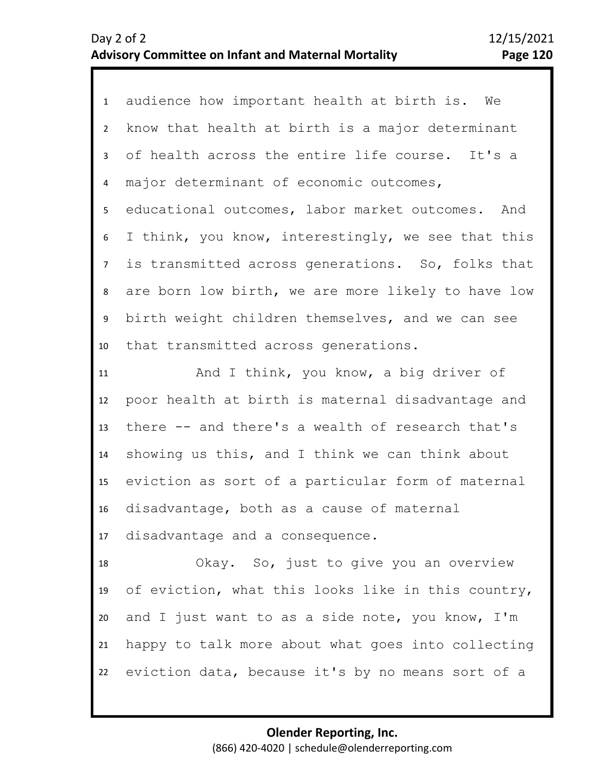audience how important health at birth is. We know that health at birth is a major determinant of health across the entire life course. It's a major determinant of economic outcomes, educational outcomes, labor market outcomes. And I think, you know, interestingly, we see that this is transmitted across generations. So, folks that are born low birth, we are more likely to have low birth weight children themselves, and we can see that transmitted across generations.

And I think, you know, a big driver of poor health at birth is maternal disadvantage and there -- and there's a wealth of research that's showing us this, and I think we can think about eviction as sort of a particular form of maternal disadvantage, both as a cause of maternal disadvantage and a consequence.

Okay. So, just to give you an overview of eviction, what this looks like in this country, and I just want to as a side note, you know, I'm happy to talk more about what goes into collecting eviction data, because it's by no means sort of a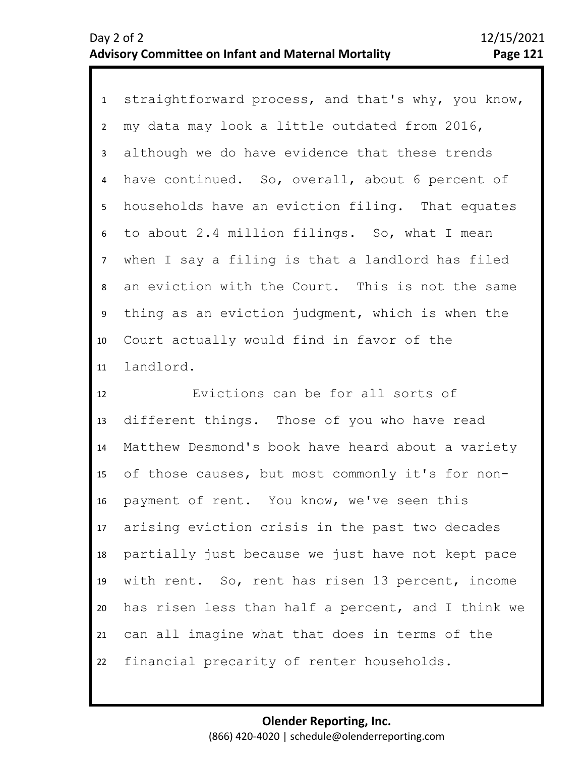straightforward process, and that's why, you know, my data may look a little outdated from 2016, although we do have evidence that these trends have continued. So, overall, about 6 percent of households have an eviction filing. That equates to about 2.4 million filings. So, what I mean when I say a filing is that a landlord has filed an eviction with the Court. This is not the same thing as an eviction judgment, which is when the Court actually would find in favor of the landlord.

Evictions can be for all sorts of different things. Those of you who have read Matthew Desmond's book have heard about a variety of those causes, but most commonly it's for non-payment of rent. You know, we've seen this arising eviction crisis in the past two decades partially just because we just have not kept pace with rent. So, rent has risen 13 percent, income has risen less than half a percent, and I think we can all imagine what that does in terms of the financial precarity of renter households.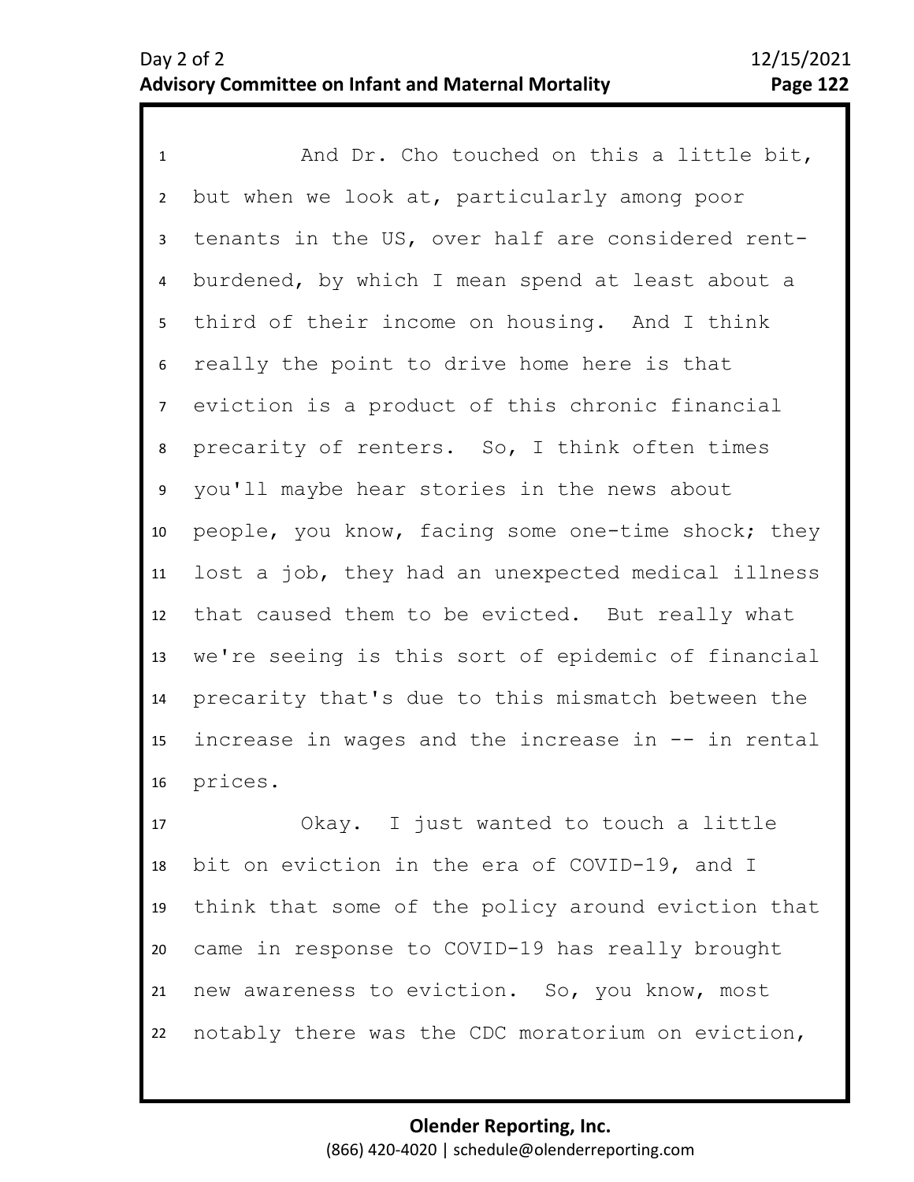And Dr. Cho touched on this a little bit, but when we look at, particularly among poor tenants in the US, over half are considered rent-burdened, by which I mean spend at least about a third of their income on housing. And I think really the point to drive home here is that eviction is a product of this chronic financial precarity of renters. So, I think often times you'll maybe hear stories in the news about people, you know, facing some one-time shock; they lost a job, they had an unexpected medical illness that caused them to be evicted. But really what we're seeing is this sort of epidemic of financial precarity that's due to this mismatch between the increase in wages and the increase in -- in rental prices.

Okay. I just wanted to touch a little bit on eviction in the era of COVID-19, and I think that some of the policy around eviction that came in response to COVID-19 has really brought new awareness to eviction. So, you know, most notably there was the CDC moratorium on eviction,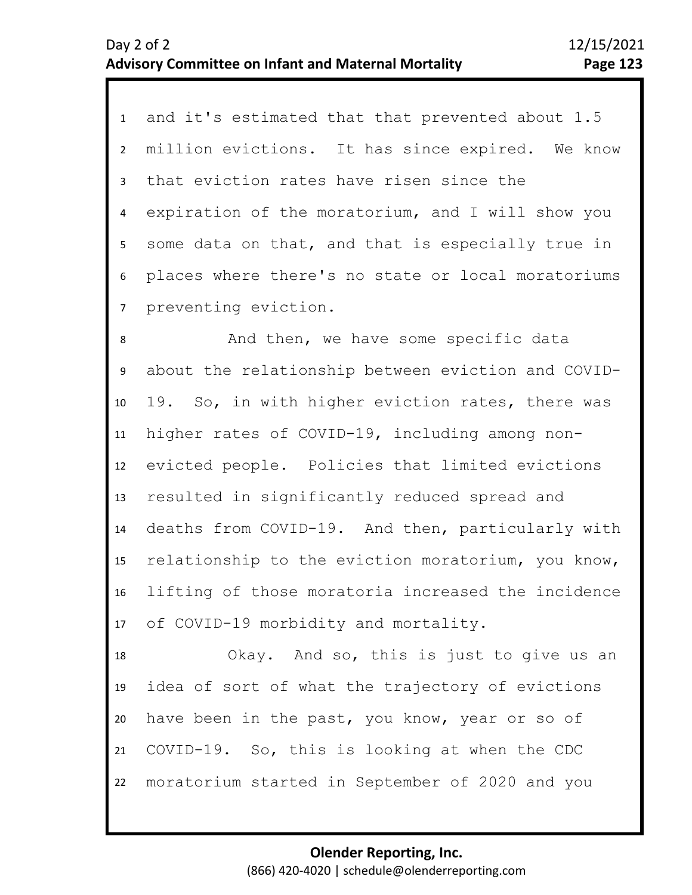and it's estimated that that prevented about 1.5 million evictions. It has since expired. We know that eviction rates have risen since the expiration of the moratorium, and I will show you some data on that, and that is especially true in places where there's no state or local moratoriums preventing eviction.

And then, we have some specific data about the relationship between eviction and COVID-19. So, in with higher eviction rates, there was higher rates of COVID-19, including among non-evicted people. Policies that limited evictions resulted in significantly reduced spread and deaths from COVID-19. And then, particularly with relationship to the eviction moratorium, you know, lifting of those moratoria increased the incidence of COVID-19 morbidity and mortality.

Okay. And so, this is just to give us an idea of sort of what the trajectory of evictions have been in the past, you know, year or so of COVID-19. So, this is looking at when the CDC moratorium started in September of 2020 and you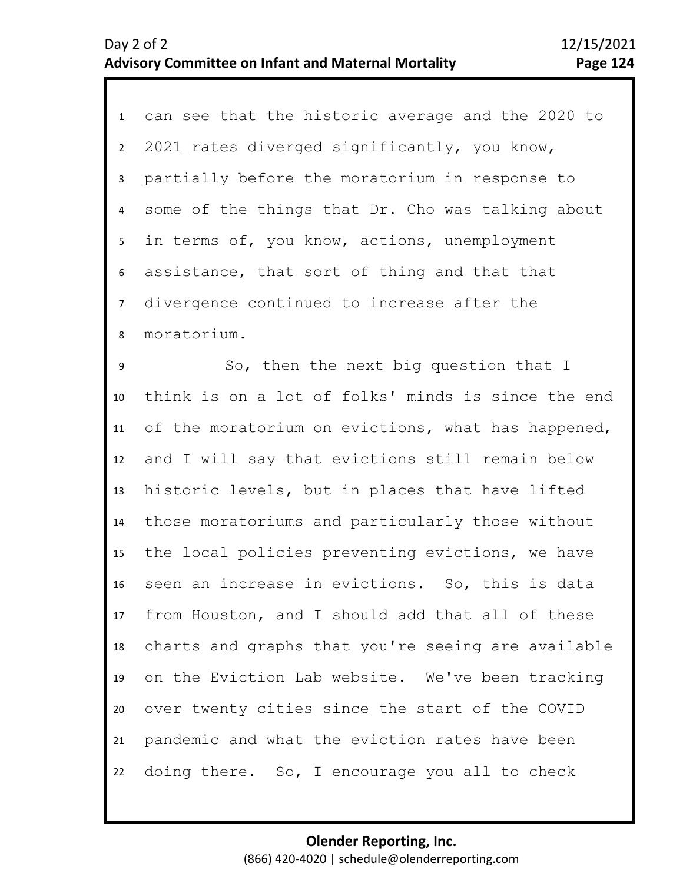can see that the historic average and the 2020 to 2021 rates diverged significantly, you know, partially before the moratorium in response to some of the things that Dr. Cho was talking about in terms of, you know, actions, unemployment assistance, that sort of thing and that that divergence continued to increase after the moratorium.

So, then the next big question that I think is on a lot of folks' minds is since the end of the moratorium on evictions, what has happened, and I will say that evictions still remain below historic levels, but in places that have lifted those moratoriums and particularly those without the local policies preventing evictions, we have seen an increase in evictions. So, this is data from Houston, and I should add that all of these charts and graphs that you're seeing are available on the Eviction Lab website. We've been tracking over twenty cities since the start of the COVID pandemic and what the eviction rates have been doing there. So, I encourage you all to check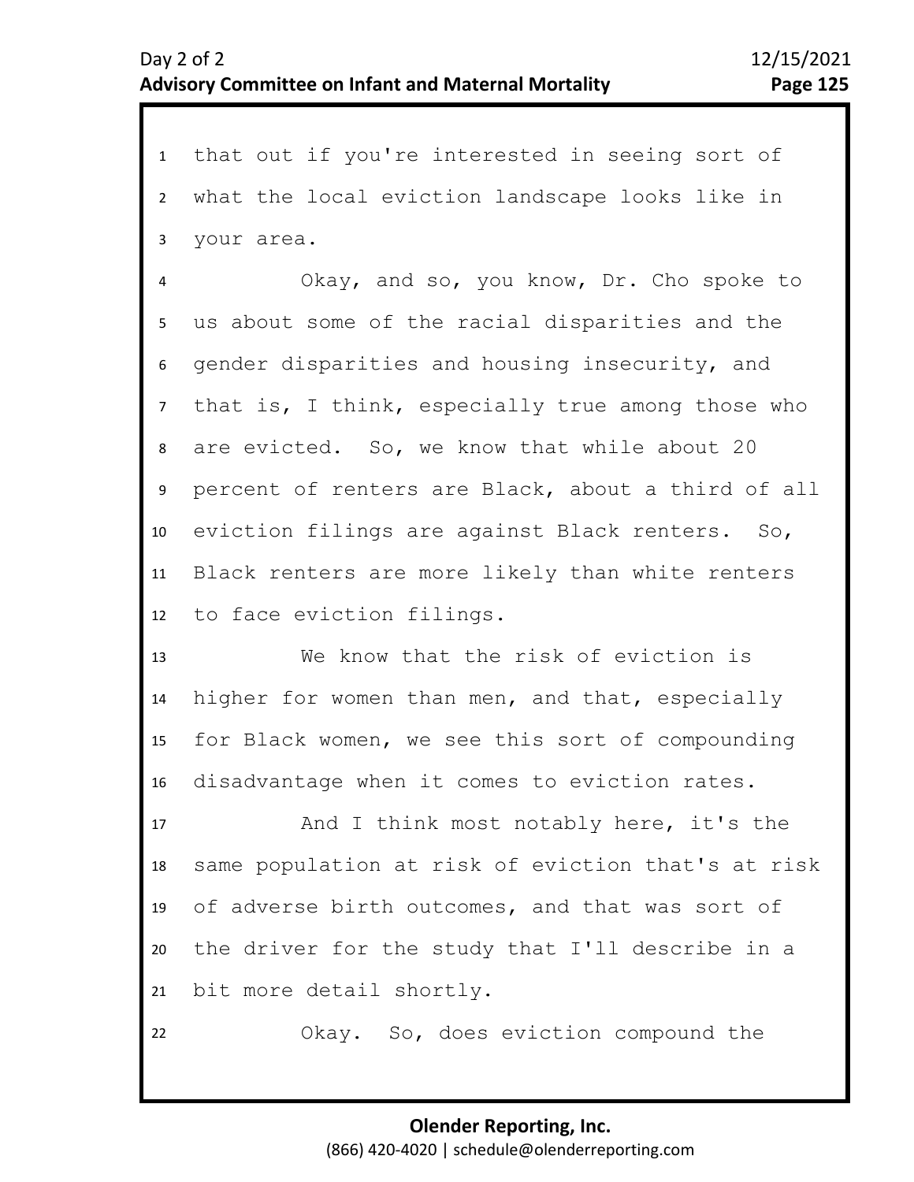that out if you're interested in seeing sort of what the local eviction landscape looks like in your area.

Okay, and so, you know, Dr. Cho spoke to us about some of the racial disparities and the gender disparities and housing insecurity, and that is, I think, especially true among those who are evicted. So, we know that while about 20 percent of renters are Black, about a third of all eviction filings are against Black renters. So, Black renters are more likely than white renters to face eviction filings.

We know that the risk of eviction is higher for women than men, and that, especially for Black women, we see this sort of compounding disadvantage when it comes to eviction rates.

And I think most notably here, it's the same population at risk of eviction that's at risk of adverse birth outcomes, and that was sort of the driver for the study that I'll describe in a bit more detail shortly.

Okay. So, does eviction compound the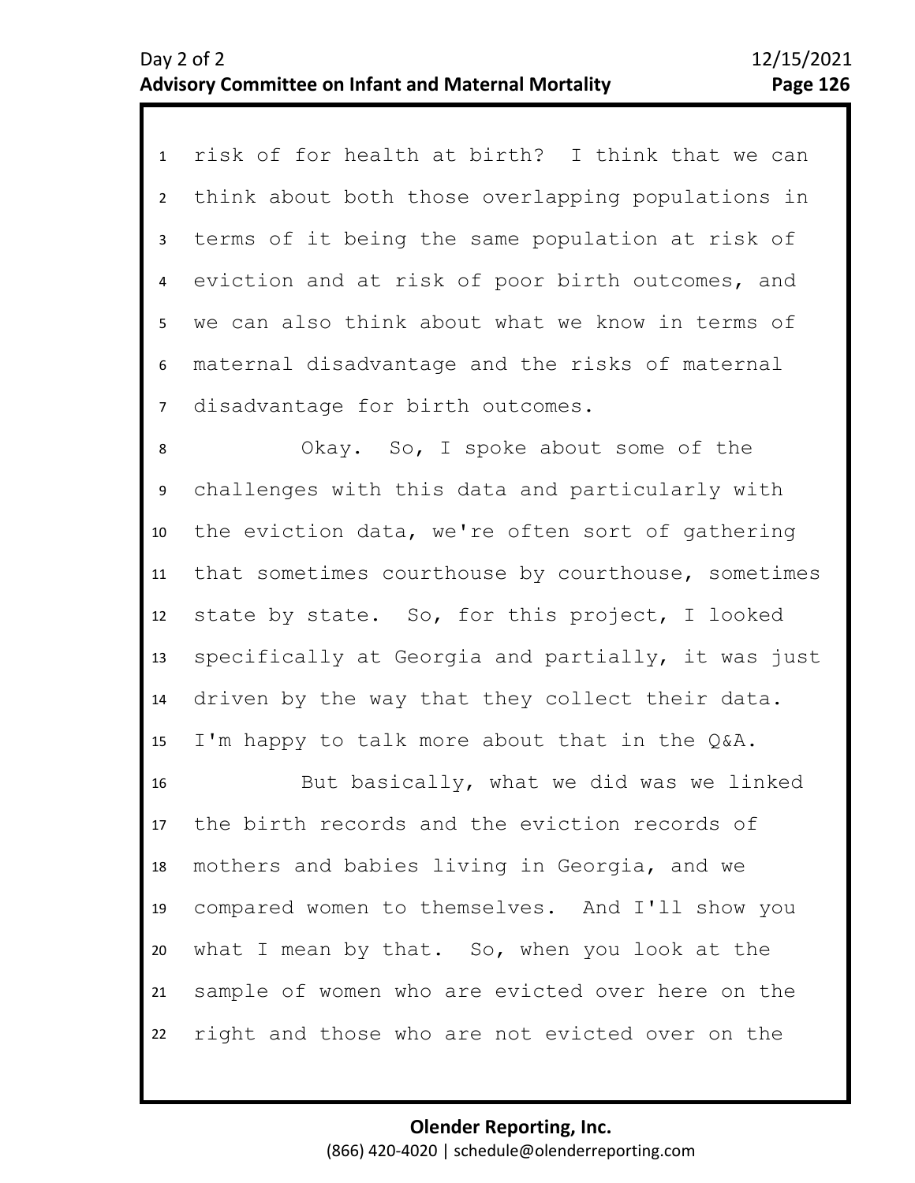risk of for health at birth? I think that we can think about both those overlapping populations in terms of it being the same population at risk of eviction and at risk of poor birth outcomes, and we can also think about what we know in terms of maternal disadvantage and the risks of maternal disadvantage for birth outcomes.

Okay. So, I spoke about some of the challenges with this data and particularly with the eviction data, we're often sort of gathering that sometimes courthouse by courthouse, sometimes state by state. So, for this project, I looked specifically at Georgia and partially, it was just driven by the way that they collect their data. I'm happy to talk more about that in the Q&A.

But basically, what we did was we linked the birth records and the eviction records of mothers and babies living in Georgia, and we compared women to themselves. And I'll show you what I mean by that. So, when you look at the sample of women who are evicted over here on the right and those who are not evicted over on the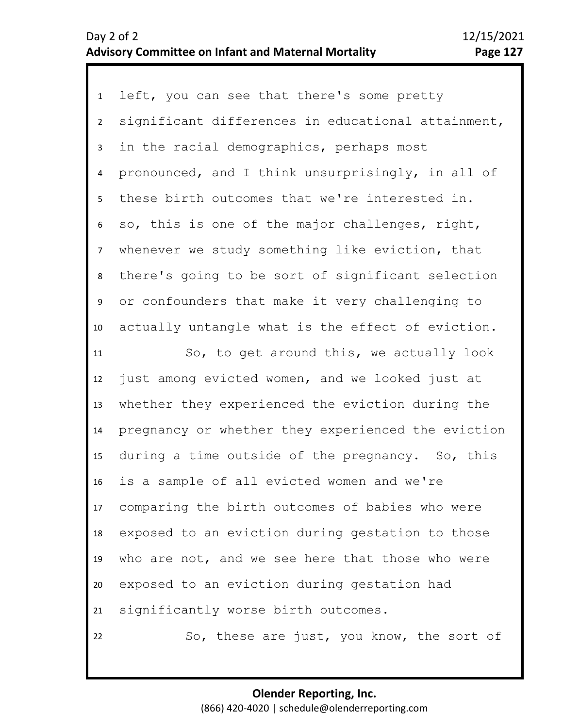left, you can see that there's some pretty significant differences in educational attainment, in the racial demographics, perhaps most pronounced, and I think unsurprisingly, in all of these birth outcomes that we're interested in. so, this is one of the major challenges, right, whenever we study something like eviction, that there's going to be sort of significant selection or confounders that make it very challenging to actually untangle what is the effect of eviction.

So, to get around this, we actually look just among evicted women, and we looked just at whether they experienced the eviction during the pregnancy or whether they experienced the eviction during a time outside of the pregnancy. So, this is a sample of all evicted women and we're comparing the birth outcomes of babies who were exposed to an eviction during gestation to those who are not, and we see here that those who were exposed to an eviction during gestation had significantly worse birth outcomes.

So, these are just, you know, the sort of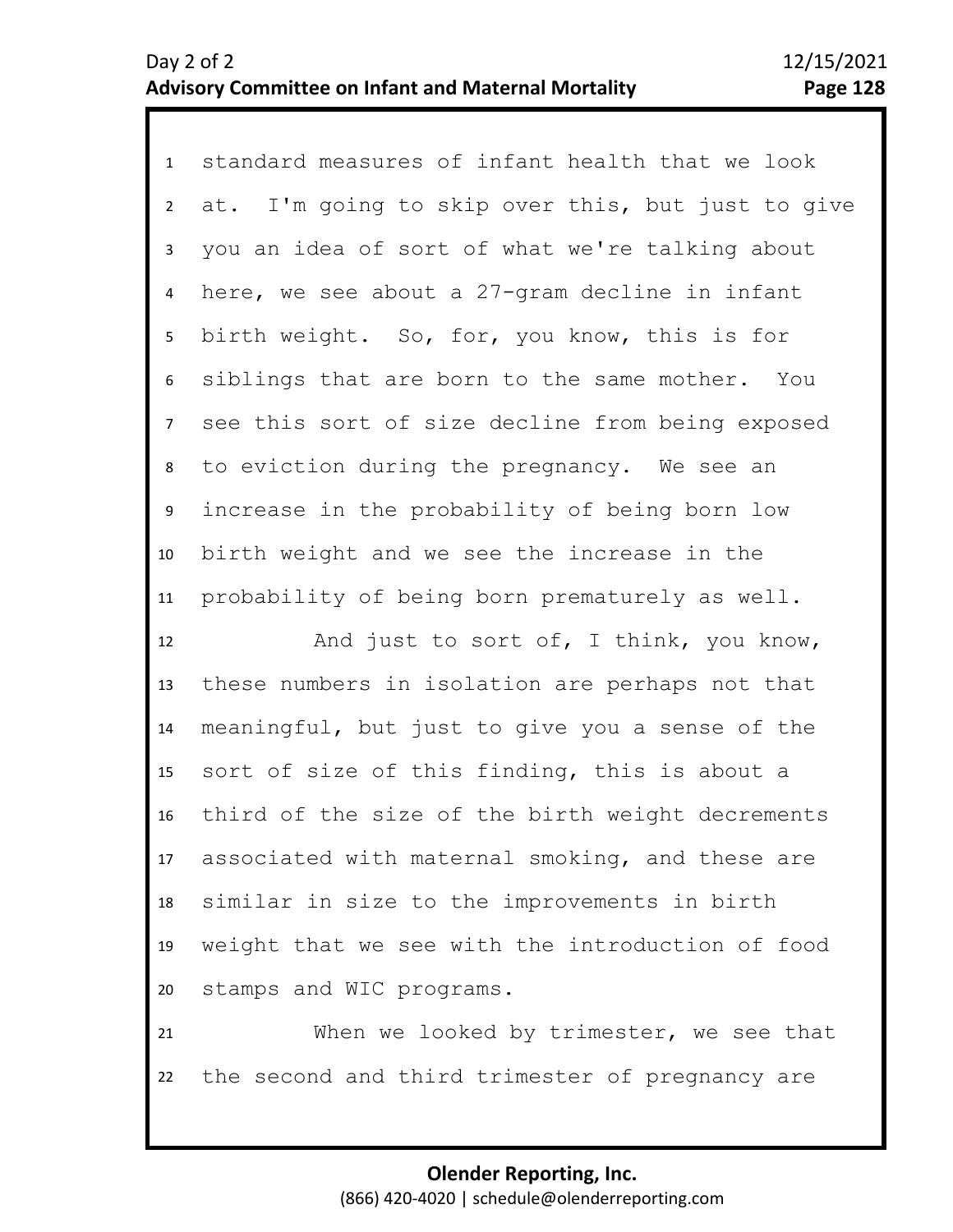standard measures of infant health that we look at. I'm going to skip over this, but just to give you an idea of sort of what we're talking about here, we see about a 27-gram decline in infant birth weight. So, for, you know, this is for siblings that are born to the same mother. You see this sort of size decline from being exposed to eviction during the pregnancy. We see an increase in the probability of being born low birth weight and we see the increase in the probability of being born prematurely as well.

And just to sort of, I think, you know, these numbers in isolation are perhaps not that meaningful, but just to give you a sense of the sort of size of this finding, this is about a third of the size of the birth weight decrements associated with maternal smoking, and these are similar in size to the improvements in birth weight that we see with the introduction of food stamps and WIC programs.

When we looked by trimester, we see that the second and third trimester of pregnancy are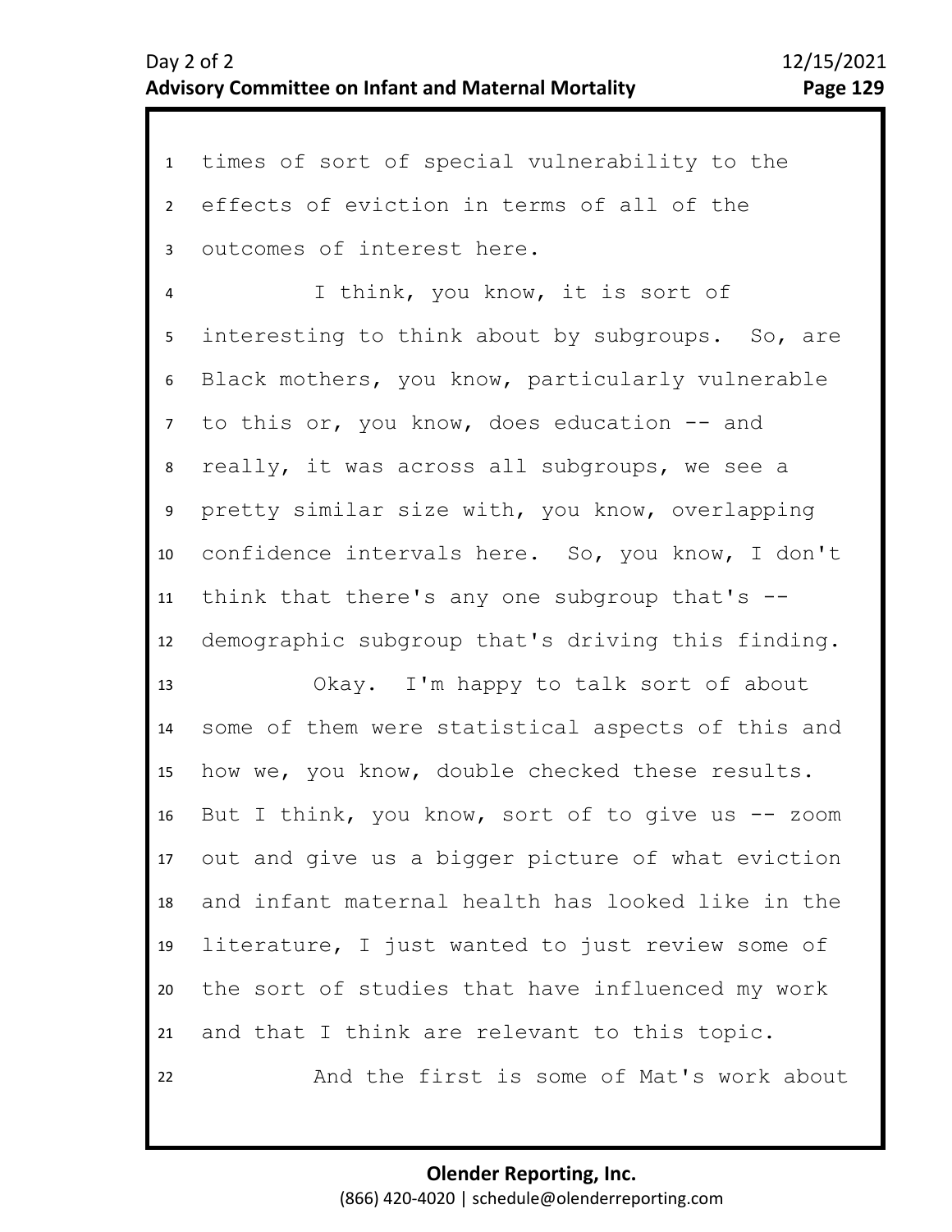times of sort of special vulnerability to the effects of eviction in terms of all of the outcomes of interest here.

I think, you know, it is sort of interesting to think about by subgroups. So, are Black mothers, you know, particularly vulnerable to this or, you know, does education -- and really, it was across all subgroups, we see a pretty similar size with, you know, overlapping confidence intervals here. So, you know, I don't think that there's any one subgroup that's -- demographic subgroup that's driving this finding.

Okay. I'm happy to talk sort of about some of them were statistical aspects of this and how we, you know, double checked these results. But I think, you know, sort of to give us -- zoom out and give us a bigger picture of what eviction and infant maternal health has looked like in the literature, I just wanted to just review some of the sort of studies that have influenced my work and that I think are relevant to this topic.

And the first is some of Mat's work about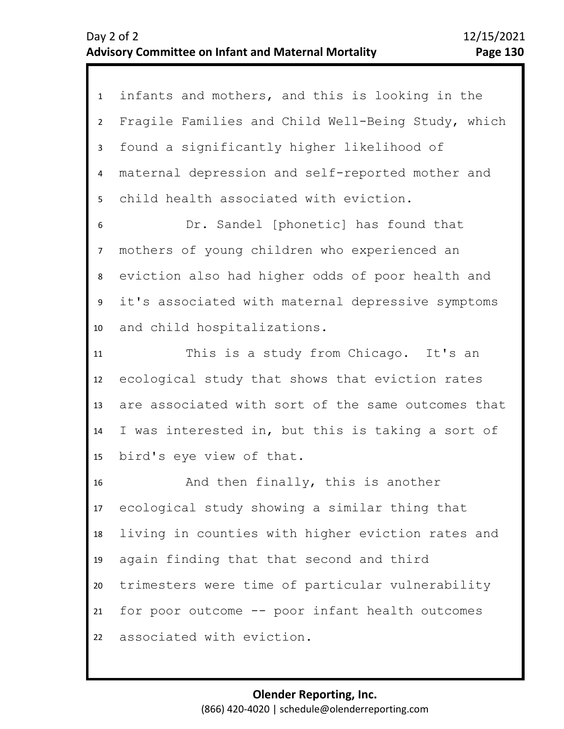infants and mothers, and this is looking in the Fragile Families and Child Well-Being Study, which found a significantly higher likelihood of maternal depression and self-reported mother and child health associated with eviction.

Dr. Sandel [phonetic] has found that mothers of young children who experienced an eviction also had higher odds of poor health and it's associated with maternal depressive symptoms and child hospitalizations.

This is a study from Chicago. It's an ecological study that shows that eviction rates are associated with sort of the same outcomes that I was interested in, but this is taking a sort of bird's eye view of that.

And then finally, this is another ecological study showing a similar thing that living in counties with higher eviction rates and again finding that that second and third trimesters were time of particular vulnerability for poor outcome -- poor infant health outcomes associated with eviction.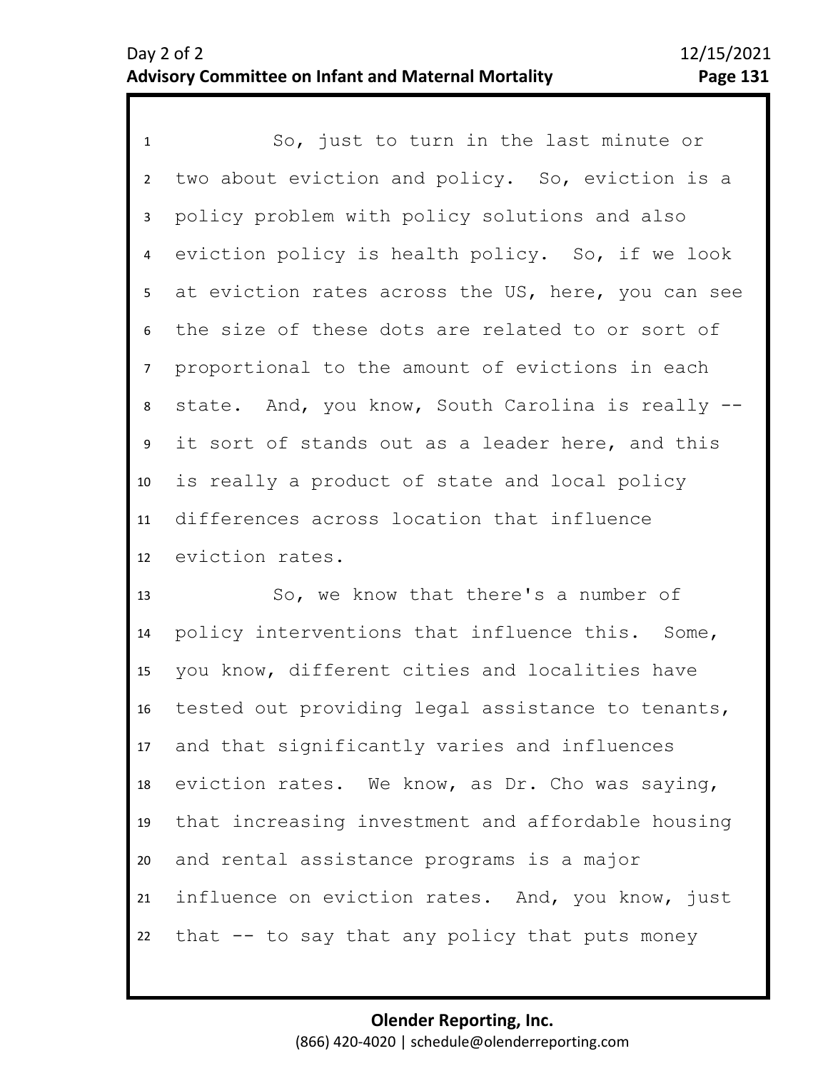So, just to turn in the last minute or two about eviction and policy. So, eviction is a policy problem with policy solutions and also eviction policy is health policy. So, if we look at eviction rates across the US, here, you can see the size of these dots are related to or sort of proportional to the amount of evictions in each state. And, you know, South Carolina is really -- it sort of stands out as a leader here, and this is really a product of state and local policy differences across location that influence eviction rates.

So, we know that there's a number of policy interventions that influence this. Some, you know, different cities and localities have tested out providing legal assistance to tenants, and that significantly varies and influences eviction rates. We know, as Dr. Cho was saying, that increasing investment and affordable housing and rental assistance programs is a major influence on eviction rates. And, you know, just that -- to say that any policy that puts money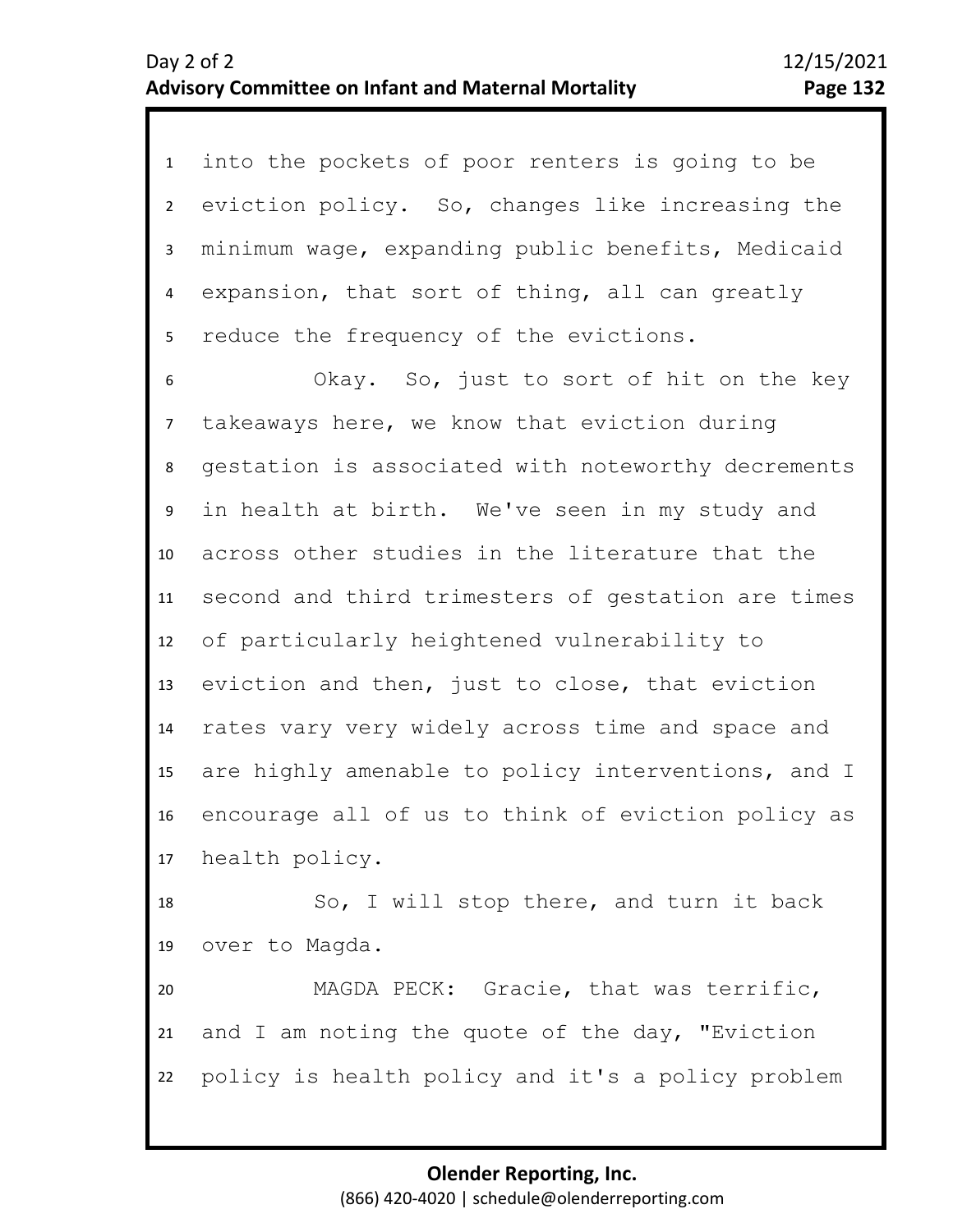into the pockets of poor renters is going to be eviction policy. So, changes like increasing the minimum wage, expanding public benefits, Medicaid expansion, that sort of thing, all can greatly reduce the frequency of the evictions.

Okay. So, just to sort of hit on the key takeaways here, we know that eviction during gestation is associated with noteworthy decrements in health at birth. We've seen in my study and across other studies in the literature that the second and third trimesters of gestation are times of particularly heightened vulnerability to eviction and then, just to close, that eviction rates vary very widely across time and space and are highly amenable to policy interventions, and I encourage all of us to think of eviction policy as health policy.

So, I will stop there, and turn it back over to Magda.

MAGDA PECK: Gracie, that was terrific, and I am noting the quote of the day, "Eviction policy is health policy and it's a policy problem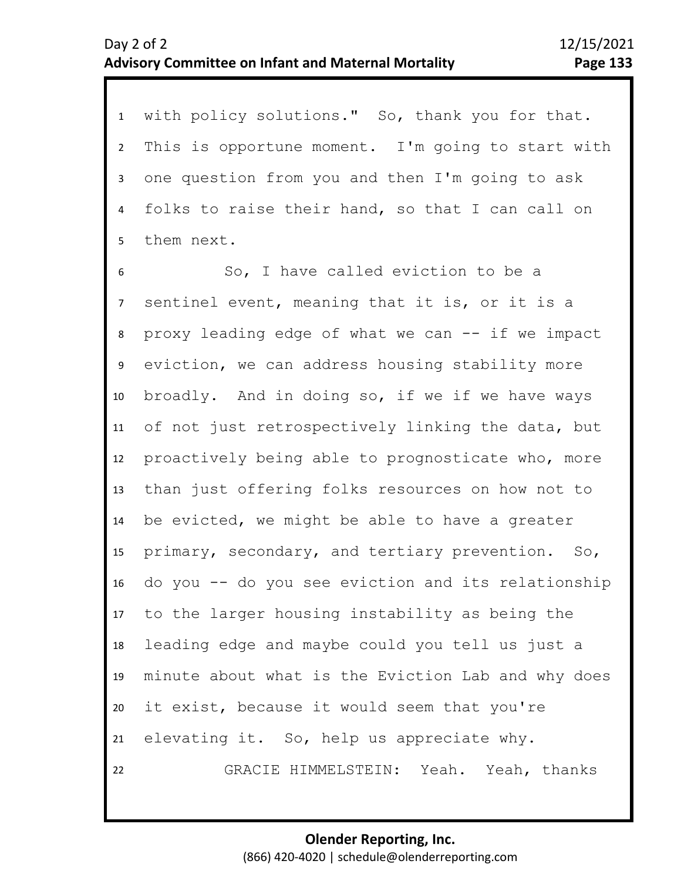with policy solutions." So, thank you for that. This is opportune moment. I'm going to start with one question from you and then I'm going to ask folks to raise their hand, so that I can call on them next.

So, I have called eviction to be a sentinel event, meaning that it is, or it is a proxy leading edge of what we can -- if we impact eviction, we can address housing stability more broadly. And in doing so, if we if we have ways of not just retrospectively linking the data, but proactively being able to prognosticate who, more than just offering folks resources on how not to be evicted, we might be able to have a greater primary, secondary, and tertiary prevention. So, do you -- do you see eviction and its relationship to the larger housing instability as being the leading edge and maybe could you tell us just a minute about what is the Eviction Lab and why does it exist, because it would seem that you're elevating it. So, help us appreciate why.

GRACIE HIMMELSTEIN: Yeah. Yeah, thanks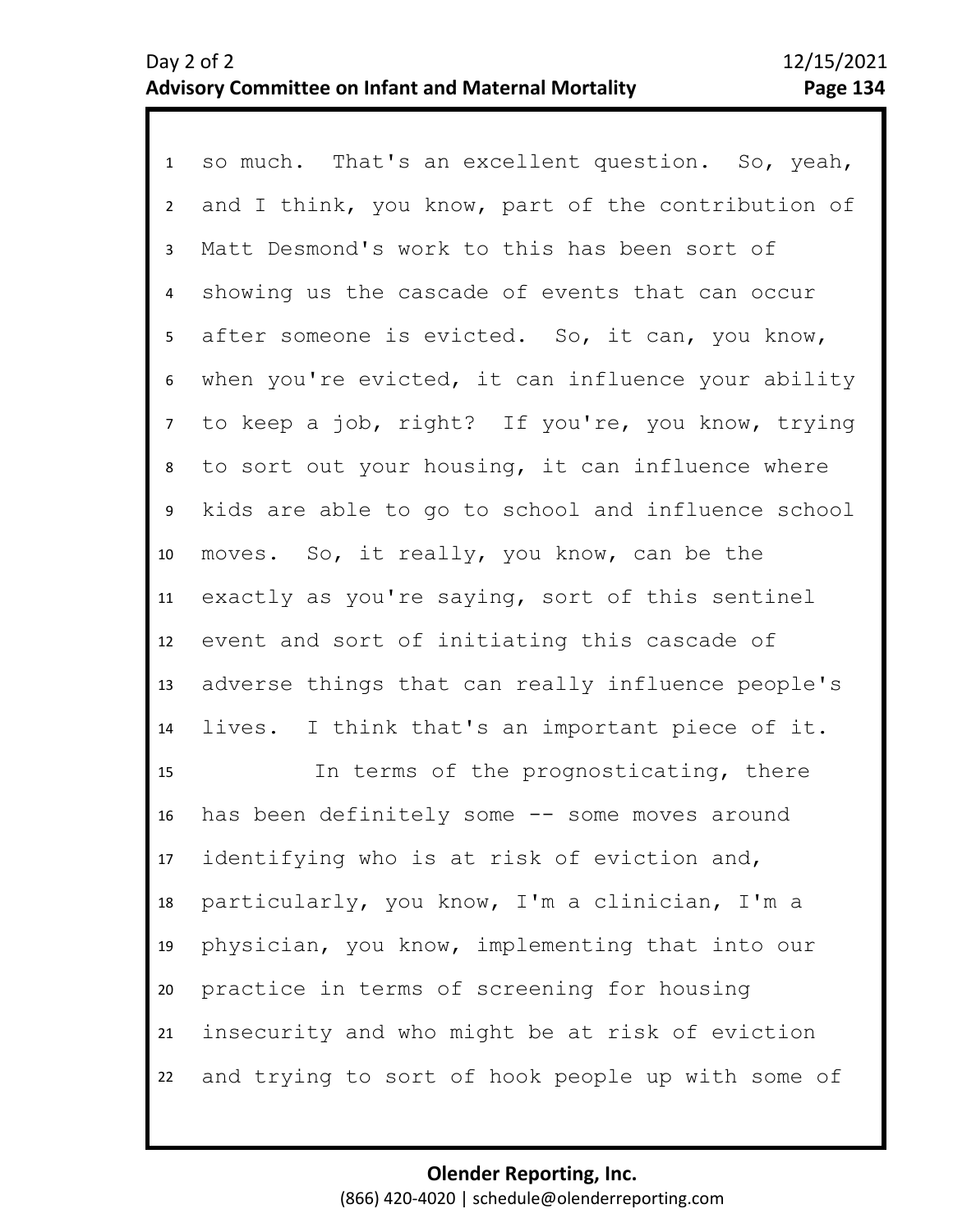so much. That's an excellent question. So, yeah, and I think, you know, part of the contribution of Matt Desmond's work to this has been sort of showing us the cascade of events that can occur after someone is evicted. So, it can, you know, when you're evicted, it can influence your ability to keep a job, right? If you're, you know, trying to sort out your housing, it can influence where kids are able to go to school and influence school moves. So, it really, you know, can be the exactly as you're saying, sort of this sentinel event and sort of initiating this cascade of adverse things that can really influence people's lives. I think that's an important piece of it.

In terms of the prognosticating, there has been definitely some -- some moves around identifying who is at risk of eviction and, particularly, you know, I'm a clinician, I'm a physician, you know, implementing that into our practice in terms of screening for housing insecurity and who might be at risk of eviction and trying to sort of hook people up with some of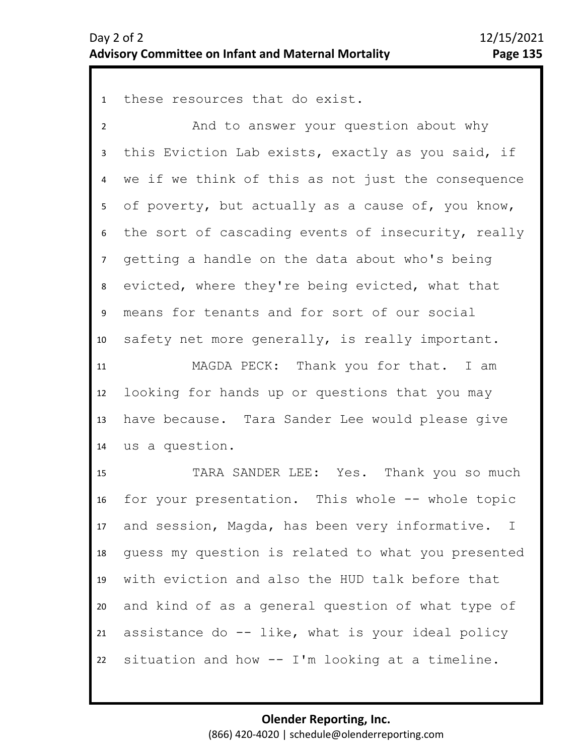these resources that do exist.

And to answer your question about why this Eviction Lab exists, exactly as you said, if we if we think of this as not just the consequence of poverty, but actually as a cause of, you know, the sort of cascading events of insecurity, really getting a handle on the data about who's being evicted, where they're being evicted, what that means for tenants and for sort of our social safety net more generally, is really important.

MAGDA PECK: Thank you for that. I am looking for hands up or questions that you may have because. Tara Sander Lee would please give us a question.

TARA SANDER LEE: Yes. Thank you so much for your presentation. This whole -- whole topic and session, Magda, has been very informative. I guess my question is related to what you presented with eviction and also the HUD talk before that and kind of as a general question of what type of assistance do -- like, what is your ideal policy situation and how -- I'm looking at a timeline.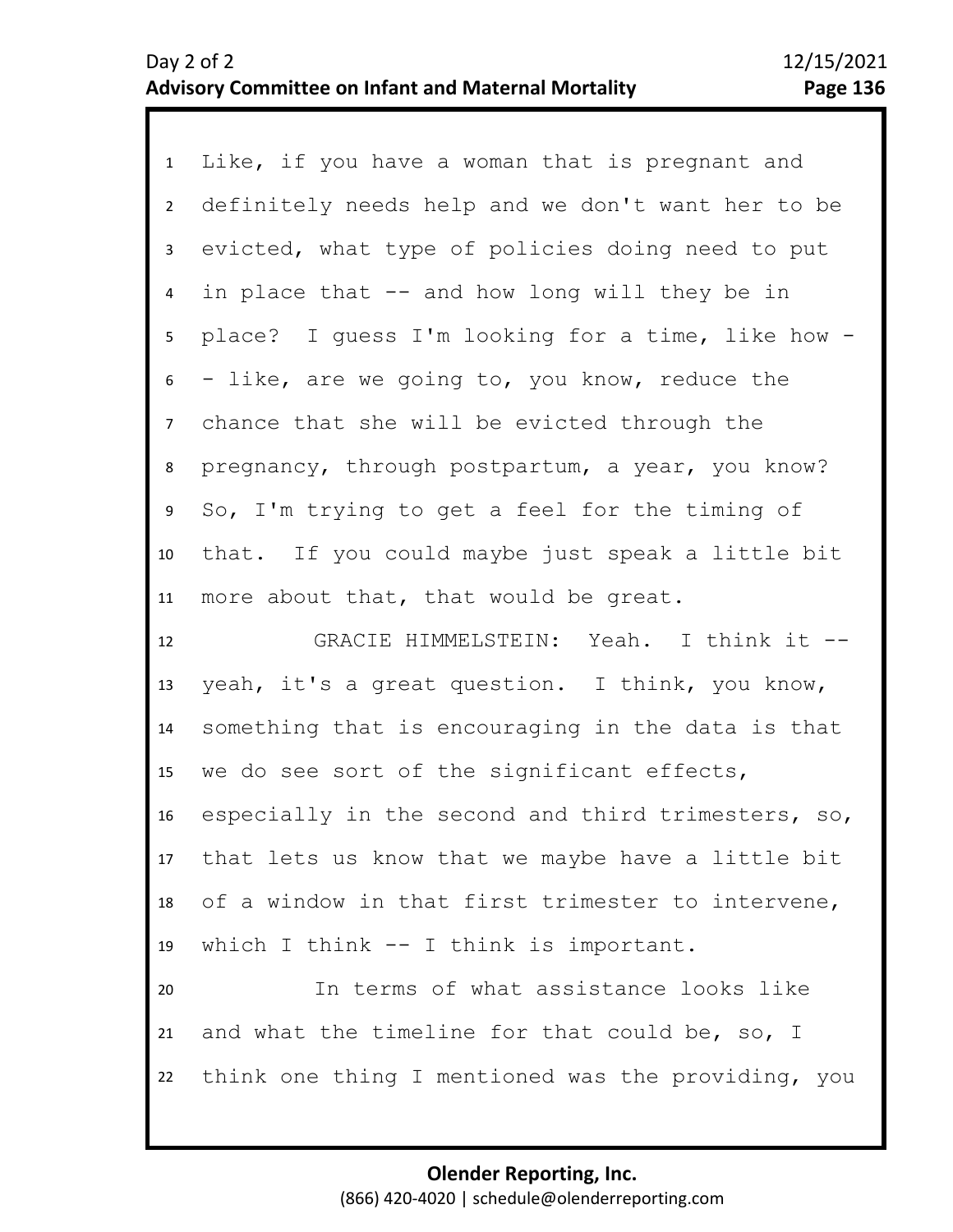Like, if you have a woman that is pregnant and definitely needs help and we don't want her to be evicted, what type of policies doing need to put in place that -- and how long will they be in place? I guess I'm looking for a time, like how -- like, are we going to, you know, reduce the chance that she will be evicted through the pregnancy, through postpartum, a year, you know? So, I'm trying to get a feel for the timing of that. If you could maybe just speak a little bit more about that, that would be great.

GRACIE HIMMELSTEIN: Yeah. I think it -- yeah, it's a great question. I think, you know, something that is encouraging in the data is that we do see sort of the significant effects, especially in the second and third trimesters, so, that lets us know that we maybe have a little bit of a window in that first trimester to intervene, which I think -- I think is important.

In terms of what assistance looks like and what the timeline for that could be, so, I think one thing I mentioned was the providing, you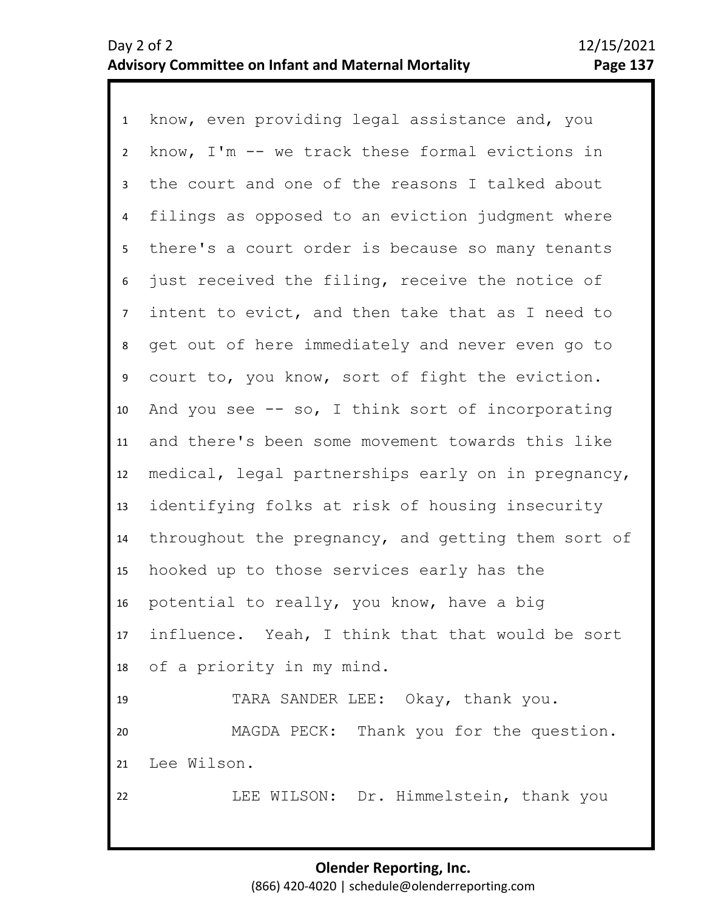know, even providing legal assistance and, you know, I'm -- we track these formal evictions in the court and one of the reasons I talked about filings as opposed to an eviction judgment where there's a court order is because so many tenants just received the filing, receive the notice of intent to evict, and then take that as I need to get out of here immediately and never even go to court to, you know, sort of fight the eviction. And you see -- so, I think sort of incorporating and there's been some movement towards this like medical, legal partnerships early on in pregnancy, identifying folks at risk of housing insecurity throughout the pregnancy, and getting them sort of hooked up to those services early has the potential to really, you know, have a big influence. Yeah, I think that that would be sort of a priority in my mind.

TARA SANDER LEE: Okay, thank you.

MAGDA PECK: Thank you for the question. Lee Wilson.

LEE WILSON: Dr. Himmelstein, thank you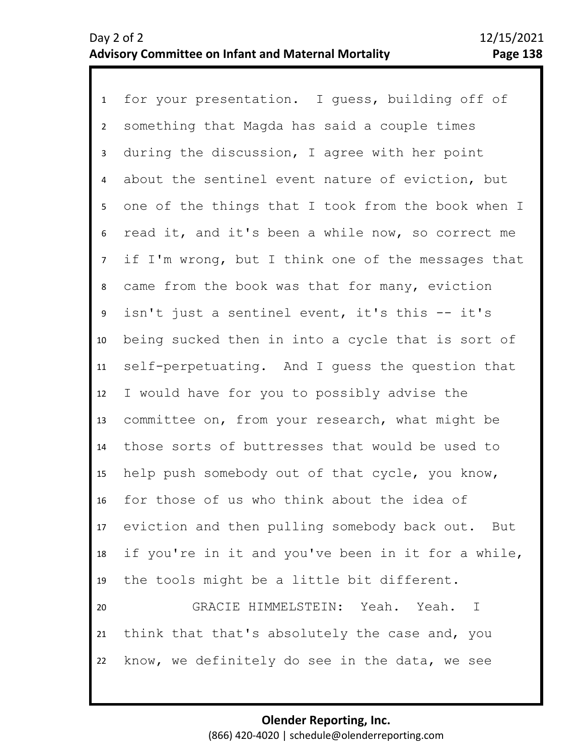for your presentation. I guess, building off of something that Magda has said a couple times during the discussion, I agree with her point about the sentinel event nature of eviction, but one of the things that I took from the book when I read it, and it's been a while now, so correct me if I'm wrong, but I think one of the messages that came from the book was that for many, eviction isn't just a sentinel event, it's this -- it's being sucked then in into a cycle that is sort of self-perpetuating. And I guess the question that I would have for you to possibly advise the committee on, from your research, what might be those sorts of buttresses that would be used to help push somebody out of that cycle, you know, for those of us who think about the idea of eviction and then pulling somebody back out. But if you're in it and you've been in it for a while, the tools might be a little bit different.

GRACIE HIMMELSTEIN: Yeah. Yeah. I think that that's absolutely the case and, you know, we definitely do see in the data, we see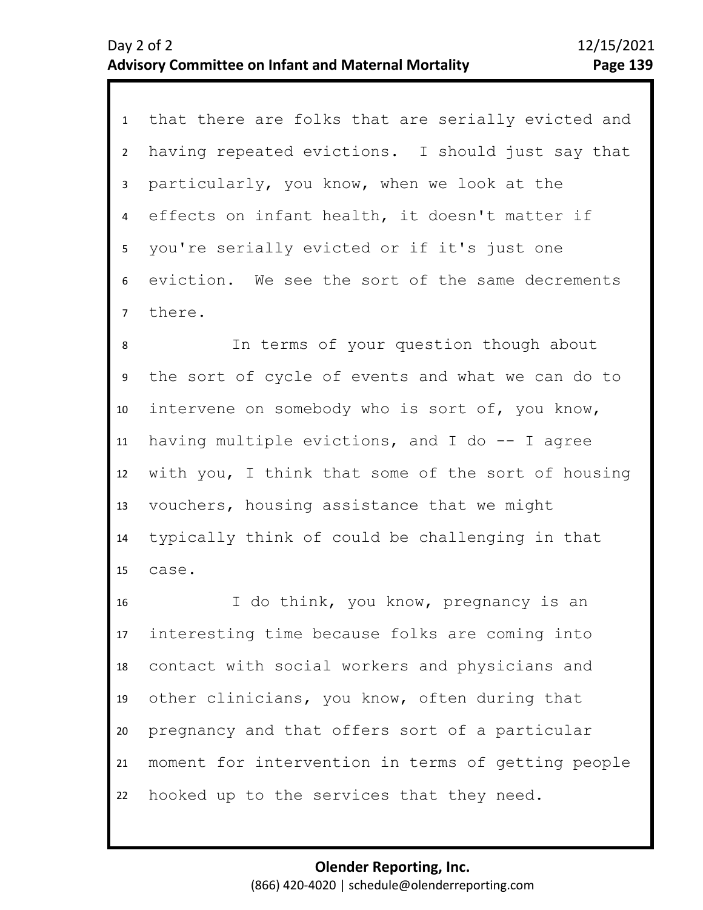that there are folks that are serially evicted and having repeated evictions. I should just say that particularly, you know, when we look at the effects on infant health, it doesn't matter if you're serially evicted or if it's just one eviction. We see the sort of the same decrements there.

In terms of your question though about the sort of cycle of events and what we can do to intervene on somebody who is sort of, you know, having multiple evictions, and I do -- I agree with you, I think that some of the sort of housing vouchers, housing assistance that we might typically think of could be challenging in that case.

I do think, you know, pregnancy is an interesting time because folks are coming into contact with social workers and physicians and other clinicians, you know, often during that pregnancy and that offers sort of a particular moment for intervention in terms of getting people hooked up to the services that they need.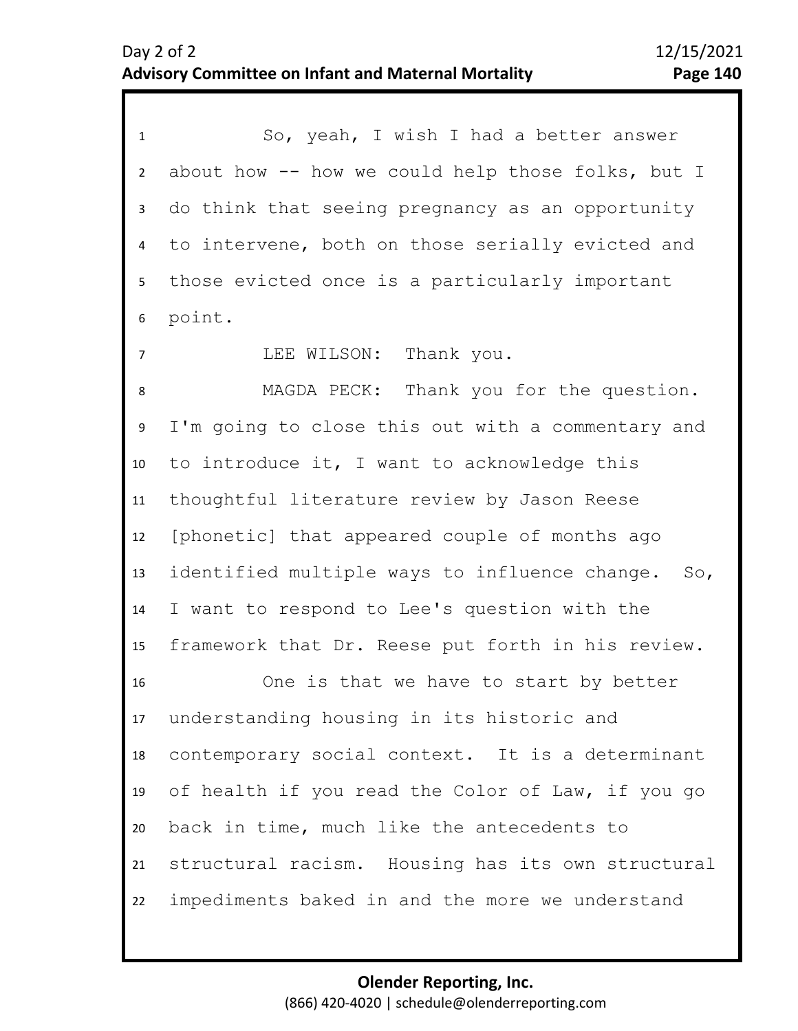So, yeah, I wish I had a better answer about how -- how we could help those folks, but I do think that seeing pregnancy as an opportunity to intervene, both on those serially evicted and those evicted once is a particularly important point.

LEE WILSON: Thank you.

MAGDA PECK: Thank you for the question. I'm going to close this out with a commentary and to introduce it, I want to acknowledge this thoughtful literature review by Jason Reese [phonetic] that appeared couple of months ago identified multiple ways to influence change. So, I want to respond to Lee's question with the framework that Dr. Reese put forth in his review.

One is that we have to start by better understanding housing in its historic and contemporary social context. It is a determinant of health if you read the Color of Law, if you go back in time, much like the antecedents to structural racism. Housing has its own structural impediments baked in and the more we understand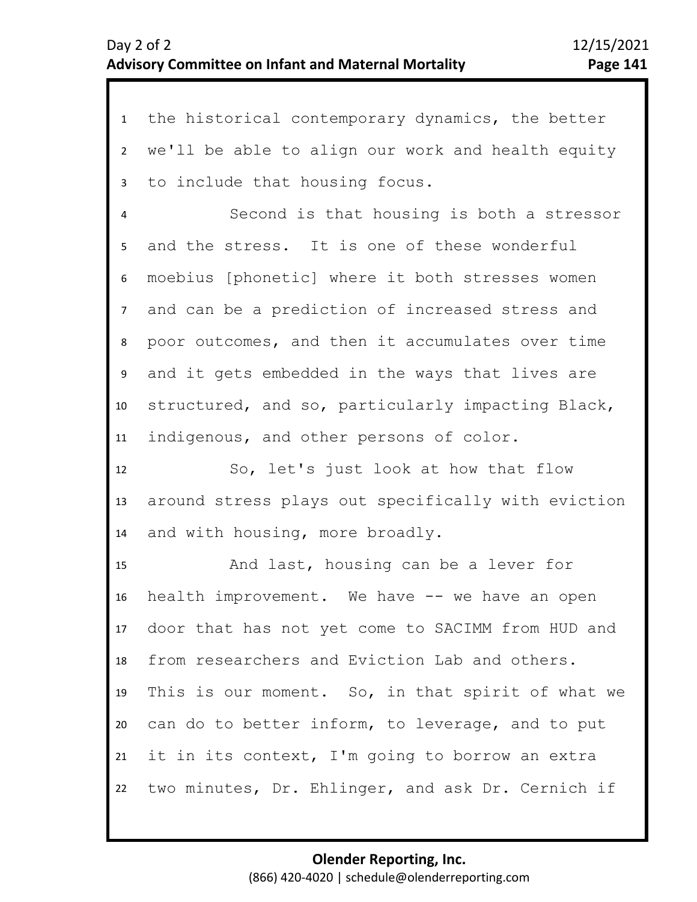the historical contemporary dynamics, the better we'll be able to align our work and health equity to include that housing focus.

Second is that housing is both a stressor and the stress. It is one of these wonderful moebius [phonetic] where it both stresses women and can be a prediction of increased stress and poor outcomes, and then it accumulates over time and it gets embedded in the ways that lives are structured, and so, particularly impacting Black, indigenous, and other persons of color.

So, let's just look at how that flow around stress plays out specifically with eviction and with housing, more broadly.

And last, housing can be a lever for health improvement. We have -- we have an open door that has not yet come to SACIMM from HUD and from researchers and Eviction Lab and others. This is our moment. So, in that spirit of what we can do to better inform, to leverage, and to put it in its context, I'm going to borrow an extra two minutes, Dr. Ehlinger, and ask Dr. Cernich if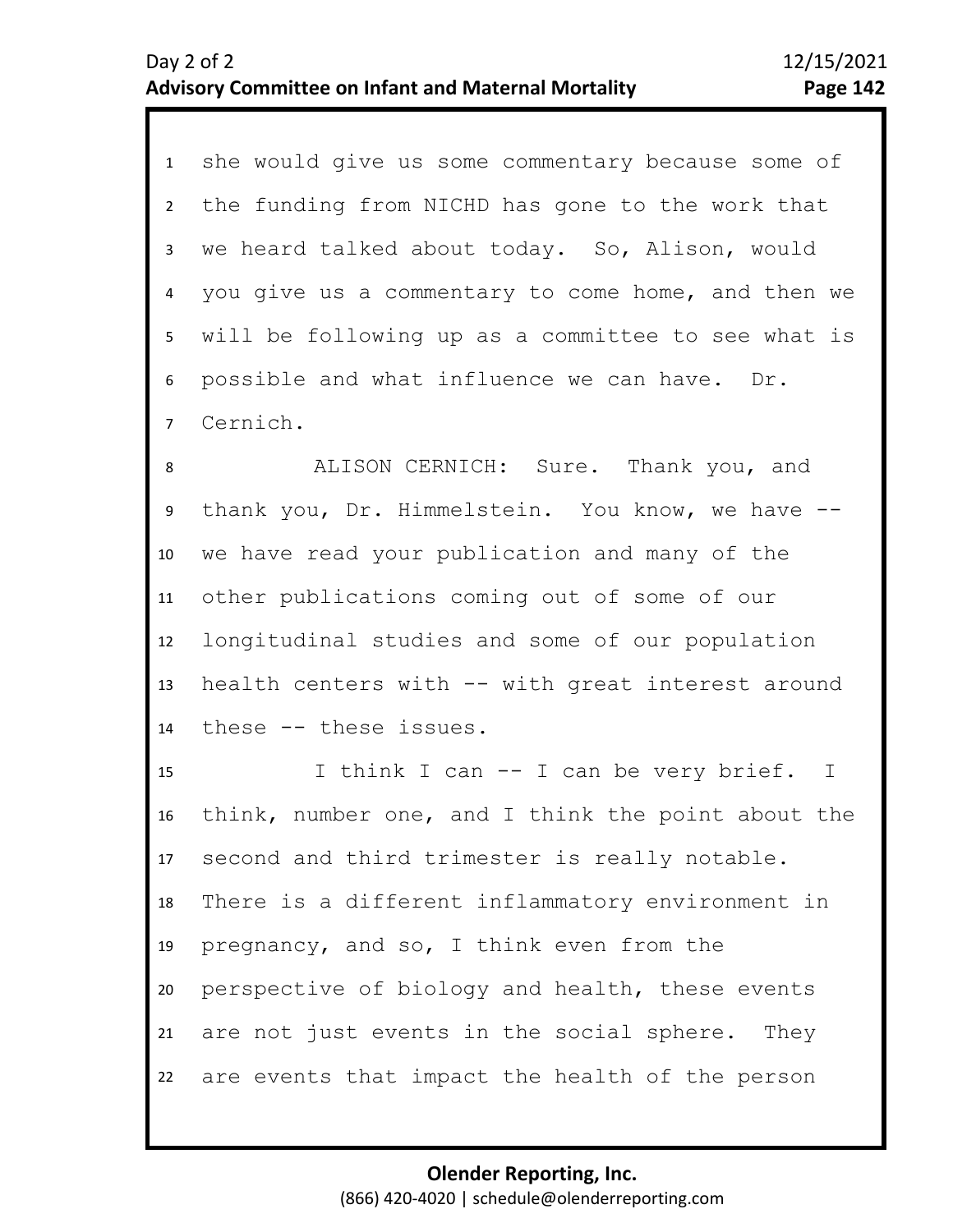she would give us some commentary because some of the funding from NICHD has gone to the work that we heard talked about today. So, Alison, would you give us a commentary to come home, and then we will be following up as a committee to see what is possible and what influence we can have. Dr. Cernich.

ALISON CERNICH: Sure. Thank you, and thank you, Dr. Himmelstein. You know, we have -- we have read your publication and many of the other publications coming out of some of our longitudinal studies and some of our population health centers with -- with great interest around these -- these issues.

I think I can -- I can be very brief. I think, number one, and I think the point about the second and third trimester is really notable. There is a different inflammatory environment in pregnancy, and so, I think even from the perspective of biology and health, these events are not just events in the social sphere. They are events that impact the health of the person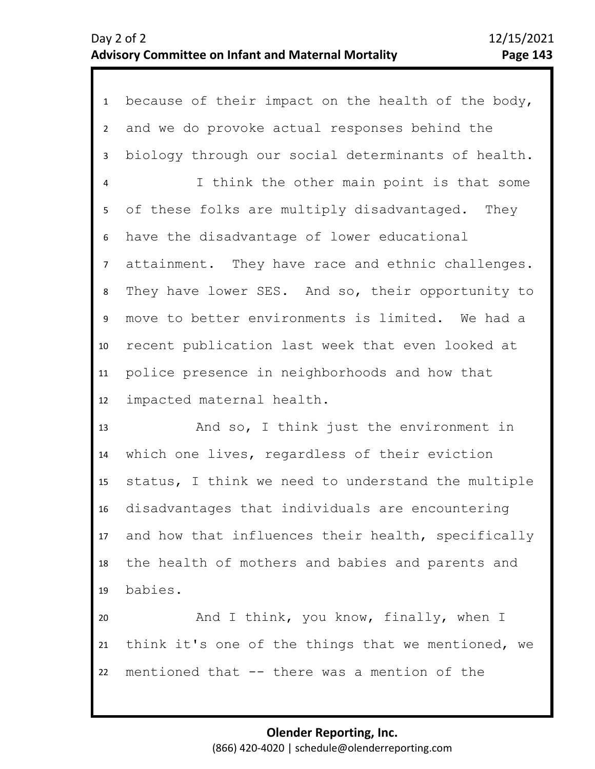because of their impact on the health of the body, and we do provoke actual responses behind the biology through our social determinants of health.

I think the other main point is that some of these folks are multiply disadvantaged. They have the disadvantage of lower educational attainment. They have race and ethnic challenges. They have lower SES. And so, their opportunity to move to better environments is limited. We had a recent publication last week that even looked at police presence in neighborhoods and how that impacted maternal health.

And so, I think just the environment in which one lives, regardless of their eviction status, I think we need to understand the multiple disadvantages that individuals are encountering and how that influences their health, specifically the health of mothers and babies and parents and babies.

And I think, you know, finally, when I think it's one of the things that we mentioned, we mentioned that -- there was a mention of the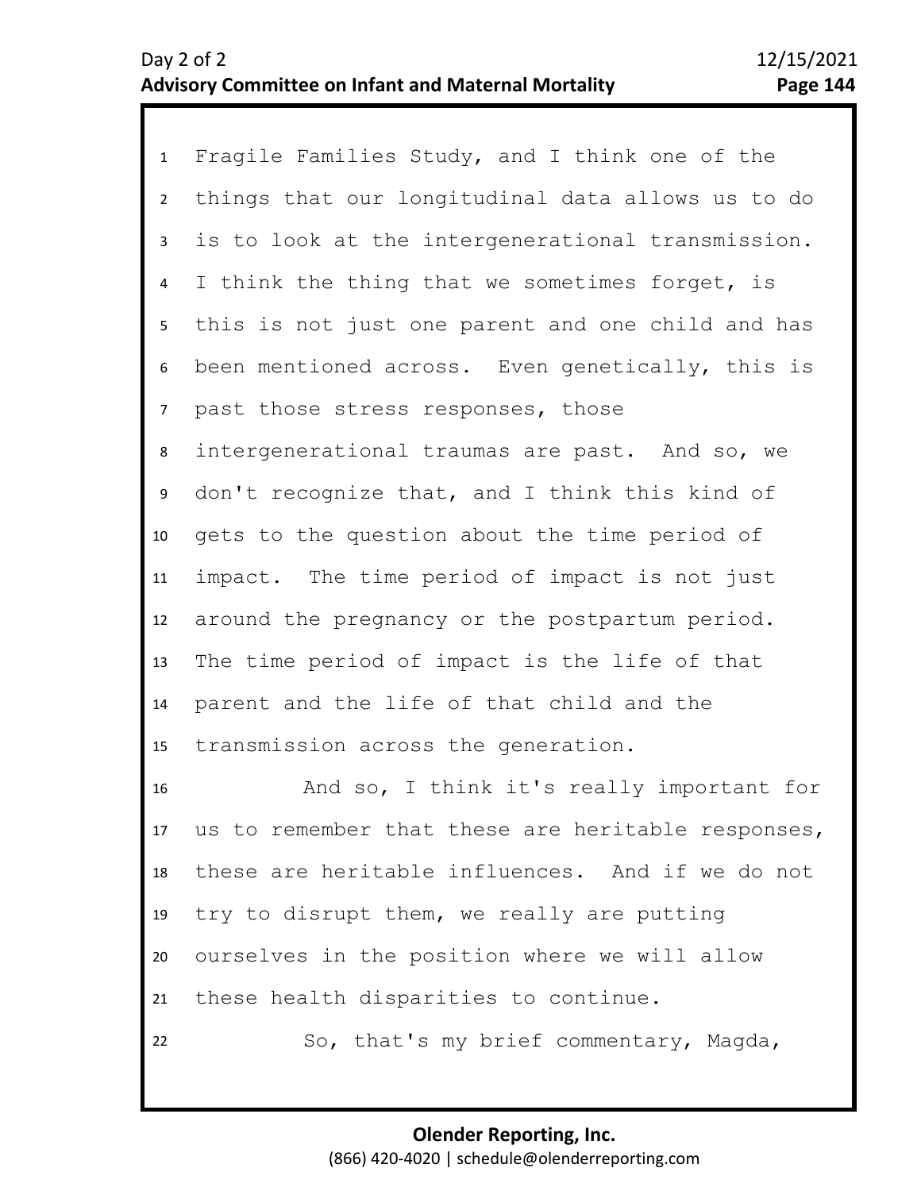Fragile Families Study, and I think one of the things that our longitudinal data allows us to do is to look at the intergenerational transmission. I think the thing that we sometimes forget, is this is not just one parent and one child and has been mentioned across. Even genetically, this is past those stress responses, those intergenerational traumas are past. And so, we don't recognize that, and I think this kind of gets to the question about the time period of impact. The time period of impact is not just around the pregnancy or the postpartum period. The time period of impact is the life of that parent and the life of that child and the transmission across the generation.

And so, I think it's really important for us to remember that these are heritable responses, these are heritable influences. And if we do not try to disrupt them, we really are putting ourselves in the position where we will allow these health disparities to continue.

So, that's my brief commentary, Magda,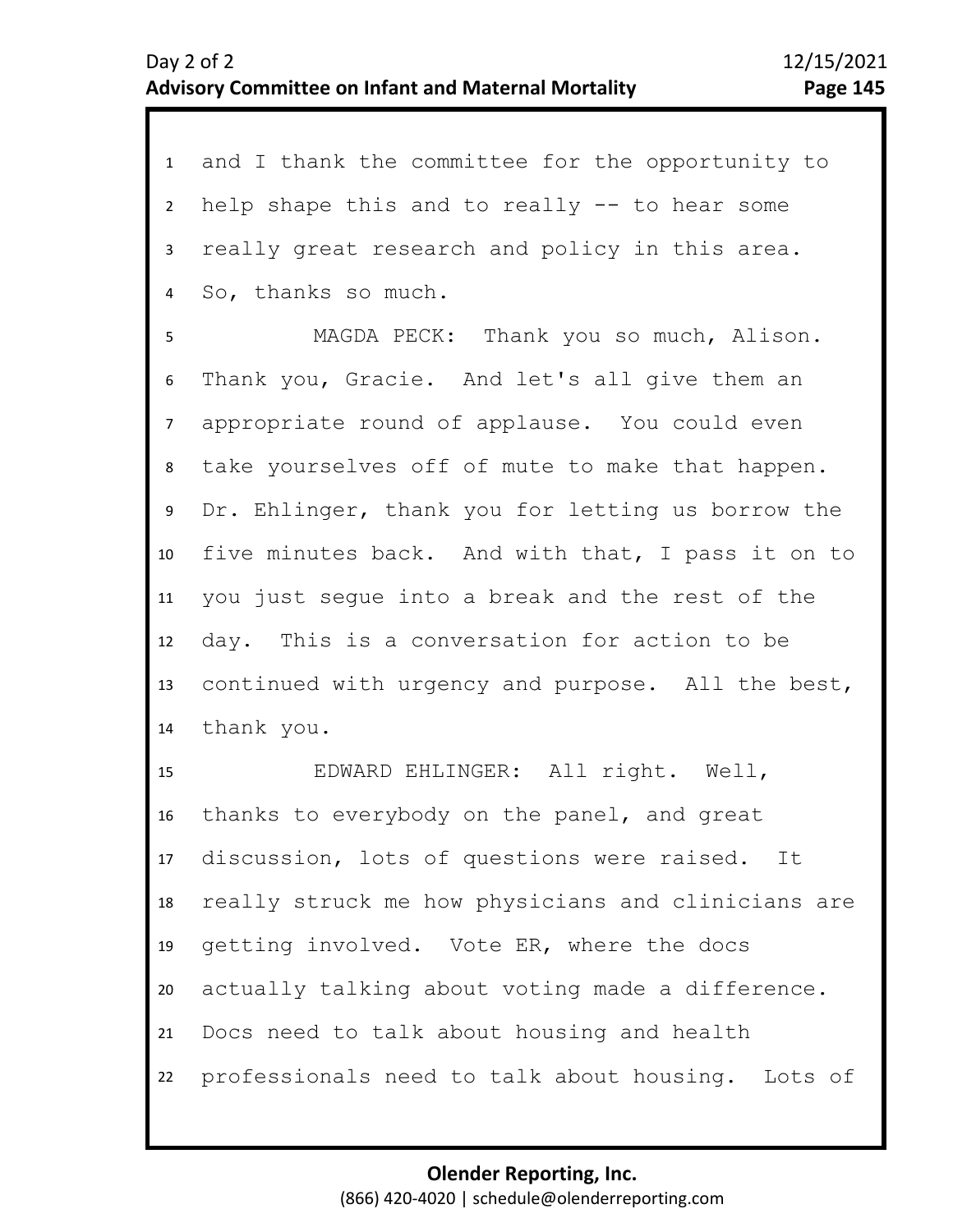and I thank the committee for the opportunity to help shape this and to really -- to hear some really great research and policy in this area. So, thanks so much.

MAGDA PECK: Thank you so much, Alison. Thank you, Gracie. And let's all give them an appropriate round of applause. You could even take yourselves off of mute to make that happen. Dr. Ehlinger, thank you for letting us borrow the five minutes back. And with that, I pass it on to you just segue into a break and the rest of the day. This is a conversation for action to be continued with urgency and purpose. All the best, thank you.

EDWARD EHLINGER: All right. Well, thanks to everybody on the panel, and great discussion, lots of questions were raised. It really struck me how physicians and clinicians are getting involved. Vote ER, where the docs actually talking about voting made a difference. Docs need to talk about housing and health professionals need to talk about housing. Lots of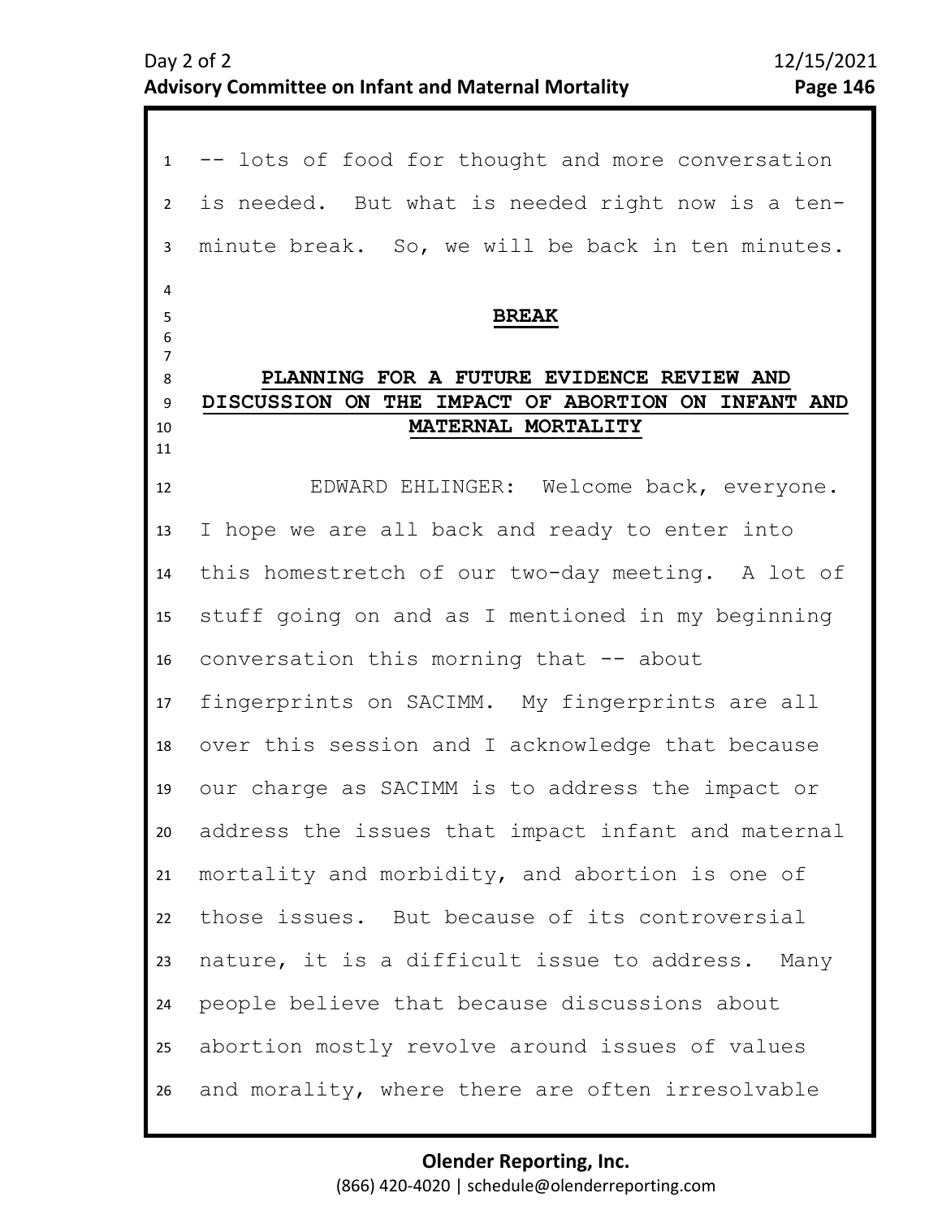-- lots of food for thought and more conversation is needed. But what is needed right now is a ten-minute break. So, we will be back in ten minutes.

**BREAK**

**PLANNING FOR A FUTURE EVIDENCE REVIEW AND DISCUSSION ON THE IMPACT OF ABORTION ON INFANT AND MATERNAL MORTALITY**

EDWARD EHLINGER: Welcome back, everyone. I hope we are all back and ready to enter into this homestretch of our two-day meeting. A lot of stuff going on and as I mentioned in my beginning conversation this morning that -- about fingerprints on SACIMM. My fingerprints are all over this session and I acknowledge that because our charge as SACIMM is to address the impact or address the issues that impact infant and maternal mortality and morbidity, and abortion is one of those issues. But because of its controversial nature, it is a difficult issue to address. Many people believe that because discussions about abortion mostly revolve around issues of values and morality, where there are often irresolvable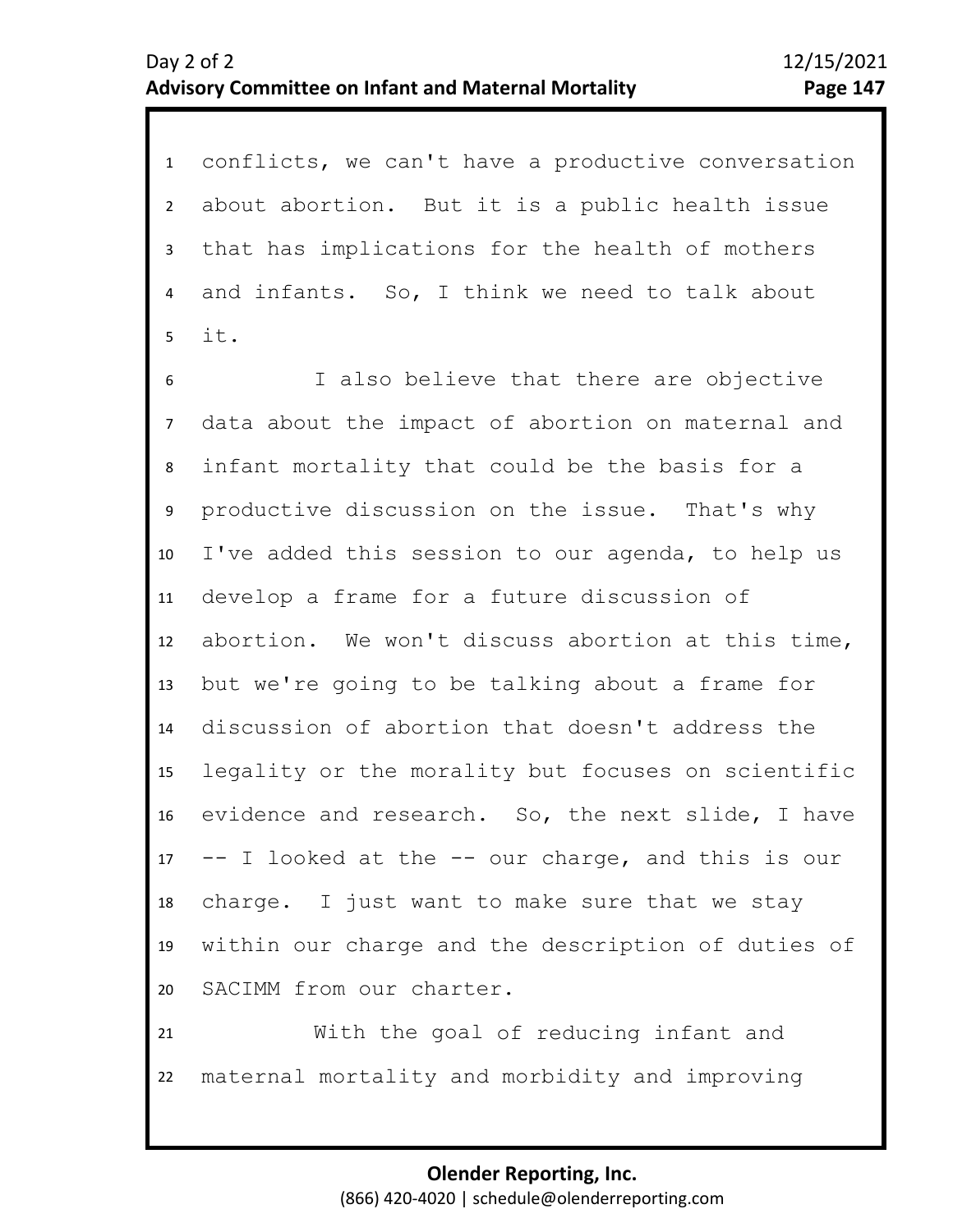conflicts, we can't have a productive conversation about abortion. But it is a public health issue that has implications for the health of mothers and infants. So, I think we need to talk about it.

I also believe that there are objective data about the impact of abortion on maternal and infant mortality that could be the basis for a productive discussion on the issue. That's why I've added this session to our agenda, to help us develop a frame for a future discussion of abortion. We won't discuss abortion at this time, but we're going to be talking about a frame for discussion of abortion that doesn't address the legality or the morality but focuses on scientific evidence and research. So, the next slide, I have -- I looked at the -- our charge, and this is our charge. I just want to make sure that we stay within our charge and the description of duties of SACIMM from our charter.

With the goal of reducing infant and maternal mortality and morbidity and improving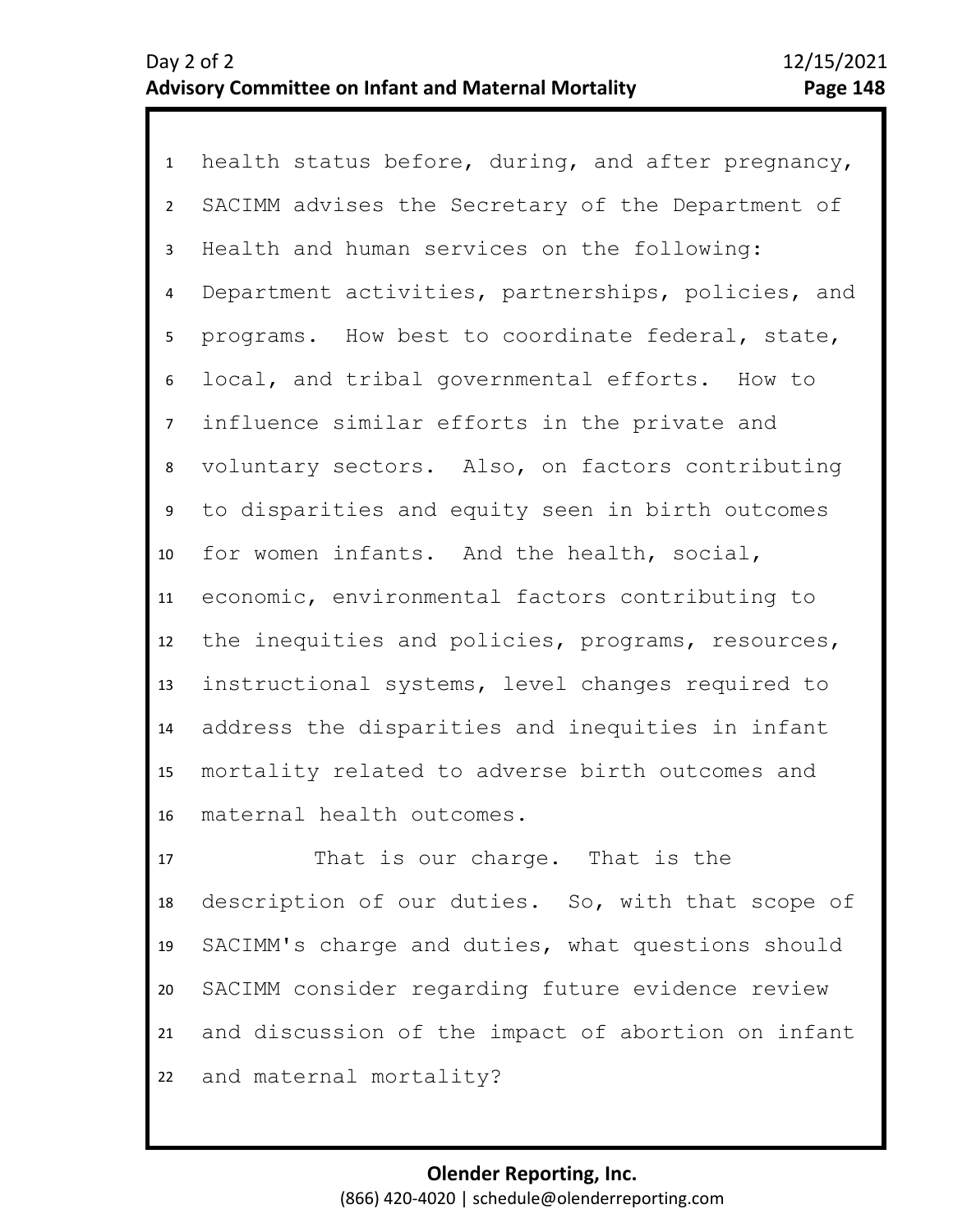health status before, during, and after pregnancy, SACIMM advises the Secretary of the Department of Health and human services on the following: Department activities, partnerships, policies, and programs. How best to coordinate federal, state, local, and tribal governmental efforts. How to influence similar efforts in the private and voluntary sectors. Also, on factors contributing to disparities and equity seen in birth outcomes for women infants. And the health, social, economic, environmental factors contributing to the inequities and policies, programs, resources, instructional systems, level changes required to address the disparities and inequities in infant mortality related to adverse birth outcomes and maternal health outcomes.

That is our charge. That is the description of our duties. So, with that scope of SACIMM's charge and duties, what questions should SACIMM consider regarding future evidence review and discussion of the impact of abortion on infant and maternal mortality?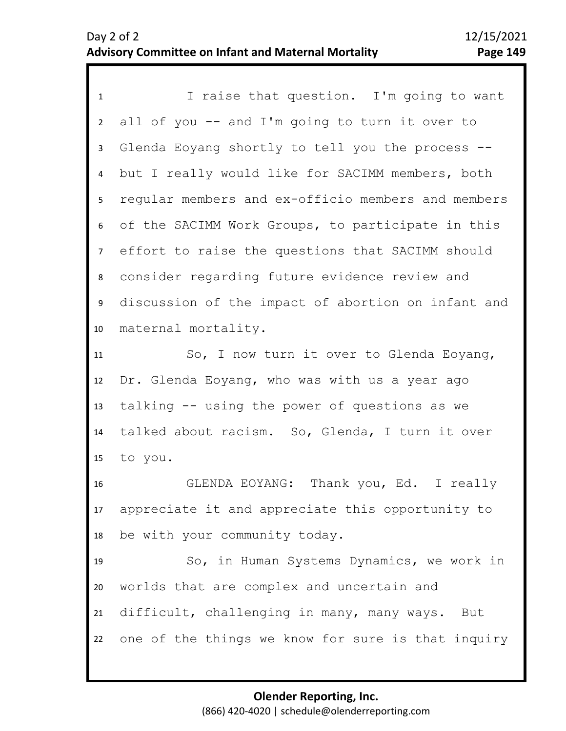I raise that question. I'm going to want all of you -- and I'm going to turn it over to Glenda Eoyang shortly to tell you the process -- but I really would like for SACIMM members, both regular members and ex-officio members and members of the SACIMM Work Groups, to participate in this effort to raise the questions that SACIMM should consider regarding future evidence review and discussion of the impact of abortion on infant and maternal mortality.

So, I now turn it over to Glenda Eoyang, Dr. Glenda Eoyang, who was with us a year ago talking -- using the power of questions as we talked about racism. So, Glenda, I turn it over to you.

GLENDA EOYANG: Thank you, Ed. I really appreciate it and appreciate this opportunity to be with your community today.

So, in Human Systems Dynamics, we work in worlds that are complex and uncertain and difficult, challenging in many, many ways. But one of the things we know for sure is that inquiry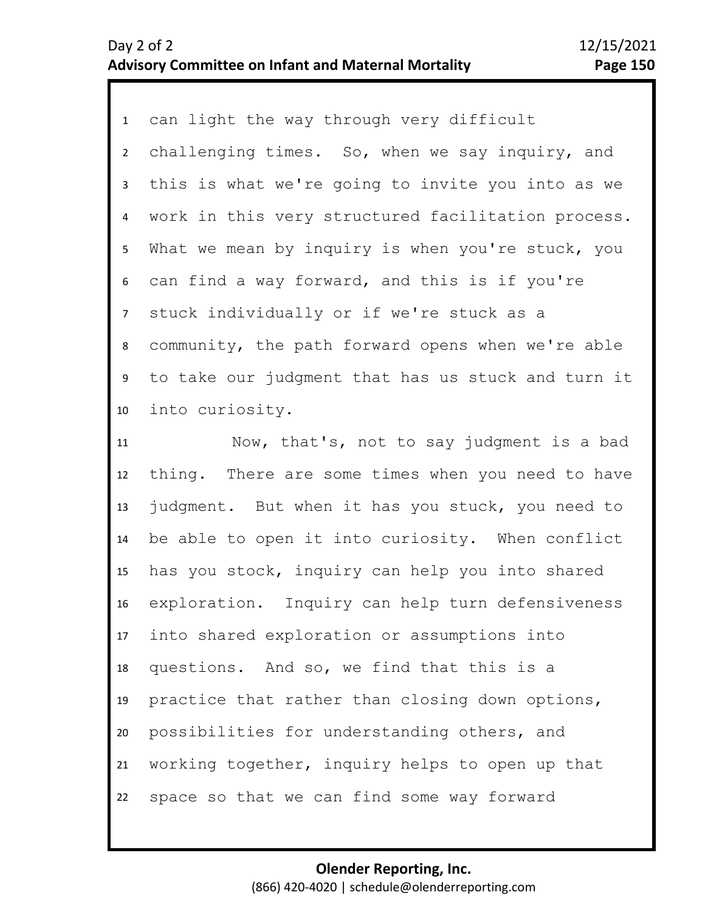can light the way through very difficult challenging times. So, when we say inquiry, and this is what we're going to invite you into as we work in this very structured facilitation process. What we mean by inquiry is when you're stuck, you can find a way forward, and this is if you're stuck individually or if we're stuck as a community, the path forward opens when we're able to take our judgment that has us stuck and turn it into curiosity.

Now, that's, not to say judgment is a bad thing. There are some times when you need to have judgment. But when it has you stuck, you need to be able to open it into curiosity. When conflict has you stock, inquiry can help you into shared exploration. Inquiry can help turn defensiveness into shared exploration or assumptions into questions. And so, we find that this is a practice that rather than closing down options, possibilities for understanding others, and working together, inquiry helps to open up that space so that we can find some way forward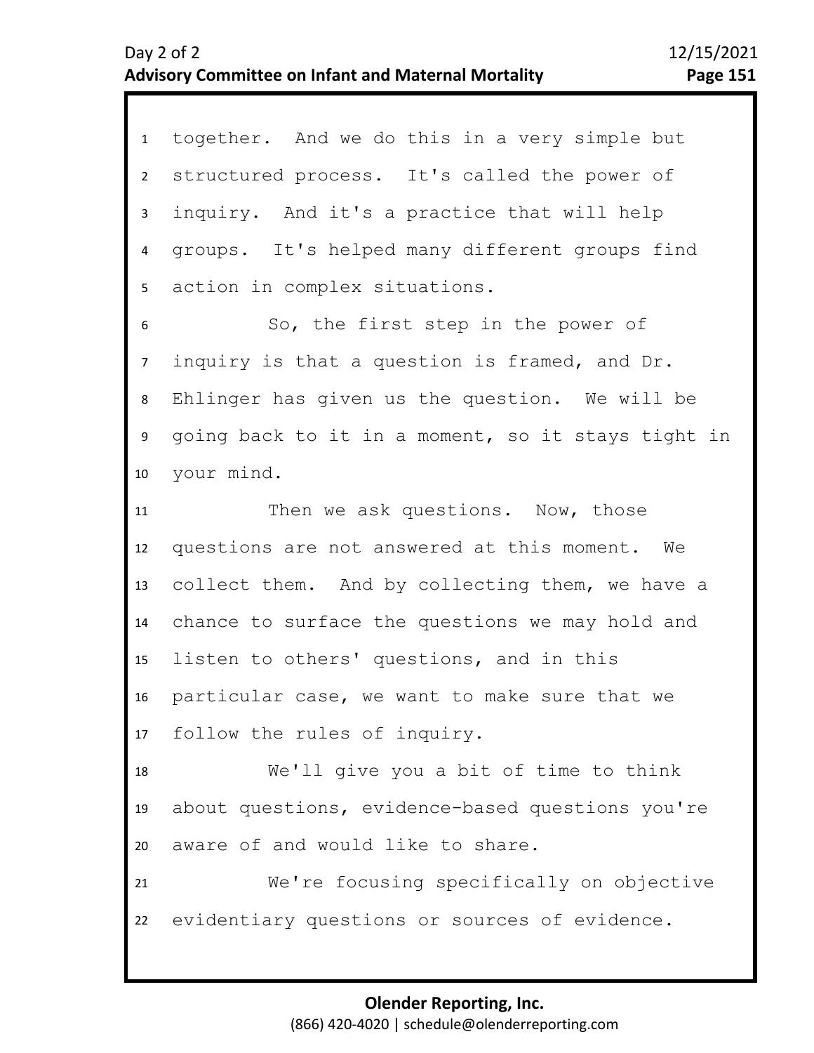together. And we do this in a very simple but structured process. It's called the power of inquiry. And it's a practice that will help groups. It's helped many different groups find action in complex situations.

So, the first step in the power of inquiry is that a question is framed, and Dr. Ehlinger has given us the question. We will be going back to it in a moment, so it stays tight in your mind.

Then we ask questions. Now, those questions are not answered at this moment. We collect them. And by collecting them, we have a chance to surface the questions we may hold and listen to others' questions, and in this particular case, we want to make sure that we follow the rules of inquiry.

We'll give you a bit of time to think about questions, evidence-based questions you're aware of and would like to share.

We're focusing specifically on objective evidentiary questions or sources of evidence.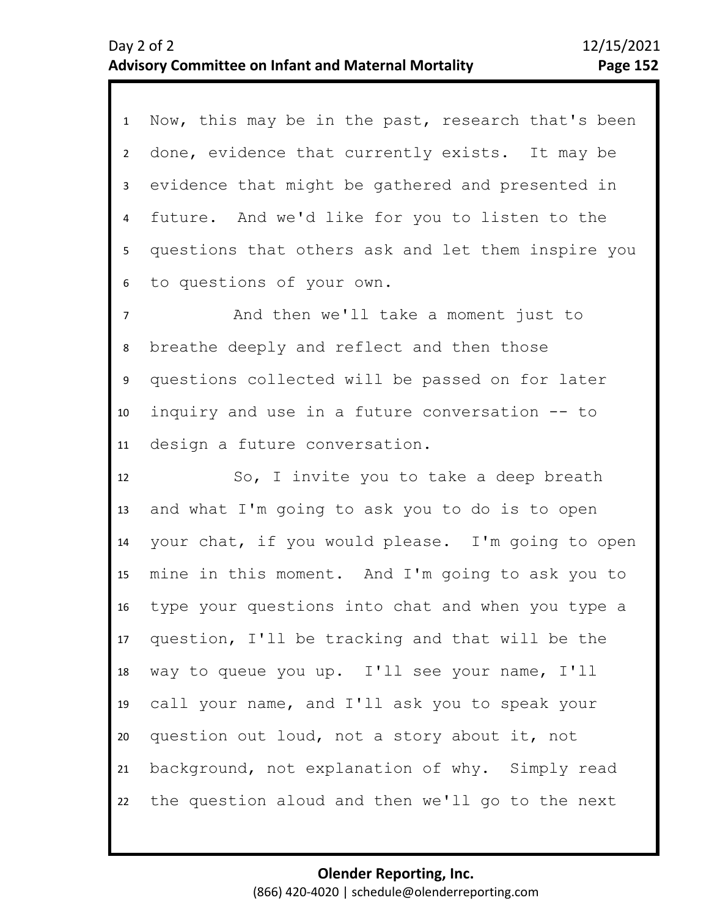Now, this may be in the past, research that's been done, evidence that currently exists. It may be evidence that might be gathered and presented in future. And we'd like for you to listen to the questions that others ask and let them inspire you to questions of your own.

And then we'll take a moment just to breathe deeply and reflect and then those questions collected will be passed on for later inquiry and use in a future conversation -- to design a future conversation.

So, I invite you to take a deep breath and what I'm going to ask you to do is to open your chat, if you would please. I'm going to open mine in this moment. And I'm going to ask you to type your questions into chat and when you type a question, I'll be tracking and that will be the way to queue you up. I'll see your name, I'll call your name, and I'll ask you to speak your question out loud, not a story about it, not background, not explanation of why. Simply read the question aloud and then we'll go to the next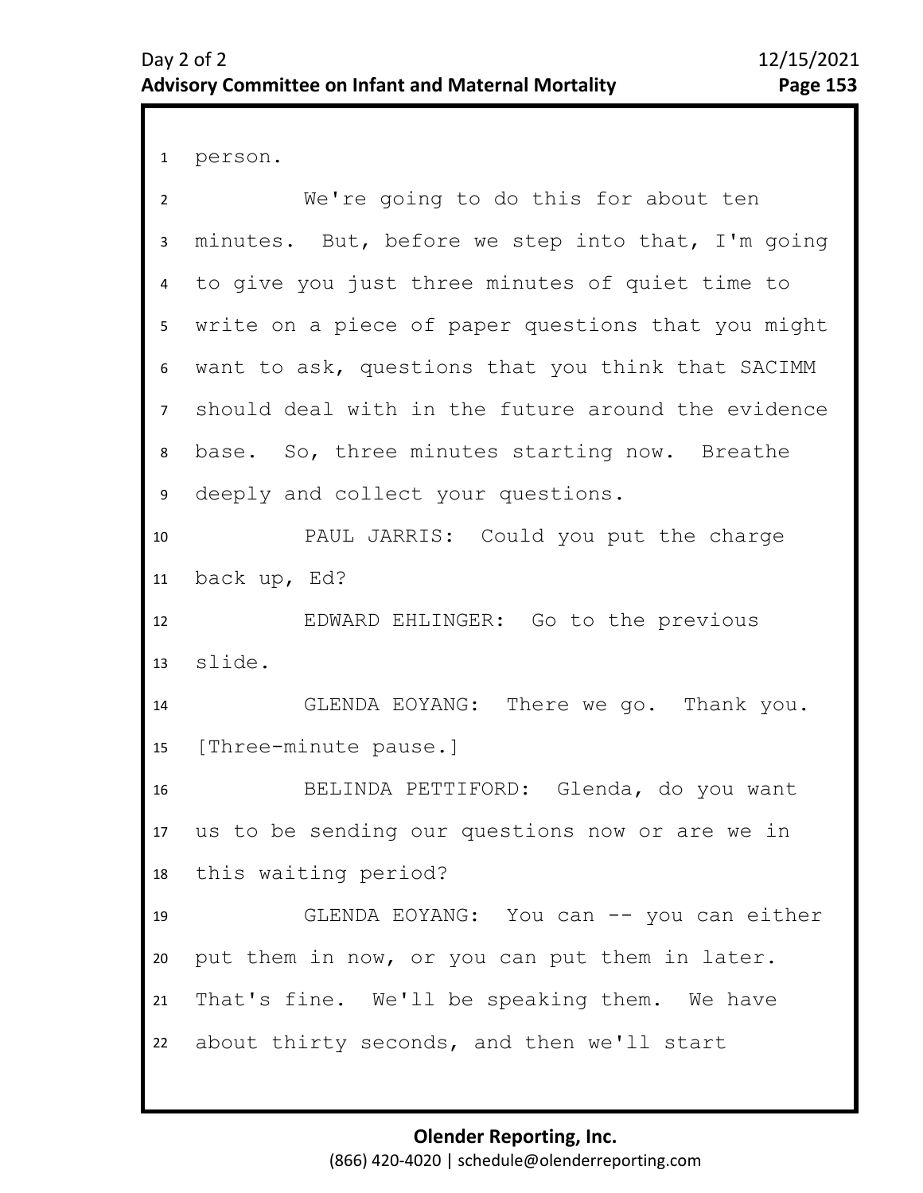person.

We're going to do this for about ten minutes. But, before we step into that, I'm going to give you just three minutes of quiet time to write on a piece of paper questions that you might want to ask, questions that you think that SACIMM should deal with in the future around the evidence base. So, three minutes starting now. Breathe deeply and collect your questions.

PAUL JARRIS: Could you put the charge back up, Ed?

EDWARD EHLINGER: Go to the previous slide.

GLENDA EOYANG: There we go. Thank you.

[Three-minute pause.]

BELINDA PETTIFORD: Glenda, do you want us to be sending our questions now or are we in this waiting period?

GLENDA EOYANG: You can -- you can either put them in now, or you can put them in later. That's fine. We'll be speaking them. We have about thirty seconds, and then we'll start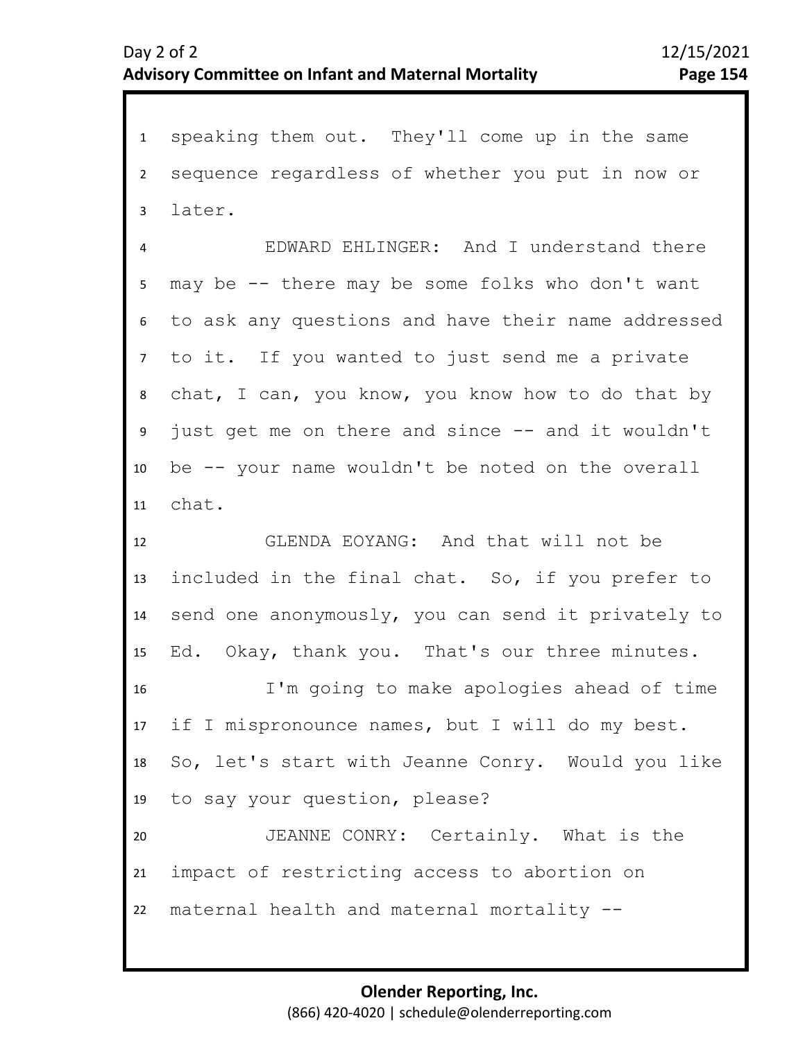speaking them out. They'll come up in the same sequence regardless of whether you put in now or later.

EDWARD EHLINGER: And I understand there may be -- there may be some folks who don't want to ask any questions and have their name addressed to it. If you wanted to just send me a private chat, I can, you know, you know how to do that by just get me on there and since -- and it wouldn't be -- your name wouldn't be noted on the overall chat.

GLENDA EOYANG: And that will not be included in the final chat. So, if you prefer to send one anonymously, you can send it privately to Ed. Okay, thank you. That's our three minutes.

I'm going to make apologies ahead of time if I mispronounce names, but I will do my best. So, let's start with Jeanne Conry. Would you like to say your question, please?

JEANNE CONRY: Certainly. What is the impact of restricting access to abortion on maternal health and maternal mortality --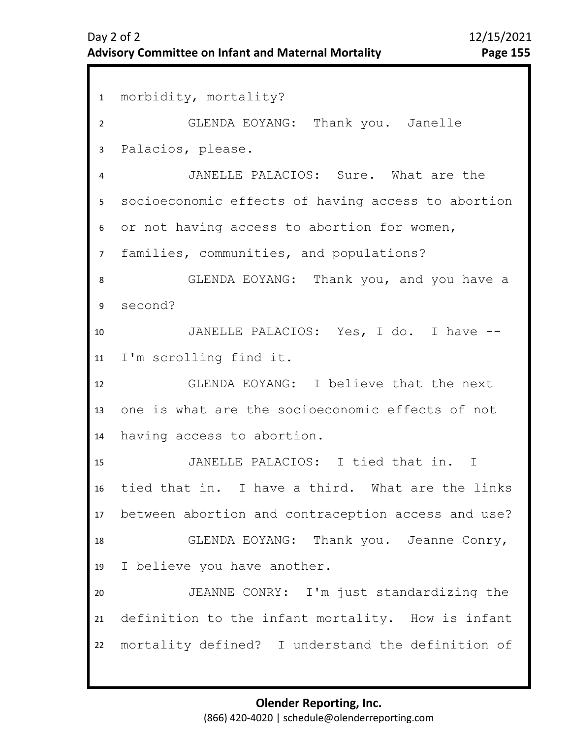morbidity, mortality?

GLENDA EOYANG: Thank you. Janelle Palacios, please.

JANELLE PALACIOS: Sure. What are the socioeconomic effects of having access to abortion or not having access to abortion for women, families, communities, and populations?

GLENDA EOYANG: Thank you, and you have a second?

JANELLE PALACIOS: Yes, I do. I have -- I'm scrolling find it.

GLENDA EOYANG: I believe that the next one is what are the socioeconomic effects of not having access to abortion.

JANELLE PALACIOS: I tied that in. I tied that in. I have a third. What are the links between abortion and contraception access and use?

GLENDA EOYANG: Thank you. Jeanne Conry, I believe you have another.

JEANNE CONRY: I'm just standardizing the definition to the infant mortality. How is infant mortality defined? I understand the definition of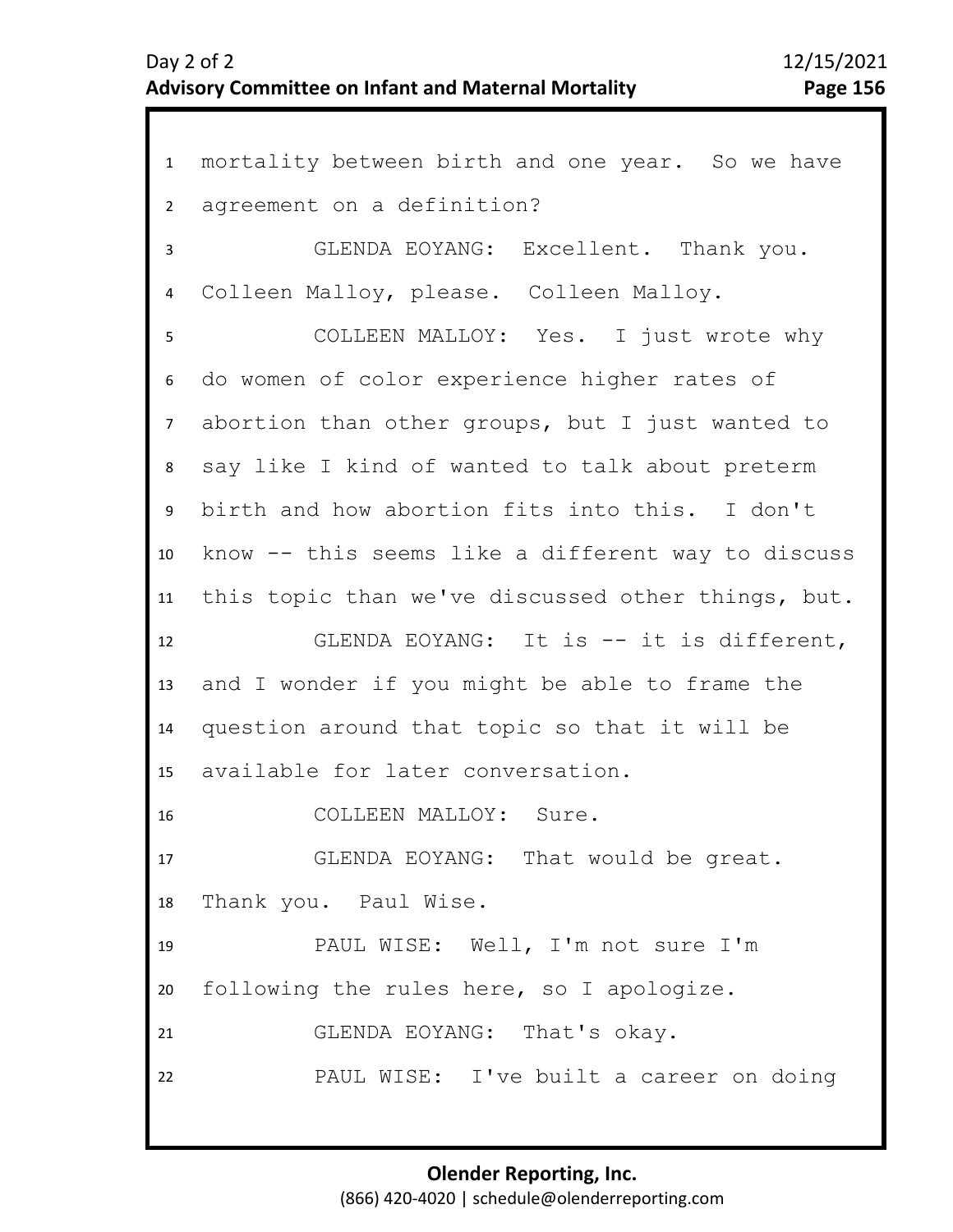mortality between birth and one year. So we have agreement on a definition?

GLENDA EOYANG: Excellent. Thank you. Colleen Malloy, please. Colleen Malloy.

COLLEEN MALLOY: Yes. I just wrote why do women of color experience higher rates of abortion than other groups, but I just wanted to say like I kind of wanted to talk about preterm birth and how abortion fits into this. I don't know -- this seems like a different way to discuss this topic than we've discussed other things, but.

GLENDA EOYANG: It is -- it is different, and I wonder if you might be able to frame the question around that topic so that it will be available for later conversation.

COLLEEN MALLOY: Sure.

GLENDA EOYANG: That would be great. Thank you. Paul Wise.

PAUL WISE: Well, I'm not sure I'm following the rules here, so I apologize.

GLENDA EOYANG: That's okay.

PAUL WISE: I've built a career on doing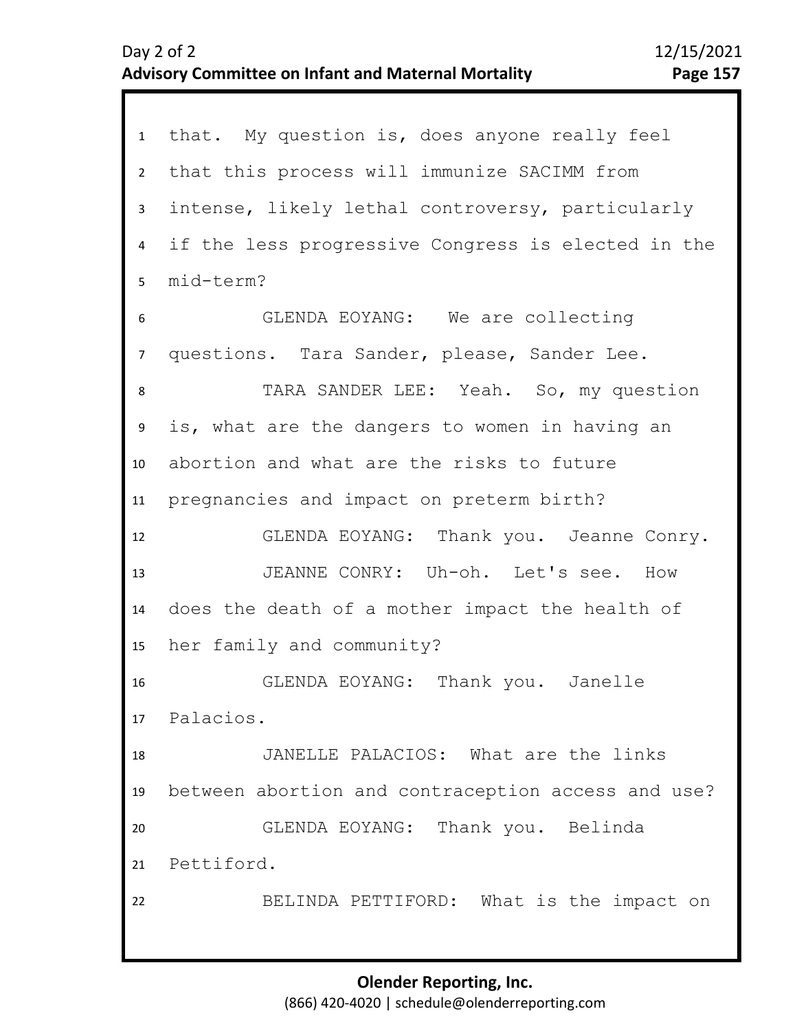that. My question is, does anyone really feel that this process will immunize SACIMM from intense, likely lethal controversy, particularly if the less progressive Congress is elected in the mid-term?

GLENDA EOYANG: We are collecting questions. Tara Sander, please, Sander Lee.

TARA SANDER LEE: Yeah. So, my question is, what are the dangers to women in having an abortion and what are the risks to future pregnancies and impact on preterm birth?

GLENDA EOYANG: Thank you. Jeanne Conry.

JEANNE CONRY: Uh-oh. Let's see. How does the death of a mother impact the health of her family and community?

GLENDA EOYANG: Thank you. Janelle Palacios.

JANELLE PALACIOS: What are the links between abortion and contraception access and use?

GLENDA EOYANG: Thank you. Belinda Pettiford.

BELINDA PETTIFORD: What is the impact on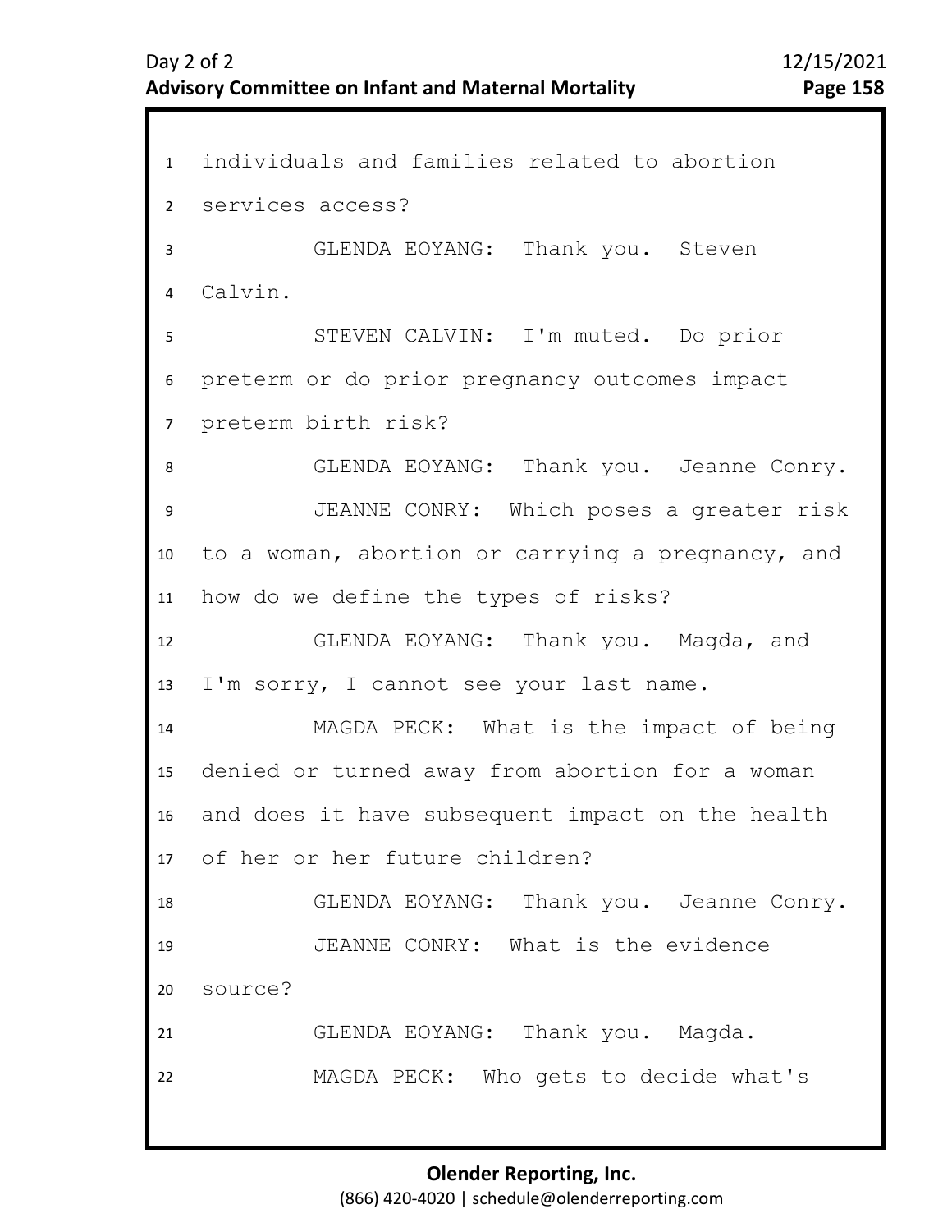individuals and families related to abortion services access?

GLENDA EOYANG: Thank you. Steven Calvin.

STEVEN CALVIN: I'm muted. Do prior preterm or do prior pregnancy outcomes impact preterm birth risk?

GLENDA EOYANG: Thank you. Jeanne Conry.

JEANNE CONRY: Which poses a greater risk to a woman, abortion or carrying a pregnancy, and how do we define the types of risks?

GLENDA EOYANG: Thank you. Magda, and I'm sorry, I cannot see your last name.

MAGDA PECK: What is the impact of being denied or turned away from abortion for a woman and does it have subsequent impact on the health of her or her future children?

GLENDA EOYANG: Thank you. Jeanne Conry.

JEANNE CONRY: What is the evidence source?

GLENDA EOYANG: Thank you. Magda.

MAGDA PECK: Who gets to decide what's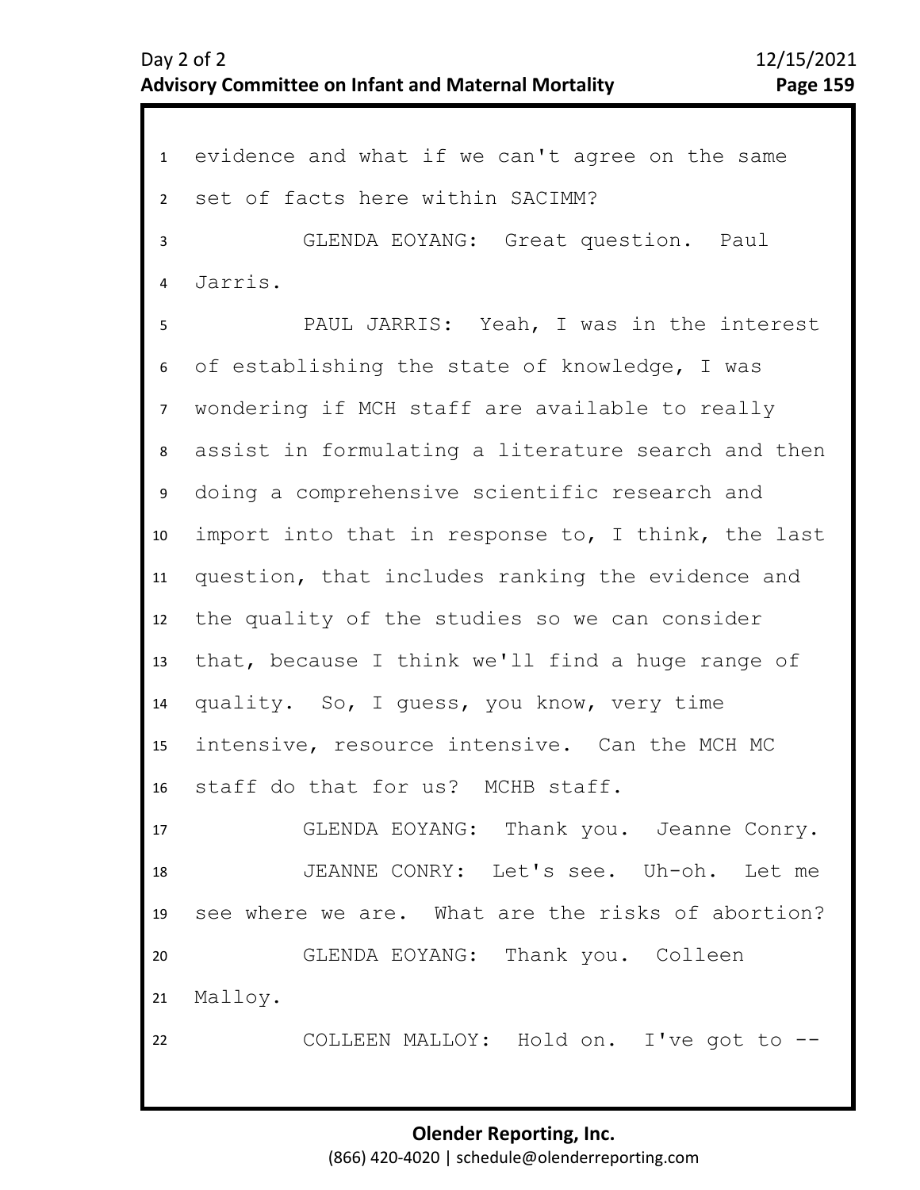evidence and what if we can't agree on the same set of facts here within SACIMM?

GLENDA EOYANG: Great question. Paul Jarris.

PAUL JARRIS: Yeah, I was in the interest of establishing the state of knowledge, I was wondering if MCH staff are available to really assist in formulating a literature search and then doing a comprehensive scientific research and import into that in response to, I think, the last question, that includes ranking the evidence and the quality of the studies so we can consider that, because I think we'll find a huge range of quality. So, I guess, you know, very time intensive, resource intensive. Can the MCH MC staff do that for us? MCHB staff.

GLENDA EOYANG: Thank you. Jeanne Conry.

JEANNE CONRY: Let's see. Uh-oh. Let me see where we are. What are the risks of abortion?

GLENDA EOYANG: Thank you. Colleen Malloy.

COLLEEN MALLOY: Hold on. I've got to --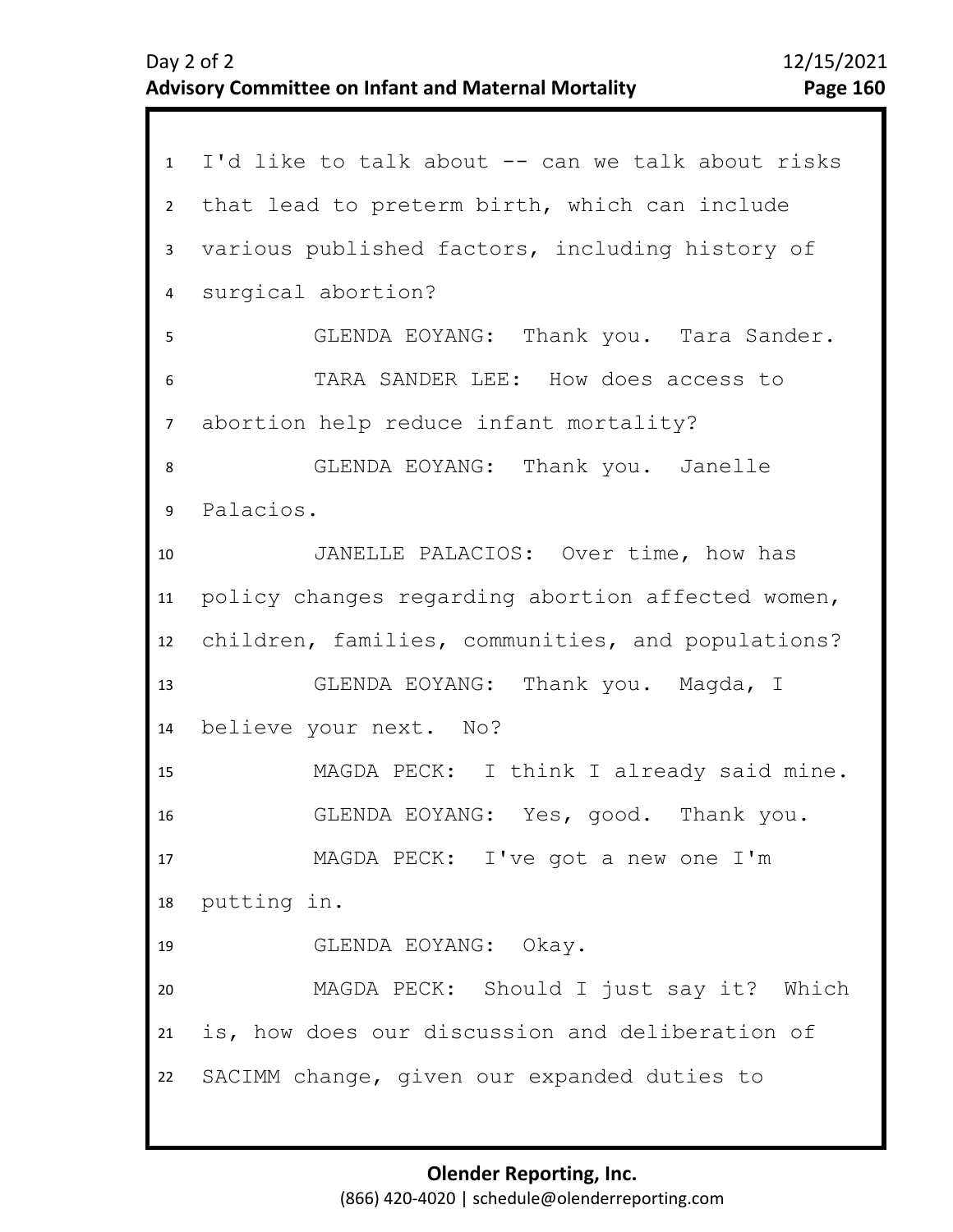I'd like to talk about -- can we talk about risks that lead to preterm birth, which can include various published factors, including history of surgical abortion?

GLENDA EOYANG: Thank you. Tara Sander.

TARA SANDER LEE: How does access to abortion help reduce infant mortality?

GLENDA EOYANG: Thank you. Janelle Palacios.

JANELLE PALACIOS: Over time, how has policy changes regarding abortion affected women, children, families, communities, and populations?

GLENDA EOYANG: Thank you. Magda, I believe your next. No?

MAGDA PECK: I think I already said mine.

GLENDA EOYANG: Yes, good. Thank you.

MAGDA PECK: I've got a new one I'm putting in.

GLENDA EOYANG: Okay.

MAGDA PECK: Should I just say it? Which is, how does our discussion and deliberation of SACIMM change, given our expanded duties to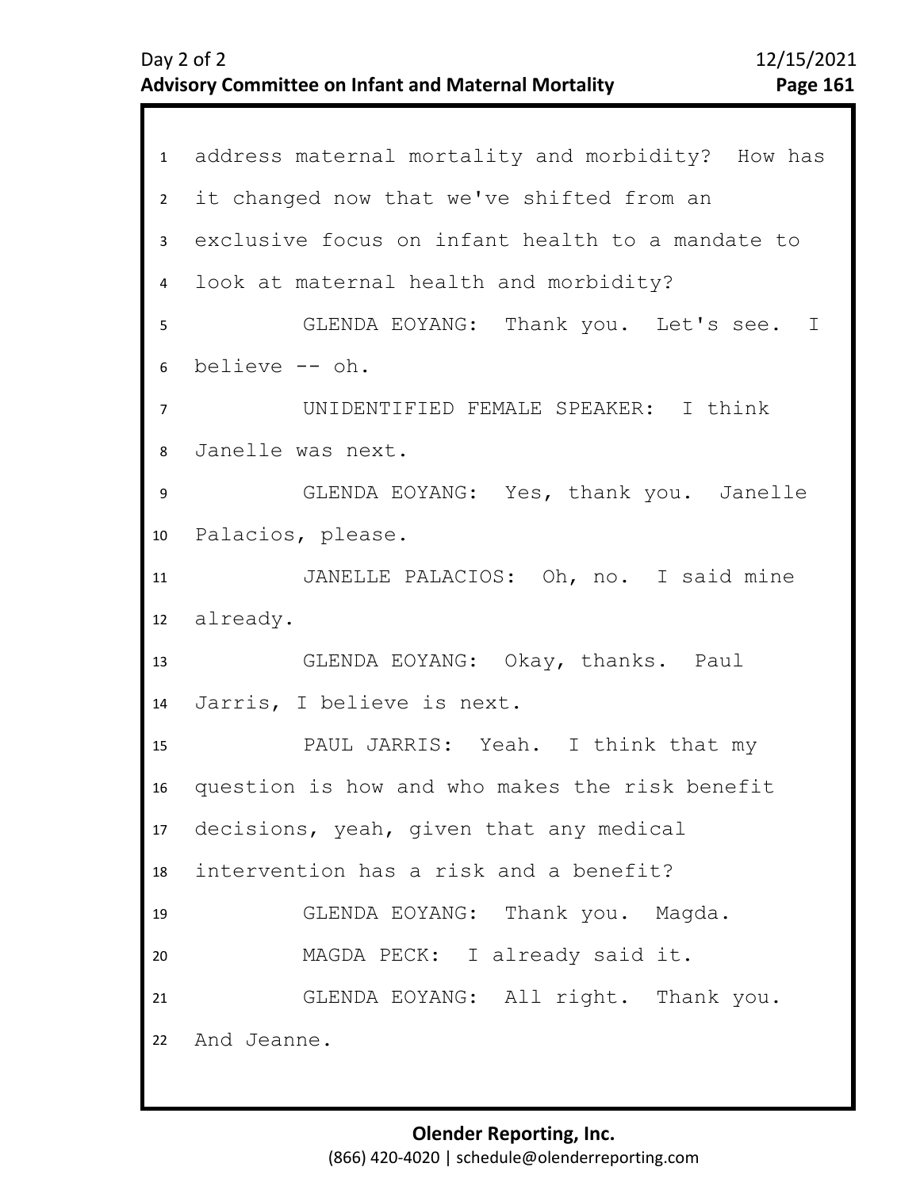address maternal mortality and morbidity? How has it changed now that we've shifted from an exclusive focus on infant health to a mandate to look at maternal health and morbidity?

GLENDA EOYANG: Thank you. Let's see. I believe -- oh.

UNIDENTIFIED FEMALE SPEAKER: I think Janelle was next.

GLENDA EOYANG: Yes, thank you. Janelle Palacios, please.

JANELLE PALACIOS: Oh, no. I said mine already.

GLENDA EOYANG: Okay, thanks. Paul Jarris, I believe is next.

PAUL JARRIS: Yeah. I think that my question is how and who makes the risk benefit decisions, yeah, given that any medical intervention has a risk and a benefit?

GLENDA EOYANG: Thank you. Magda.

MAGDA PECK: I already said it.

GLENDA EOYANG: All right. Thank you. And Jeanne.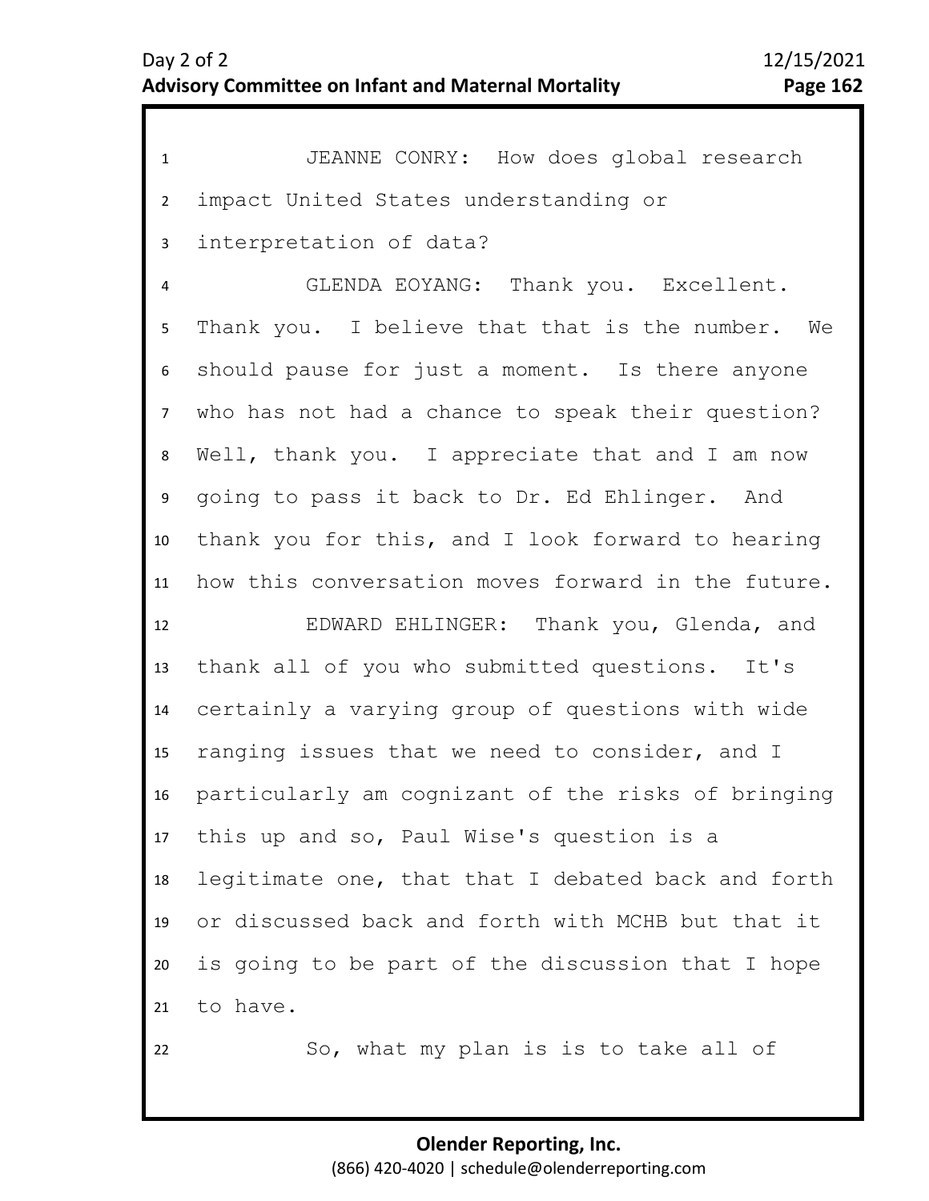JEANNE CONRY: How does global research impact United States understanding or interpretation of data?

GLENDA EOYANG: Thank you. Excellent. Thank you. I believe that that is the number. We should pause for just a moment. Is there anyone who has not had a chance to speak their question? Well, thank you. I appreciate that and I am now going to pass it back to Dr. Ed Ehlinger. And thank you for this, and I look forward to hearing how this conversation moves forward in the future.

EDWARD EHLINGER: Thank you, Glenda, and thank all of you who submitted questions. It's certainly a varying group of questions with wide ranging issues that we need to consider, and I particularly am cognizant of the risks of bringing this up and so, Paul Wise's question is a legitimate one, that that I debated back and forth or discussed back and forth with MCHB but that it is going to be part of the discussion that I hope to have.

So, what my plan is is to take all of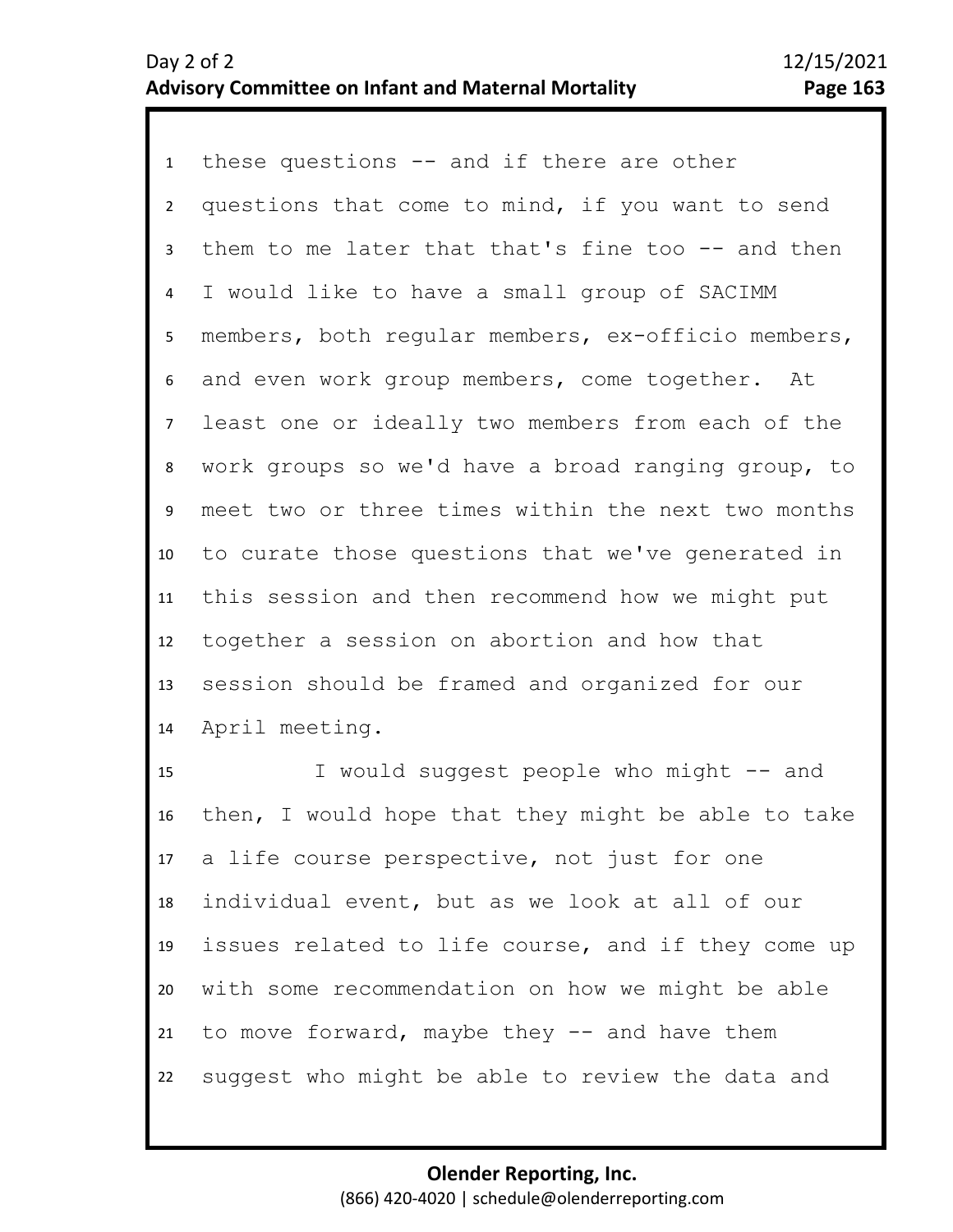these questions -- and if there are other questions that come to mind, if you want to send them to me later that that's fine too -- and then I would like to have a small group of SACIMM members, both regular members, ex-officio members, and even work group members, come together. At least one or ideally two members from each of the work groups so we'd have a broad ranging group, to meet two or three times within the next two months to curate those questions that we've generated in this session and then recommend how we might put together a session on abortion and how that session should be framed and organized for our April meeting.

I would suggest people who might -- and then, I would hope that they might be able to take a life course perspective, not just for one individual event, but as we look at all of our issues related to life course, and if they come up with some recommendation on how we might be able to move forward, maybe they -- and have them suggest who might be able to review the data and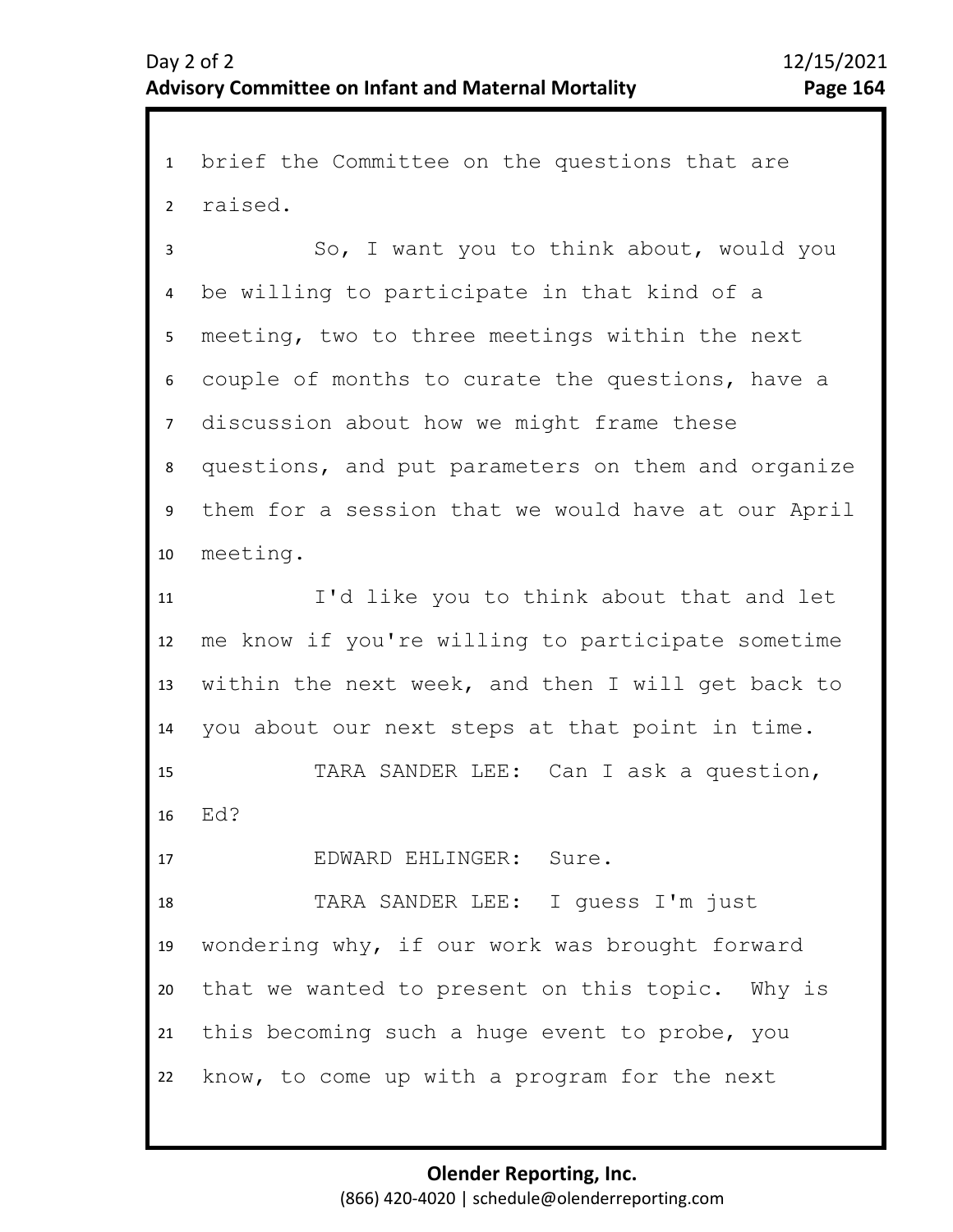brief the Committee on the questions that are raised.

So, I want you to think about, would you be willing to participate in that kind of a meeting, two to three meetings within the next couple of months to curate the questions, have a discussion about how we might frame these questions, and put parameters on them and organize them for a session that we would have at our April meeting.

I'd like you to think about that and let me know if you're willing to participate sometime within the next week, and then I will get back to you about our next steps at that point in time.

TARA SANDER LEE: Can I ask a question, Ed?

EDWARD EHLINGER: Sure.

TARA SANDER LEE: I guess I'm just wondering why, if our work was brought forward that we wanted to present on this topic. Why is this becoming such a huge event to probe, you know, to come up with a program for the next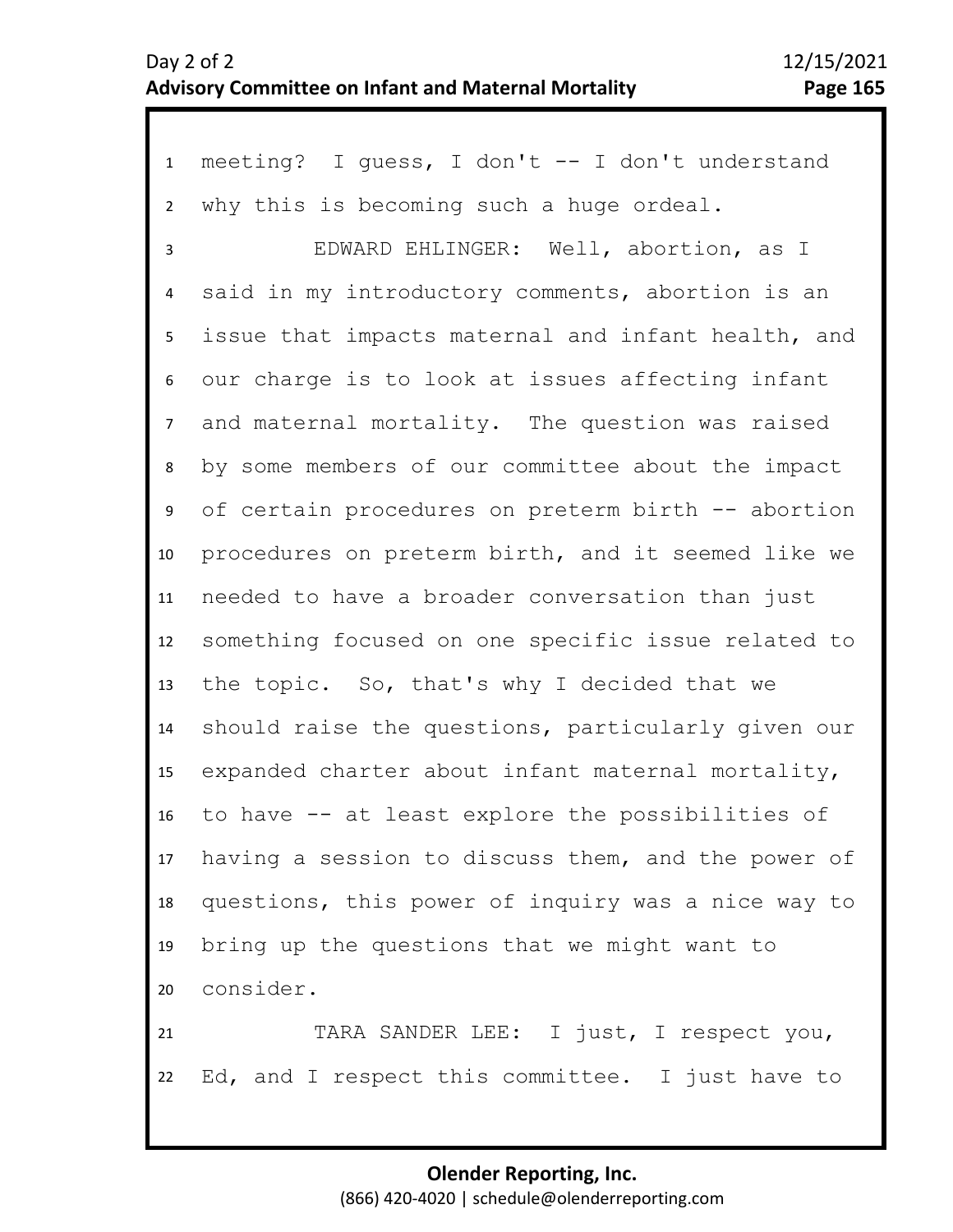meeting? I guess, I don't -- I don't understand why this is becoming such a huge ordeal.

EDWARD EHLINGER: Well, abortion, as I said in my introductory comments, abortion is an issue that impacts maternal and infant health, and our charge is to look at issues affecting infant and maternal mortality. The question was raised by some members of our committee about the impact of certain procedures on preterm birth -- abortion procedures on preterm birth, and it seemed like we needed to have a broader conversation than just something focused on one specific issue related to the topic. So, that's why I decided that we should raise the questions, particularly given our expanded charter about infant maternal mortality, to have -- at least explore the possibilities of having a session to discuss them, and the power of questions, this power of inquiry was a nice way to bring up the questions that we might want to consider.

TARA SANDER LEE: I just, I respect you, Ed, and I respect this committee. I just have to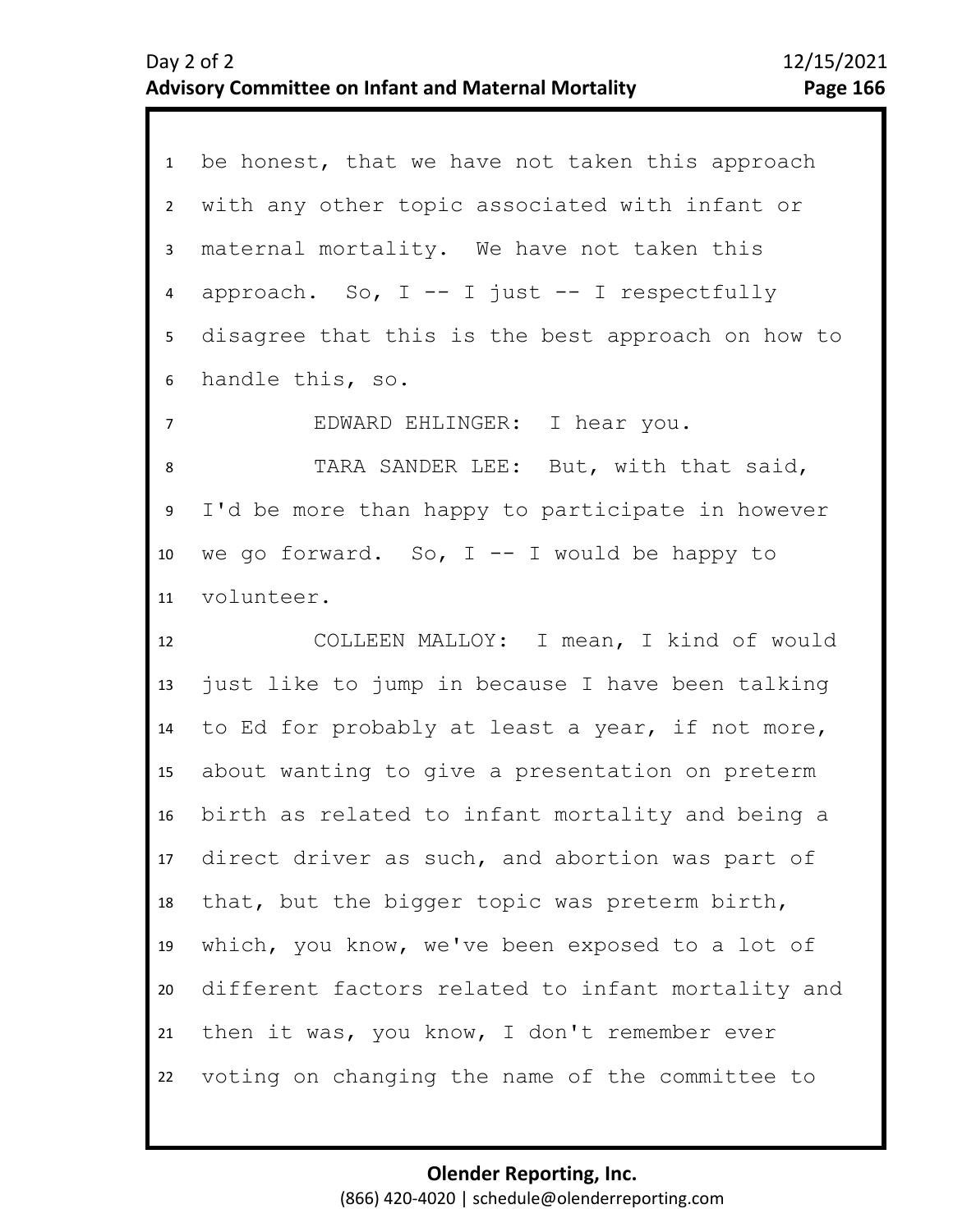be honest, that we have not taken this approach with any other topic associated with infant or maternal mortality. We have not taken this approach. So, I -- I just -- I respectfully disagree that this is the best approach on how to handle this, so.

EDWARD EHLINGER: I hear you.

TARA SANDER LEE: But, with that said, I'd be more than happy to participate in however we go forward. So, I -- I would be happy to volunteer.

COLLEEN MALLOY: I mean, I kind of would just like to jump in because I have been talking to Ed for probably at least a year, if not more, about wanting to give a presentation on preterm birth as related to infant mortality and being a direct driver as such, and abortion was part of that, but the bigger topic was preterm birth, which, you know, we've been exposed to a lot of different factors related to infant mortality and then it was, you know, I don't remember ever voting on changing the name of the committee to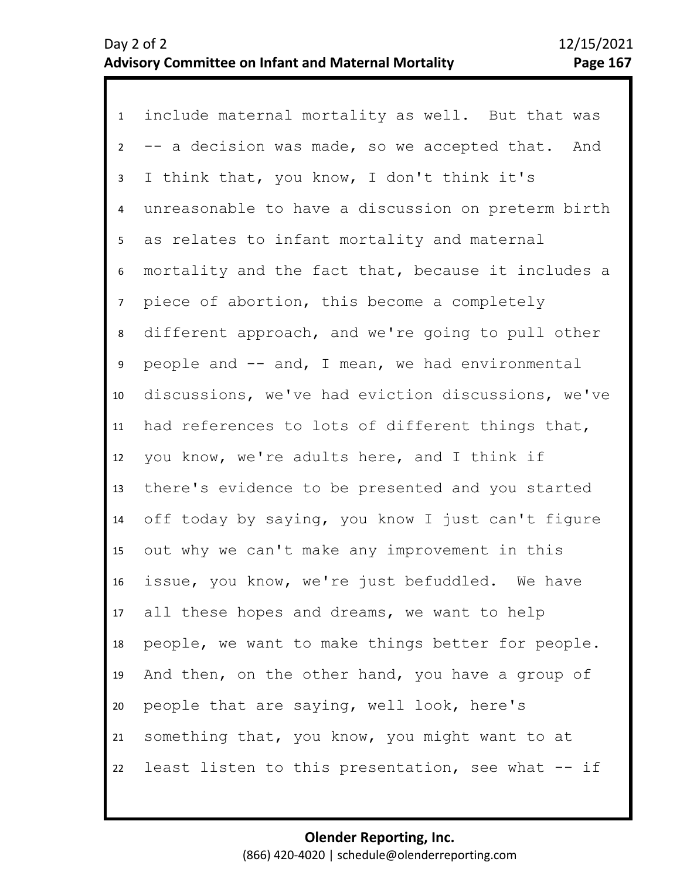1 include maternal mortality as well. But that was
2 -- a decision was made, so we accepted that. And
3 I think that, you know, I don't think it's
4 unreasonable to have a discussion on preterm birth
5 as relates to infant mortality and maternal
6 mortality and the fact that, because it includes a
7 piece of abortion, this become a completely
8 different approach, and we're going to pull other
9 people and -- and, I mean, we had environmental
10 discussions, we've had eviction discussions, we've
11 had references to lots of different things that,
12 you know, we're adults here, and I think if
13 there's evidence to be presented and you started
14 off today by saying, you know I just can't figure
15 out why we can't make any improvement in this
16 issue, you know, we're just befuddled. We have
17 all these hopes and dreams, we want to help
18 people, we want to make things better for people.
19 And then, on the other hand, you have a group of
20 people that are saying, well look, here's
21 something that, you know, you might want to at
22 least listen to this presentation, see what -- if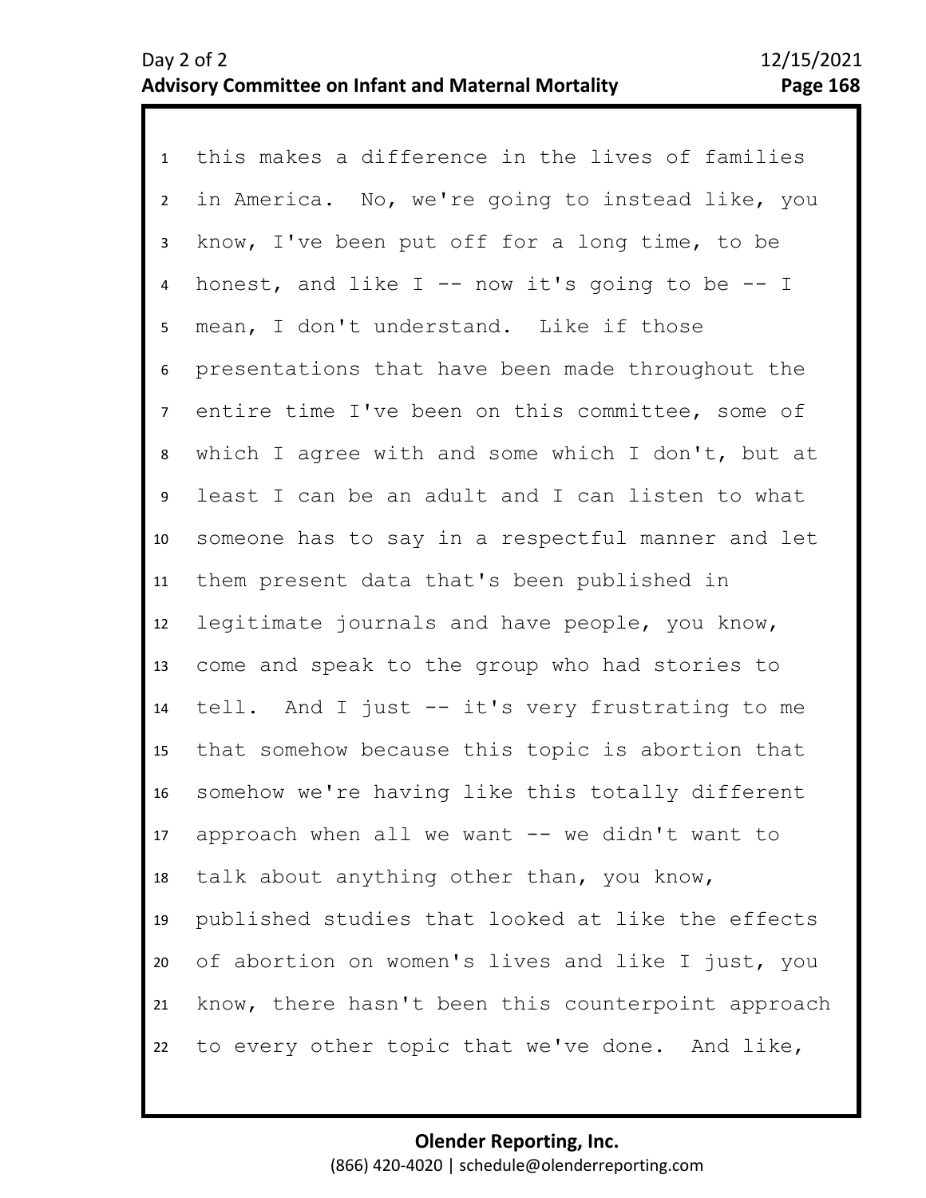1 this makes a difference in the lives of families
2 in America. No, we're going to instead like, you
3 know, I've been put off for a long time, to be
4 honest, and like I -- now it's going to be -- I
5 mean, I don't understand. Like if those
6 presentations that have been made throughout the
7 entire time I've been on this committee, some of
8 which I agree with and some which I don't, but at
9 least I can be an adult and I can listen to what
10 someone has to say in a respectful manner and let
11 them present data that's been published in
12 legitimate journals and have people, you know,
13 come and speak to the group who had stories to
14 tell. And I just -- it's very frustrating to me
15 that somehow because this topic is abortion that
16 somehow we're having like this totally different
17 approach when all we want -- we didn't want to
18 talk about anything other than, you know,
19 published studies that looked at like the effects
20 of abortion on women's lives and like I just, you
21 know, there hasn't been this counterpoint approach
22 to every other topic that we've done. And like,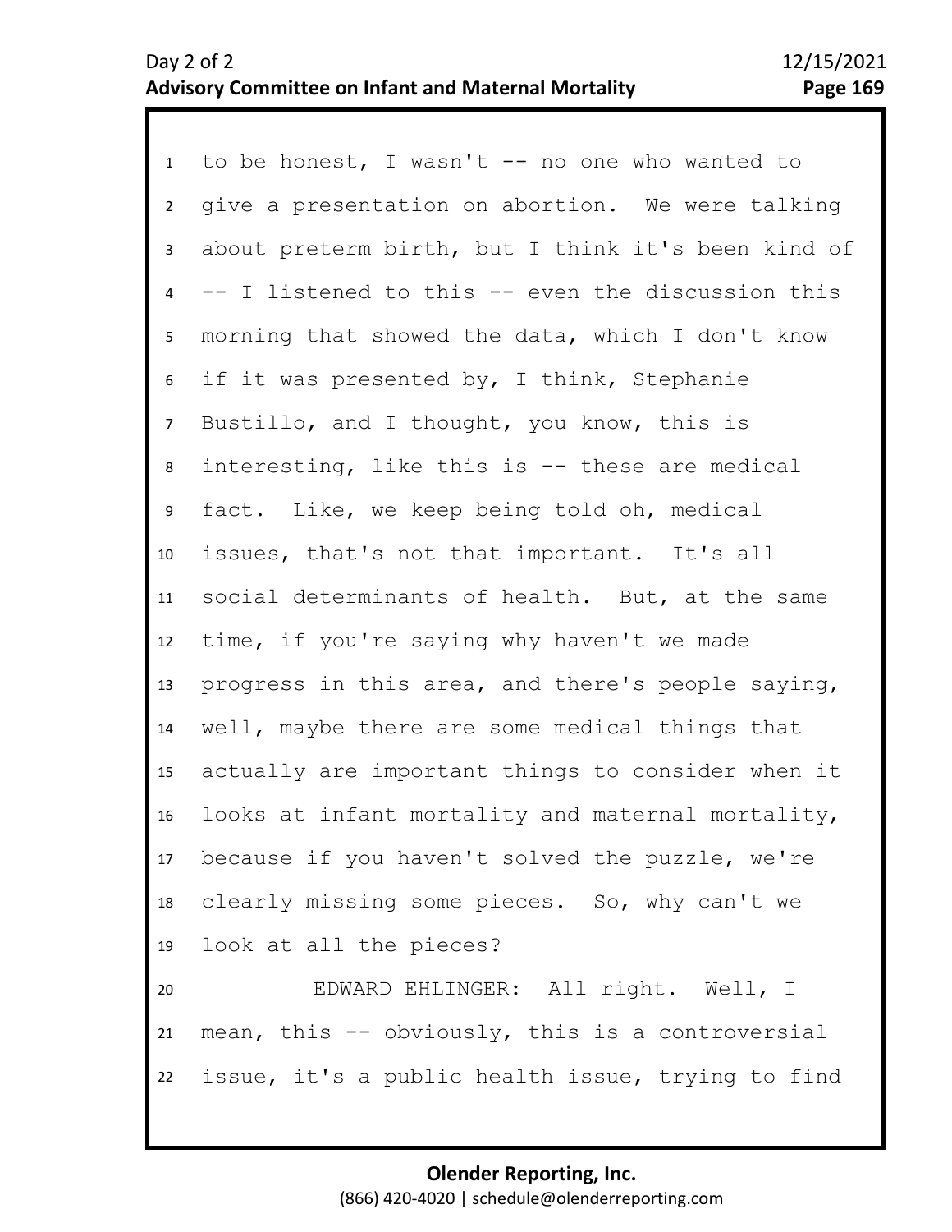to be honest, I wasn't -- no one who wanted to give a presentation on abortion. We were talking about preterm birth, but I think it's been kind of -- I listened to this -- even the discussion this morning that showed the data, which I don't know if it was presented by, I think, Stephanie Bustillo, and I thought, you know, this is interesting, like this is -- these are medical fact. Like, we keep being told oh, medical issues, that's not that important. It's all social determinants of health. But, at the same time, if you're saying why haven't we made progress in this area, and there's people saying, well, maybe there are some medical things that actually are important things to consider when it looks at infant mortality and maternal mortality, because if you haven't solved the puzzle, we're clearly missing some pieces. So, why can't we look at all the pieces?

EDWARD EHLINGER: All right. Well, I mean, this -- obviously, this is a controversial issue, it's a public health issue, trying to find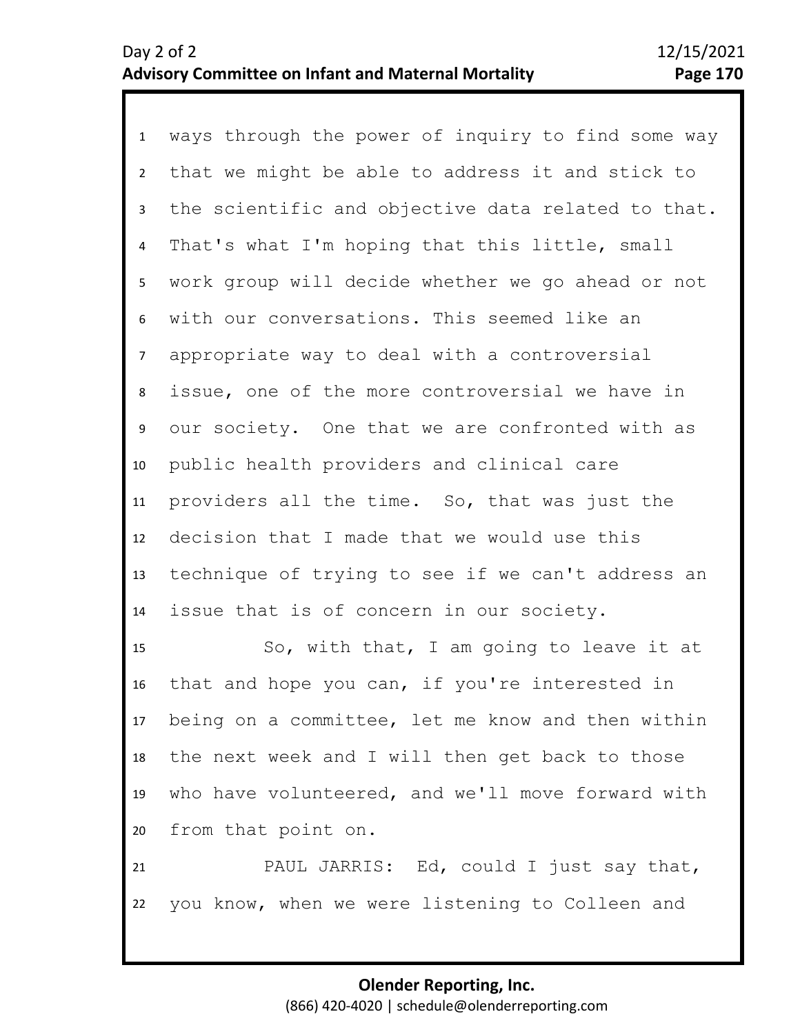ways through the power of inquiry to find some way that we might be able to address it and stick to the scientific and objective data related to that. That's what I'm hoping that this little, small work group will decide whether we go ahead or not with our conversations. This seemed like an appropriate way to deal with a controversial issue, one of the more controversial we have in our society. One that we are confronted with as public health providers and clinical care providers all the time. So, that was just the decision that I made that we would use this technique of trying to see if we can't address an issue that is of concern in our society.

So, with that, I am going to leave it at that and hope you can, if you're interested in being on a committee, let me know and then within the next week and I will then get back to those who have volunteered, and we'll move forward with from that point on.

PAUL JARRIS: Ed, could I just say that, you know, when we were listening to Colleen and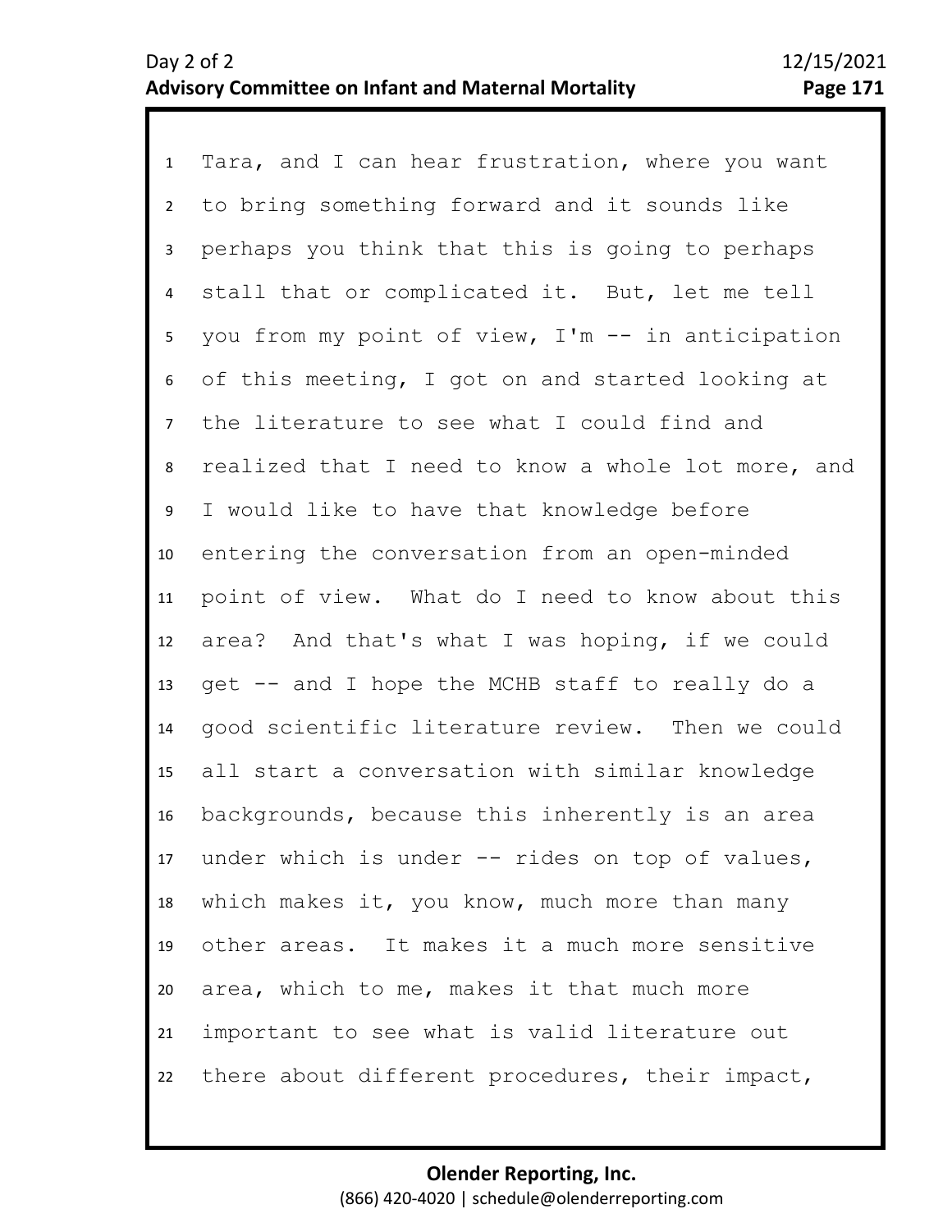1 Tara, and I can hear frustration, where you want
2 to bring something forward and it sounds like
3 perhaps you think that this is going to perhaps
4 stall that or complicated it. But, let me tell
5 you from my point of view, I'm -- in anticipation
6 of this meeting, I got on and started looking at
7 the literature to see what I could find and
8 realized that I need to know a whole lot more, and
9 I would like to have that knowledge before
10 entering the conversation from an open-minded
11 point of view. What do I need to know about this
12 area? And that's what I was hoping, if we could
13 get -- and I hope the MCHB staff to really do a
14 good scientific literature review. Then we could
15 all start a conversation with similar knowledge
16 backgrounds, because this inherently is an area
17 under which is under -- rides on top of values,
18 which makes it, you know, much more than many
19 other areas. It makes it a much more sensitive
20 area, which to me, makes it that much more
21 important to see what is valid literature out
22 there about different procedures, their impact,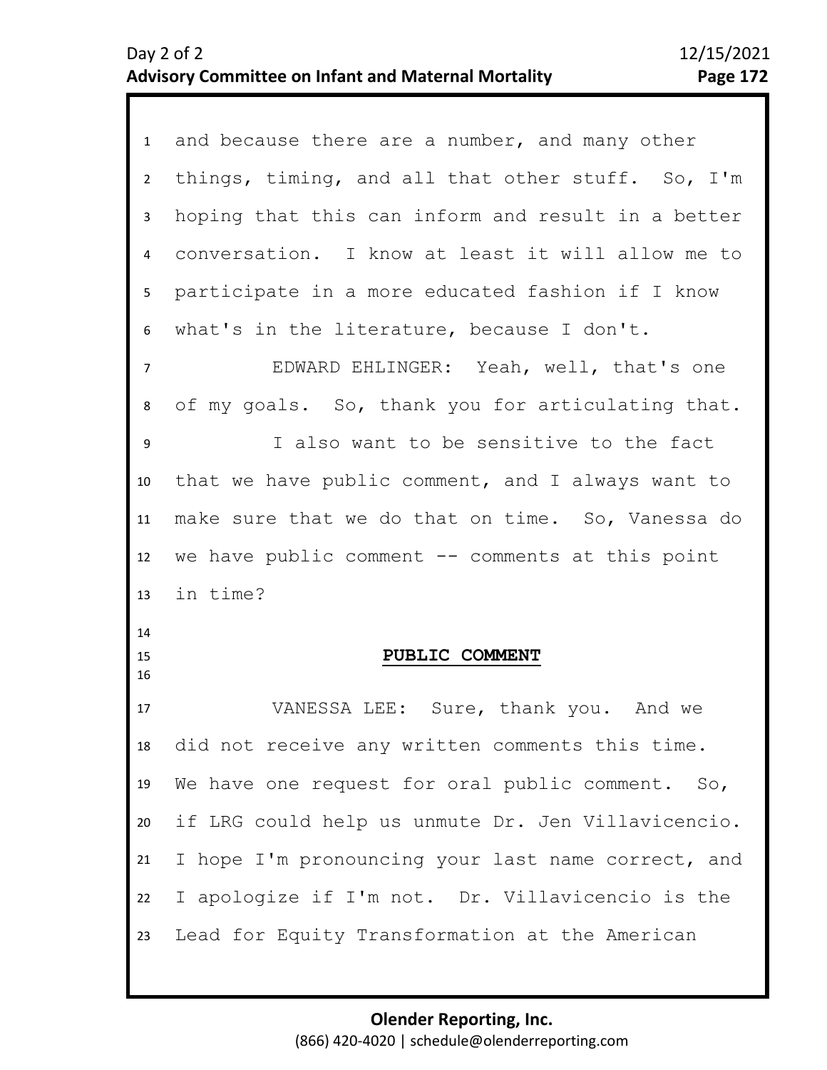and because there are a number, and many other things, timing, and all that other stuff. So, I'm hoping that this can inform and result in a better conversation. I know at least it will allow me to participate in a more educated fashion if I know what's in the literature, because I don't.

EDWARD EHLINGER: Yeah, well, that's one of my goals. So, thank you for articulating that.

I also want to be sensitive to the fact that we have public comment, and I always want to make sure that we do that on time. So, Vanessa do we have public comment -- comments at this point in time?

## PUBLIC COMMENT

VANESSA LEE: Sure, thank you. And we did not receive any written comments this time. We have one request for oral public comment. So, if LRG could help us unmute Dr. Jen Villavicencio. I hope I'm pronouncing your last name correct, and I apologize if I'm not. Dr. Villavicencio is the Lead for Equity Transformation at the American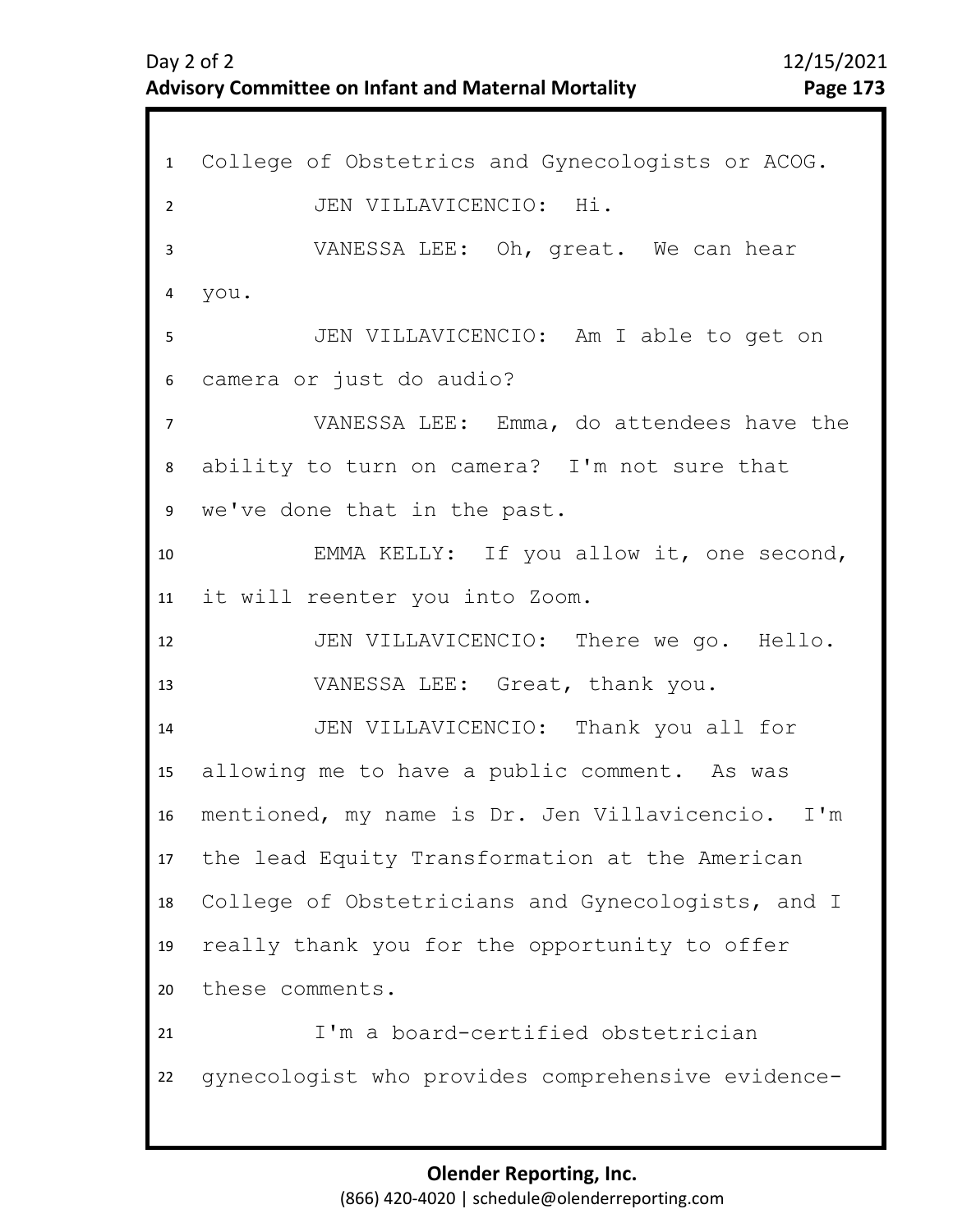College of Obstetrics and Gynecologists or ACOG.

JEN VILLAVICENCIO: Hi.

VANESSA LEE: Oh, great. We can hear you.

JEN VILLAVICENCIO: Am I able to get on camera or just do audio?

VANESSA LEE: Emma, do attendees have the ability to turn on camera? I'm not sure that we've done that in the past.

EMMA KELLY: If you allow it, one second, it will reenter you into Zoom.

JEN VILLAVICENCIO: There we go. Hello.

VANESSA LEE: Great, thank you.

JEN VILLAVICENCIO: Thank you all for allowing me to have a public comment. As was mentioned, my name is Dr. Jen Villavicencio. I'm the lead Equity Transformation at the American College of Obstetricians and Gynecologists, and I really thank you for the opportunity to offer these comments.

I'm a board-certified obstetrician gynecologist who provides comprehensive evidence-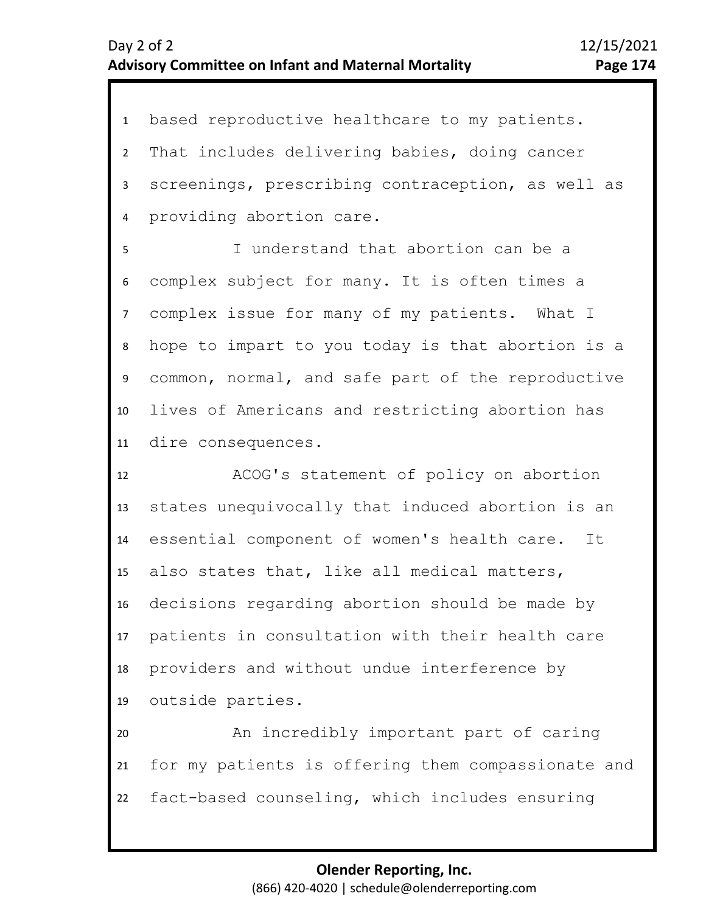based reproductive healthcare to my patients. That includes delivering babies, doing cancer screenings, prescribing contraception, as well as providing abortion care.

I understand that abortion can be a complex subject for many. It is often times a complex issue for many of my patients. What I hope to impart to you today is that abortion is a common, normal, and safe part of the reproductive lives of Americans and restricting abortion has dire consequences.

ACOG's statement of policy on abortion states unequivocally that induced abortion is an essential component of women's health care. It also states that, like all medical matters, decisions regarding abortion should be made by patients in consultation with their health care providers and without undue interference by outside parties.

An incredibly important part of caring for my patients is offering them compassionate and fact-based counseling, which includes ensuring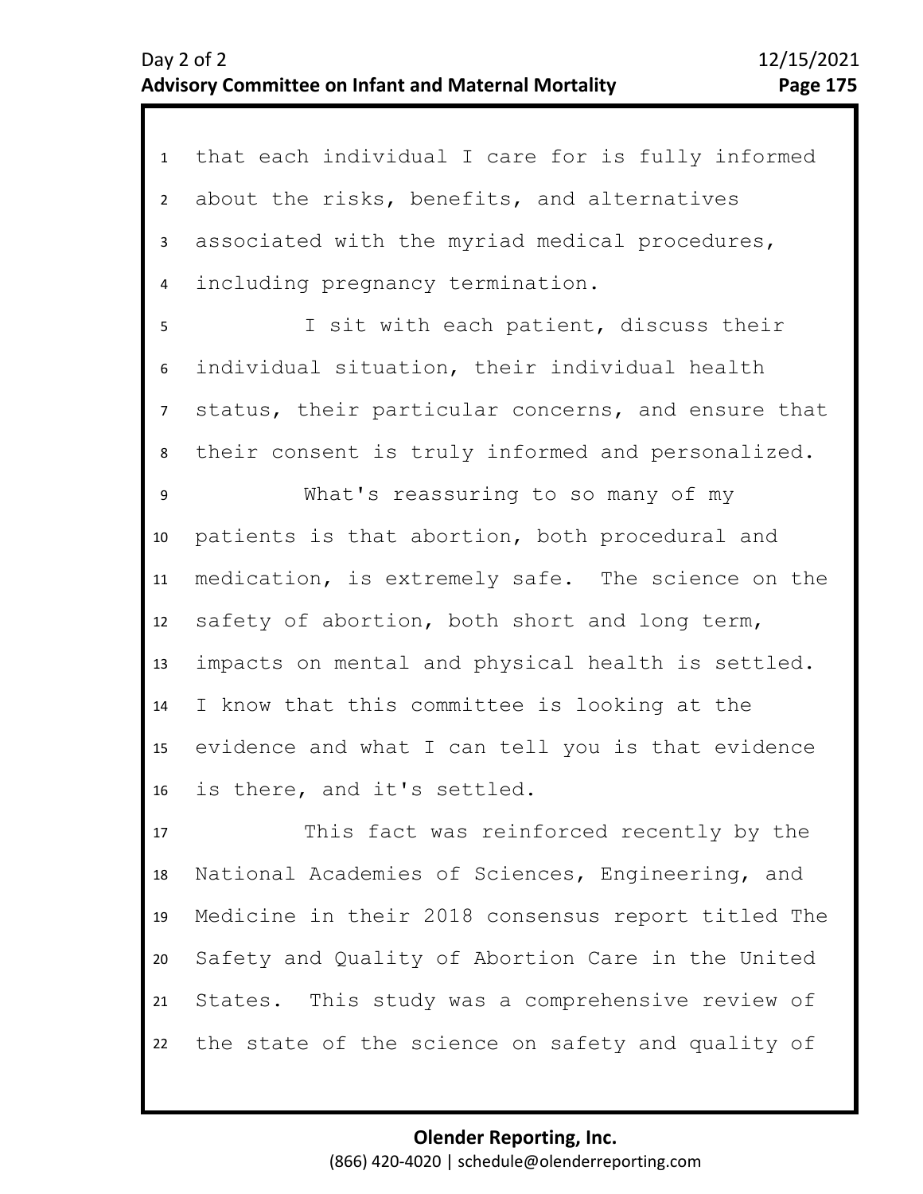that each individual I care for is fully informed about the risks, benefits, and alternatives associated with the myriad medical procedures, including pregnancy termination.

I sit with each patient, discuss their individual situation, their individual health status, their particular concerns, and ensure that their consent is truly informed and personalized.

What's reassuring to so many of my patients is that abortion, both procedural and medication, is extremely safe. The science on the safety of abortion, both short and long term, impacts on mental and physical health is settled. I know that this committee is looking at the evidence and what I can tell you is that evidence is there, and it's settled.

This fact was reinforced recently by the National Academies of Sciences, Engineering, and Medicine in their 2018 consensus report titled The Safety and Quality of Abortion Care in the United States. This study was a comprehensive review of the state of the science on safety and quality of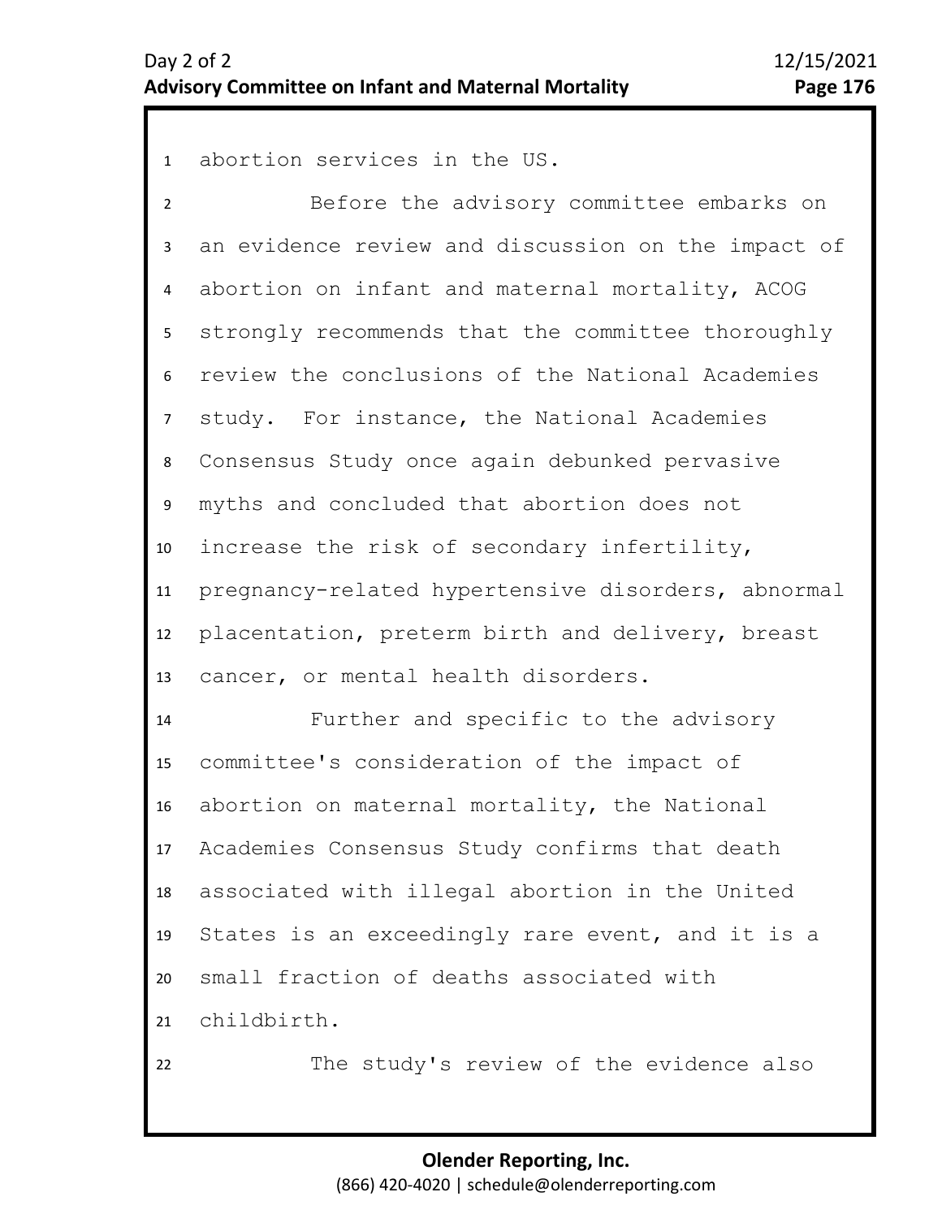abortion services in the US.

Before the advisory committee embarks on an evidence review and discussion on the impact of abortion on infant and maternal mortality, ACOG strongly recommends that the committee thoroughly review the conclusions of the National Academies study. For instance, the National Academies Consensus Study once again debunked pervasive myths and concluded that abortion does not increase the risk of secondary infertility, pregnancy-related hypertensive disorders, abnormal placentation, preterm birth and delivery, breast cancer, or mental health disorders.

Further and specific to the advisory committee's consideration of the impact of abortion on maternal mortality, the National Academies Consensus Study confirms that death associated with illegal abortion in the United States is an exceedingly rare event, and it is a small fraction of deaths associated with childbirth.

The study's review of the evidence also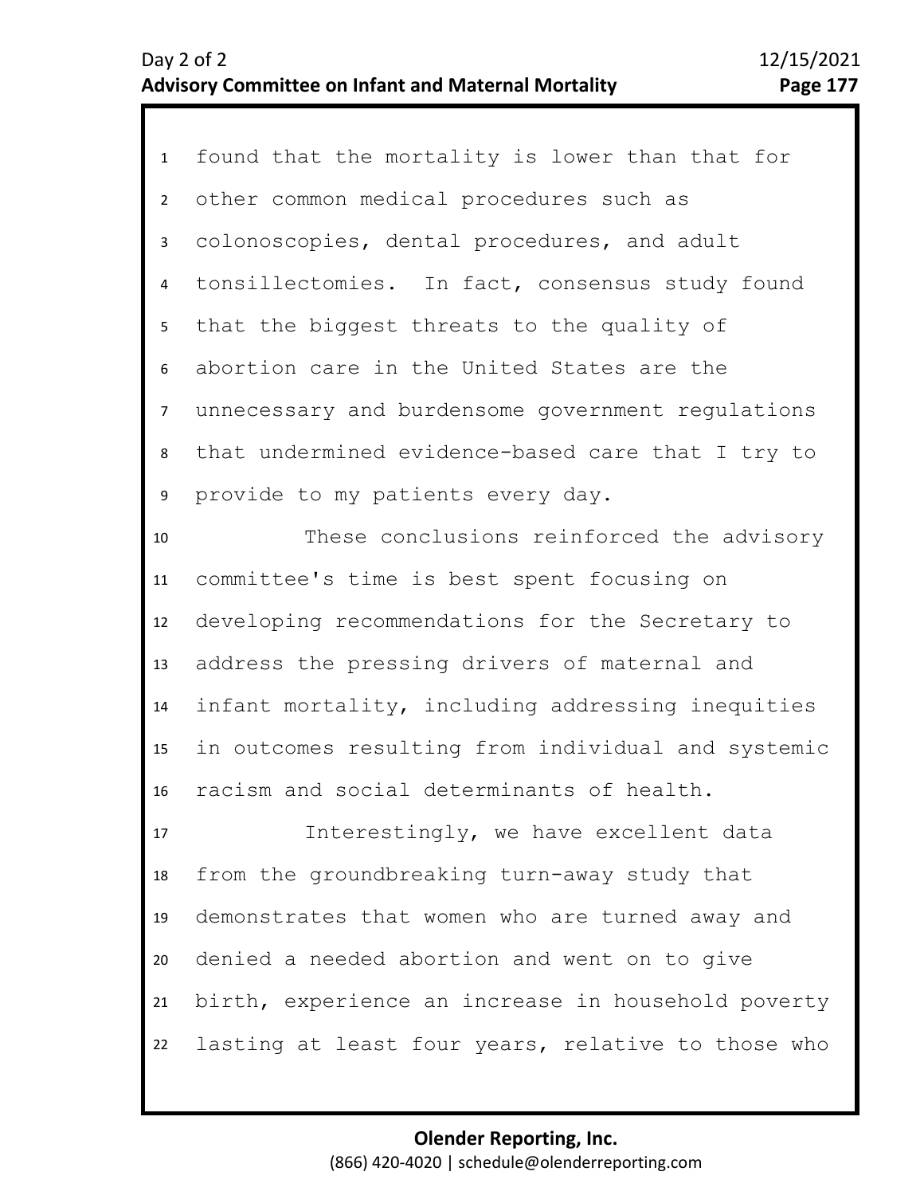found that the mortality is lower than that for other common medical procedures such as colonoscopies, dental procedures, and adult tonsillectomies. In fact, consensus study found that the biggest threats to the quality of abortion care in the United States are the unnecessary and burdensome government regulations that undermined evidence-based care that I try to provide to my patients every day.

These conclusions reinforced the advisory committee's time is best spent focusing on developing recommendations for the Secretary to address the pressing drivers of maternal and infant mortality, including addressing inequities in outcomes resulting from individual and systemic racism and social determinants of health.

Interestingly, we have excellent data from the groundbreaking turn-away study that demonstrates that women who are turned away and denied a needed abortion and went on to give birth, experience an increase in household poverty lasting at least four years, relative to those who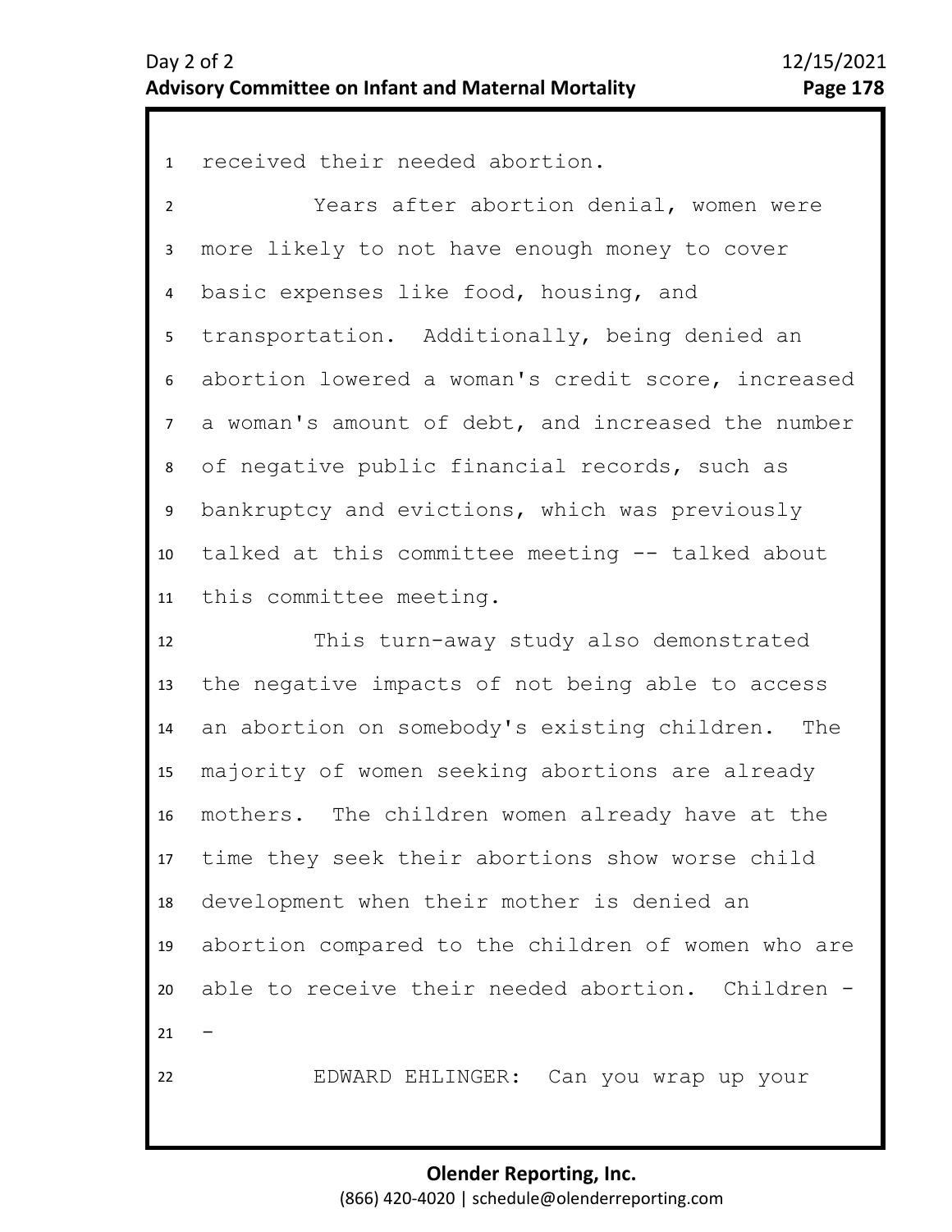received their needed abortion.

Years after abortion denial, women were more likely to not have enough money to cover basic expenses like food, housing, and transportation. Additionally, being denied an abortion lowered a woman's credit score, increased a woman's amount of debt, and increased the number of negative public financial records, such as bankruptcy and evictions, which was previously talked at this committee meeting -- talked about this committee meeting.

This turn-away study also demonstrated the negative impacts of not being able to access an abortion on somebody's existing children. The majority of women seeking abortions are already mothers. The children women already have at the time they seek their abortions show worse child development when their mother is denied an abortion compared to the children of women who are able to receive their needed abortion. Children --

EDWARD EHLINGER: Can you wrap up your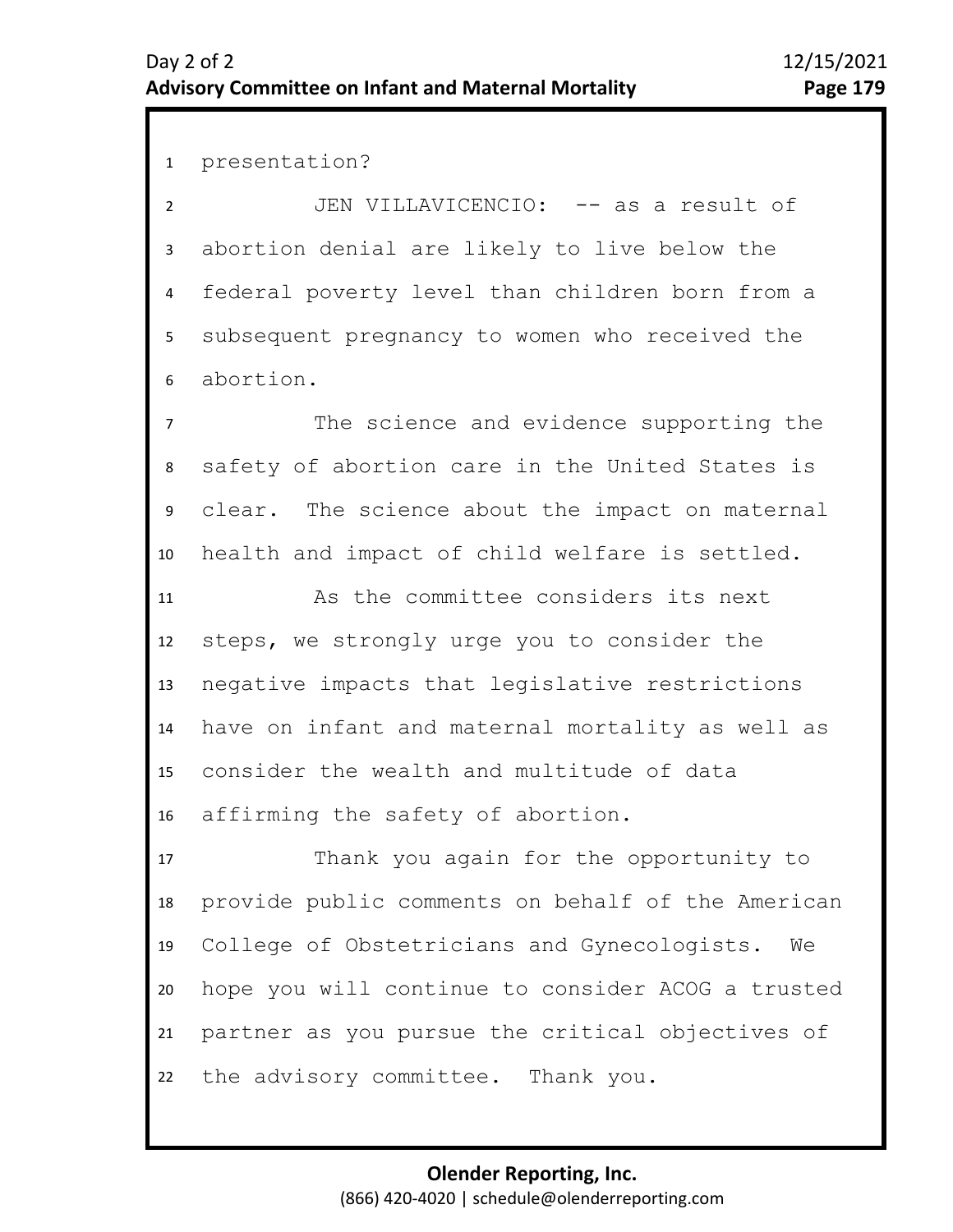presentation?

JEN VILLAVICENCIO: -- as a result of abortion denial are likely to live below the federal poverty level than children born from a subsequent pregnancy to women who received the abortion.

The science and evidence supporting the safety of abortion care in the United States is clear. The science about the impact on maternal health and impact of child welfare is settled.

As the committee considers its next steps, we strongly urge you to consider the negative impacts that legislative restrictions have on infant and maternal mortality as well as consider the wealth and multitude of data affirming the safety of abortion.

Thank you again for the opportunity to provide public comments on behalf of the American College of Obstetricians and Gynecologists. We hope you will continue to consider ACOG a trusted partner as you pursue the critical objectives of the advisory committee. Thank you.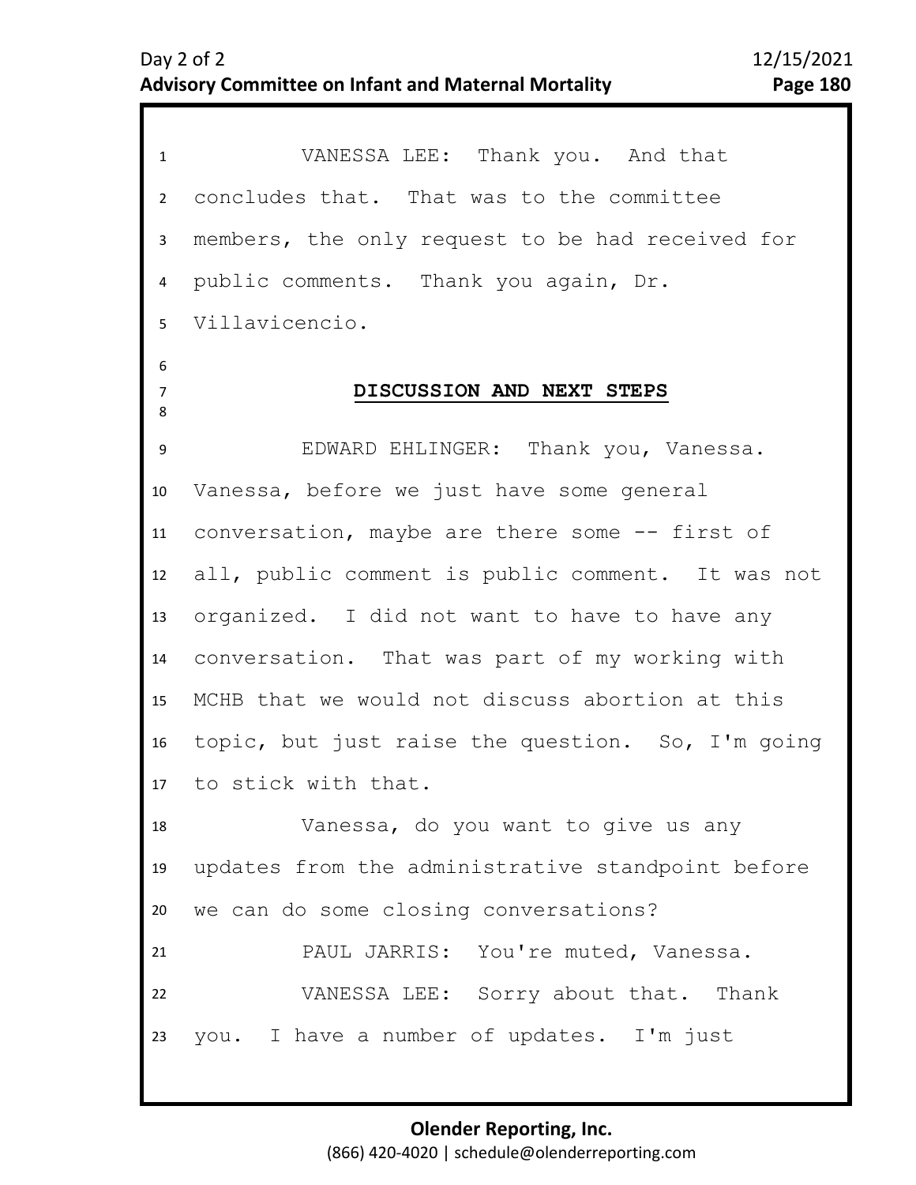VANESSA LEE: Thank you. And that concludes that. That was to the committee members, the only request to be had received for public comments. Thank you again, Dr. Villavicencio.

## DISCUSSION AND NEXT STEPS

EDWARD EHLINGER: Thank you, Vanessa. Vanessa, before we just have some general conversation, maybe are there some -- first of all, public comment is public comment. It was not organized. I did not want to have to have any conversation. That was part of my working with MCHB that we would not discuss abortion at this topic, but just raise the question. So, I'm going to stick with that.

Vanessa, do you want to give us any updates from the administrative standpoint before we can do some closing conversations?

PAUL JARRIS: You're muted, Vanessa.

VANESSA LEE: Sorry about that. Thank you. I have a number of updates. I'm just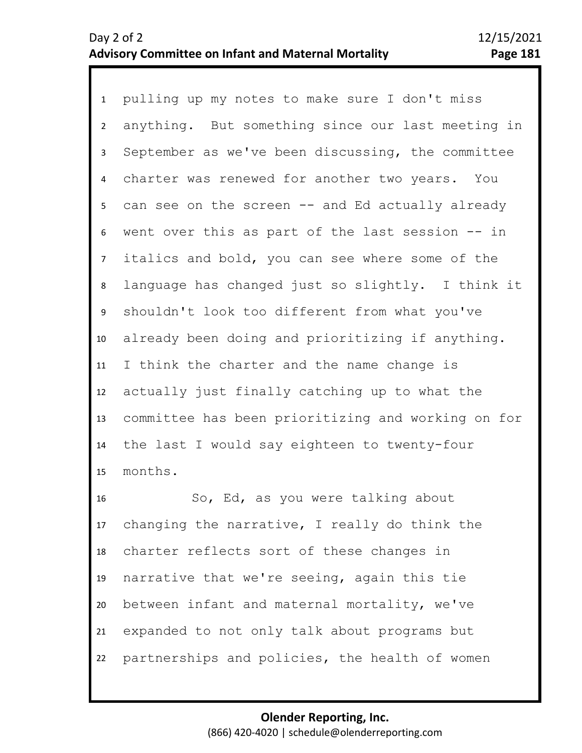pulling up my notes to make sure I don't miss anything. But something since our last meeting in September as we've been discussing, the committee charter was renewed for another two years. You can see on the screen -- and Ed actually already went over this as part of the last session -- in italics and bold, you can see where some of the language has changed just so slightly. I think it shouldn't look too different from what you've already been doing and prioritizing if anything. I think the charter and the name change is actually just finally catching up to what the committee has been prioritizing and working on for the last I would say eighteen to twenty-four months.

So, Ed, as you were talking about changing the narrative, I really do think the charter reflects sort of these changes in narrative that we're seeing, again this tie between infant and maternal mortality, we've expanded to not only talk about programs but partnerships and policies, the health of women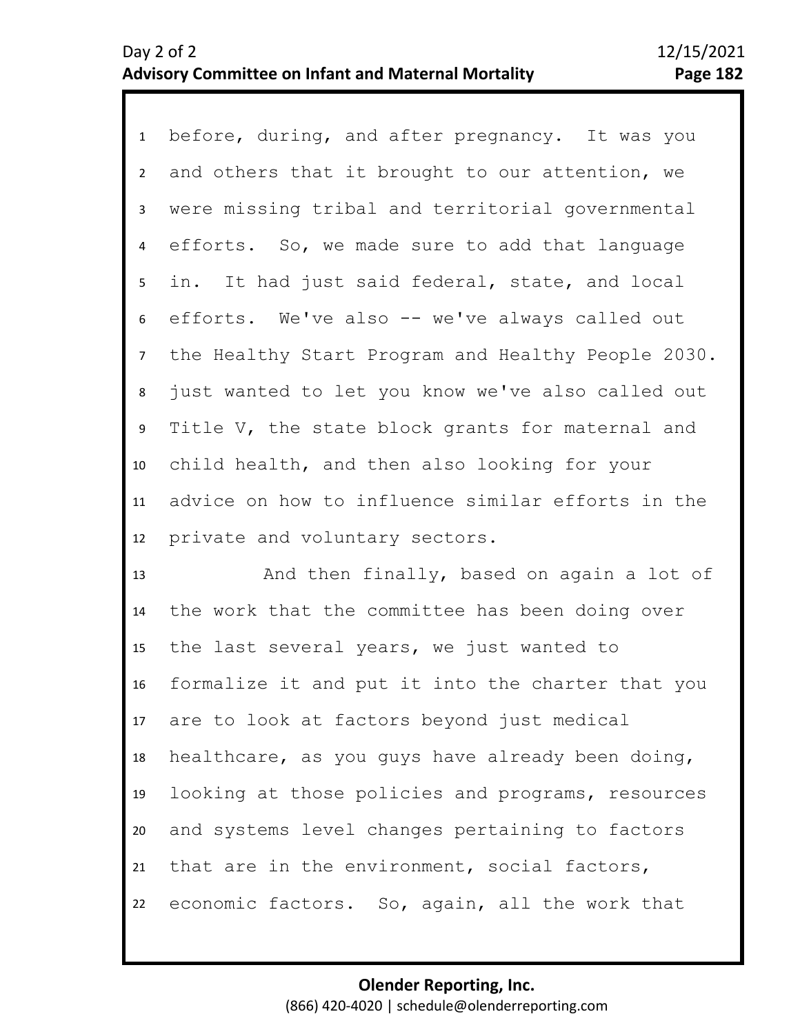before, during, and after pregnancy. It was you and others that it brought to our attention, we were missing tribal and territorial governmental efforts. So, we made sure to add that language in. It had just said federal, state, and local efforts. We've also -- we've always called out the Healthy Start Program and Healthy People 2030. just wanted to let you know we've also called out Title V, the state block grants for maternal and child health, and then also looking for your advice on how to influence similar efforts in the private and voluntary sectors.

And then finally, based on again a lot of the work that the committee has been doing over the last several years, we just wanted to formalize it and put it into the charter that you are to look at factors beyond just medical healthcare, as you guys have already been doing, looking at those policies and programs, resources and systems level changes pertaining to factors that are in the environment, social factors, economic factors. So, again, all the work that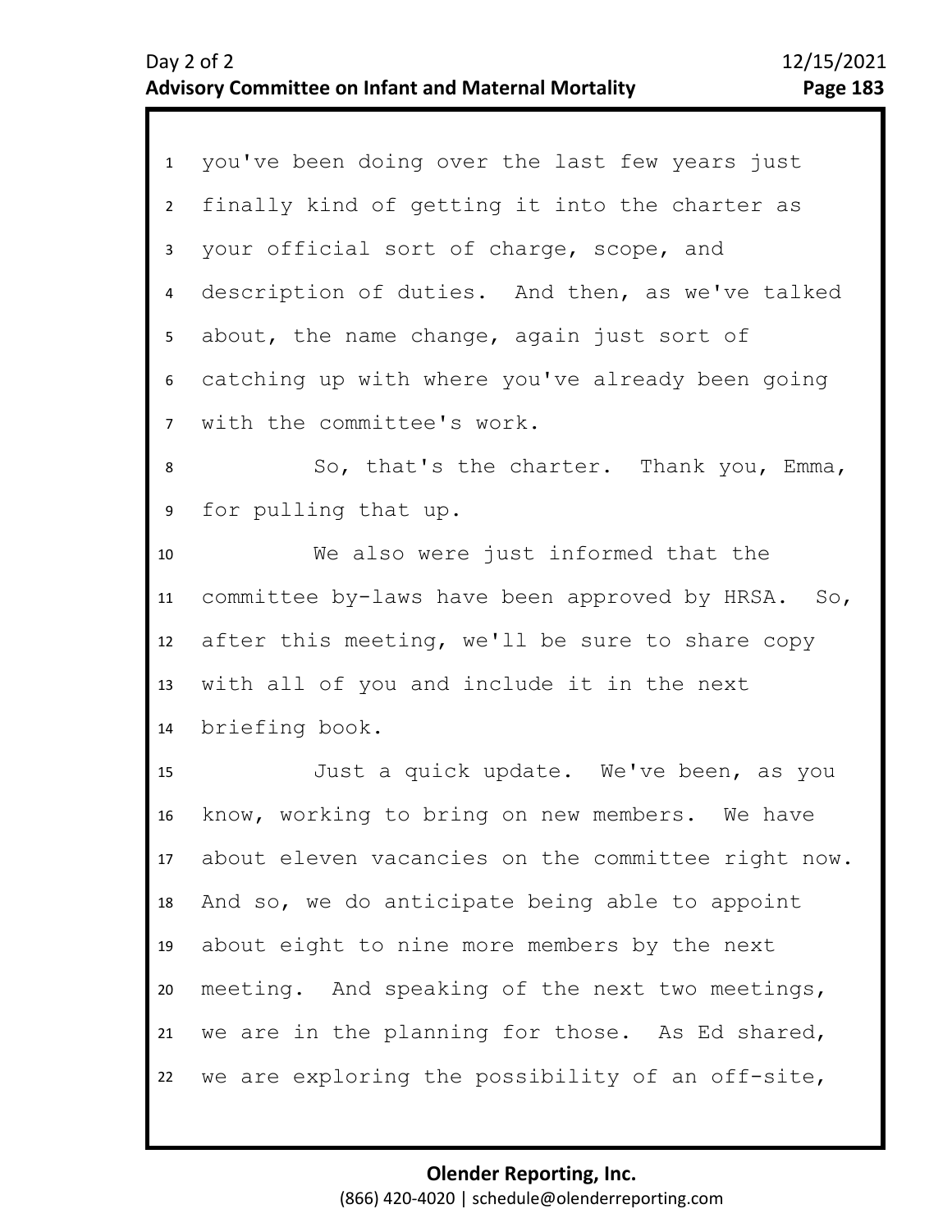you've been doing over the last few years just finally kind of getting it into the charter as your official sort of charge, scope, and description of duties. And then, as we've talked about, the name change, again just sort of catching up with where you've already been going with the committee's work.

So, that's the charter. Thank you, Emma, for pulling that up.

We also were just informed that the committee by-laws have been approved by HRSA. So, after this meeting, we'll be sure to share copy with all of you and include it in the next briefing book.

Just a quick update. We've been, as you know, working to bring on new members. We have about eleven vacancies on the committee right now. And so, we do anticipate being able to appoint about eight to nine more members by the next meeting. And speaking of the next two meetings, we are in the planning for those. As Ed shared, we are exploring the possibility of an off-site,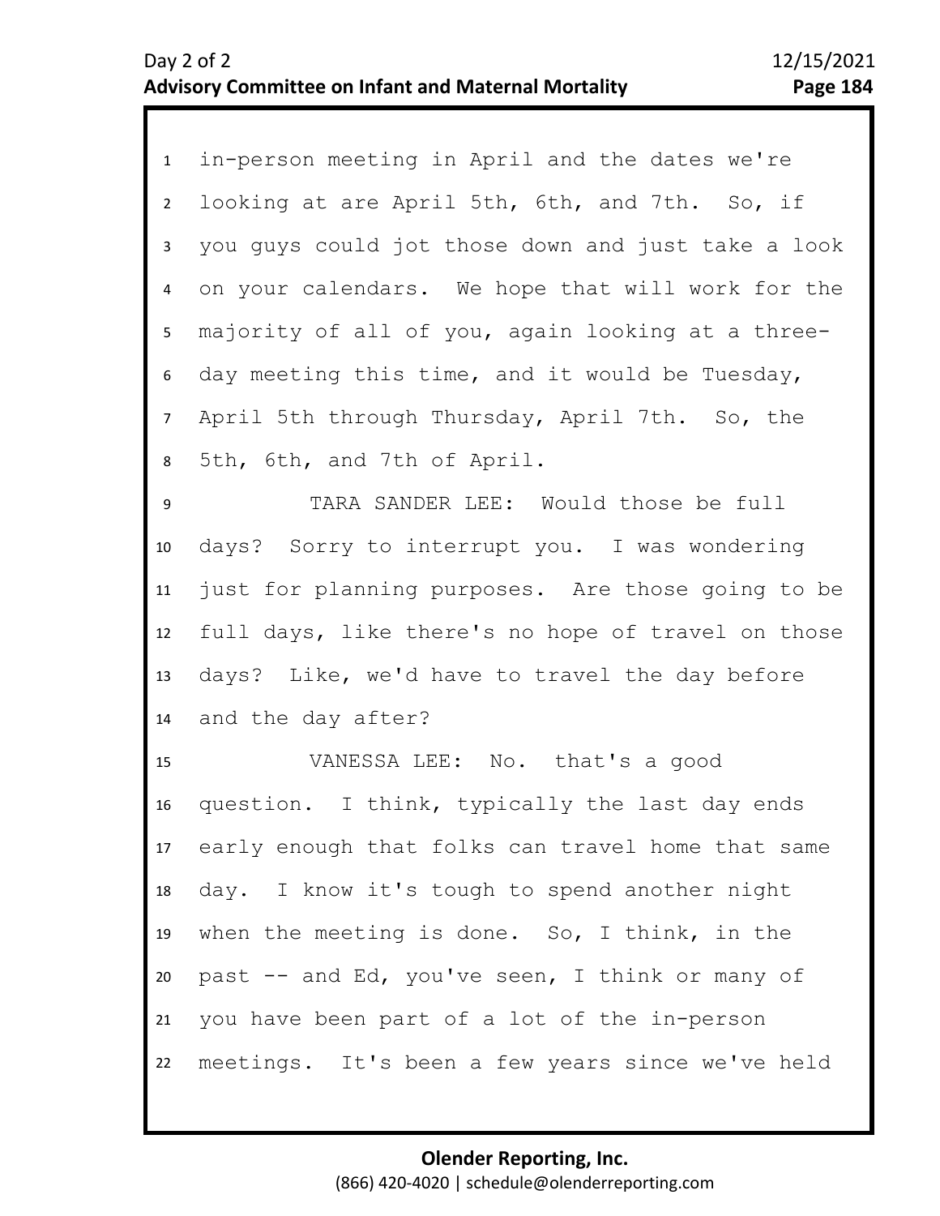in-person meeting in April and the dates we're looking at are April 5th, 6th, and 7th. So, if you guys could jot those down and just take a look on your calendars. We hope that will work for the majority of all of you, again looking at a three-day meeting this time, and it would be Tuesday, April 5th through Thursday, April 7th. So, the 5th, 6th, and 7th of April.

TARA SANDER LEE: Would those be full days? Sorry to interrupt you. I was wondering just for planning purposes. Are those going to be full days, like there's no hope of travel on those days? Like, we'd have to travel the day before and the day after?

VANESSA LEE: No. that's a good question. I think, typically the last day ends early enough that folks can travel home that same day. I know it's tough to spend another night when the meeting is done. So, I think, in the past -- and Ed, you've seen, I think or many of you have been part of a lot of the in-person meetings. It's been a few years since we've held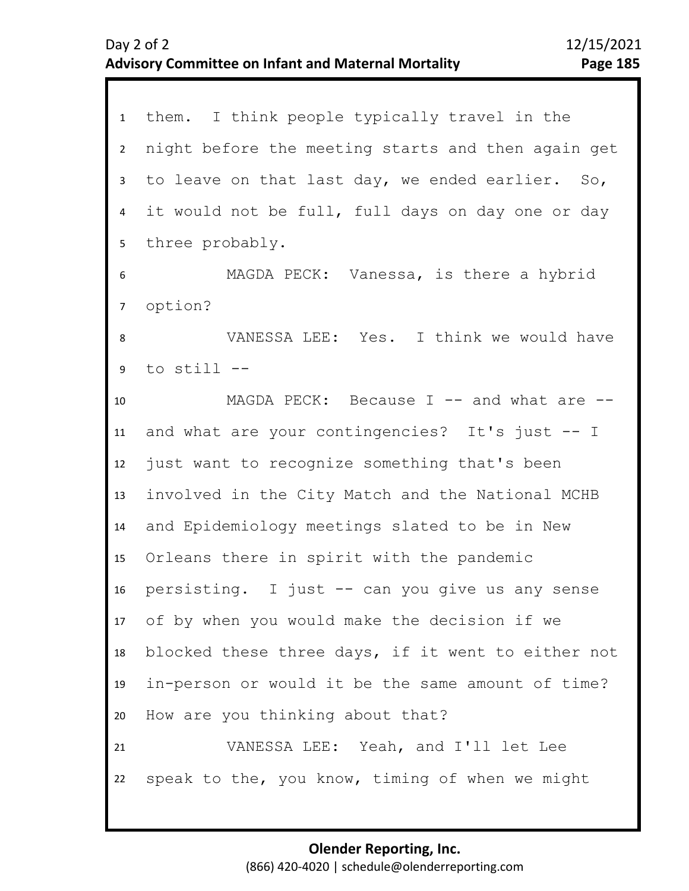them. I think people typically travel in the night before the meeting starts and then again get to leave on that last day, we ended earlier. So, it would not be full, full days on day one or day three probably.

MAGDA PECK: Vanessa, is there a hybrid option?

VANESSA LEE: Yes. I think we would have to still --

MAGDA PECK: Because I -- and what are -- and what are your contingencies? It's just -- I just want to recognize something that's been involved in the City Match and the National MCHB and Epidemiology meetings slated to be in New Orleans there in spirit with the pandemic persisting. I just -- can you give us any sense of by when you would make the decision if we blocked these three days, if it went to either not in-person or would it be the same amount of time? How are you thinking about that?

VANESSA LEE: Yeah, and I'll let Lee speak to the, you know, timing of when we might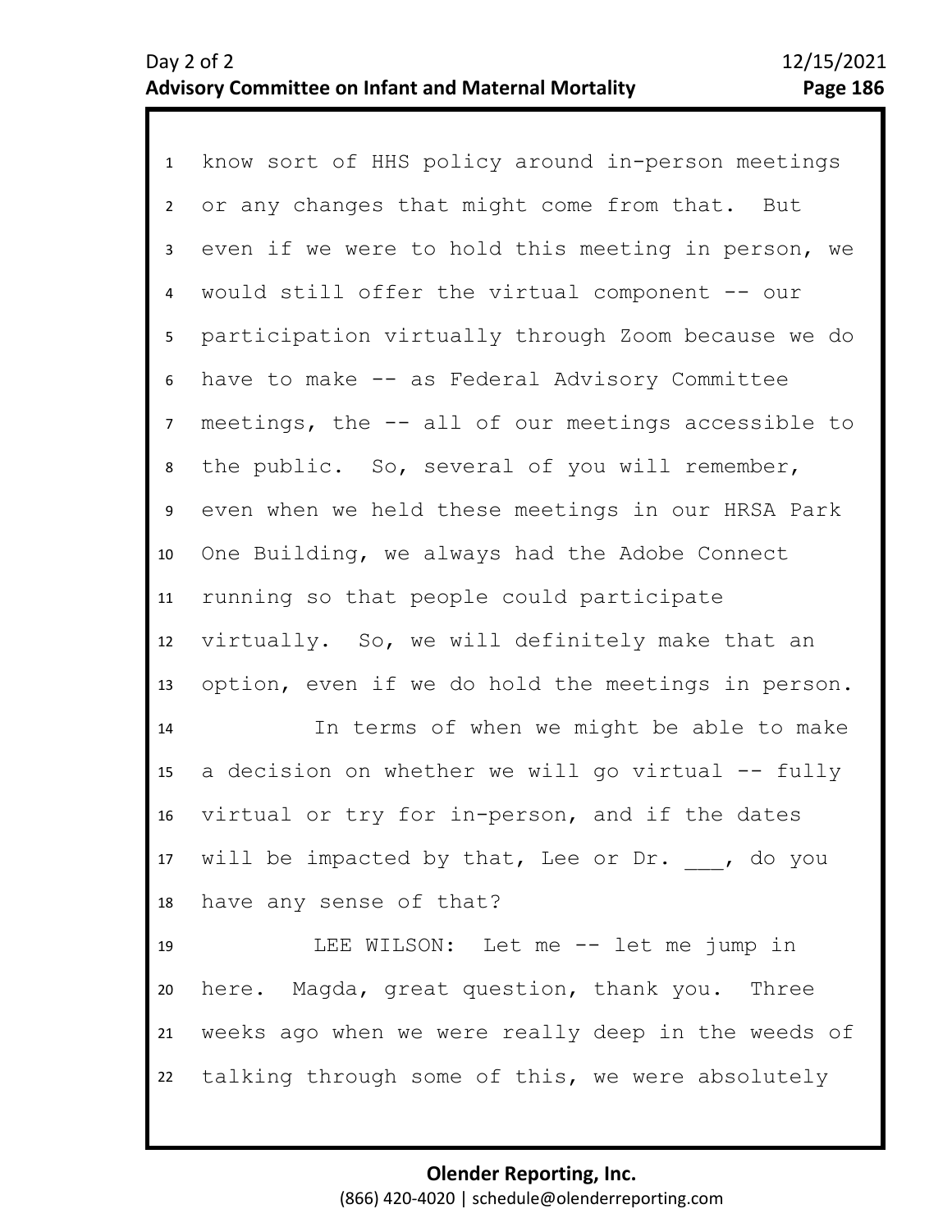know sort of HHS policy around in-person meetings or any changes that might come from that. But even if we were to hold this meeting in person, we would still offer the virtual component -- our participation virtually through Zoom because we do have to make -- as Federal Advisory Committee meetings, the -- all of our meetings accessible to the public. So, several of you will remember, even when we held these meetings in our HRSA Park One Building, we always had the Adobe Connect running so that people could participate virtually. So, we will definitely make that an option, even if we do hold the meetings in person.

In terms of when we might be able to make a decision on whether we will go virtual -- fully virtual or try for in-person, and if the dates will be impacted by that, Lee or Dr. ___, do you have any sense of that?

LEE WILSON: Let me -- let me jump in here. Magda, great question, thank you. Three weeks ago when we were really deep in the weeds of talking through some of this, we were absolutely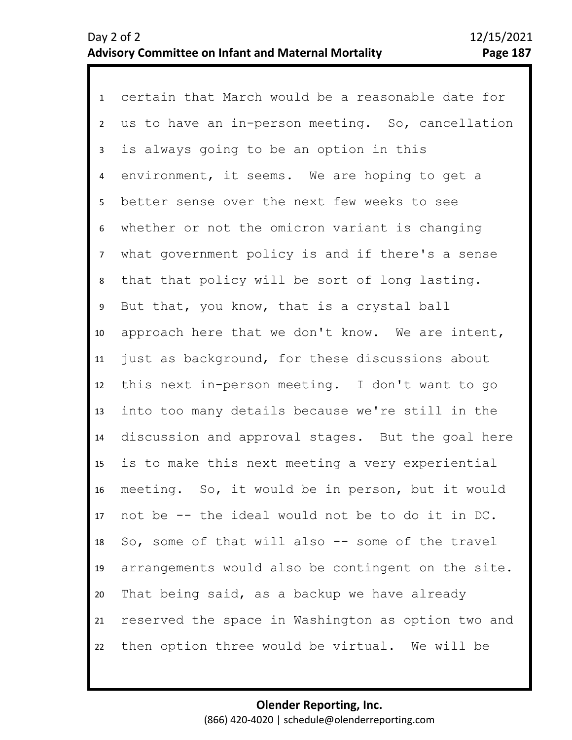certain that March would be a reasonable date for us to have an in-person meeting. So, cancellation is always going to be an option in this environment, it seems. We are hoping to get a better sense over the next few weeks to see whether or not the omicron variant is changing what government policy is and if there's a sense that that policy will be sort of long lasting. But that, you know, that is a crystal ball approach here that we don't know. We are intent, just as background, for these discussions about this next in-person meeting. I don't want to go into too many details because we're still in the discussion and approval stages. But the goal here is to make this next meeting a very experiential meeting. So, it would be in person, but it would not be -- the ideal would not be to do it in DC. So, some of that will also -- some of the travel arrangements would also be contingent on the site. That being said, as a backup we have already reserved the space in Washington as option two and then option three would be virtual. We will be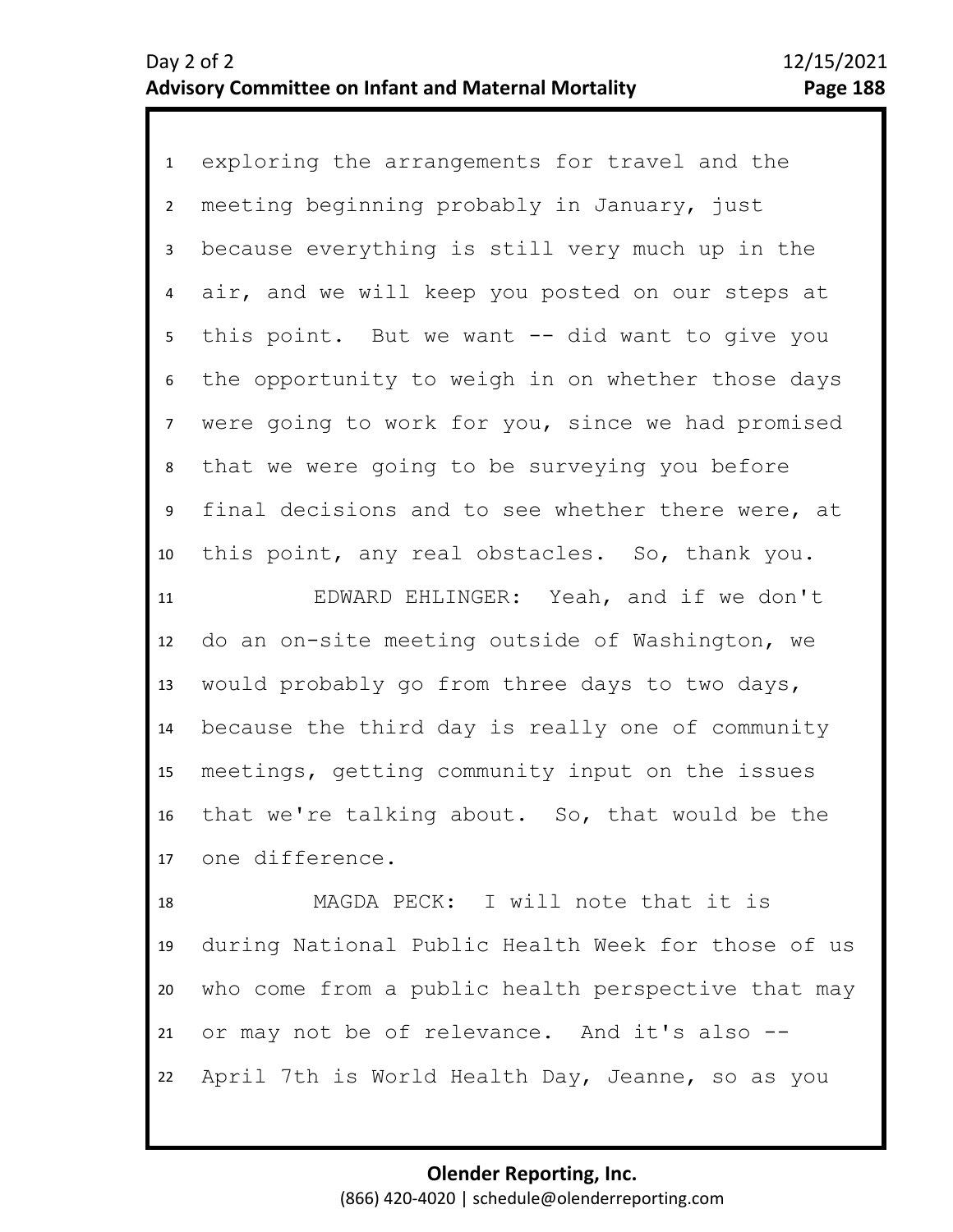exploring the arrangements for travel and the meeting beginning probably in January, just because everything is still very much up in the air, and we will keep you posted on our steps at this point. But we want -- did want to give you the opportunity to weigh in on whether those days were going to work for you, since we had promised that we were going to be surveying you before final decisions and to see whether there were, at this point, any real obstacles. So, thank you.

EDWARD EHLINGER: Yeah, and if we don't do an on-site meeting outside of Washington, we would probably go from three days to two days, because the third day is really one of community meetings, getting community input on the issues that we're talking about. So, that would be the one difference.

MAGDA PECK: I will note that it is during National Public Health Week for those of us who come from a public health perspective that may or may not be of relevance. And it's also -- April 7th is World Health Day, Jeanne, so as you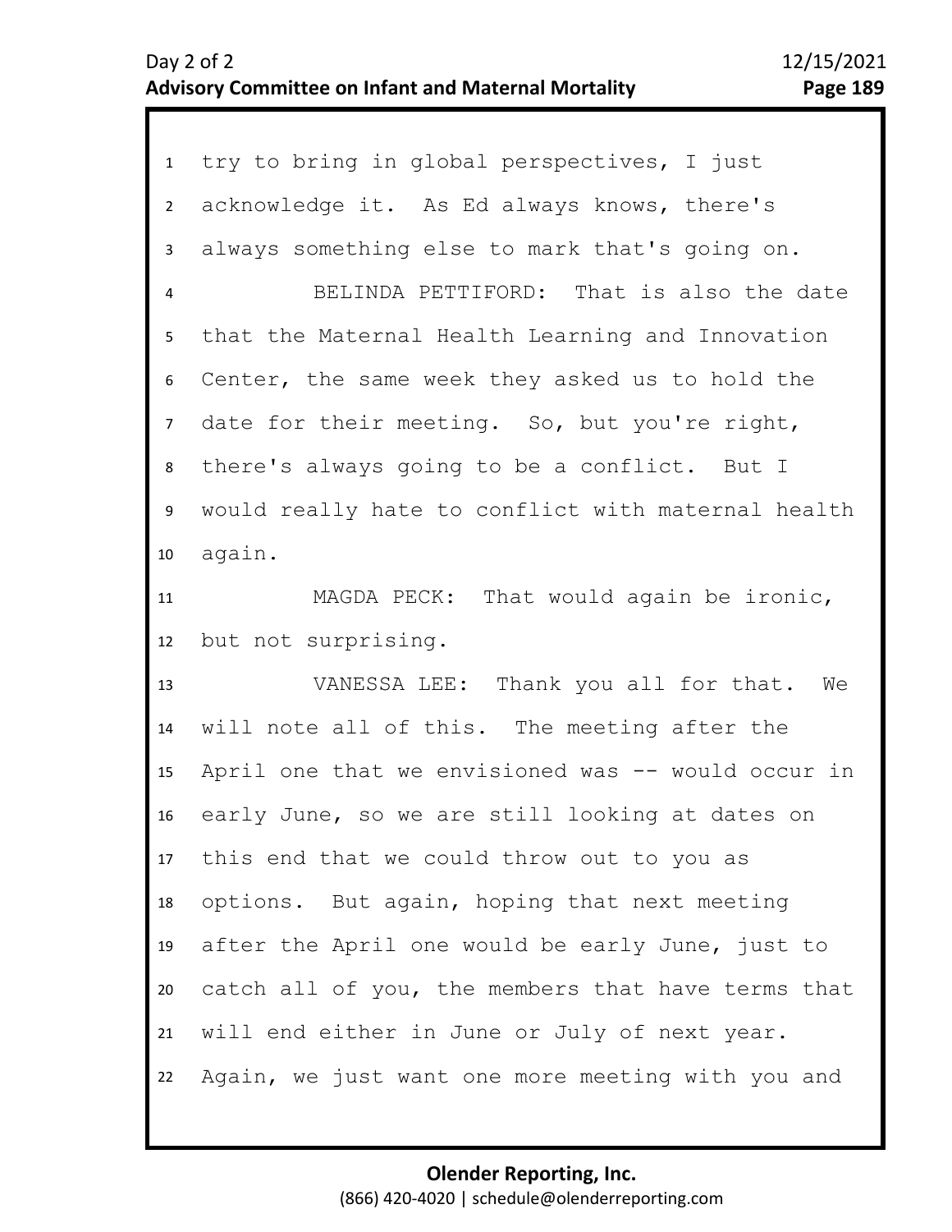try to bring in global perspectives, I just acknowledge it. As Ed always knows, there's always something else to mark that's going on.

BELINDA PETTIFORD: That is also the date that the Maternal Health Learning and Innovation Center, the same week they asked us to hold the date for their meeting. So, but you're right, there's always going to be a conflict. But I would really hate to conflict with maternal health again.

MAGDA PECK: That would again be ironic, but not surprising.

VANESSA LEE: Thank you all for that. We will note all of this. The meeting after the April one that we envisioned was -- would occur in early June, so we are still looking at dates on this end that we could throw out to you as options. But again, hoping that next meeting after the April one would be early June, just to catch all of you, the members that have terms that will end either in June or July of next year. Again, we just want one more meeting with you and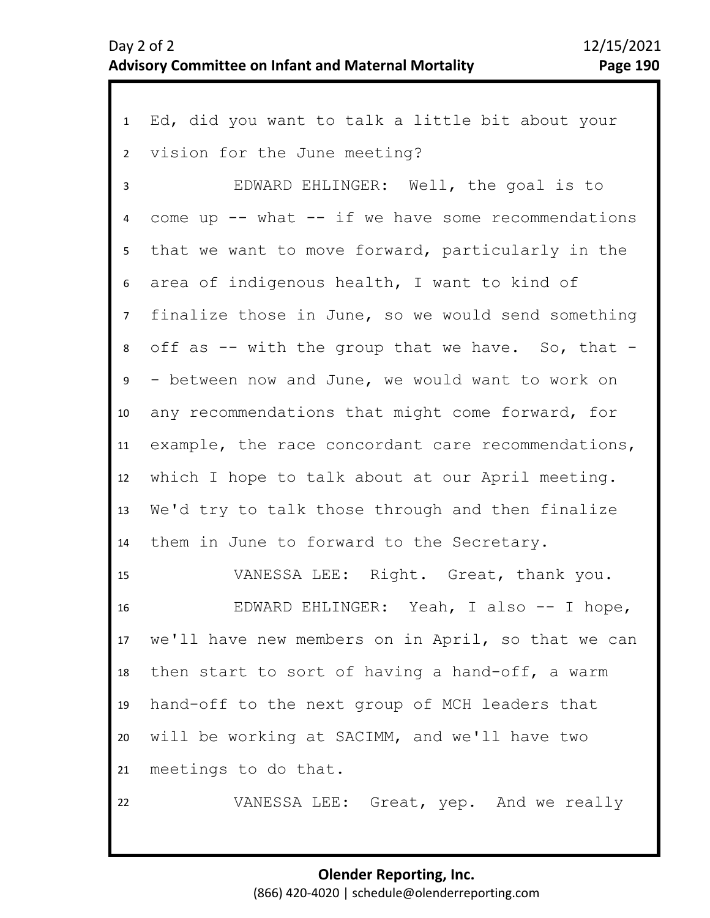Ed, did you want to talk a little bit about your vision for the June meeting?

EDWARD EHLINGER: Well, the goal is to come up -- what -- if we have some recommendations that we want to move forward, particularly in the area of indigenous health, I want to kind of finalize those in June, so we would send something off as -- with the group that we have. So, that -- between now and June, we would want to work on any recommendations that might come forward, for example, the race concordant care recommendations, which I hope to talk about at our April meeting. We'd try to talk those through and then finalize them in June to forward to the Secretary.

VANESSA LEE: Right. Great, thank you.

EDWARD EHLINGER: Yeah, I also -- I hope, we'll have new members on in April, so that we can then start to sort of having a hand-off, a warm hand-off to the next group of MCH leaders that will be working at SACIMM, and we'll have two meetings to do that.

VANESSA LEE: Great, yep. And we really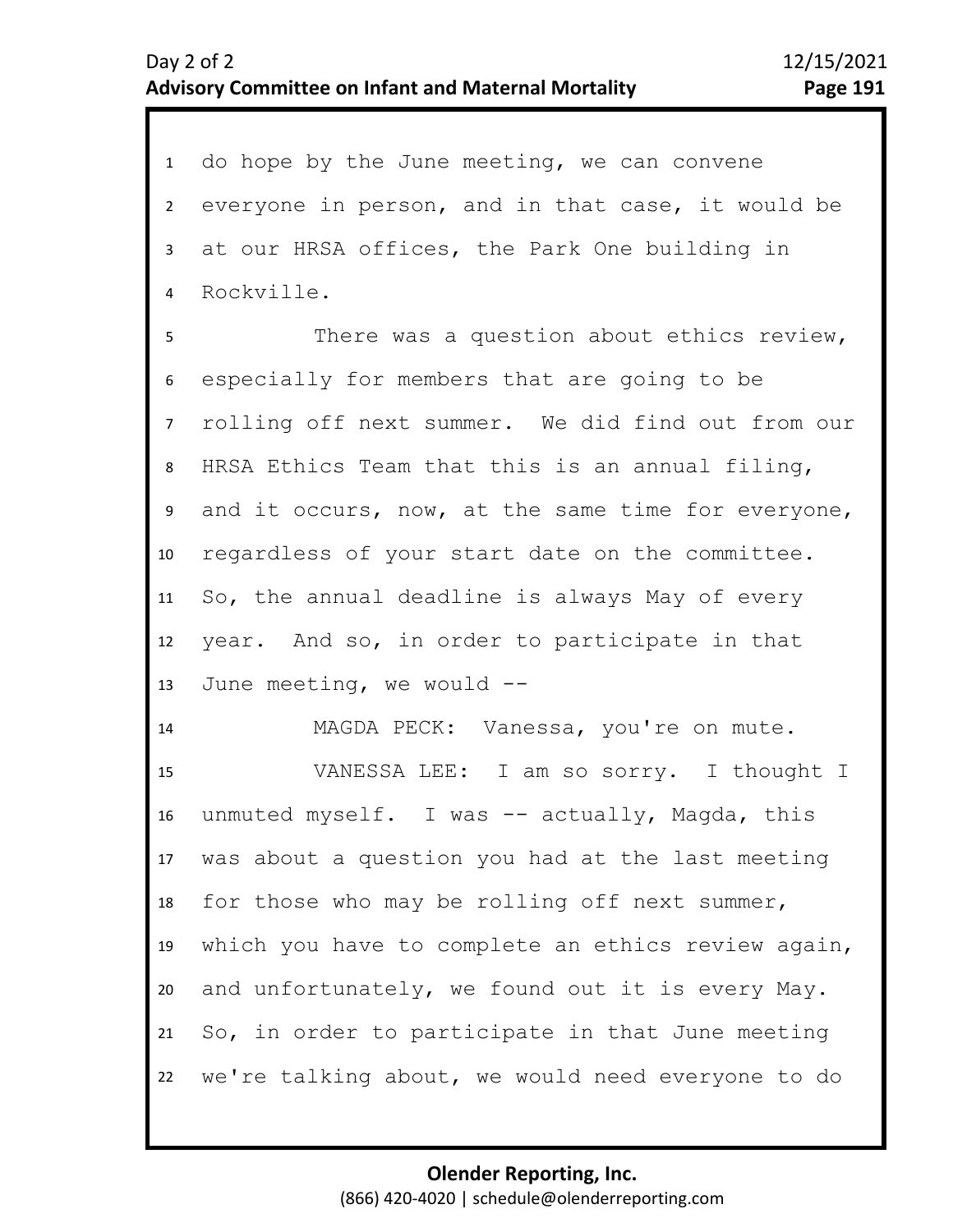do hope by the June meeting, we can convene everyone in person, and in that case, it would be at our HRSA offices, the Park One building in Rockville.

There was a question about ethics review, especially for members that are going to be rolling off next summer. We did find out from our HRSA Ethics Team that this is an annual filing, and it occurs, now, at the same time for everyone, regardless of your start date on the committee. So, the annual deadline is always May of every year. And so, in order to participate in that June meeting, we would --

MAGDA PECK: Vanessa, you're on mute.

VANESSA LEE: I am so sorry. I thought I unmuted myself. I was -- actually, Magda, this was about a question you had at the last meeting for those who may be rolling off next summer, which you have to complete an ethics review again, and unfortunately, we found out it is every May. So, in order to participate in that June meeting we're talking about, we would need everyone to do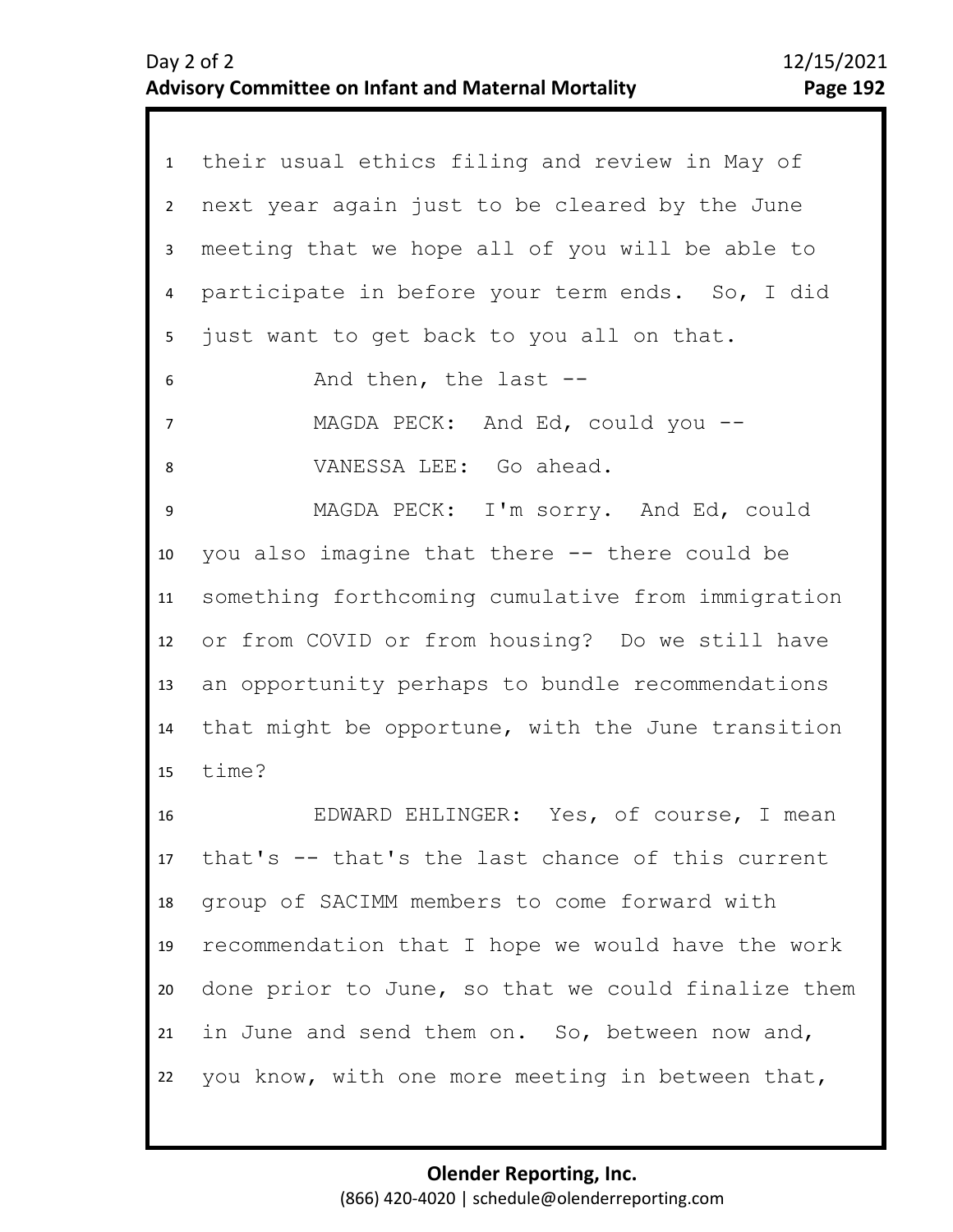their usual ethics filing and review in May of next year again just to be cleared by the June meeting that we hope all of you will be able to participate in before your term ends. So, I did just want to get back to you all on that.

And then, the last --

MAGDA PECK: And Ed, could you --

VANESSA LEE: Go ahead.

MAGDA PECK: I'm sorry. And Ed, could you also imagine that there -- there could be something forthcoming cumulative from immigration or from COVID or from housing? Do we still have an opportunity perhaps to bundle recommendations that might be opportune, with the June transition time?

EDWARD EHLINGER: Yes, of course, I mean that's -- that's the last chance of this current group of SACIMM members to come forward with recommendation that I hope we would have the work done prior to June, so that we could finalize them in June and send them on. So, between now and, you know, with one more meeting in between that,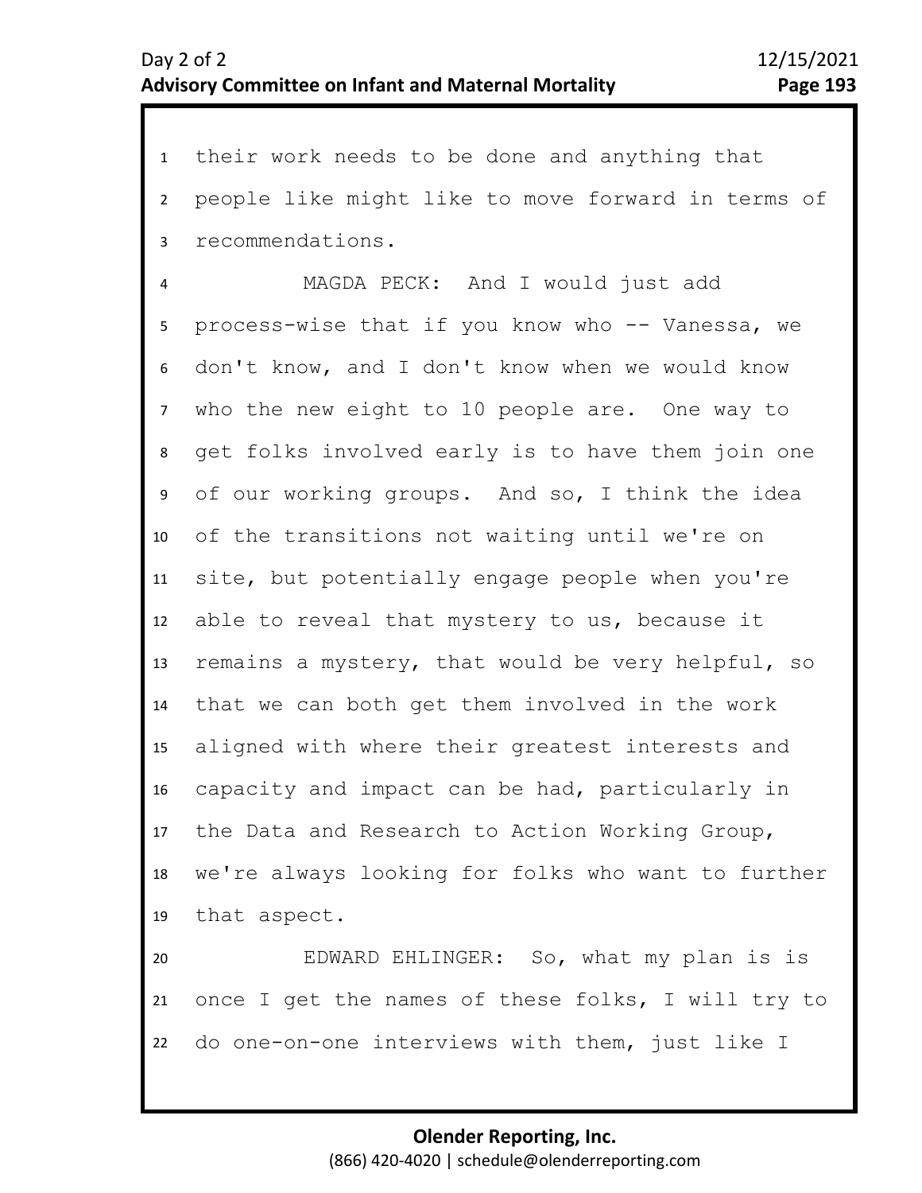their work needs to be done and anything that people like might like to move forward in terms of recommendations.

MAGDA PECK: And I would just add process-wise that if you know who -- Vanessa, we don't know, and I don't know when we would know who the new eight to 10 people are. One way to get folks involved early is to have them join one of our working groups. And so, I think the idea of the transitions not waiting until we're on site, but potentially engage people when you're able to reveal that mystery to us, because it remains a mystery, that would be very helpful, so that we can both get them involved in the work aligned with where their greatest interests and capacity and impact can be had, particularly in the Data and Research to Action Working Group, we're always looking for folks who want to further that aspect.

EDWARD EHLINGER: So, what my plan is is once I get the names of these folks, I will try to do one-on-one interviews with them, just like I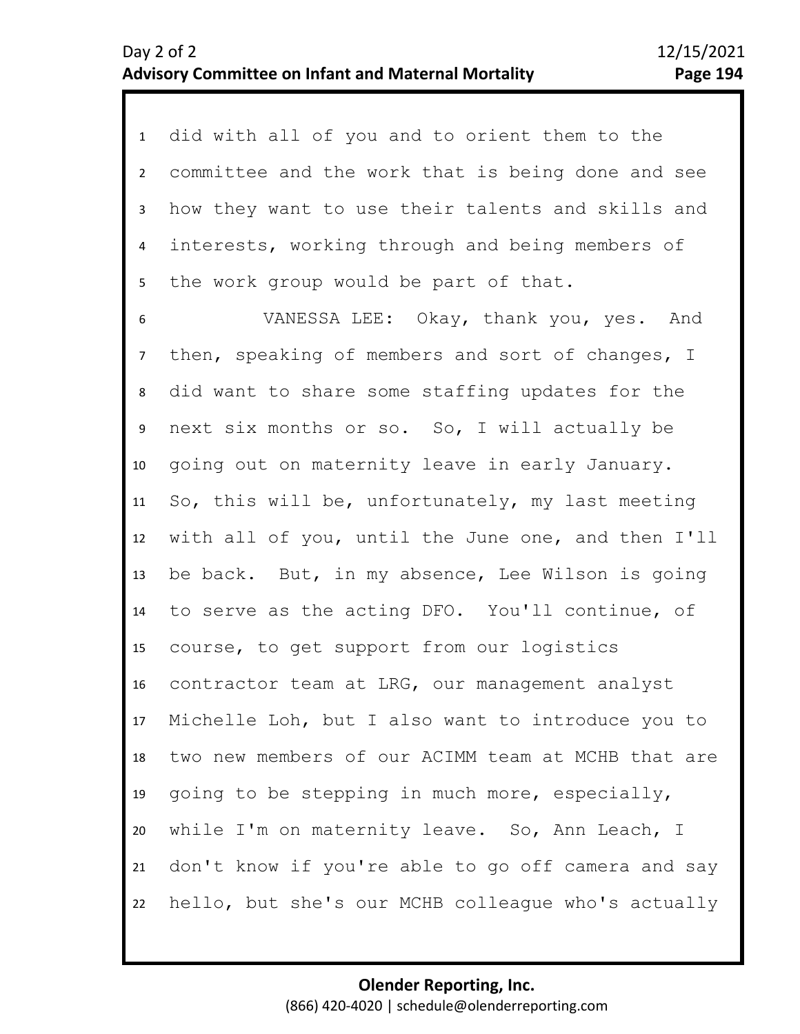did with all of you and to orient them to the committee and the work that is being done and see how they want to use their talents and skills and interests, working through and being members of the work group would be part of that.

VANESSA LEE: Okay, thank you, yes. And then, speaking of members and sort of changes, I did want to share some staffing updates for the next six months or so. So, I will actually be going out on maternity leave in early January. So, this will be, unfortunately, my last meeting with all of you, until the June one, and then I'll be back. But, in my absence, Lee Wilson is going to serve as the acting DFO. You'll continue, of course, to get support from our logistics contractor team at LRG, our management analyst Michelle Loh, but I also want to introduce you to two new members of our ACIMM team at MCHB that are going to be stepping in much more, especially, while I'm on maternity leave. So, Ann Leach, I don't know if you're able to go off camera and say hello, but she's our MCHB colleague who's actually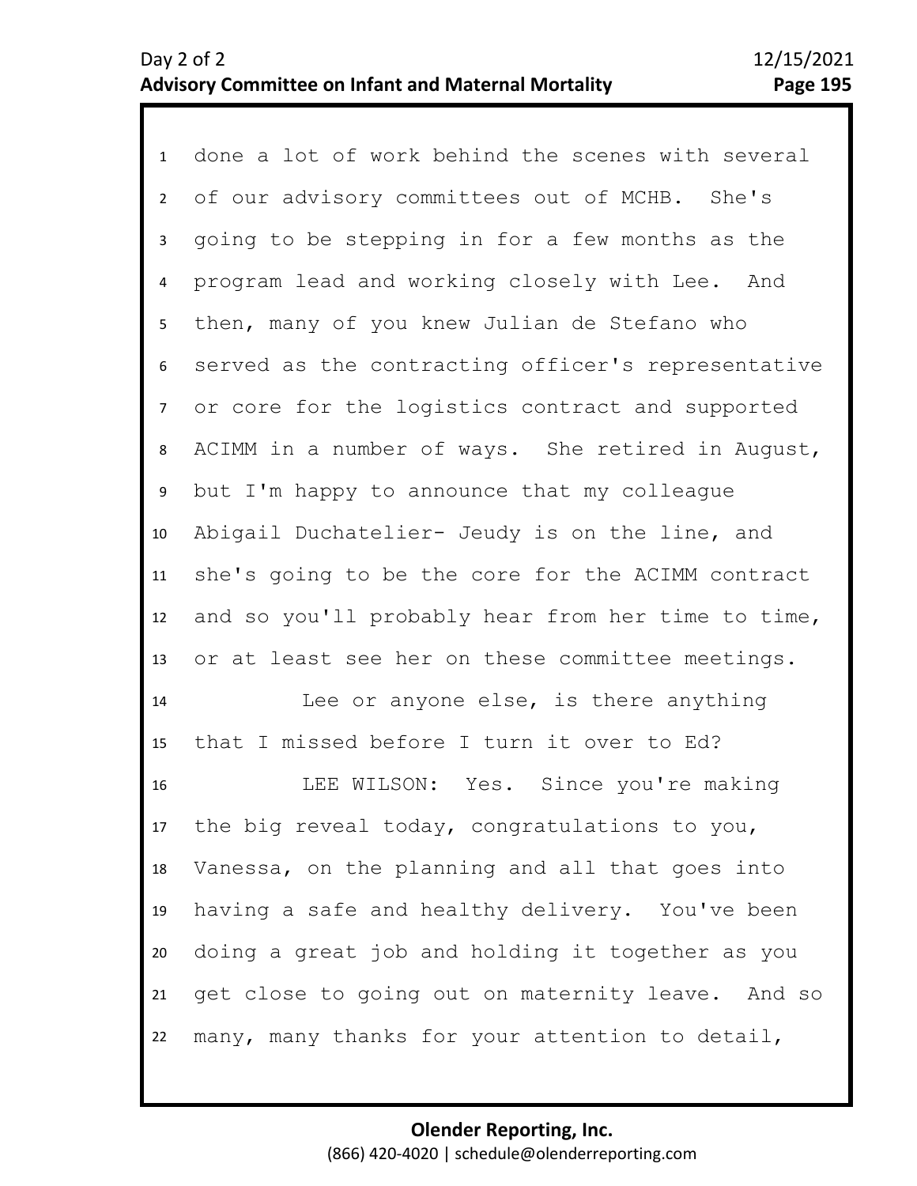done a lot of work behind the scenes with several of our advisory committees out of MCHB. She's going to be stepping in for a few months as the program lead and working closely with Lee. And then, many of you knew Julian de Stefano who served as the contracting officer's representative or core for the logistics contract and supported ACIMM in a number of ways. She retired in August, but I'm happy to announce that my colleague Abigail Duchatelier- Jeudy is on the line, and she's going to be the core for the ACIMM contract and so you'll probably hear from her time to time, or at least see her on these committee meetings.

Lee or anyone else, is there anything that I missed before I turn it over to Ed?

LEE WILSON: Yes. Since you're making the big reveal today, congratulations to you, Vanessa, on the planning and all that goes into having a safe and healthy delivery. You've been doing a great job and holding it together as you get close to going out on maternity leave. And so many, many thanks for your attention to detail,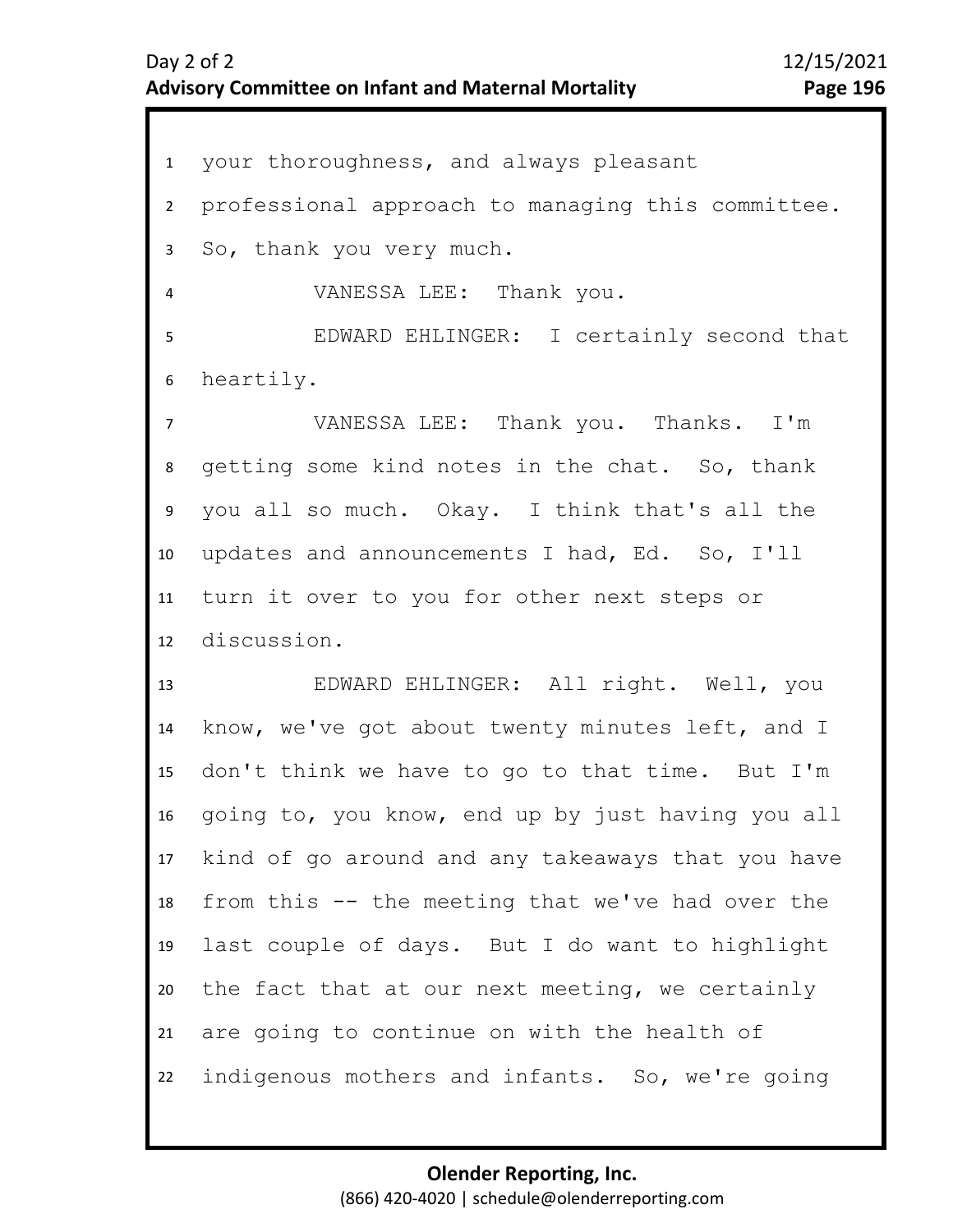your thoroughness, and always pleasant professional approach to managing this committee. So, thank you very much.

VANESSA LEE: Thank you.

EDWARD EHLINGER: I certainly second that heartily.

VANESSA LEE: Thank you. Thanks. I'm getting some kind notes in the chat. So, thank you all so much. Okay. I think that's all the updates and announcements I had, Ed. So, I'll turn it over to you for other next steps or discussion.

EDWARD EHLINGER: All right. Well, you know, we've got about twenty minutes left, and I don't think we have to go to that time. But I'm going to, you know, end up by just having you all kind of go around and any takeaways that you have from this -- the meeting that we've had over the last couple of days. But I do want to highlight the fact that at our next meeting, we certainly are going to continue on with the health of indigenous mothers and infants. So, we're going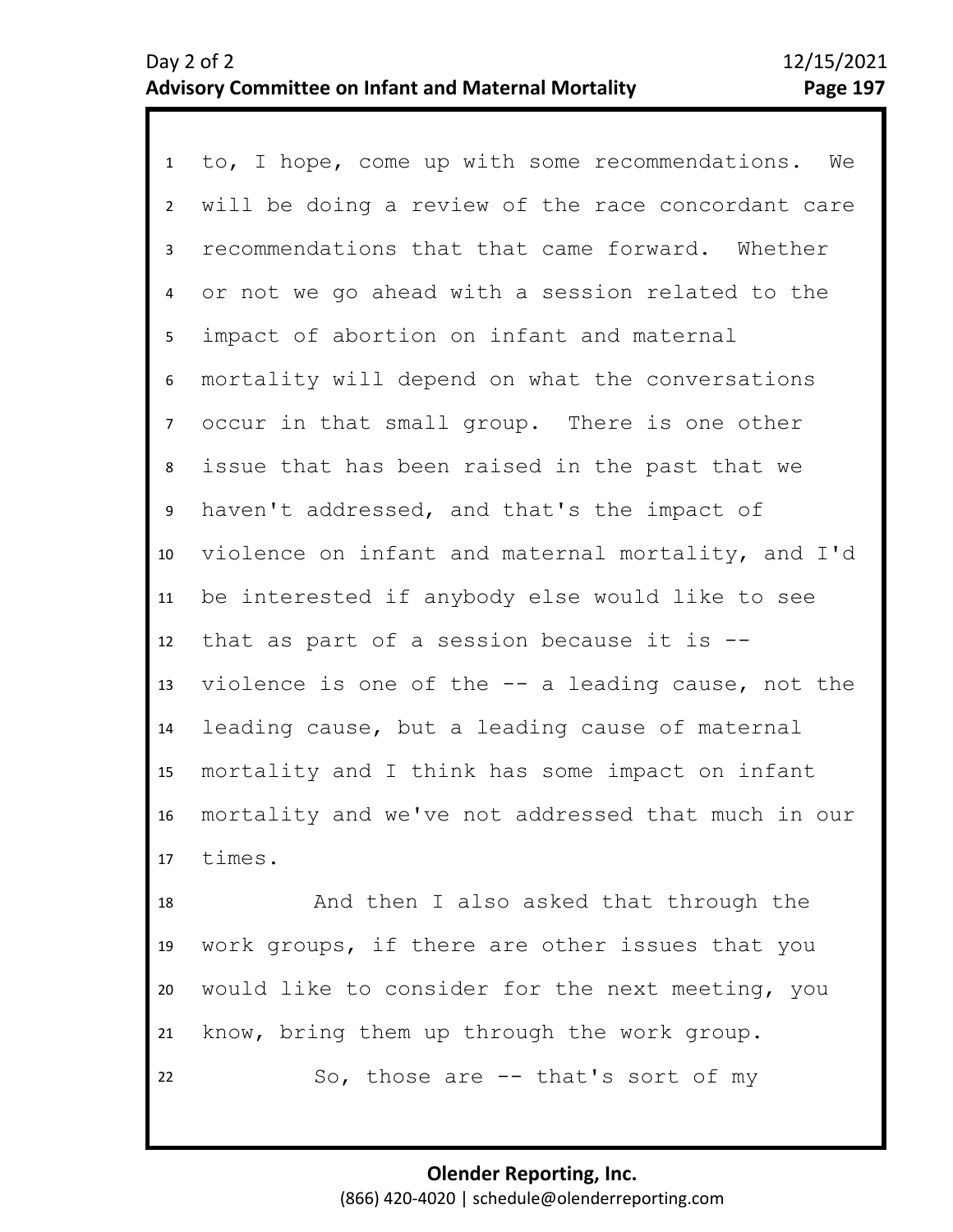to, I hope, come up with some recommendations. We will be doing a review of the race concordant care recommendations that that came forward. Whether or not we go ahead with a session related to the impact of abortion on infant and maternal mortality will depend on what the conversations occur in that small group. There is one other issue that has been raised in the past that we haven't addressed, and that's the impact of violence on infant and maternal mortality, and I'd be interested if anybody else would like to see that as part of a session because it is -- violence is one of the -- a leading cause, not the leading cause, but a leading cause of maternal mortality and I think has some impact on infant mortality and we've not addressed that much in our times.

And then I also asked that through the work groups, if there are other issues that you would like to consider for the next meeting, you know, bring them up through the work group.

So, those are -- that's sort of my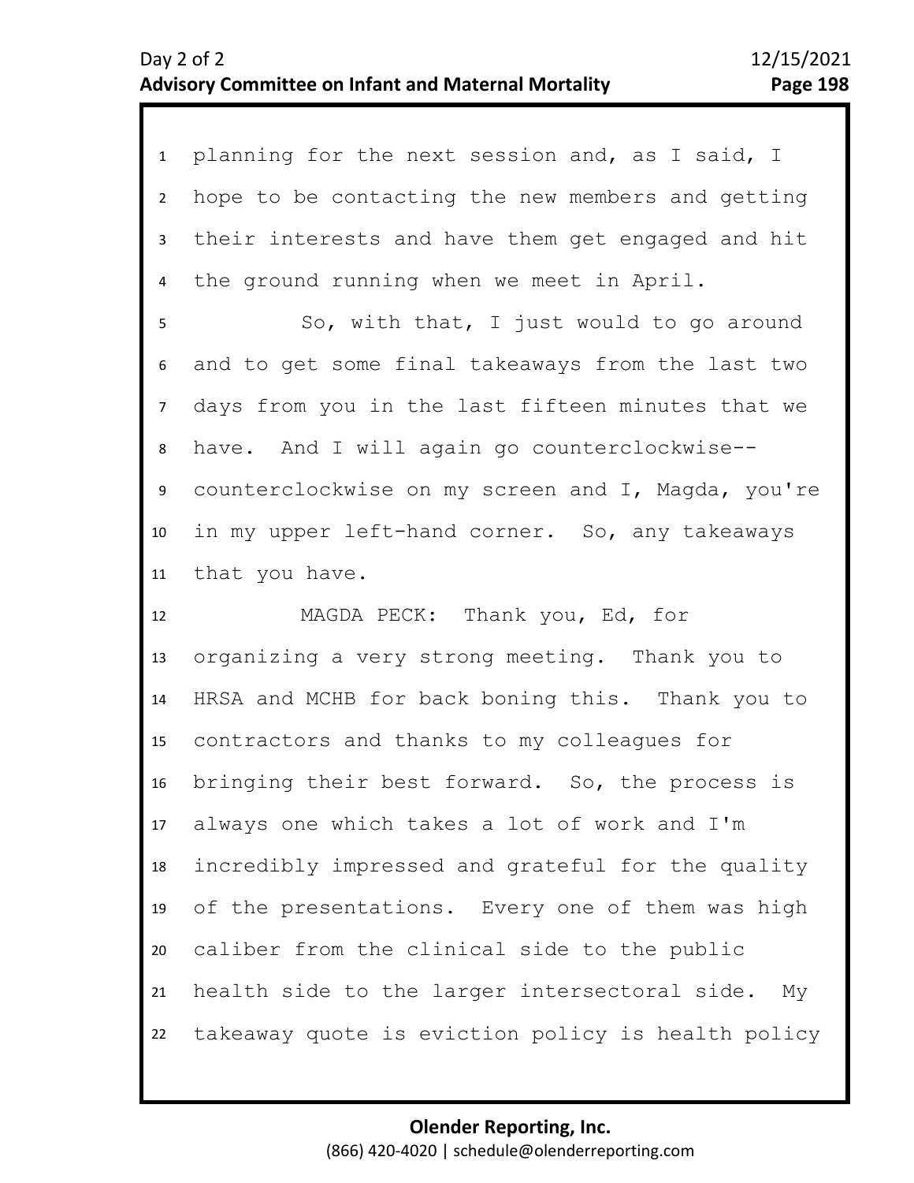planning for the next session and, as I said, I hope to be contacting the new members and getting their interests and have them get engaged and hit the ground running when we meet in April.

So, with that, I just would to go around and to get some final takeaways from the last two days from you in the last fifteen minutes that we have. And I will again go counterclockwise-- counterclockwise on my screen and I, Magda, you're in my upper left-hand corner. So, any takeaways that you have.

MAGDA PECK: Thank you, Ed, for organizing a very strong meeting. Thank you to HRSA and MCHB for back boning this. Thank you to contractors and thanks to my colleagues for bringing their best forward. So, the process is always one which takes a lot of work and I'm incredibly impressed and grateful for the quality of the presentations. Every one of them was high caliber from the clinical side to the public health side to the larger intersectoral side. My takeaway quote is eviction policy is health policy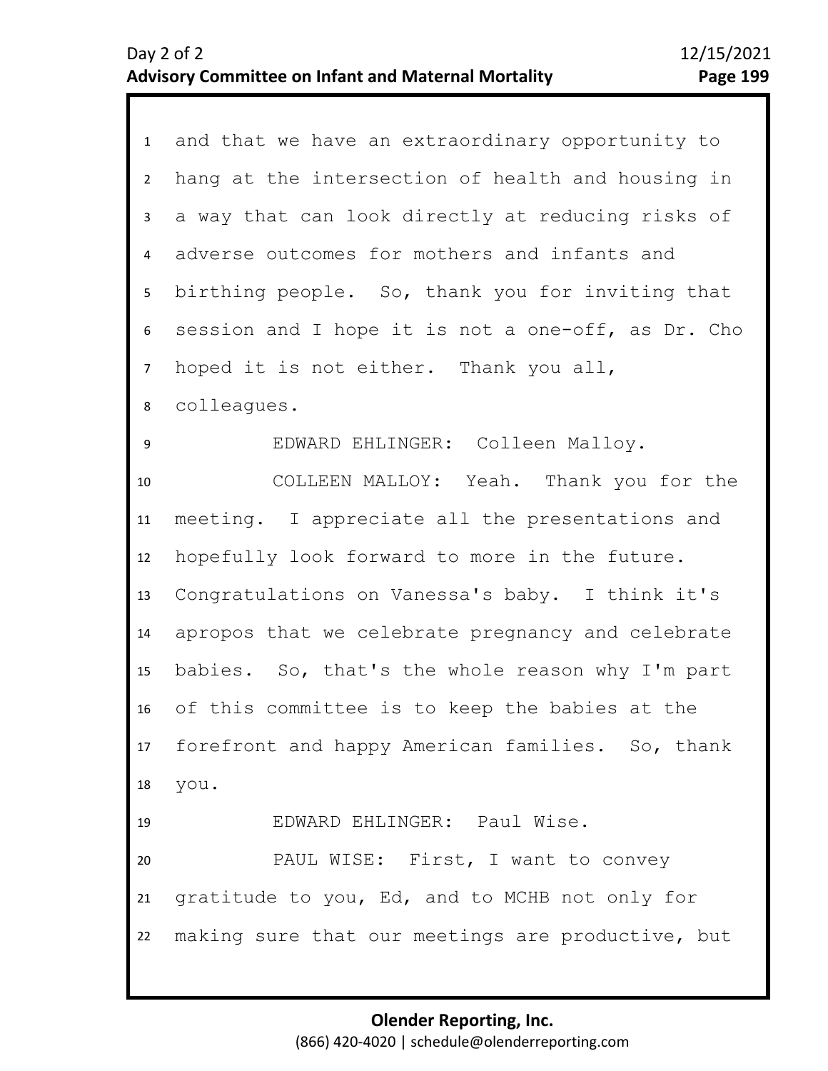and that we have an extraordinary opportunity to hang at the intersection of health and housing in a way that can look directly at reducing risks of adverse outcomes for mothers and infants and birthing people. So, thank you for inviting that session and I hope it is not a one-off, as Dr. Cho hoped it is not either. Thank you all, colleagues.

EDWARD EHLINGER: Colleen Malloy.

COLLEEN MALLOY: Yeah. Thank you for the meeting. I appreciate all the presentations and hopefully look forward to more in the future. Congratulations on Vanessa's baby. I think it's apropos that we celebrate pregnancy and celebrate babies. So, that's the whole reason why I'm part of this committee is to keep the babies at the forefront and happy American families. So, thank you.

EDWARD EHLINGER: Paul Wise.

PAUL WISE: First, I want to convey gratitude to you, Ed, and to MCHB not only for making sure that our meetings are productive, but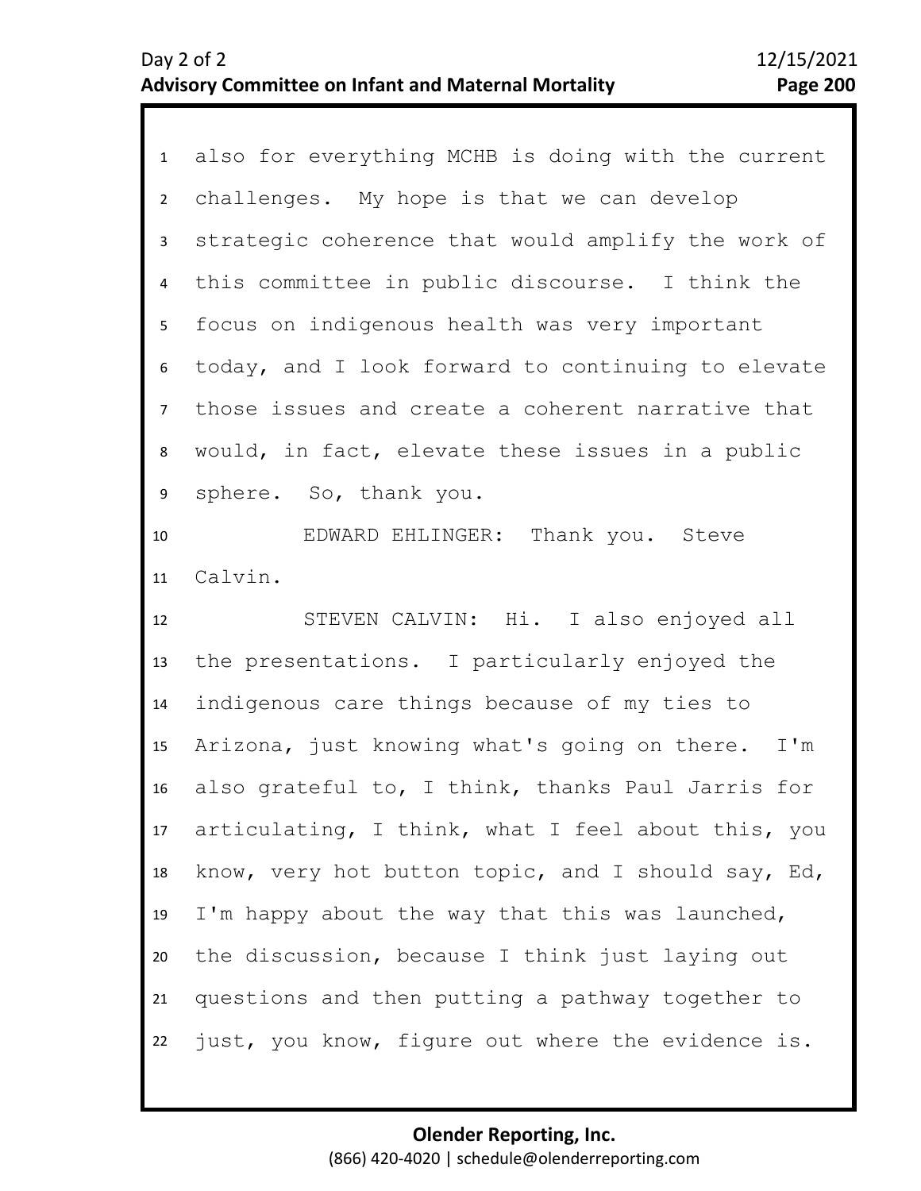also for everything MCHB is doing with the current challenges. My hope is that we can develop strategic coherence that would amplify the work of this committee in public discourse. I think the focus on indigenous health was very important today, and I look forward to continuing to elevate those issues and create a coherent narrative that would, in fact, elevate these issues in a public sphere. So, thank you.

EDWARD EHLINGER: Thank you. Steve Calvin.

STEVEN CALVIN: Hi. I also enjoyed all the presentations. I particularly enjoyed the indigenous care things because of my ties to Arizona, just knowing what's going on there. I'm also grateful to, I think, thanks Paul Jarris for articulating, I think, what I feel about this, you know, very hot button topic, and I should say, Ed, I'm happy about the way that this was launched, the discussion, because I think just laying out questions and then putting a pathway together to just, you know, figure out where the evidence is.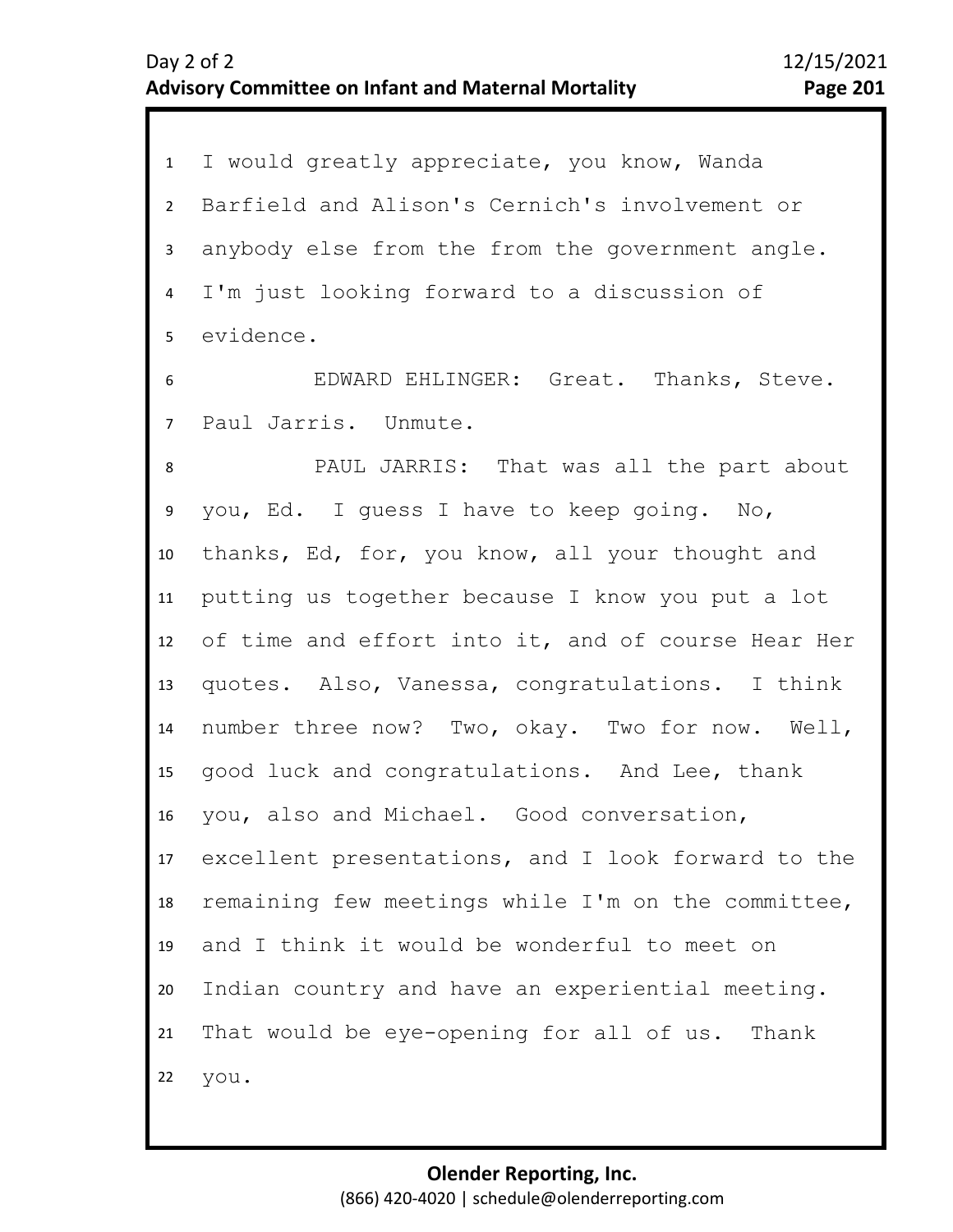I would greatly appreciate, you know, Wanda Barfield and Alison's Cernich's involvement or anybody else from the from the government angle. I'm just looking forward to a discussion of evidence.

EDWARD EHLINGER: Great. Thanks, Steve. Paul Jarris. Unmute.

PAUL JARRIS: That was all the part about you, Ed. I guess I have to keep going. No, thanks, Ed, for, you know, all your thought and putting us together because I know you put a lot of time and effort into it, and of course Hear Her quotes. Also, Vanessa, congratulations. I think number three now? Two, okay. Two for now. Well, good luck and congratulations. And Lee, thank you, also and Michael. Good conversation, excellent presentations, and I look forward to the remaining few meetings while I'm on the committee, and I think it would be wonderful to meet on Indian country and have an experiential meeting. That would be eye-opening for all of us. Thank you.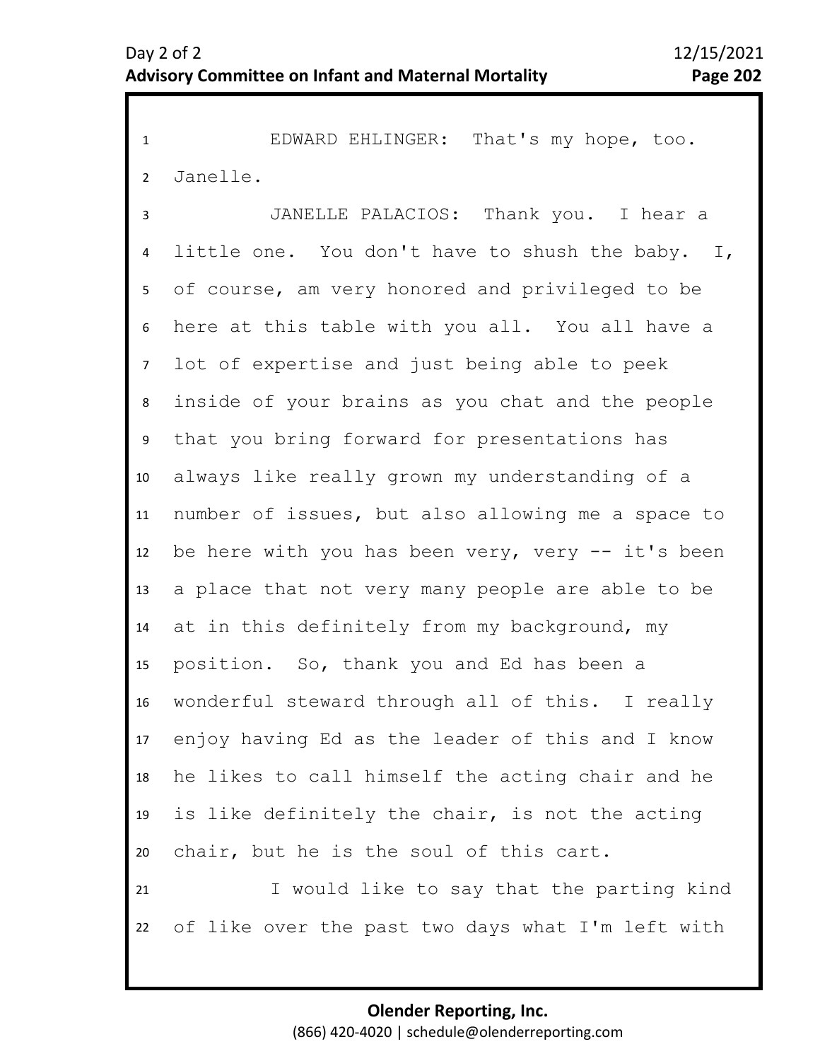EDWARD EHLINGER: That's my hope, too. Janelle.

JANELLE PALACIOS: Thank you. I hear a little one. You don't have to shush the baby. I, of course, am very honored and privileged to be here at this table with you all. You all have a lot of expertise and just being able to peek inside of your brains as you chat and the people that you bring forward for presentations has always like really grown my understanding of a number of issues, but also allowing me a space to be here with you has been very, very -- it's been a place that not very many people are able to be at in this definitely from my background, my position. So, thank you and Ed has been a wonderful steward through all of this. I really enjoy having Ed as the leader of this and I know he likes to call himself the acting chair and he is like definitely the chair, is not the acting chair, but he is the soul of this cart.

I would like to say that the parting kind of like over the past two days what I'm left with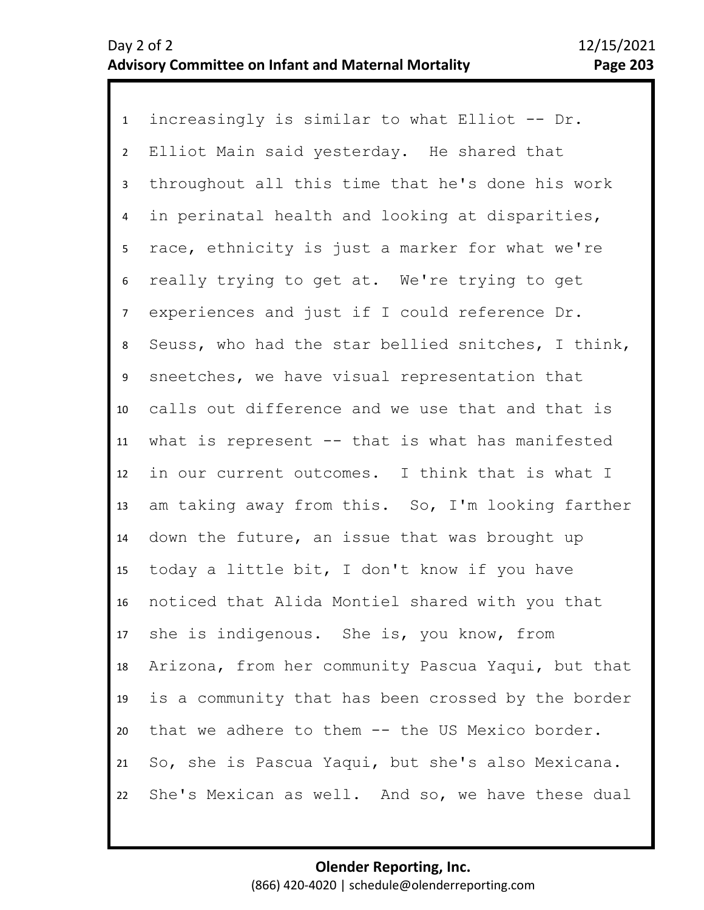increasingly is similar to what Elliot -- Dr. Elliot Main said yesterday. He shared that throughout all this time that he's done his work in perinatal health and looking at disparities, race, ethnicity is just a marker for what we're really trying to get at. We're trying to get experiences and just if I could reference Dr. Seuss, who had the star bellied snitches, I think, sneetches, we have visual representation that calls out difference and we use that and that is what is represent -- that is what has manifested in our current outcomes. I think that is what I am taking away from this. So, I'm looking farther down the future, an issue that was brought up today a little bit, I don't know if you have noticed that Alida Montiel shared with you that she is indigenous. She is, you know, from Arizona, from her community Pascua Yaqui, but that is a community that has been crossed by the border that we adhere to them -- the US Mexico border. So, she is Pascua Yaqui, but she's also Mexicana. She's Mexican as well. And so, we have these dual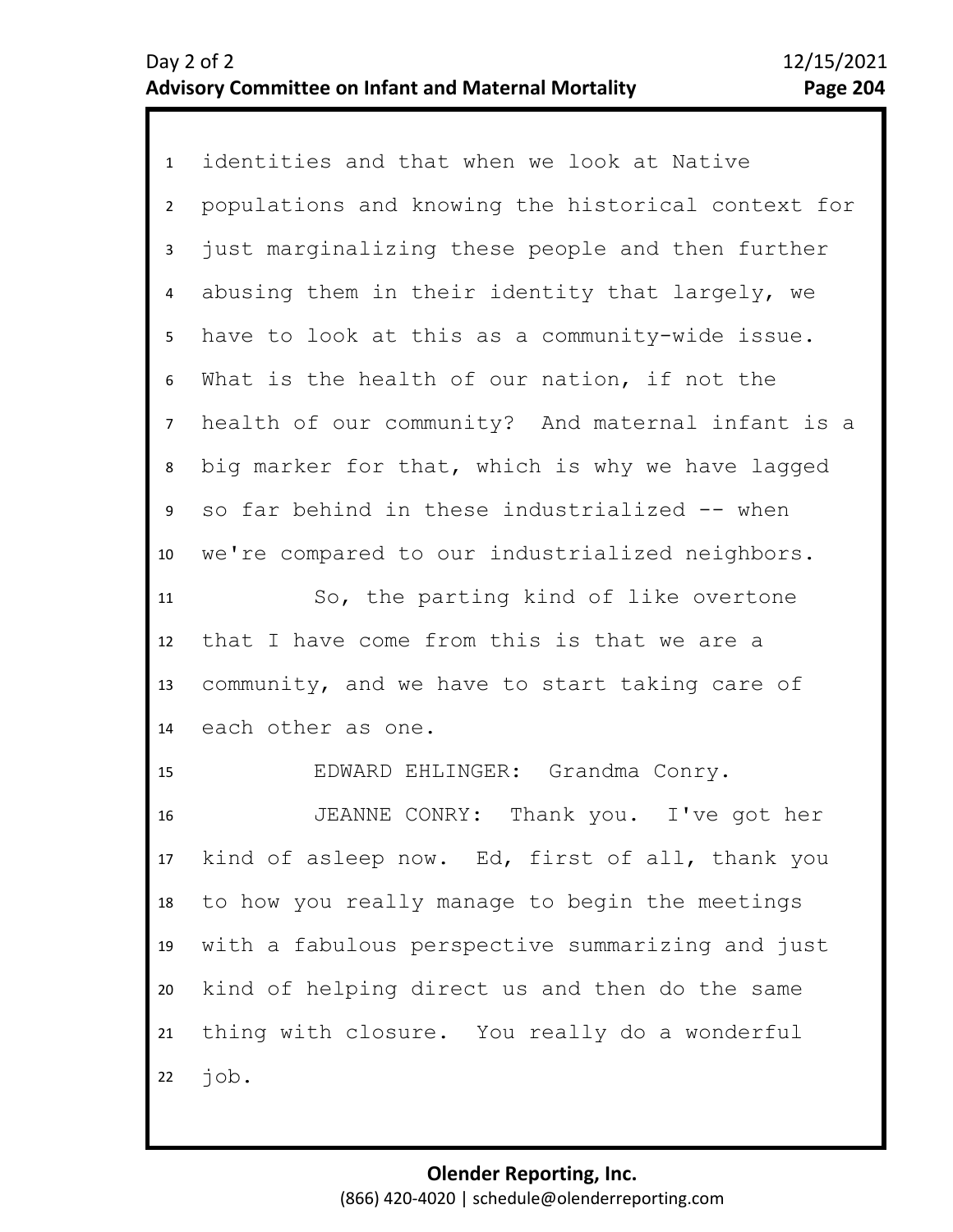identities and that when we look at Native populations and knowing the historical context for just marginalizing these people and then further abusing them in their identity that largely, we have to look at this as a community-wide issue. What is the health of our nation, if not the health of our community? And maternal infant is a big marker for that, which is why we have lagged so far behind in these industrialized -- when we're compared to our industrialized neighbors.

So, the parting kind of like overtone that I have come from this is that we are a community, and we have to start taking care of each other as one.

EDWARD EHLINGER: Grandma Conry.

JEANNE CONRY: Thank you. I've got her kind of asleep now. Ed, first of all, thank you to how you really manage to begin the meetings with a fabulous perspective summarizing and just kind of helping direct us and then do the same thing with closure. You really do a wonderful job.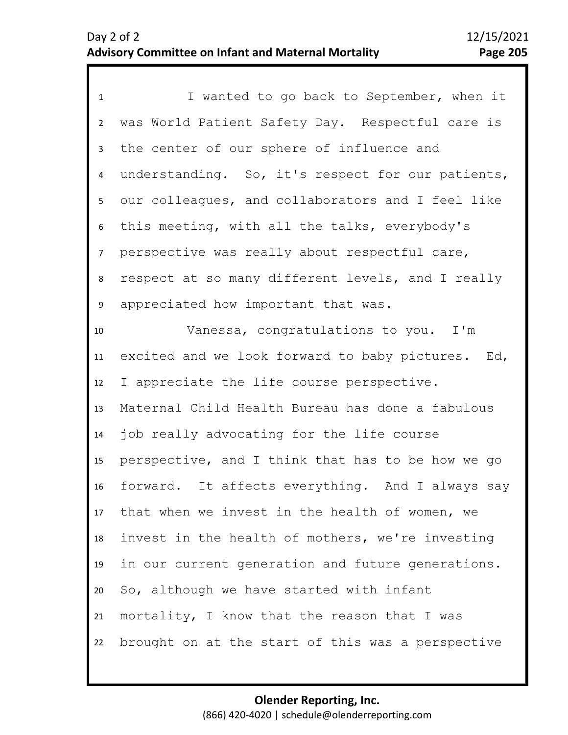I wanted to go back to September, when it was World Patient Safety Day. Respectful care is the center of our sphere of influence and understanding. So, it's respect for our patients, our colleagues, and collaborators and I feel like this meeting, with all the talks, everybody's perspective was really about respectful care, respect at so many different levels, and I really appreciated how important that was.

Vanessa, congratulations to you. I'm excited and we look forward to baby pictures. Ed, I appreciate the life course perspective. Maternal Child Health Bureau has done a fabulous job really advocating for the life course perspective, and I think that has to be how we go forward. It affects everything. And I always say that when we invest in the health of women, we invest in the health of mothers, we're investing in our current generation and future generations. So, although we have started with infant mortality, I know that the reason that I was brought on at the start of this was a perspective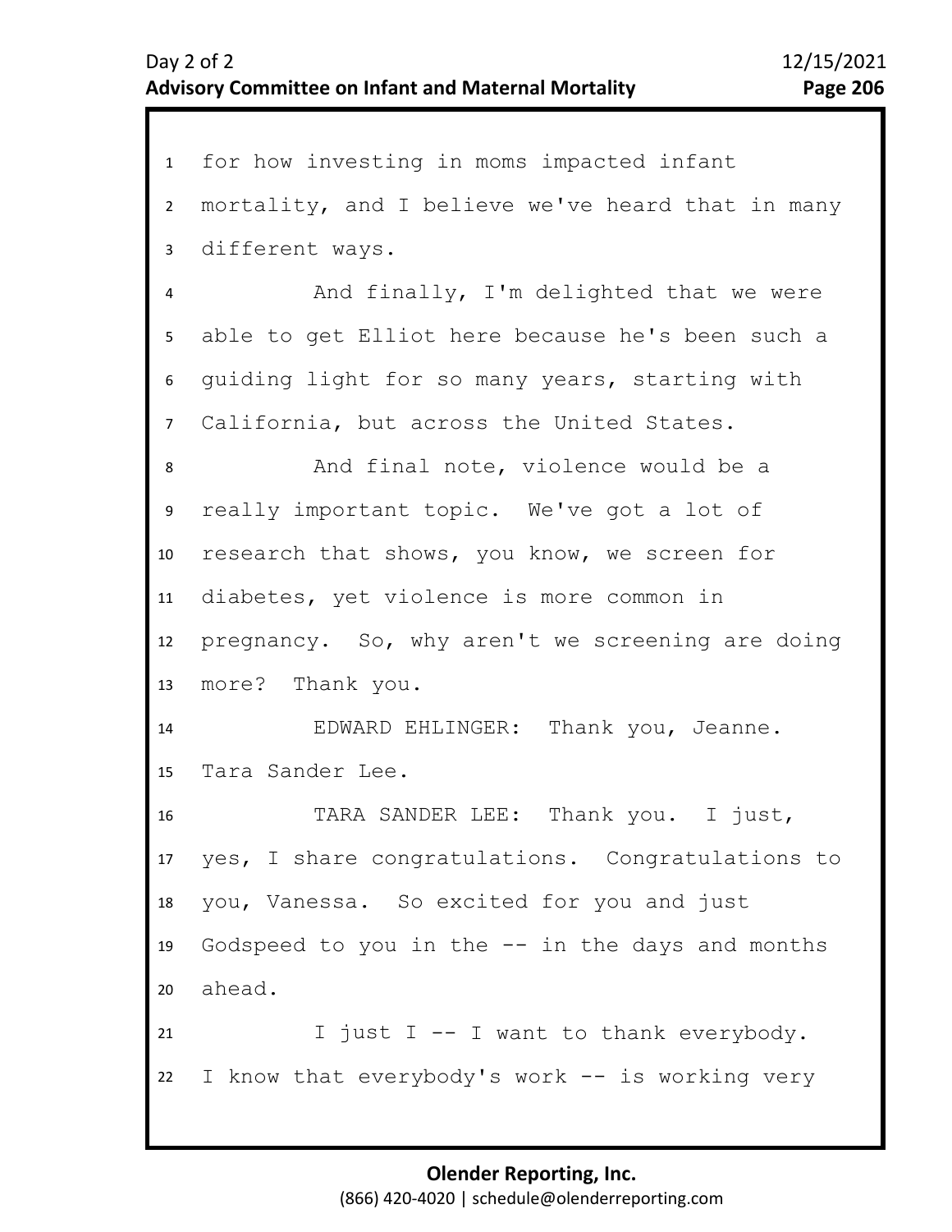for how investing in moms impacted infant mortality, and I believe we've heard that in many different ways.

And finally, I'm delighted that we were able to get Elliot here because he's been such a guiding light for so many years, starting with California, but across the United States.

And final note, violence would be a really important topic. We've got a lot of research that shows, you know, we screen for diabetes, yet violence is more common in pregnancy. So, why aren't we screening are doing more? Thank you.

EDWARD EHLINGER: Thank you, Jeanne. Tara Sander Lee.

TARA SANDER LEE: Thank you. I just, yes, I share congratulations. Congratulations to you, Vanessa. So excited for you and just Godspeed to you in the -- in the days and months ahead.

I just I -- I want to thank everybody. I know that everybody's work -- is working very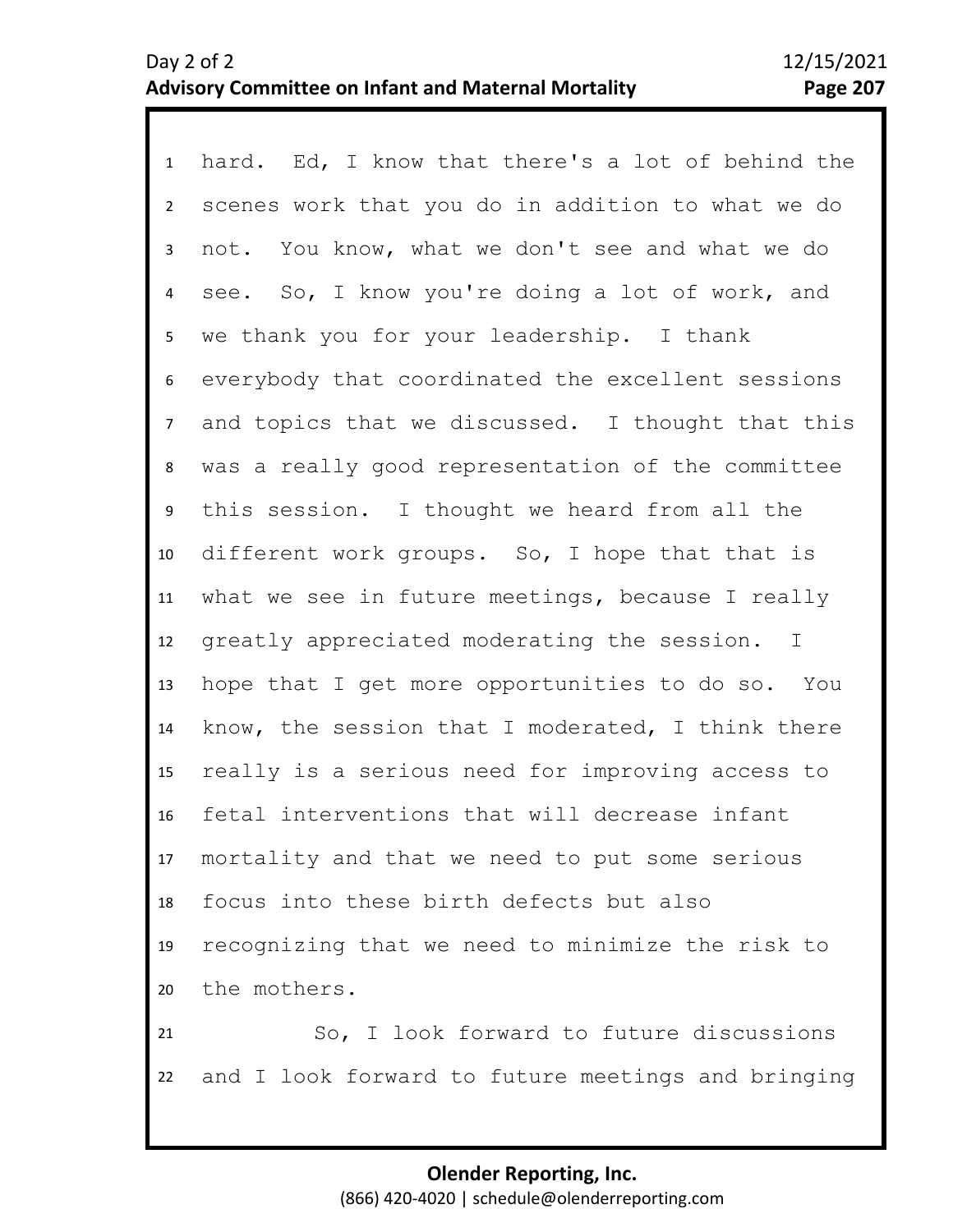hard. Ed, I know that there's a lot of behind the scenes work that you do in addition to what we do not. You know, what we don't see and what we do see. So, I know you're doing a lot of work, and we thank you for your leadership. I thank everybody that coordinated the excellent sessions and topics that we discussed. I thought that this was a really good representation of the committee this session. I thought we heard from all the different work groups. So, I hope that that is what we see in future meetings, because I really greatly appreciated moderating the session. I hope that I get more opportunities to do so. You know, the session that I moderated, I think there really is a serious need for improving access to fetal interventions that will decrease infant mortality and that we need to put some serious focus into these birth defects but also recognizing that we need to minimize the risk to the mothers.

So, I look forward to future discussions and I look forward to future meetings and bringing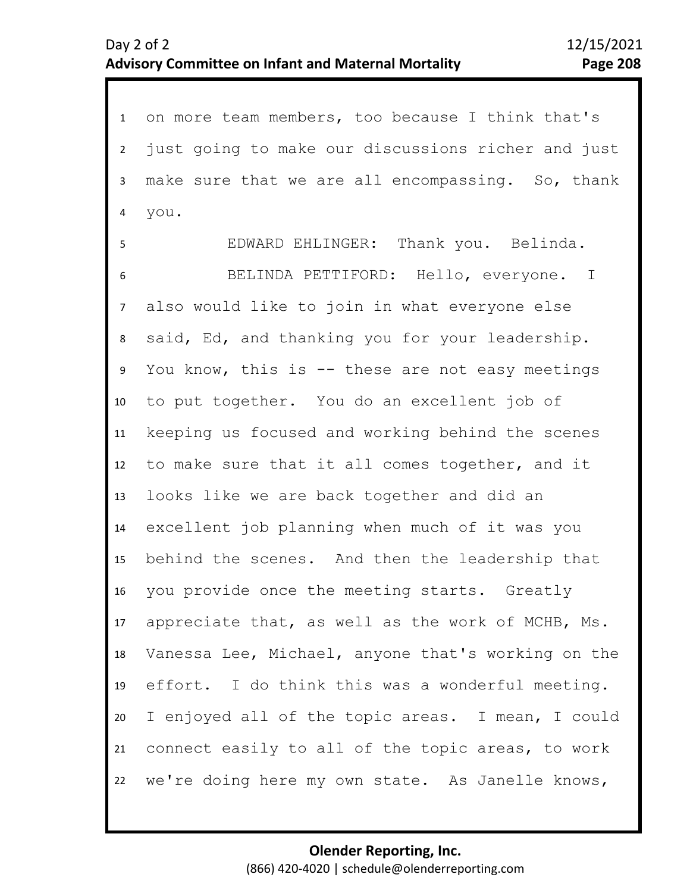on more team members, too because I think that's just going to make our discussions richer and just make sure that we are all encompassing. So, thank you.

EDWARD EHLINGER: Thank you. Belinda.

BELINDA PETTIFORD: Hello, everyone. I also would like to join in what everyone else said, Ed, and thanking you for your leadership. You know, this is -- these are not easy meetings to put together. You do an excellent job of keeping us focused and working behind the scenes to make sure that it all comes together, and it looks like we are back together and did an excellent job planning when much of it was you behind the scenes. And then the leadership that you provide once the meeting starts. Greatly appreciate that, as well as the work of MCHB, Ms. Vanessa Lee, Michael, anyone that's working on the effort. I do think this was a wonderful meeting. I enjoyed all of the topic areas. I mean, I could connect easily to all of the topic areas, to work we're doing here my own state. As Janelle knows,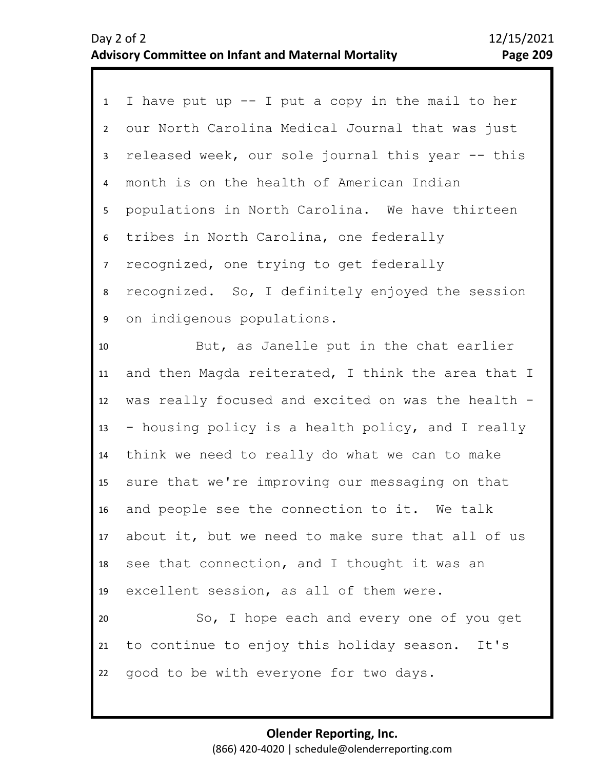I have put up -- I put a copy in the mail to her our North Carolina Medical Journal that was just released week, our sole journal this year -- this month is on the health of American Indian populations in North Carolina. We have thirteen tribes in North Carolina, one federally recognized, one trying to get federally recognized. So, I definitely enjoyed the session on indigenous populations.

But, as Janelle put in the chat earlier and then Magda reiterated, I think the area that I was really focused and excited on was the health -- housing policy is a health policy, and I really think we need to really do what we can to make sure that we're improving our messaging on that and people see the connection to it. We talk about it, but we need to make sure that all of us see that connection, and I thought it was an excellent session, as all of them were.

So, I hope each and every one of you get to continue to enjoy this holiday season. It's good to be with everyone for two days.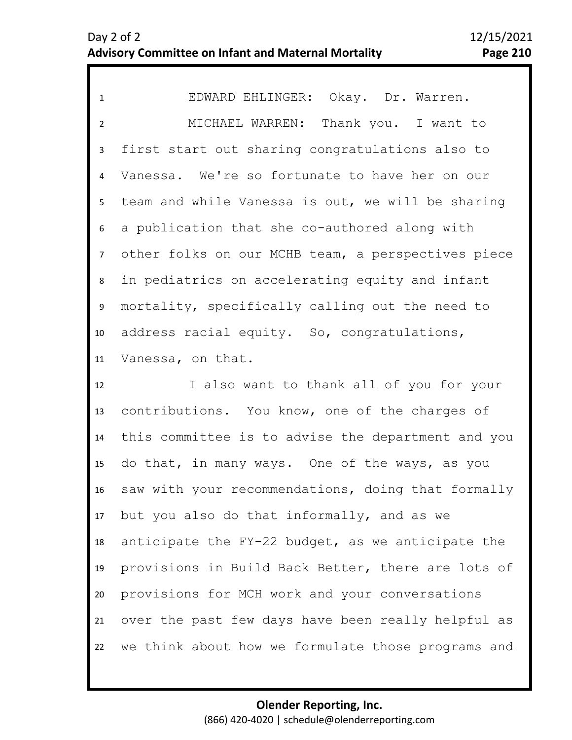EDWARD EHLINGER: Okay. Dr. Warren.

MICHAEL WARREN: Thank you. I want to first start out sharing congratulations also to Vanessa. We're so fortunate to have her on our team and while Vanessa is out, we will be sharing a publication that she co-authored along with other folks on our MCHB team, a perspectives piece in pediatrics on accelerating equity and infant mortality, specifically calling out the need to address racial equity. So, congratulations, Vanessa, on that.

I also want to thank all of you for your contributions. You know, one of the charges of this committee is to advise the department and you do that, in many ways. One of the ways, as you saw with your recommendations, doing that formally but you also do that informally, and as we anticipate the FY-22 budget, as we anticipate the provisions in Build Back Better, there are lots of provisions for MCH work and your conversations over the past few days have been really helpful as we think about how we formulate those programs and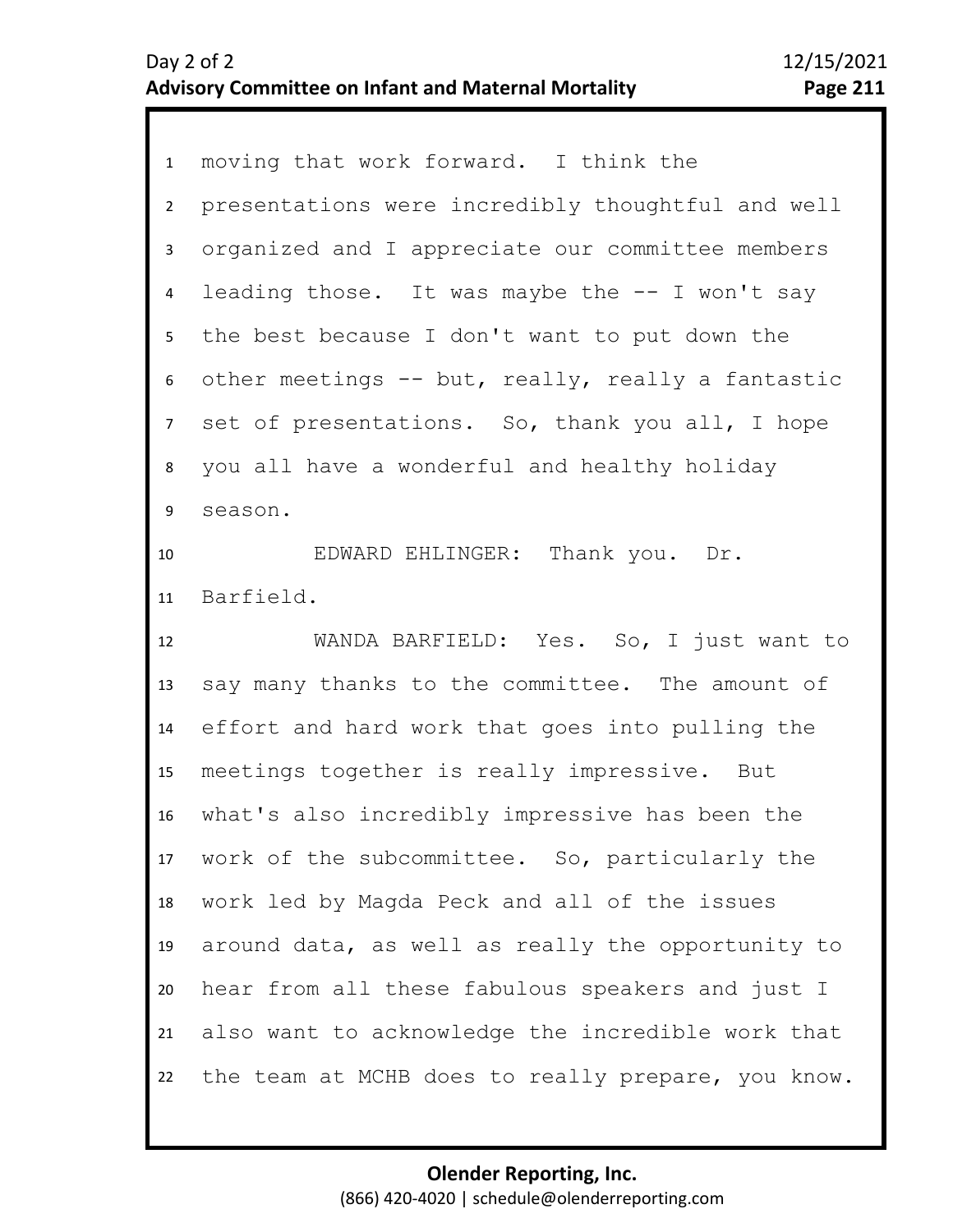moving that work forward. I think the presentations were incredibly thoughtful and well organized and I appreciate our committee members leading those. It was maybe the -- I won't say the best because I don't want to put down the other meetings -- but, really, really a fantastic set of presentations. So, thank you all, I hope you all have a wonderful and healthy holiday season.

EDWARD EHLINGER: Thank you. Dr. Barfield.

WANDA BARFIELD: Yes. So, I just want to say many thanks to the committee. The amount of effort and hard work that goes into pulling the meetings together is really impressive. But what's also incredibly impressive has been the work of the subcommittee. So, particularly the work led by Magda Peck and all of the issues around data, as well as really the opportunity to hear from all these fabulous speakers and just I also want to acknowledge the incredible work that the team at MCHB does to really prepare, you know.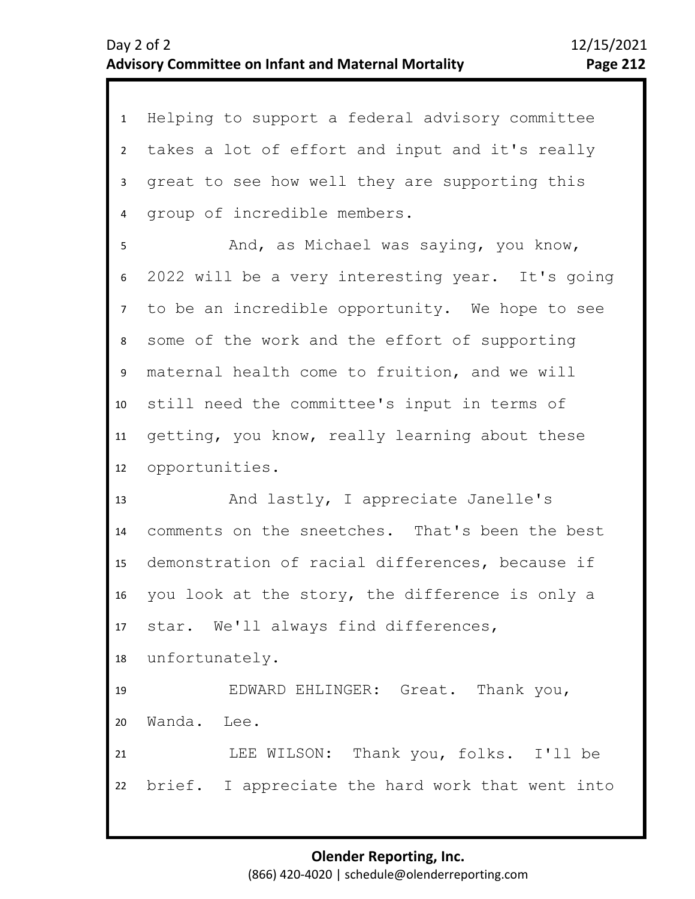Helping to support a federal advisory committee takes a lot of effort and input and it's really great to see how well they are supporting this group of incredible members.

And, as Michael was saying, you know, 2022 will be a very interesting year. It's going to be an incredible opportunity. We hope to see some of the work and the effort of supporting maternal health come to fruition, and we will still need the committee's input in terms of getting, you know, really learning about these opportunities.

And lastly, I appreciate Janelle's comments on the sneetches. That's been the best demonstration of racial differences, because if you look at the story, the difference is only a star. We'll always find differences, unfortunately.

EDWARD EHLINGER: Great. Thank you, Wanda. Lee.

LEE WILSON: Thank you, folks. I'll be brief. I appreciate the hard work that went into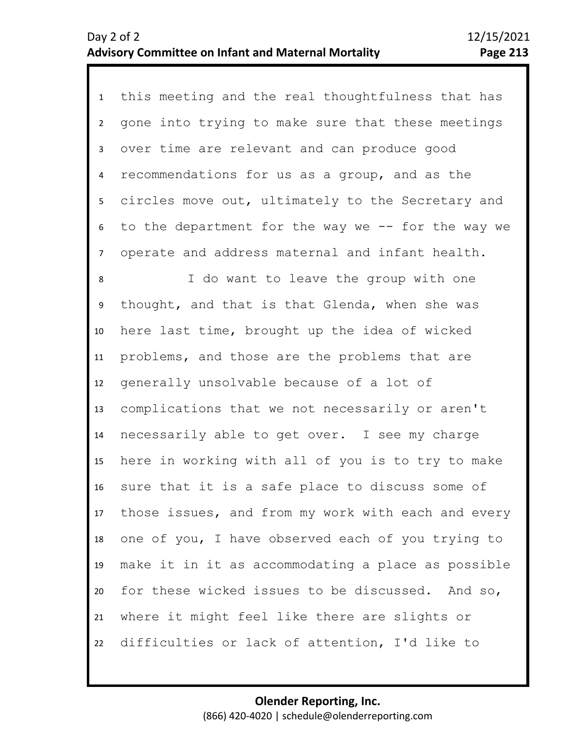this meeting and the real thoughtfulness that has gone into trying to make sure that these meetings over time are relevant and can produce good recommendations for us as a group, and as the circles move out, ultimately to the Secretary and to the department for the way we -- for the way we operate and address maternal and infant health.

I do want to leave the group with one thought, and that is that Glenda, when she was here last time, brought up the idea of wicked problems, and those are the problems that are generally unsolvable because of a lot of complications that we not necessarily or aren't necessarily able to get over. I see my charge here in working with all of you is to try to make sure that it is a safe place to discuss some of those issues, and from my work with each and every one of you, I have observed each of you trying to make it in it as accommodating a place as possible for these wicked issues to be discussed. And so, where it might feel like there are slights or difficulties or lack of attention, I'd like to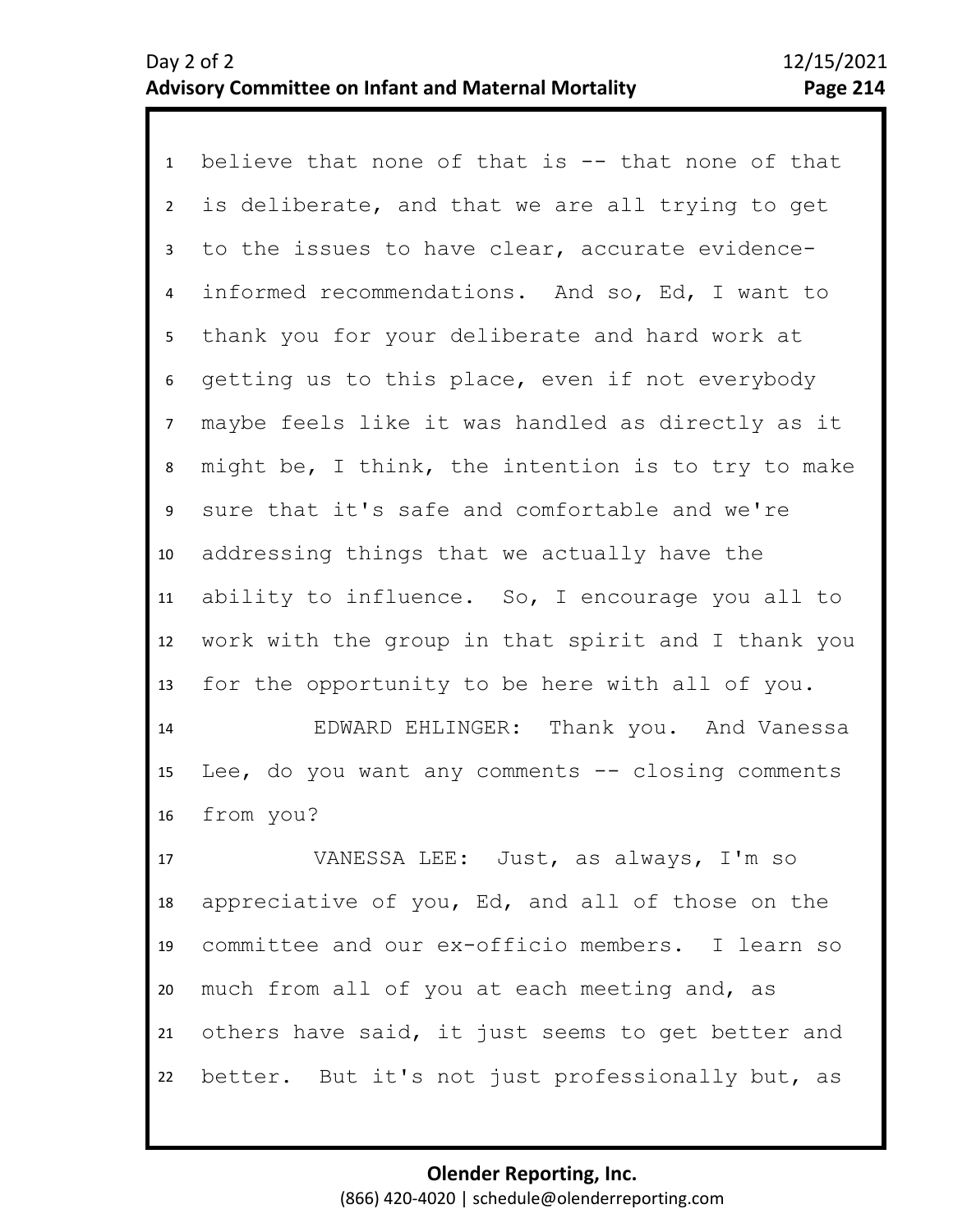believe that none of that is -- that none of that is deliberate, and that we are all trying to get to the issues to have clear, accurate evidence-informed recommendations. And so, Ed, I want to thank you for your deliberate and hard work at getting us to this place, even if not everybody maybe feels like it was handled as directly as it might be, I think, the intention is to try to make sure that it's safe and comfortable and we're addressing things that we actually have the ability to influence. So, I encourage you all to work with the group in that spirit and I thank you for the opportunity to be here with all of you.

EDWARD EHLINGER: Thank you. And Vanessa Lee, do you want any comments -- closing comments from you?

VANESSA LEE: Just, as always, I'm so appreciative of you, Ed, and all of those on the committee and our ex-officio members. I learn so much from all of you at each meeting and, as others have said, it just seems to get better and better. But it's not just professionally but, as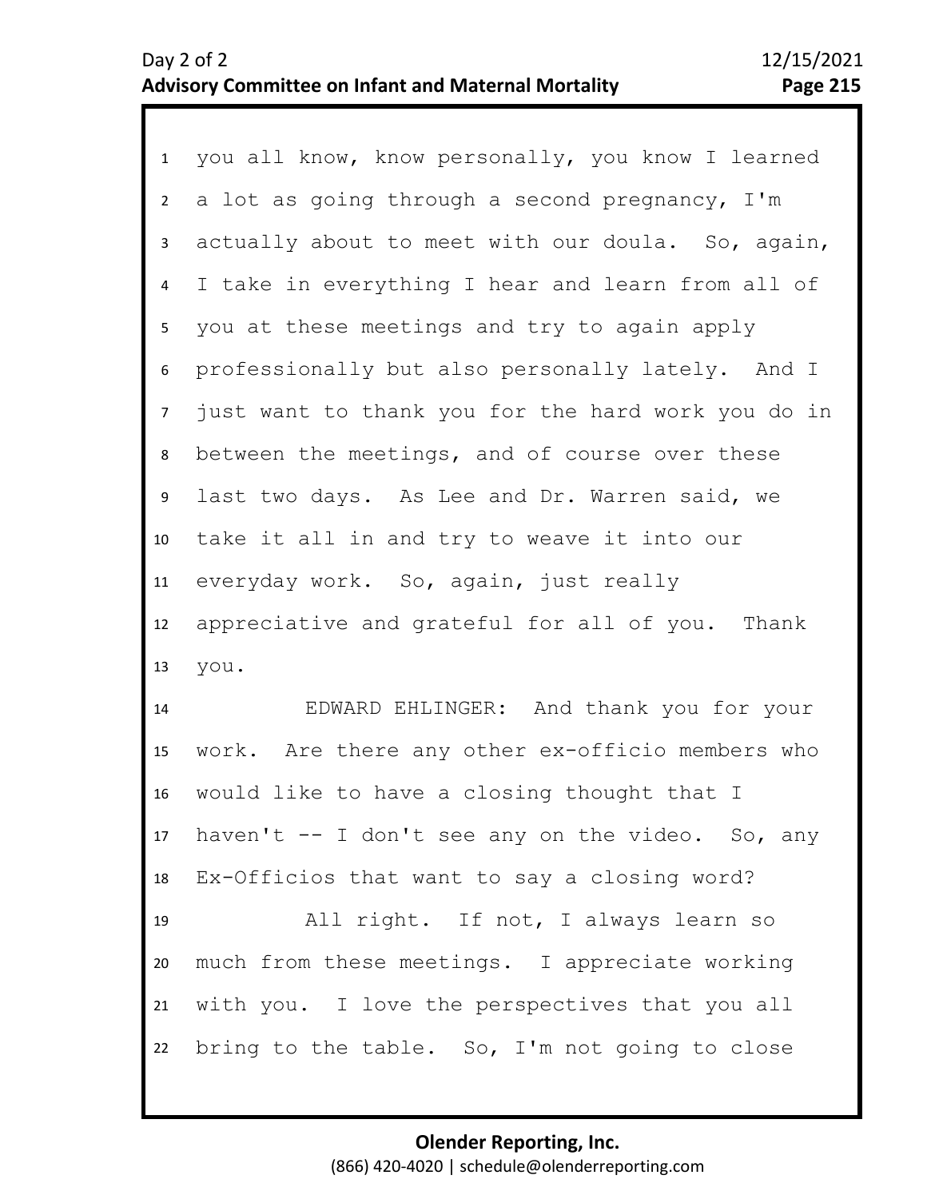1 you all know, know personally, you know I learned
2 a lot as going through a second pregnancy, I'm
3 actually about to meet with our doula. So, again,
4 I take in everything I hear and learn from all of
5 you at these meetings and try to again apply
6 professionally but also personally lately. And I
7 just want to thank you for the hard work you do in
8 between the meetings, and of course over these
9 last two days. As Lee and Dr. Warren said, we
10 take it all in and try to weave it into our
11 everyday work. So, again, just really
12 appreciative and grateful for all of you. Thank
13 you.
14 EDWARD EHLINGER: And thank you for your
15 work. Are there any other ex-officio members who
16 would like to have a closing thought that I
17 haven't -- I don't see any on the video. So, any
18 Ex-Officios that want to say a closing word?
19 All right. If not, I always learn so
20 much from these meetings. I appreciate working
21 with you. I love the perspectives that you all
22 bring to the table. So, I'm not going to close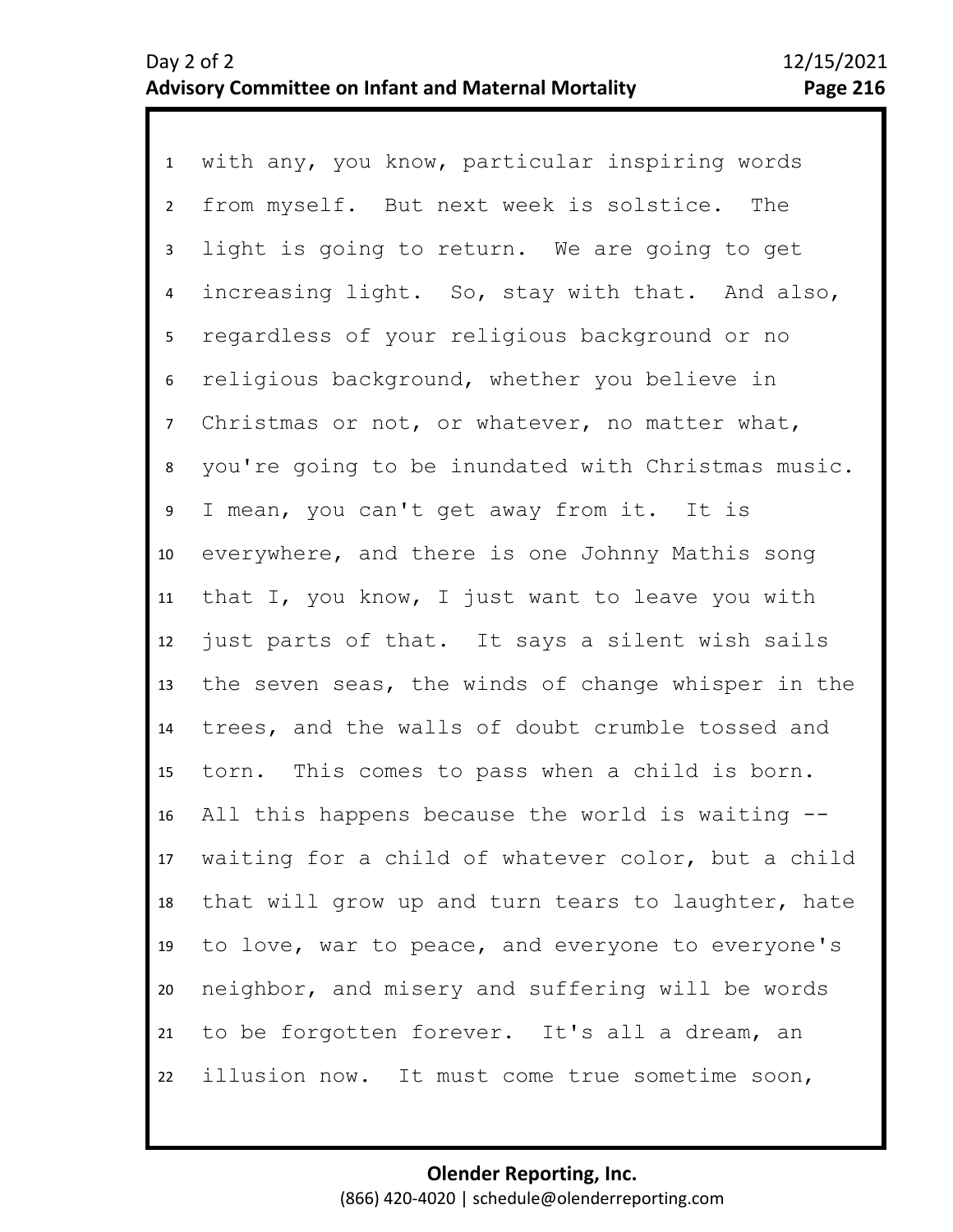1 with any, you know, particular inspiring words
2 from myself. But next week is solstice. The
3 light is going to return. We are going to get
4 increasing light. So, stay with that. And also,
5 regardless of your religious background or no
6 religious background, whether you believe in
7 Christmas or not, or whatever, no matter what,
8 you're going to be inundated with Christmas music.
9 I mean, you can't get away from it. It is
10 everywhere, and there is one Johnny Mathis song
11 that I, you know, I just want to leave you with
12 just parts of that. It says a silent wish sails
13 the seven seas, the winds of change whisper in the
14 trees, and the walls of doubt crumble tossed and
15 torn. This comes to pass when a child is born.
16 All this happens because the world is waiting --
17 waiting for a child of whatever color, but a child
18 that will grow up and turn tears to laughter, hate
19 to love, war to peace, and everyone to everyone's
20 neighbor, and misery and suffering will be words
21 to be forgotten forever. It's all a dream, an
22 illusion now. It must come true sometime soon,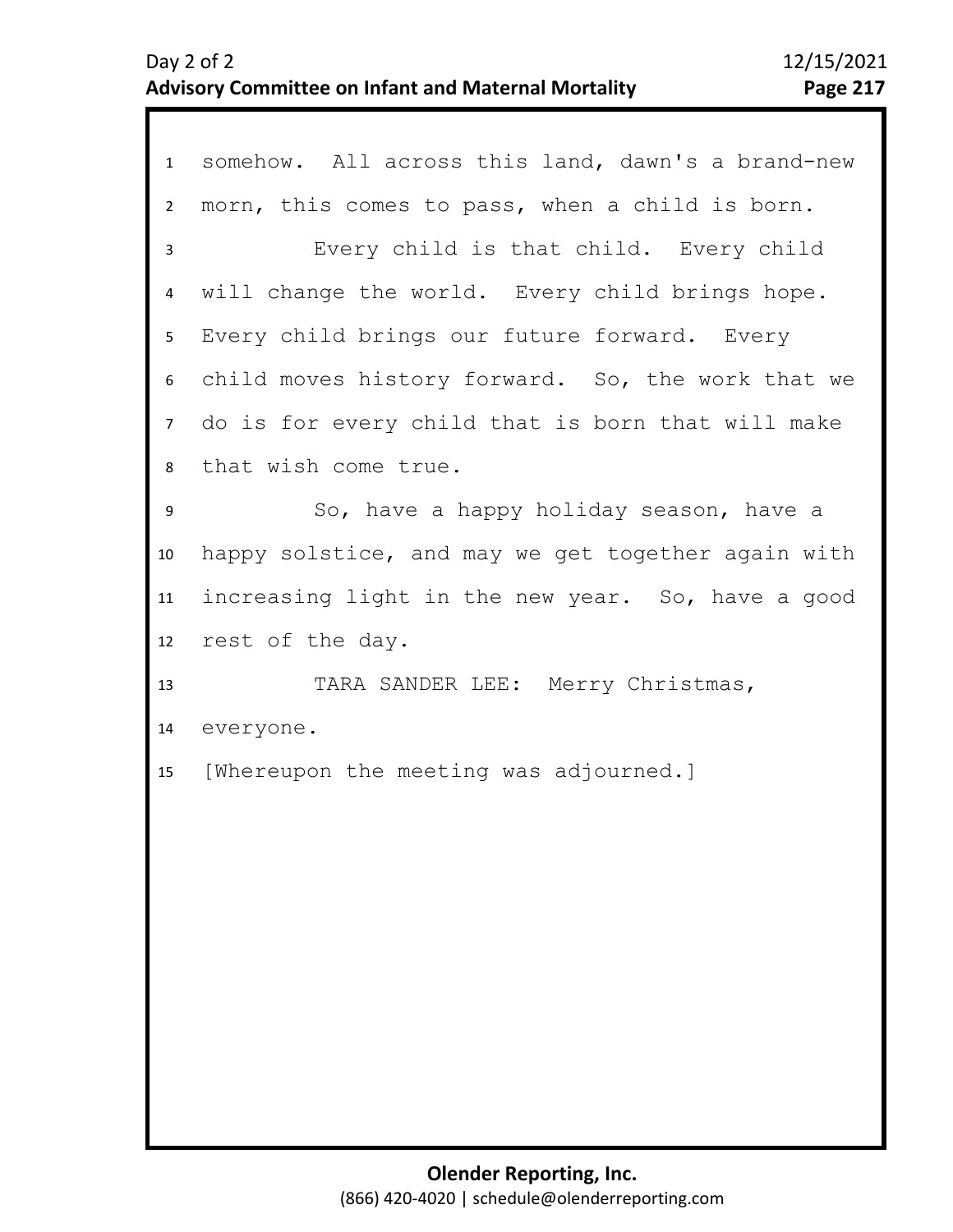somehow. All across this land, dawn's a brand-new morn, this comes to pass, when a child is born.

Every child is that child. Every child will change the world. Every child brings hope. Every child brings our future forward. Every child moves history forward. So, the work that we do is for every child that is born that will make that wish come true.

So, have a happy holiday season, have a happy solstice, and may we get together again with increasing light in the new year. So, have a good rest of the day.

TARA SANDER LEE: Merry Christmas, everyone.

[Whereupon the meeting was adjourned.]